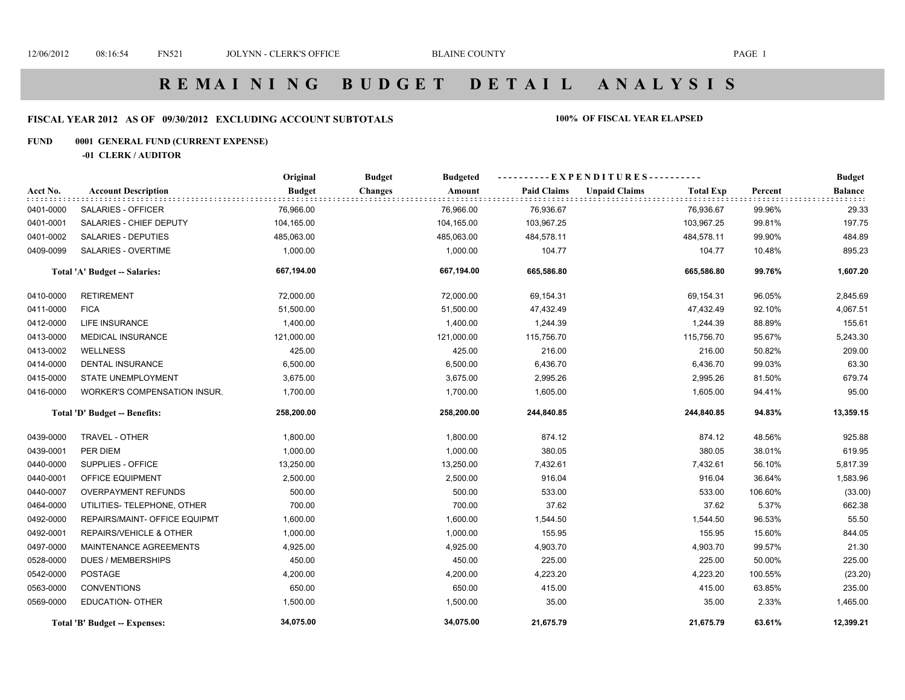# REMAINING BUDGET DETAIL ANALYSIS

**FISCAL YEAR 2012 AS OF 09/30/2012 EXCLUDING ACCOUNT SUBTOTALS** **100% OF FISCAL YEAR ELAPSED**

**FUND 0001 GENERAL FUND (CURRENT EXPENSE)**

**-01 CLERK / AUDITOR**

| Acct No. | Account Description | Original Budget | Budget Changes | Budgeted Amount | Paid Claims | Unpaid Claims | Total Exp | Percent | Budget Balance |
|---|---|---|---|---|---|---|---|---|---|
| 0401-0000 | SALARIES - OFFICER | 76,966.00 | | 76,966.00 | 76,936.67 | | 76,936.67 | 99.96% | 29.33 |
| 0401-0001 | SALARIES - CHIEF DEPUTY | 104,165.00 | | 104,165.00 | 103,967.25 | | 103,967.25 | 99.81% | 197.75 |
| 0401-0002 | SALARIES - DEPUTIES | 485,063.00 | | 485,063.00 | 484,578.11 | | 484,578.11 | 99.90% | 484.89 |
| 0409-0099 | SALARIES - OVERTIME | 1,000.00 | | 1,000.00 | 104.77 | | 104.77 | 10.48% | 895.23 |
| | **Total 'A' Budget -- Salaries:** | **667,194.00** | | **667,194.00** | **665,586.80** | | **665,586.80** | **99.76%** | **1,607.20** |
| 0410-0000 | RETIREMENT | 72,000.00 | | 72,000.00 | 69,154.31 | | 69,154.31 | 96.05% | 2,845.69 |
| 0411-0000 | FICA | 51,500.00 | | 51,500.00 | 47,432.49 | | 47,432.49 | 92.10% | 4,067.51 |
| 0412-0000 | LIFE INSURANCE | 1,400.00 | | 1,400.00 | 1,244.39 | | 1,244.39 | 88.89% | 155.61 |
| 0413-0000 | MEDICAL INSURANCE | 121,000.00 | | 121,000.00 | 115,756.70 | | 115,756.70 | 95.67% | 5,243.30 |
| 0413-0002 | WELLNESS | 425.00 | | 425.00 | 216.00 | | 216.00 | 50.82% | 209.00 |
| 0414-0000 | DENTAL INSURANCE | 6,500.00 | | 6,500.00 | 6,436.70 | | 6,436.70 | 99.03% | 63.30 |
| 0415-0000 | STATE UNEMPLOYMENT | 3,675.00 | | 3,675.00 | 2,995.26 | | 2,995.26 | 81.50% | 679.74 |
| 0416-0000 | WORKER'S COMPENSATION INSUR. | 1,700.00 | | 1,700.00 | 1,605.00 | | 1,605.00 | 94.41% | 95.00 |
| | **Total 'D' Budget -- Benefits:** | **258,200.00** | | **258,200.00** | **244,840.85** | | **244,840.85** | **94.83%** | **13,359.15** |
| 0439-0000 | TRAVEL - OTHER | 1,800.00 | | 1,800.00 | 874.12 | | 874.12 | 48.56% | 925.88 |
| 0439-0001 | PER DIEM | 1,000.00 | | 1,000.00 | 380.05 | | 380.05 | 38.01% | 619.95 |
| 0440-0000 | SUPPLIES - OFFICE | 13,250.00 | | 13,250.00 | 7,432.61 | | 7,432.61 | 56.10% | 5,817.39 |
| 0440-0001 | OFFICE EQUIPMENT | 2,500.00 | | 2,500.00 | 916.04 | | 916.04 | 36.64% | 1,583.96 |
| 0440-0007 | OVERPAYMENT REFUNDS | 500.00 | | 500.00 | 533.00 | | 533.00 | 106.60% | (33.00) |
| 0464-0000 | UTILITIES- TELEPHONE, OTHER | 700.00 | | 700.00 | 37.62 | | 37.62 | 5.37% | 662.38 |
| 0492-0000 | REPAIRS/MAINT- OFFICE EQUIPMT | 1,600.00 | | 1,600.00 | 1,544.50 | | 1,544.50 | 96.53% | 55.50 |
| 0492-0001 | REPAIRS/VEHICLE & OTHER | 1,000.00 | | 1,000.00 | 155.95 | | 155.95 | 15.60% | 844.05 |
| 0497-0000 | MAINTENANCE AGREEMENTS | 4,925.00 | | 4,925.00 | 4,903.70 | | 4,903.70 | 99.57% | 21.30 |
| 0528-0000 | DUES / MEMBERSHIPS | 450.00 | | 450.00 | 225.00 | | 225.00 | 50.00% | 225.00 |
| 0542-0000 | POSTAGE | 4,200.00 | | 4,200.00 | 4,223.20 | | 4,223.20 | 100.55% | (23.20) |
| 0563-0000 | CONVENTIONS | 650.00 | | 650.00 | 415.00 | | 415.00 | 63.85% | 235.00 |
| 0569-0000 | EDUCATION- OTHER | 1,500.00 | | 1,500.00 | 35.00 | | 35.00 | 2.33% | 1,465.00 |
| | **Total 'B' Budget -- Expenses:** | **34,075.00** | | **34,075.00** | **21,675.79** | | **21,675.79** | **63.61%** | **12,399.21** |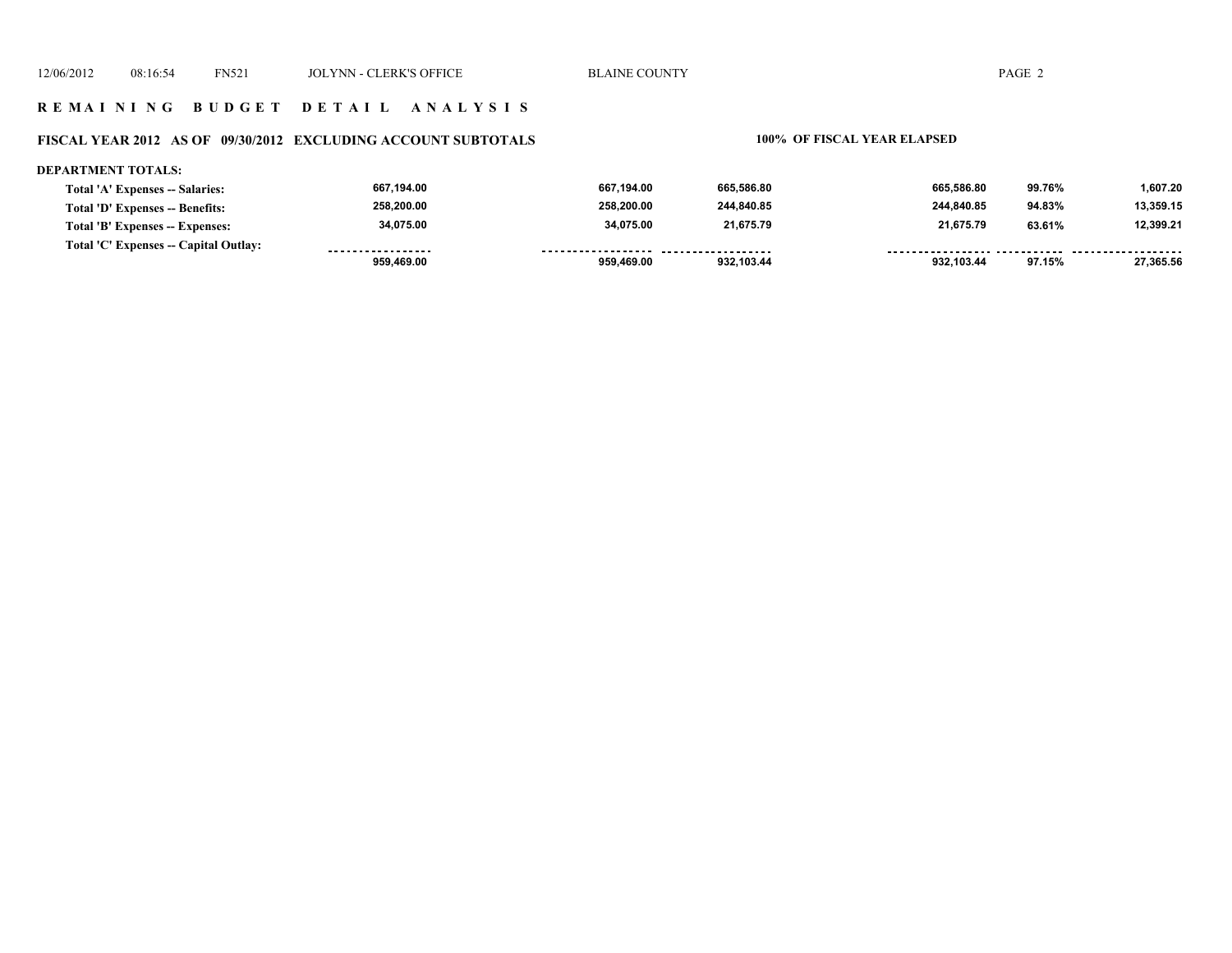# R E M A I N I N G   B U D G E T   D E T A I L   A N A L Y S I S

## FISCAL YEAR 2012 AS OF 09/30/2012 EXCLUDING ACCOUNT SUBTOTALS

**100% OF FISCAL YEAR ELAPSED**

**DEPARTMENT TOTALS:**

| | | | | | | |
|---|---|---|---|---|---|---|
| Total 'A' Expenses -- Salaries: | 667,194.00 | 667,194.00 | 665,586.80 | 665,586.80 | 99.76% | 1,607.20 |
| Total 'D' Expenses -- Benefits: | 258,200.00 | 258,200.00 | 244,840.85 | 244,840.85 | 94.83% | 13,359.15 |
| Total 'B' Expenses -- Expenses: | 34,075.00 | 34,075.00 | 21,675.79 | 21,675.79 | 63.61% | 12,399.21 |
| Total 'C' Expenses -- Capital Outlay: | | | | | | |
| | 959,469.00 | 959,469.00 | 932,103.44 | 932,103.44 | 97.15% | 27,365.56 |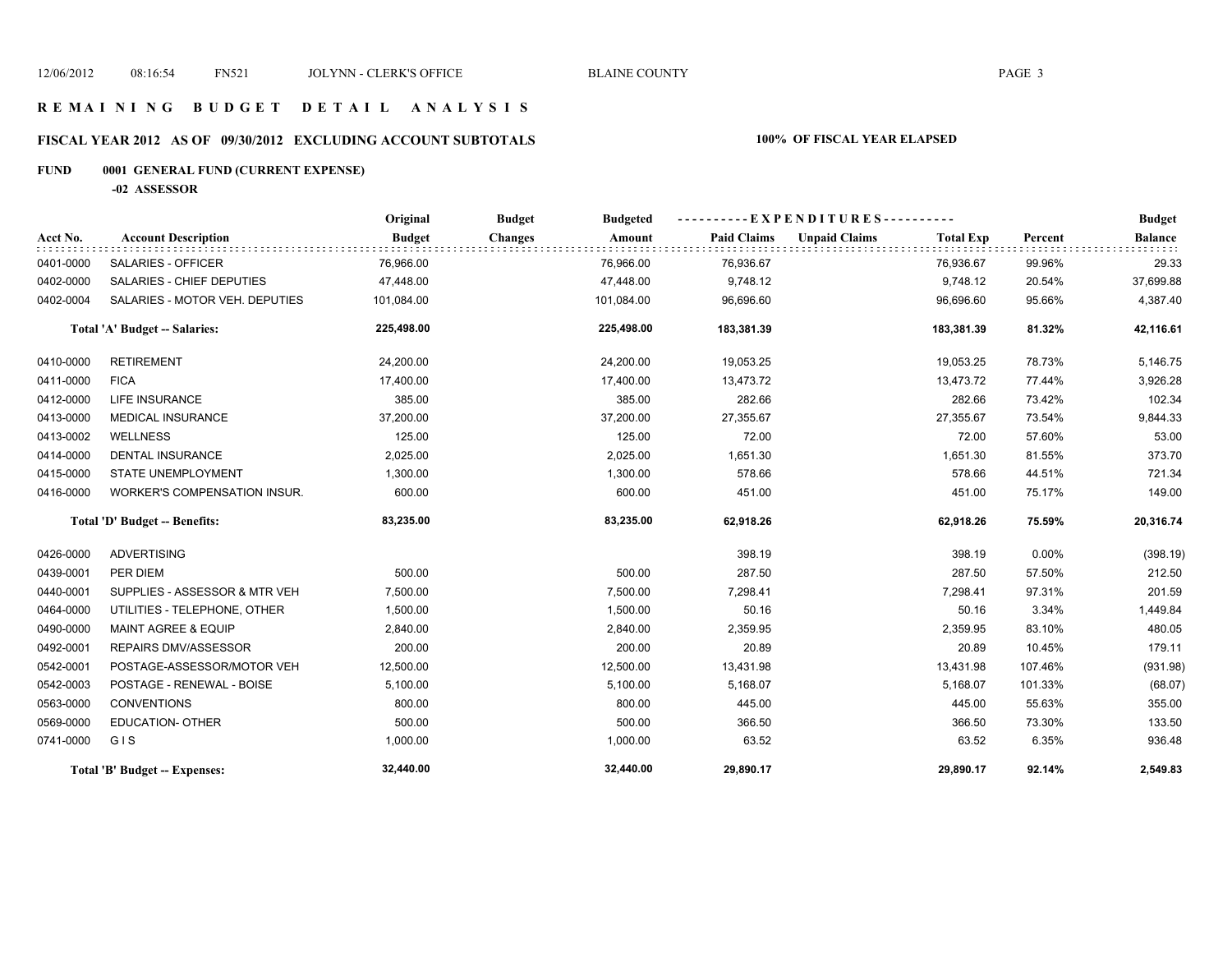# REMAINING BUDGET DETAIL ANALYSIS

## FISCAL YEAR 2012 AS OF 09/30/2012 EXCLUDING ACCOUNT SUBTOTALS

**100% OF FISCAL YEAR ELAPSED**

**FUND 0001 GENERAL FUND (CURRENT EXPENSE)**

**-02 ASSESSOR**

| Acct No. | Account Description | Original Budget | Budget Changes | Budgeted Amount | Paid Claims | Unpaid Claims | Total Exp | Percent | Budget Balance |
|---|---|---|---|---|---|---|---|---|---|
| 0401-0000 | SALARIES - OFFICER | 76,966.00 | | 76,966.00 | 76,936.67 | | 76,936.67 | 99.96% | 29.33 |
| 0402-0000 | SALARIES - CHIEF DEPUTIES | 47,448.00 | | 47,448.00 | 9,748.12 | | 9,748.12 | 20.54% | 37,699.88 |
| 0402-0004 | SALARIES - MOTOR VEH. DEPUTIES | 101,084.00 | | 101,084.00 | 96,696.60 | | 96,696.60 | 95.66% | 4,387.40 |
| | **Total 'A' Budget -- Salaries:** | **225,498.00** | | **225,498.00** | **183,381.39** | | **183,381.39** | **81.32%** | **42,116.61** |
| 0410-0000 | RETIREMENT | 24,200.00 | | 24,200.00 | 19,053.25 | | 19,053.25 | 78.73% | 5,146.75 |
| 0411-0000 | FICA | 17,400.00 | | 17,400.00 | 13,473.72 | | 13,473.72 | 77.44% | 3,926.28 |
| 0412-0000 | LIFE INSURANCE | 385.00 | | 385.00 | 282.66 | | 282.66 | 73.42% | 102.34 |
| 0413-0000 | MEDICAL INSURANCE | 37,200.00 | | 37,200.00 | 27,355.67 | | 27,355.67 | 73.54% | 9,844.33 |
| 0413-0002 | WELLNESS | 125.00 | | 125.00 | 72.00 | | 72.00 | 57.60% | 53.00 |
| 0414-0000 | DENTAL INSURANCE | 2,025.00 | | 2,025.00 | 1,651.30 | | 1,651.30 | 81.55% | 373.70 |
| 0415-0000 | STATE UNEMPLOYMENT | 1,300.00 | | 1,300.00 | 578.66 | | 578.66 | 44.51% | 721.34 |
| 0416-0000 | WORKER'S COMPENSATION INSUR. | 600.00 | | 600.00 | 451.00 | | 451.00 | 75.17% | 149.00 |
| | **Total 'D' Budget -- Benefits:** | **83,235.00** | | **83,235.00** | **62,918.26** | | **62,918.26** | **75.59%** | **20,316.74** |
| 0426-0000 | ADVERTISING | | | | 398.19 | | 398.19 | 0.00% | (398.19) |
| 0439-0001 | PER DIEM | 500.00 | | 500.00 | 287.50 | | 287.50 | 57.50% | 212.50 |
| 0440-0001 | SUPPLIES - ASSESSOR & MTR VEH | 7,500.00 | | 7,500.00 | 7,298.41 | | 7,298.41 | 97.31% | 201.59 |
| 0464-0000 | UTILITIES - TELEPHONE, OTHER | 1,500.00 | | 1,500.00 | 50.16 | | 50.16 | 3.34% | 1,449.84 |
| 0490-0000 | MAINT AGREE & EQUIP | 2,840.00 | | 2,840.00 | 2,359.95 | | 2,359.95 | 83.10% | 480.05 |
| 0492-0001 | REPAIRS DMV/ASSESSOR | 200.00 | | 200.00 | 20.89 | | 20.89 | 10.45% | 179.11 |
| 0542-0001 | POSTAGE-ASSESSOR/MOTOR VEH | 12,500.00 | | 12,500.00 | 13,431.98 | | 13,431.98 | 107.46% | (931.98) |
| 0542-0003 | POSTAGE - RENEWAL - BOISE | 5,100.00 | | 5,100.00 | 5,168.07 | | 5,168.07 | 101.33% | (68.07) |
| 0563-0000 | CONVENTIONS | 800.00 | | 800.00 | 445.00 | | 445.00 | 55.63% | 355.00 |
| 0569-0000 | EDUCATION- OTHER | 500.00 | | 500.00 | 366.50 | | 366.50 | 73.30% | 133.50 |
| 0741-0000 | G I S | 1,000.00 | | 1,000.00 | 63.52 | | 63.52 | 6.35% | 936.48 |
| | **Total 'B' Budget -- Expenses:** | **32,440.00** | | **32,440.00** | **29,890.17** | | **29,890.17** | **92.14%** | **2,549.83** |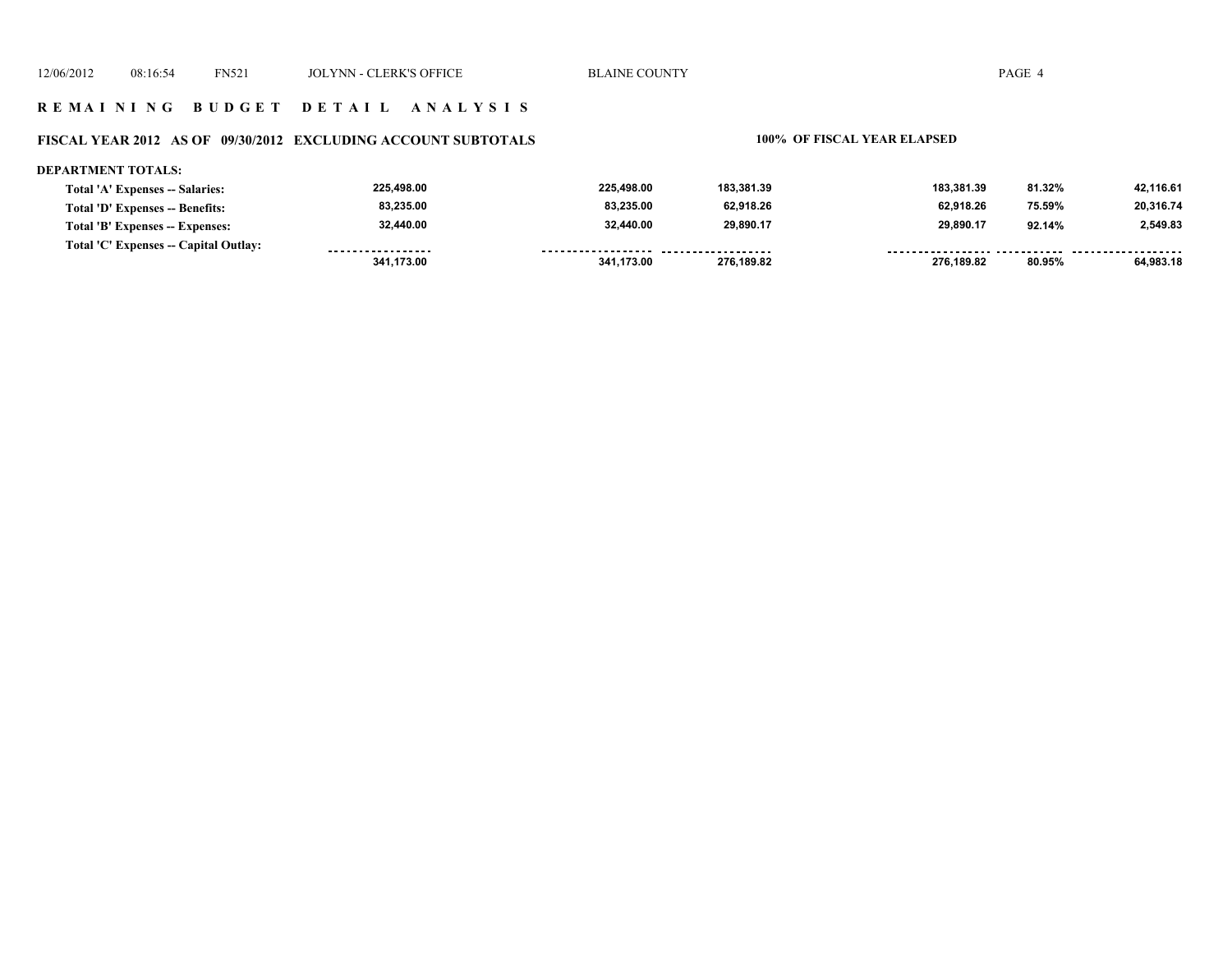# R E M A I N I N G   B U D G E T   D E T A I L   A N A L Y S I S

## FISCAL YEAR 2012 AS OF 09/30/2012 EXCLUDING ACCOUNT SUBTOTALS

**100% OF FISCAL YEAR ELAPSED**

**DEPARTMENT TOTALS:**

| | | | | | | |
|---|---|---|---|---|---|---|
| Total 'A' Expenses -- Salaries: | 225,498.00 | 225,498.00 | 183,381.39 | 183,381.39 | 81.32% | 42,116.61 |
| Total 'D' Expenses -- Benefits: | 83,235.00 | 83,235.00 | 62,918.26 | 62,918.26 | 75.59% | 20,316.74 |
| Total 'B' Expenses -- Expenses: | 32,440.00 | 32,440.00 | 29,890.17 | 29,890.17 | 92.14% | 2,549.83 |
| Total 'C' Expenses -- Capital Outlay: | | | | | | |
| | 341,173.00 | 341,173.00 | 276,189.82 | 276,189.82 | 80.95% | 64,983.18 |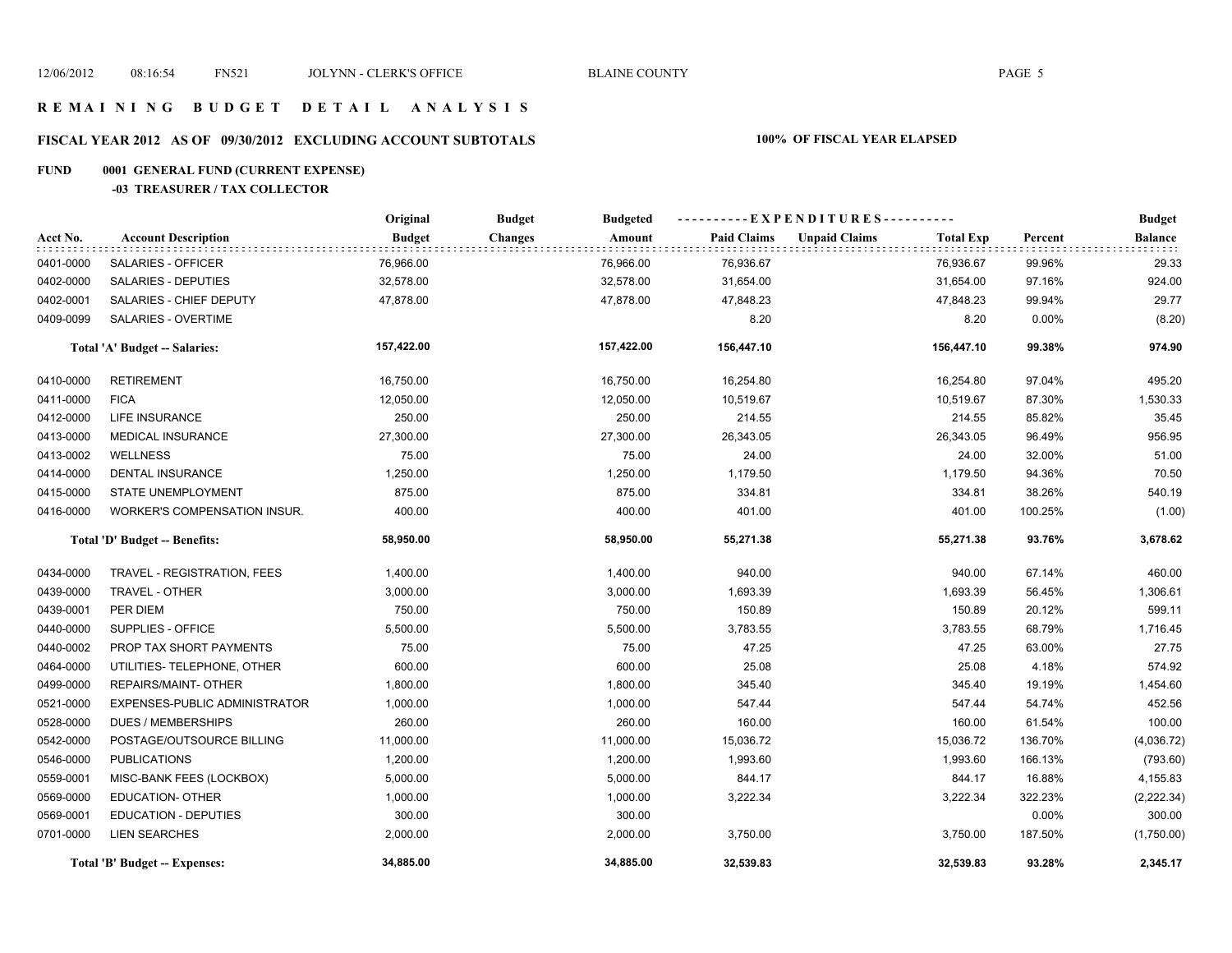# R E M A I N I N G   B U D G E T   D E T A I L   A N A L Y S I S

## FISCAL YEAR 2012 AS OF 09/30/2012 EXCLUDING ACCOUNT SUBTOTALS

**100% OF FISCAL YEAR ELAPSED**

### FUND 0001 GENERAL FUND (CURRENT EXPENSE)

#### -03 TREASURER / TAX COLLECTOR

| Acct No. | Account Description | Original Budget | Budget Changes | Budgeted Amount | Paid Claims | Unpaid Claims | Total Exp | Percent | Budget Balance |
|---|---|---|---|---|---|---|---|---|---|
| 0401-0000 | SALARIES - OFFICER | 76,966.00 | | 76,966.00 | 76,936.67 | | 76,936.67 | 99.96% | 29.33 |
| 0402-0000 | SALARIES - DEPUTIES | 32,578.00 | | 32,578.00 | 31,654.00 | | 31,654.00 | 97.16% | 924.00 |
| 0402-0001 | SALARIES - CHIEF DEPUTY | 47,878.00 | | 47,878.00 | 47,848.23 | | 47,848.23 | 99.94% | 29.77 |
| 0409-0099 | SALARIES - OVERTIME | | | | 8.20 | | 8.20 | 0.00% | (8.20) |
| | **Total 'A' Budget -- Salaries:** | **157,422.00** | | **157,422.00** | **156,447.10** | | **156,447.10** | **99.38%** | **974.90** |
| 0410-0000 | RETIREMENT | 16,750.00 | | 16,750.00 | 16,254.80 | | 16,254.80 | 97.04% | 495.20 |
| 0411-0000 | FICA | 12,050.00 | | 12,050.00 | 10,519.67 | | 10,519.67 | 87.30% | 1,530.33 |
| 0412-0000 | LIFE INSURANCE | 250.00 | | 250.00 | 214.55 | | 214.55 | 85.82% | 35.45 |
| 0413-0000 | MEDICAL INSURANCE | 27,300.00 | | 27,300.00 | 26,343.05 | | 26,343.05 | 96.49% | 956.95 |
| 0413-0002 | WELLNESS | 75.00 | | 75.00 | 24.00 | | 24.00 | 32.00% | 51.00 |
| 0414-0000 | DENTAL INSURANCE | 1,250.00 | | 1,250.00 | 1,179.50 | | 1,179.50 | 94.36% | 70.50 |
| 0415-0000 | STATE UNEMPLOYMENT | 875.00 | | 875.00 | 334.81 | | 334.81 | 38.26% | 540.19 |
| 0416-0000 | WORKER'S COMPENSATION INSUR. | 400.00 | | 400.00 | 401.00 | | 401.00 | 100.25% | (1.00) |
| | **Total 'D' Budget -- Benefits:** | **58,950.00** | | **58,950.00** | **55,271.38** | | **55,271.38** | **93.76%** | **3,678.62** |
| 0434-0000 | TRAVEL - REGISTRATION, FEES | 1,400.00 | | 1,400.00 | 940.00 | | 940.00 | 67.14% | 460.00 |
| 0439-0000 | TRAVEL - OTHER | 3,000.00 | | 3,000.00 | 1,693.39 | | 1,693.39 | 56.45% | 1,306.61 |
| 0439-0001 | PER DIEM | 750.00 | | 750.00 | 150.89 | | 150.89 | 20.12% | 599.11 |
| 0440-0000 | SUPPLIES - OFFICE | 5,500.00 | | 5,500.00 | 3,783.55 | | 3,783.55 | 68.79% | 1,716.45 |
| 0440-0002 | PROP TAX SHORT PAYMENTS | 75.00 | | 75.00 | 47.25 | | 47.25 | 63.00% | 27.75 |
| 0464-0000 | UTILITIES- TELEPHONE, OTHER | 600.00 | | 600.00 | 25.08 | | 25.08 | 4.18% | 574.92 |
| 0499-0000 | REPAIRS/MAINT- OTHER | 1,800.00 | | 1,800.00 | 345.40 | | 345.40 | 19.19% | 1,454.60 |
| 0521-0000 | EXPENSES-PUBLIC ADMINISTRATOR | 1,000.00 | | 1,000.00 | 547.44 | | 547.44 | 54.74% | 452.56 |
| 0528-0000 | DUES / MEMBERSHIPS | 260.00 | | 260.00 | 160.00 | | 160.00 | 61.54% | 100.00 |
| 0542-0000 | POSTAGE/OUTSOURCE BILLING | 11,000.00 | | 11,000.00 | 15,036.72 | | 15,036.72 | 136.70% | (4,036.72) |
| 0546-0000 | PUBLICATIONS | 1,200.00 | | 1,200.00 | 1,993.60 | | 1,993.60 | 166.13% | (793.60) |
| 0559-0001 | MISC-BANK FEES (LOCKBOX) | 5,000.00 | | 5,000.00 | 844.17 | | 844.17 | 16.88% | 4,155.83 |
| 0569-0000 | EDUCATION- OTHER | 1,000.00 | | 1,000.00 | 3,222.34 | | 3,222.34 | 322.23% | (2,222.34) |
| 0569-0001 | EDUCATION - DEPUTIES | 300.00 | | 300.00 | | | | 0.00% | 300.00 |
| 0701-0000 | LIEN SEARCHES | 2,000.00 | | 2,000.00 | 3,750.00 | | 3,750.00 | 187.50% | (1,750.00) |
| | **Total 'B' Budget -- Expenses:** | **34,885.00** | | **34,885.00** | **32,539.83** | | **32,539.83** | **93.28%** | **2,345.17** |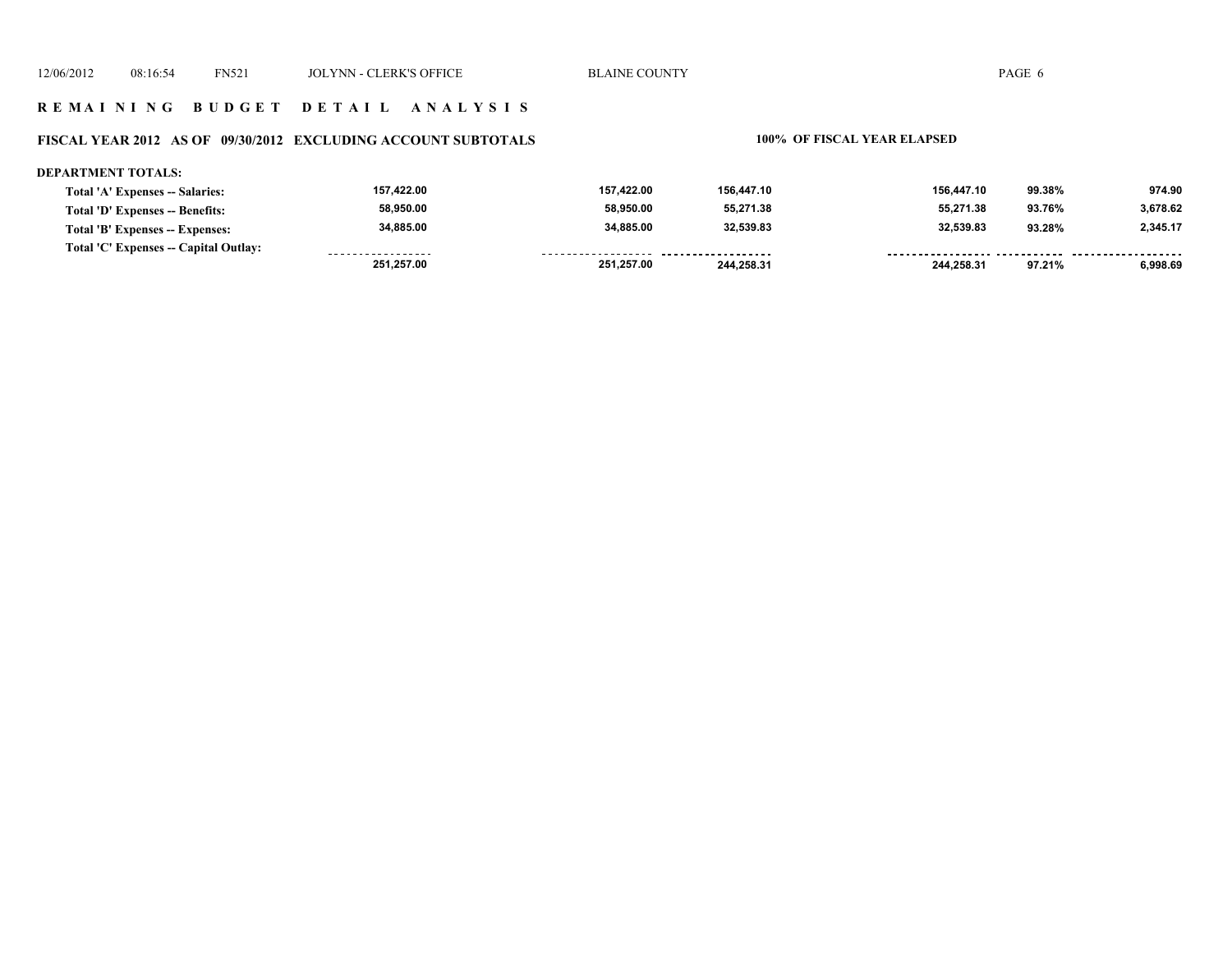# R E M A I N I N G   B U D G E T   D E T A I L   A N A L Y S I S

## FISCAL YEAR 2012   AS OF   09/30/2012   EXCLUDING ACCOUNT SUBTOTALS

**100% OF FISCAL YEAR ELAPSED**

**DEPARTMENT TOTALS:**

| | | | | | | |
|---|---|---|---|---|---|---|
| **Total 'A' Expenses -- Salaries:** | 157,422.00 | 157,422.00 | 156,447.10 | 156,447.10 | 99.38% | 974.90 |
| **Total 'D' Expenses -- Benefits:** | 58,950.00 | 58,950.00 | 55,271.38 | 55,271.38 | 93.76% | 3,678.62 |
| **Total 'B' Expenses -- Expenses:** | 34,885.00 | 34,885.00 | 32,539.83 | 32,539.83 | 93.28% | 2,345.17 |
| **Total 'C' Expenses -- Capital Outlay:** | | | | | | |
| | 251,257.00 | 251,257.00 | 244,258.31 | 244,258.31 | 97.21% | 6,998.69 |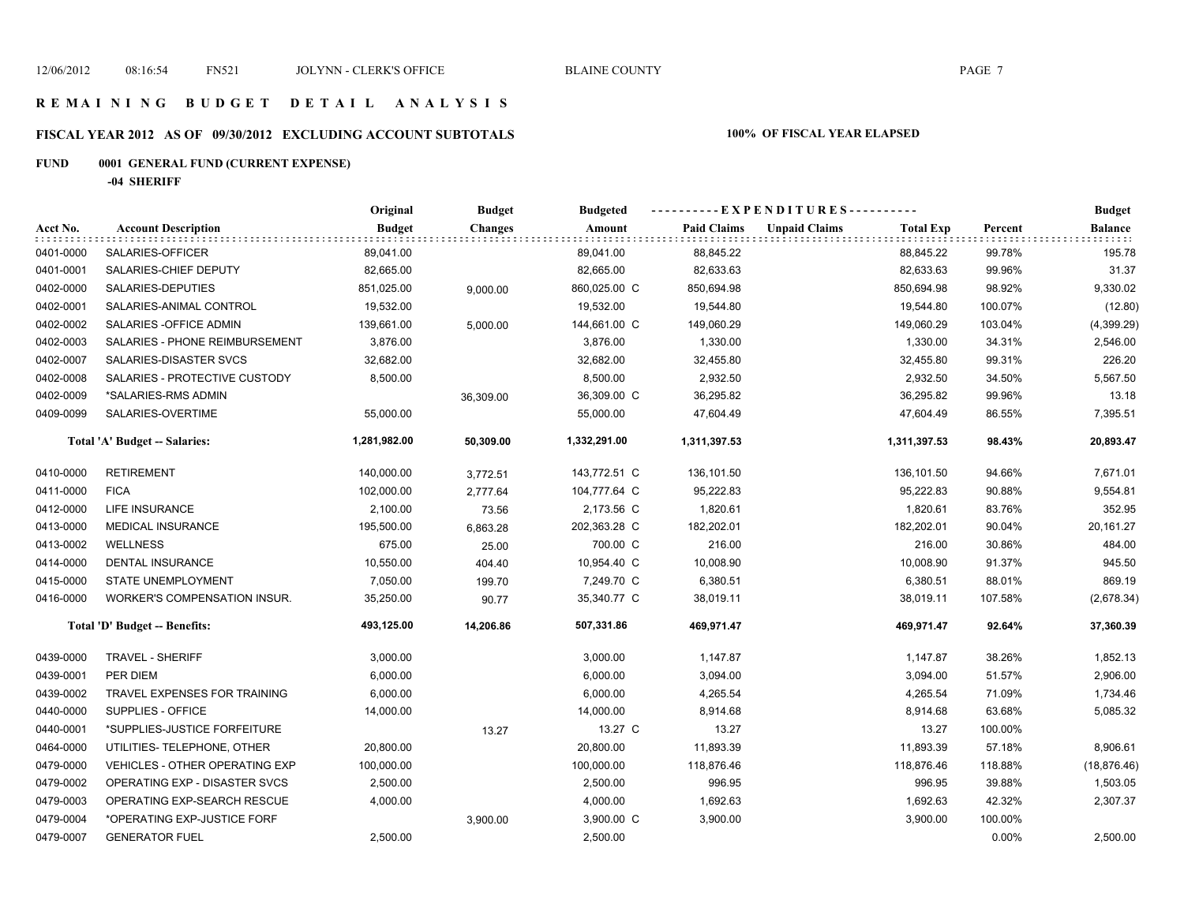# R E M A I N I N G   B U D G E T   D E T A I L   A N A L Y S I S

## FISCAL YEAR 2012 AS OF 09/30/2012 EXCLUDING ACCOUNT SUBTOTALS

**100% OF FISCAL YEAR ELAPSED**

**FUND 0001 GENERAL FUND (CURRENT EXPENSE)**

**-04 SHERIFF**

| Acct No. | Account Description | Original Budget | Budget Changes | Budgeted Amount | Paid Claims | Unpaid Claims | Total Exp | Percent | Budget Balance |
|---|---|---|---|---|---|---|---|---|---|
| 0401-0000 | SALARIES-OFFICER | 89,041.00 | | 89,041.00 | 88,845.22 | | 88,845.22 | 99.78% | 195.78 |
| 0401-0001 | SALARIES-CHIEF DEPUTY | 82,665.00 | | 82,665.00 | 82,633.63 | | 82,633.63 | 99.96% | 31.37 |
| 0402-0000 | SALARIES-DEPUTIES | 851,025.00 | 9,000.00 | 860,025.00 C | 850,694.98 | | 850,694.98 | 98.92% | 9,330.02 |
| 0402-0001 | SALARIES-ANIMAL CONTROL | 19,532.00 | | 19,532.00 | 19,544.80 | | 19,544.80 | 100.07% | (12.80) |
| 0402-0002 | SALARIES -OFFICE ADMIN | 139,661.00 | 5,000.00 | 144,661.00 C | 149,060.29 | | 149,060.29 | 103.04% | (4,399.29) |
| 0402-0003 | SALARIES - PHONE REIMBURSEMENT | 3,876.00 | | 3,876.00 | 1,330.00 | | 1,330.00 | 34.31% | 2,546.00 |
| 0402-0007 | SALARIES-DISASTER SVCS | 32,682.00 | | 32,682.00 | 32,455.80 | | 32,455.80 | 99.31% | 226.20 |
| 0402-0008 | SALARIES - PROTECTIVE CUSTODY | 8,500.00 | | 8,500.00 | 2,932.50 | | 2,932.50 | 34.50% | 5,567.50 |
| 0402-0009 | *SALARIES-RMS ADMIN | | 36,309.00 | 36,309.00 C | 36,295.82 | | 36,295.82 | 99.96% | 13.18 |
| 0409-0099 | SALARIES-OVERTIME | 55,000.00 | | 55,000.00 | 47,604.49 | | 47,604.49 | 86.55% | 7,395.51 |
| | **Total 'A' Budget -- Salaries:** | **1,281,982.00** | **50,309.00** | **1,332,291.00** | **1,311,397.53** | | **1,311,397.53** | **98.43%** | **20,893.47** |
| 0410-0000 | RETIREMENT | 140,000.00 | 3,772.51 | 143,772.51 C | 136,101.50 | | 136,101.50 | 94.66% | 7,671.01 |
| 0411-0000 | FICA | 102,000.00 | 2,777.64 | 104,777.64 C | 95,222.83 | | 95,222.83 | 90.88% | 9,554.81 |
| 0412-0000 | LIFE INSURANCE | 2,100.00 | 73.56 | 2,173.56 C | 1,820.61 | | 1,820.61 | 83.76% | 352.95 |
| 0413-0000 | MEDICAL INSURANCE | 195,500.00 | 6,863.28 | 202,363.28 C | 182,202.01 | | 182,202.01 | 90.04% | 20,161.27 |
| 0413-0002 | WELLNESS | 675.00 | 25.00 | 700.00 C | 216.00 | | 216.00 | 30.86% | 484.00 |
| 0414-0000 | DENTAL INSURANCE | 10,550.00 | 404.40 | 10,954.40 C | 10,008.90 | | 10,008.90 | 91.37% | 945.50 |
| 0415-0000 | STATE UNEMPLOYMENT | 7,050.00 | 199.70 | 7,249.70 C | 6,380.51 | | 6,380.51 | 88.01% | 869.19 |
| 0416-0000 | WORKER'S COMPENSATION INSUR. | 35,250.00 | 90.77 | 35,340.77 C | 38,019.11 | | 38,019.11 | 107.58% | (2,678.34) |
| | **Total 'D' Budget -- Benefits:** | **493,125.00** | **14,206.86** | **507,331.86** | **469,971.47** | | **469,971.47** | **92.64%** | **37,360.39** |
| 0439-0000 | TRAVEL - SHERIFF | 3,000.00 | | 3,000.00 | 1,147.87 | | 1,147.87 | 38.26% | 1,852.13 |
| 0439-0001 | PER DIEM | 6,000.00 | | 6,000.00 | 3,094.00 | | 3,094.00 | 51.57% | 2,906.00 |
| 0439-0002 | TRAVEL EXPENSES FOR TRAINING | 6,000.00 | | 6,000.00 | 4,265.54 | | 4,265.54 | 71.09% | 1,734.46 |
| 0440-0000 | SUPPLIES - OFFICE | 14,000.00 | | 14,000.00 | 8,914.68 | | 8,914.68 | 63.68% | 5,085.32 |
| 0440-0001 | *SUPPLIES-JUSTICE FORFEITURE | | 13.27 | 13.27 C | 13.27 | | 13.27 | 100.00% | |
| 0464-0000 | UTILITIES- TELEPHONE, OTHER | 20,800.00 | | 20,800.00 | 11,893.39 | | 11,893.39 | 57.18% | 8,906.61 |
| 0479-0000 | VEHICLES - OTHER OPERATING EXP | 100,000.00 | | 100,000.00 | 118,876.46 | | 118,876.46 | 118.88% | (18,876.46) |
| 0479-0002 | OPERATING EXP - DISASTER SVCS | 2,500.00 | | 2,500.00 | 996.95 | | 996.95 | 39.88% | 1,503.05 |
| 0479-0003 | OPERATING EXP-SEARCH RESCUE | 4,000.00 | | 4,000.00 | 1,692.63 | | 1,692.63 | 42.32% | 2,307.37 |
| 0479-0004 | *OPERATING EXP-JUSTICE FORF | | 3,900.00 | 3,900.00 C | 3,900.00 | | 3,900.00 | 100.00% | |
| 0479-0007 | GENERATOR FUEL | 2,500.00 | | 2,500.00 | | | | 0.00% | 2,500.00 |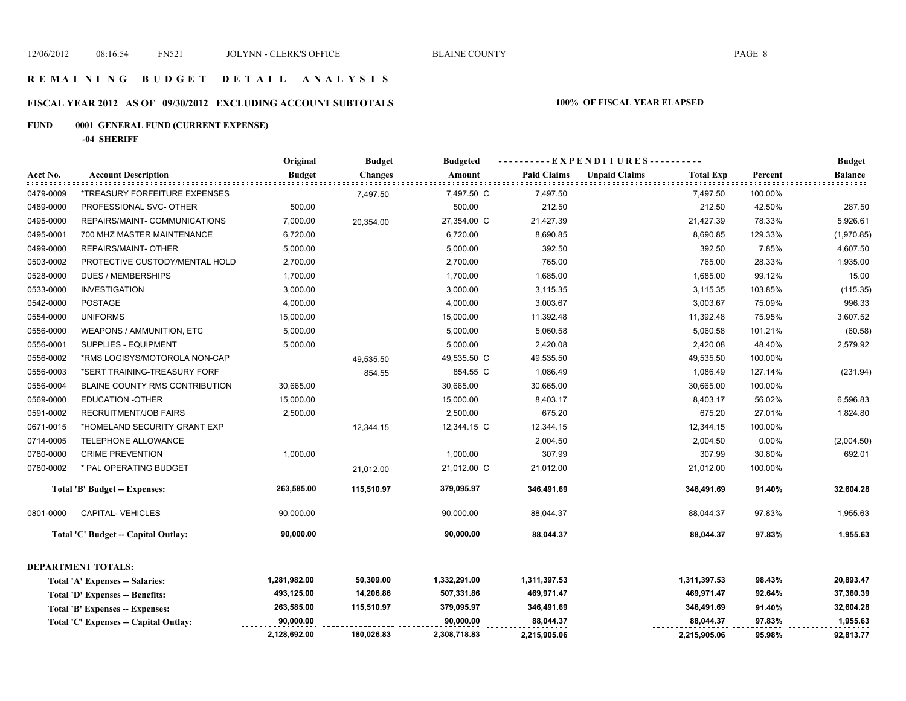# R E M A I N I N G   B U D G E T   D E T A I L   A N A L Y S I S

## FISCAL YEAR 2012 AS OF 09/30/2012 EXCLUDING ACCOUNT SUBTOTALS

**100% OF FISCAL YEAR ELAPSED**

### FUND 0001 GENERAL FUND (CURRENT EXPENSE)

**-04 SHERIFF**

| Acct No. | Account Description | Original Budget | Budget Changes | Budgeted Amount | Paid Claims | Unpaid Claims | Total Exp | Percent | Budget Balance |
|---|---|---|---|---|---|---|---|---|---|
| 0479-0009 | *TREASURY FORFEITURE EXPENSES | | 7,497.50 | 7,497.50 C | 7,497.50 | | 7,497.50 | 100.00% | |
| 0489-0000 | PROFESSIONAL SVC- OTHER | 500.00 | | 500.00 | 212.50 | | 212.50 | 42.50% | 287.50 |
| 0495-0000 | REPAIRS/MAINT- COMMUNICATIONS | 7,000.00 | 20,354.00 | 27,354.00 C | 21,427.39 | | 21,427.39 | 78.33% | 5,926.61 |
| 0495-0001 | 700 MHZ MASTER MAINTENANCE | 6,720.00 | | 6,720.00 | 8,690.85 | | 8,690.85 | 129.33% | (1,970.85) |
| 0499-0000 | REPAIRS/MAINT- OTHER | 5,000.00 | | 5,000.00 | 392.50 | | 392.50 | 7.85% | 4,607.50 |
| 0503-0002 | PROTECTIVE CUSTODY/MENTAL HOLD | 2,700.00 | | 2,700.00 | 765.00 | | 765.00 | 28.33% | 1,935.00 |
| 0528-0000 | DUES / MEMBERSHIPS | 1,700.00 | | 1,700.00 | 1,685.00 | | 1,685.00 | 99.12% | 15.00 |
| 0533-0000 | INVESTIGATION | 3,000.00 | | 3,000.00 | 3,115.35 | | 3,115.35 | 103.85% | (115.35) |
| 0542-0000 | POSTAGE | 4,000.00 | | 4,000.00 | 3,003.67 | | 3,003.67 | 75.09% | 996.33 |
| 0554-0000 | UNIFORMS | 15,000.00 | | 15,000.00 | 11,392.48 | | 11,392.48 | 75.95% | 3,607.52 |
| 0556-0000 | WEAPONS / AMMUNITION, ETC | 5,000.00 | | 5,000.00 | 5,060.58 | | 5,060.58 | 101.21% | (60.58) |
| 0556-0001 | SUPPLIES - EQUIPMENT | 5,000.00 | | 5,000.00 | 2,420.08 | | 2,420.08 | 48.40% | 2,579.92 |
| 0556-0002 | *RMS LOGISYS/MOTOROLA NON-CAP | | 49,535.50 | 49,535.50 C | 49,535.50 | | 49,535.50 | 100.00% | |
| 0556-0003 | *SERT TRAINING-TREASURY FORF | | 854.55 | 854.55 C | 1,086.49 | | 1,086.49 | 127.14% | (231.94) |
| 0556-0004 | BLAINE COUNTY RMS CONTRIBUTION | 30,665.00 | | 30,665.00 | 30,665.00 | | 30,665.00 | 100.00% | |
| 0569-0000 | EDUCATION -OTHER | 15,000.00 | | 15,000.00 | 8,403.17 | | 8,403.17 | 56.02% | 6,596.83 |
| 0591-0002 | RECRUITMENT/JOB FAIRS | 2,500.00 | | 2,500.00 | 675.20 | | 675.20 | 27.01% | 1,824.80 |
| 0671-0015 | *HOMELAND SECURITY GRANT EXP | | 12,344.15 | 12,344.15 C | 12,344.15 | | 12,344.15 | 100.00% | |
| 0714-0005 | TELEPHONE ALLOWANCE | | | | 2,004.50 | | 2,004.50 | 0.00% | (2,004.50) |
| 0780-0000 | CRIME PREVENTION | 1,000.00 | | 1,000.00 | 307.99 | | 307.99 | 30.80% | 692.01 |
| 0780-0002 | * PAL OPERATING BUDGET | | 21,012.00 | 21,012.00 C | 21,012.00 | | 21,012.00 | 100.00% | |
| | **Total 'B' Budget -- Expenses:** | **263,585.00** | **115,510.97** | **379,095.97** | **346,491.69** | | **346,491.69** | **91.40%** | **32,604.28** |
| 0801-0000 | CAPITAL- VEHICLES | 90,000.00 | | 90,000.00 | 88,044.37 | | 88,044.37 | 97.83% | 1,955.63 |
| | **Total 'C' Budget -- Capital Outlay:** | **90,000.00** | | **90,000.00** | **88,044.37** | | **88,044.37** | **97.83%** | **1,955.63** |

**DEPARTMENT TOTALS:**

| | Original Budget | Budget Changes | Budgeted Amount | Paid Claims | Unpaid Claims | Total Exp | Percent | Budget Balance |
|---|---|---|---|---|---|---|---|---|
| **Total 'A' Expenses -- Salaries:** | **1,281,982.00** | **50,309.00** | **1,332,291.00** | **1,311,397.53** | | **1,311,397.53** | **98.43%** | **20,893.47** |
| **Total 'D' Expenses -- Benefits:** | **493,125.00** | **14,206.86** | **507,331.86** | **469,971.47** | | **469,971.47** | **92.64%** | **37,360.39** |
| **Total 'B' Expenses -- Expenses:** | **263,585.00** | **115,510.97** | **379,095.97** | **346,491.69** | | **346,491.69** | **91.40%** | **32,604.28** |
| **Total 'C' Expenses -- Capital Outlay:** | **90,000.00** | | **90,000.00** | **88,044.37** | | **88,044.37** | **97.83%** | **1,955.63** |
| | **2,128,692.00** | **180,026.83** | **2,308,718.83** | **2,215,905.06** | | **2,215,905.06** | **95.98%** | **92,813.77** |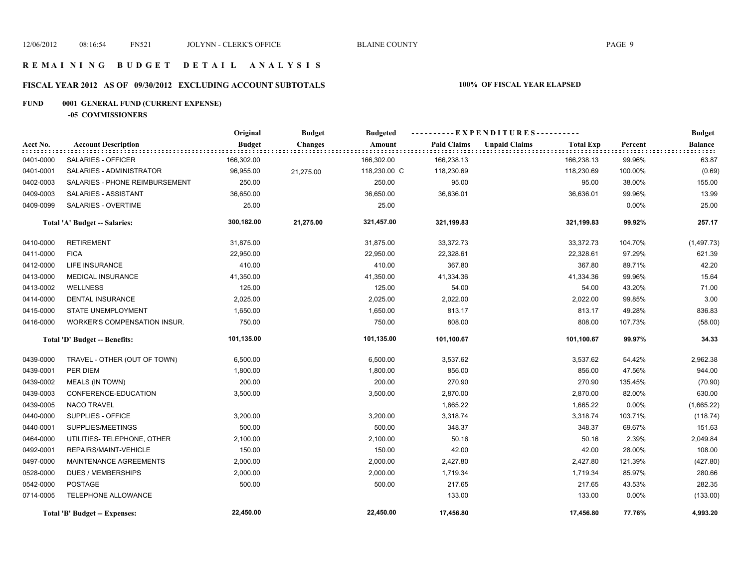# REMAINING BUDGET DETAIL ANALYSIS

## FISCAL YEAR 2012 AS OF 09/30/2012 EXCLUDING ACCOUNT SUBTOTALS — 100% OF FISCAL YEAR ELAPSED

### FUND 0001 GENERAL FUND (CURRENT EXPENSE)

#### -05 COMMISSIONERS

| Acct No. | Account Description | Original Budget | Budget Changes | Budgeted Amount | Paid Claims | Unpaid Claims | Total Exp | Percent | Budget Balance |
|---|---|---|---|---|---|---|---|---|---|
| 0401-0000 | SALARIES - OFFICER | 166,302.00 | | 166,302.00 | 166,238.13 | | 166,238.13 | 99.96% | 63.87 |
| 0401-0001 | SALARIES - ADMINISTRATOR | 96,955.00 | 21,275.00 | 118,230.00 C | 118,230.69 | | 118,230.69 | 100.00% | (0.69) |
| 0402-0003 | SALARIES - PHONE REIMBURSEMENT | 250.00 | | 250.00 | 95.00 | | 95.00 | 38.00% | 155.00 |
| 0409-0003 | SALARIES - ASSISTANT | 36,650.00 | | 36,650.00 | 36,636.01 | | 36,636.01 | 99.96% | 13.99 |
| 0409-0099 | SALARIES - OVERTIME | 25.00 | | 25.00 | | | | 0.00% | 25.00 |
| | **Total 'A' Budget -- Salaries:** | **300,182.00** | **21,275.00** | **321,457.00** | **321,199.83** | | **321,199.83** | **99.92%** | **257.17** |
| 0410-0000 | RETIREMENT | 31,875.00 | | 31,875.00 | 33,372.73 | | 33,372.73 | 104.70% | (1,497.73) |
| 0411-0000 | FICA | 22,950.00 | | 22,950.00 | 22,328.61 | | 22,328.61 | 97.29% | 621.39 |
| 0412-0000 | LIFE INSURANCE | 410.00 | | 410.00 | 367.80 | | 367.80 | 89.71% | 42.20 |
| 0413-0000 | MEDICAL INSURANCE | 41,350.00 | | 41,350.00 | 41,334.36 | | 41,334.36 | 99.96% | 15.64 |
| 0413-0002 | WELLNESS | 125.00 | | 125.00 | 54.00 | | 54.00 | 43.20% | 71.00 |
| 0414-0000 | DENTAL INSURANCE | 2,025.00 | | 2,025.00 | 2,022.00 | | 2,022.00 | 99.85% | 3.00 |
| 0415-0000 | STATE UNEMPLOYMENT | 1,650.00 | | 1,650.00 | 813.17 | | 813.17 | 49.28% | 836.83 |
| 0416-0000 | WORKER'S COMPENSATION INSUR. | 750.00 | | 750.00 | 808.00 | | 808.00 | 107.73% | (58.00) |
| | **Total 'D' Budget -- Benefits:** | **101,135.00** | | **101,135.00** | **101,100.67** | | **101,100.67** | **99.97%** | **34.33** |
| 0439-0000 | TRAVEL - OTHER (OUT OF TOWN) | 6,500.00 | | 6,500.00 | 3,537.62 | | 3,537.62 | 54.42% | 2,962.38 |
| 0439-0001 | PER DIEM | 1,800.00 | | 1,800.00 | 856.00 | | 856.00 | 47.56% | 944.00 |
| 0439-0002 | MEALS (IN TOWN) | 200.00 | | 200.00 | 270.90 | | 270.90 | 135.45% | (70.90) |
| 0439-0003 | CONFERENCE-EDUCATION | 3,500.00 | | 3,500.00 | 2,870.00 | | 2,870.00 | 82.00% | 630.00 |
| 0439-0005 | NACO TRAVEL | | | | 1,665.22 | | 1,665.22 | 0.00% | (1,665.22) |
| 0440-0000 | SUPPLIES - OFFICE | 3,200.00 | | 3,200.00 | 3,318.74 | | 3,318.74 | 103.71% | (118.74) |
| 0440-0001 | SUPPLIES/MEETINGS | 500.00 | | 500.00 | 348.37 | | 348.37 | 69.67% | 151.63 |
| 0464-0000 | UTILITIES- TELEPHONE, OTHER | 2,100.00 | | 2,100.00 | 50.16 | | 50.16 | 2.39% | 2,049.84 |
| 0492-0001 | REPAIRS/MAINT-VEHICLE | 150.00 | | 150.00 | 42.00 | | 42.00 | 28.00% | 108.00 |
| 0497-0000 | MAINTENANCE AGREEMENTS | 2,000.00 | | 2,000.00 | 2,427.80 | | 2,427.80 | 121.39% | (427.80) |
| 0528-0000 | DUES / MEMBERSHIPS | 2,000.00 | | 2,000.00 | 1,719.34 | | 1,719.34 | 85.97% | 280.66 |
| 0542-0000 | POSTAGE | 500.00 | | 500.00 | 217.65 | | 217.65 | 43.53% | 282.35 |
| 0714-0005 | TELEPHONE ALLOWANCE | | | | 133.00 | | 133.00 | 0.00% | (133.00) |
| | **Total 'B' Budget -- Expenses:** | **22,450.00** | | **22,450.00** | **17,456.80** | | **17,456.80** | **77.76%** | **4,993.20** |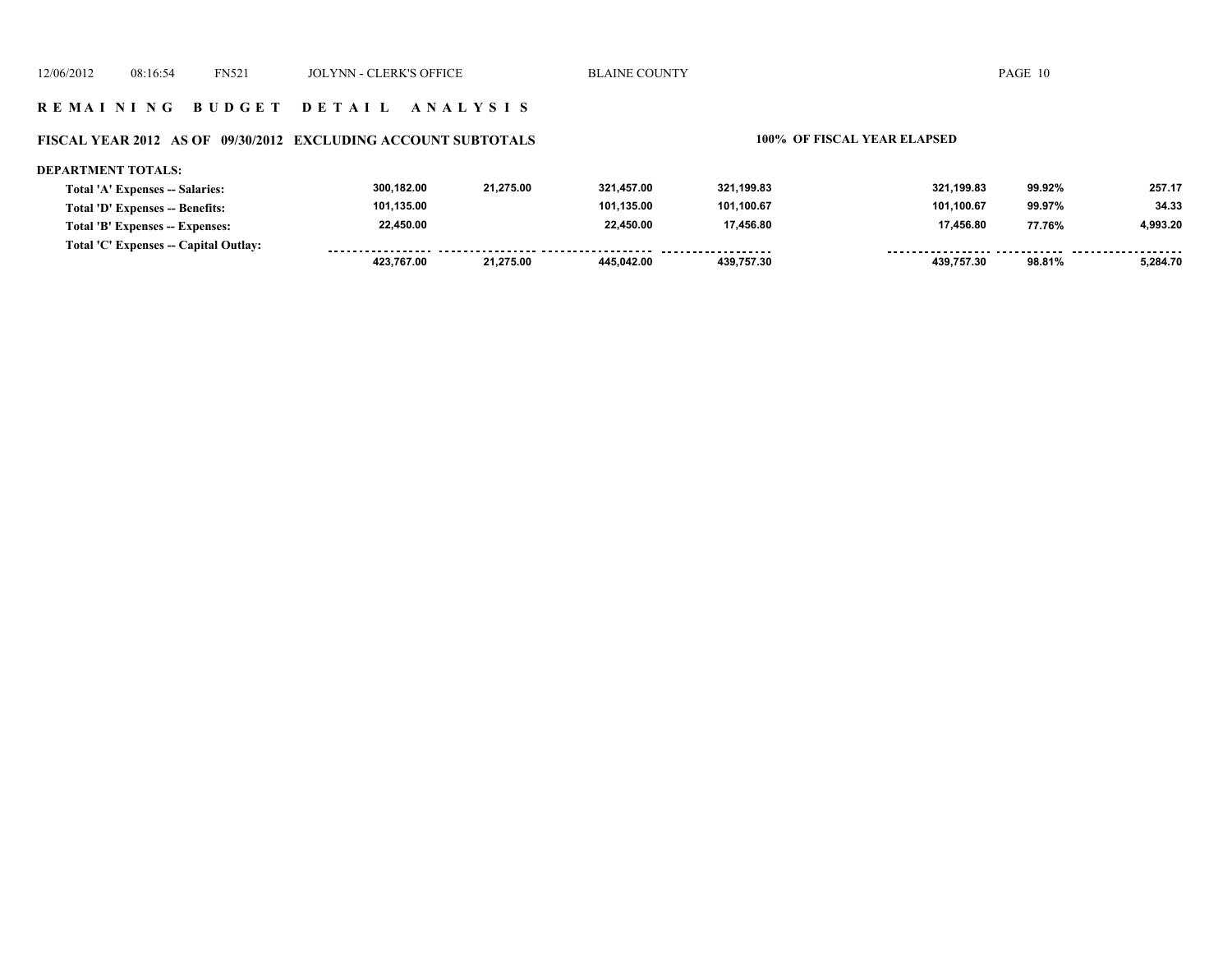# REMAINING BUDGET DETAIL ANALYSIS

## FISCAL YEAR 2012 AS OF 09/30/2012 EXCLUDING ACCOUNT SUBTOTALS

100% OF FISCAL YEAR ELAPSED

**DEPARTMENT TOTALS:**

| | | | | | | | |
|---|---|---|---|---|---|---|---|
| Total 'A' Expenses -- Salaries: | 300,182.00 | 21,275.00 | 321,457.00 | 321,199.83 | 321,199.83 | 99.92% | 257.17 |
| Total 'D' Expenses -- Benefits: | 101,135.00 | | 101,135.00 | 101,100.67 | 101,100.67 | 99.97% | 34.33 |
| Total 'B' Expenses -- Expenses: | 22,450.00 | | 22,450.00 | 17,456.80 | 17,456.80 | 77.76% | 4,993.20 |
| Total 'C' Expenses -- Capital Outlay: | | | | | | | |
| | 423,767.00 | 21,275.00 | 445,042.00 | 439,757.30 | 439,757.30 | 98.81% | 5,284.70 |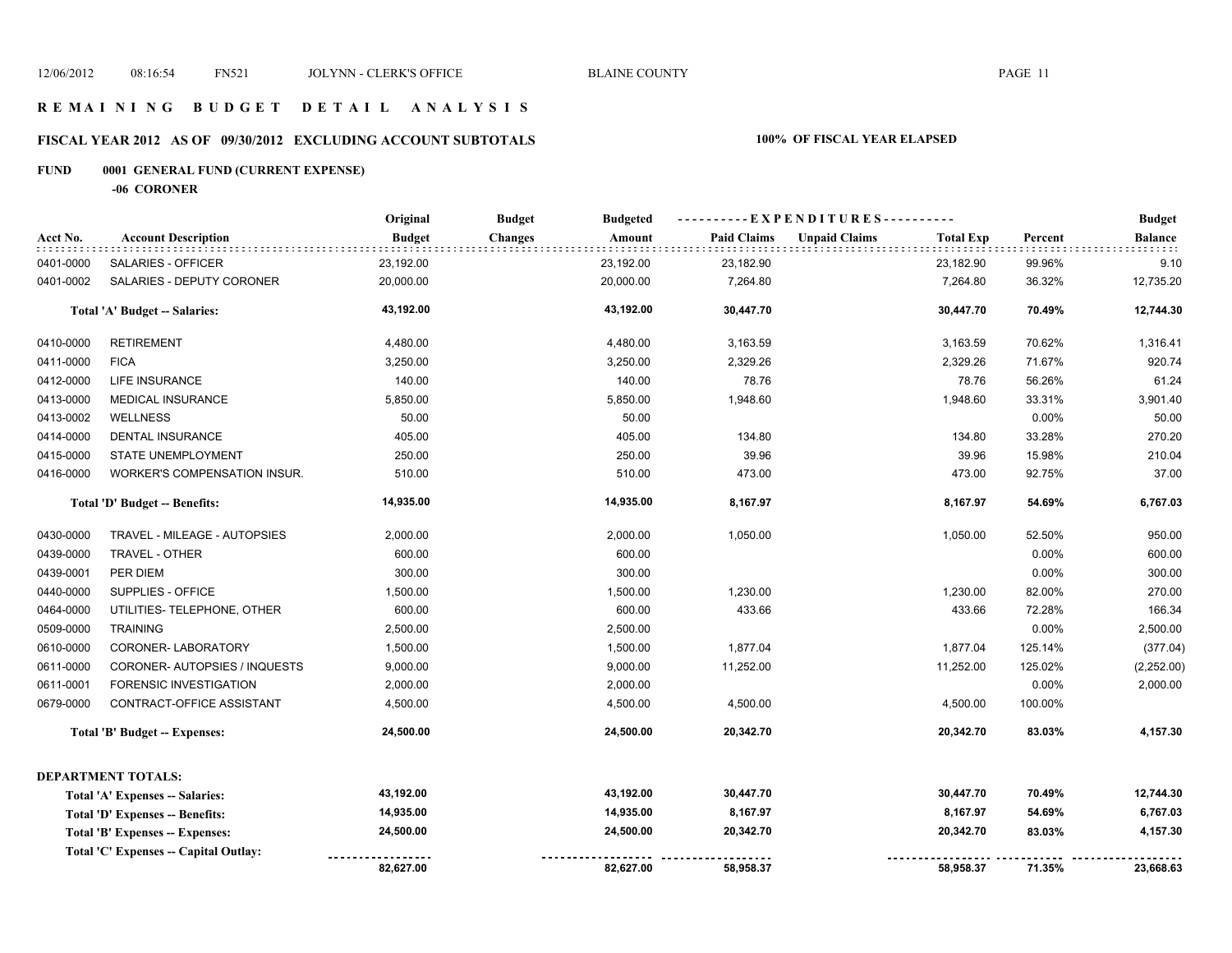# REMAINING BUDGET DETAIL ANALYSIS

## FISCAL YEAR 2012 AS OF 09/30/2012 EXCLUDING ACCOUNT SUBTOTALS — 100% OF FISCAL YEAR ELAPSED

### FUND 0001 GENERAL FUND (CURRENT EXPENSE)

#### -06 CORONER

| Acct No. | Account Description | Original Budget | Budget Changes | Budgeted Amount | Paid Claims | Unpaid Claims | Total Exp | Percent | Budget Balance |
|---|---|---|---|---|---|---|---|---|---|
| 0401-0000 | SALARIES - OFFICER | 23,192.00 | | 23,192.00 | 23,182.90 | | 23,182.90 | 99.96% | 9.10 |
| 0401-0002 | SALARIES - DEPUTY CORONER | 20,000.00 | | 20,000.00 | 7,264.80 | | 7,264.80 | 36.32% | 12,735.20 |
| | **Total 'A' Budget -- Salaries:** | **43,192.00** | | **43,192.00** | **30,447.70** | | **30,447.70** | **70.49%** | **12,744.30** |
| 0410-0000 | RETIREMENT | 4,480.00 | | 4,480.00 | 3,163.59 | | 3,163.59 | 70.62% | 1,316.41 |
| 0411-0000 | FICA | 3,250.00 | | 3,250.00 | 2,329.26 | | 2,329.26 | 71.67% | 920.74 |
| 0412-0000 | LIFE INSURANCE | 140.00 | | 140.00 | 78.76 | | 78.76 | 56.26% | 61.24 |
| 0413-0000 | MEDICAL INSURANCE | 5,850.00 | | 5,850.00 | 1,948.60 | | 1,948.60 | 33.31% | 3,901.40 |
| 0413-0002 | WELLNESS | 50.00 | | 50.00 | | | | 0.00% | 50.00 |
| 0414-0000 | DENTAL INSURANCE | 405.00 | | 405.00 | 134.80 | | 134.80 | 33.28% | 270.20 |
| 0415-0000 | STATE UNEMPLOYMENT | 250.00 | | 250.00 | 39.96 | | 39.96 | 15.98% | 210.04 |
| 0416-0000 | WORKER'S COMPENSATION INSUR. | 510.00 | | 510.00 | 473.00 | | 473.00 | 92.75% | 37.00 |
| | **Total 'D' Budget -- Benefits:** | **14,935.00** | | **14,935.00** | **8,167.97** | | **8,167.97** | **54.69%** | **6,767.03** |
| 0430-0000 | TRAVEL - MILEAGE - AUTOPSIES | 2,000.00 | | 2,000.00 | 1,050.00 | | 1,050.00 | 52.50% | 950.00 |
| 0439-0000 | TRAVEL - OTHER | 600.00 | | 600.00 | | | | 0.00% | 600.00 |
| 0439-0001 | PER DIEM | 300.00 | | 300.00 | | | | 0.00% | 300.00 |
| 0440-0000 | SUPPLIES - OFFICE | 1,500.00 | | 1,500.00 | 1,230.00 | | 1,230.00 | 82.00% | 270.00 |
| 0464-0000 | UTILITIES- TELEPHONE, OTHER | 600.00 | | 600.00 | 433.66 | | 433.66 | 72.28% | 166.34 |
| 0509-0000 | TRAINING | 2,500.00 | | 2,500.00 | | | | 0.00% | 2,500.00 |
| 0610-0000 | CORONER- LABORATORY | 1,500.00 | | 1,500.00 | 1,877.04 | | 1,877.04 | 125.14% | (377.04) |
| 0611-0000 | CORONER- AUTOPSIES / INQUESTS | 9,000.00 | | 9,000.00 | 11,252.00 | | 11,252.00 | 125.02% | (2,252.00) |
| 0611-0001 | FORENSIC INVESTIGATION | 2,000.00 | | 2,000.00 | | | | 0.00% | 2,000.00 |
| 0679-0000 | CONTRACT-OFFICE ASSISTANT | 4,500.00 | | 4,500.00 | 4,500.00 | | 4,500.00 | 100.00% | |
| | **Total 'B' Budget -- Expenses:** | **24,500.00** | | **24,500.00** | **20,342.70** | | **20,342.70** | **83.03%** | **4,157.30** |
| | **DEPARTMENT TOTALS:** | | | | | | | | |
| | **Total 'A' Expenses -- Salaries:** | **43,192.00** | | **43,192.00** | **30,447.70** | | **30,447.70** | **70.49%** | **12,744.30** |
| | **Total 'D' Expenses -- Benefits:** | **14,935.00** | | **14,935.00** | **8,167.97** | | **8,167.97** | **54.69%** | **6,767.03** |
| | **Total 'B' Expenses -- Expenses:** | **24,500.00** | | **24,500.00** | **20,342.70** | | **20,342.70** | **83.03%** | **4,157.30** |
| | **Total 'C' Expenses -- Capital Outlay:** | | | | | | | | |
| | | **82,627.00** | | **82,627.00** | **58,958.37** | | **58,958.37** | **71.35%** | **23,668.63** |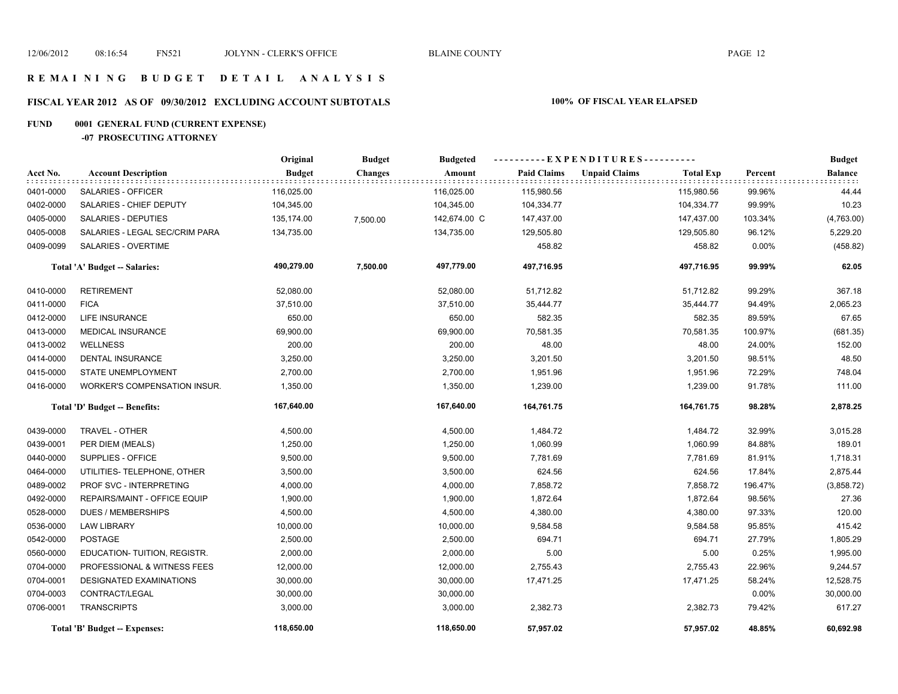# R E M A I N I N G   B U D G E T   D E T A I L   A N A L Y S I S

## FISCAL YEAR 2012 AS OF 09/30/2012 EXCLUDING ACCOUNT SUBTOTALS — 100% OF FISCAL YEAR ELAPSED

### FUND 0001 GENERAL FUND (CURRENT EXPENSE)

#### -07 PROSECUTING ATTORNEY

| Acct No. | Account Description | Original Budget | Budget Changes | Budgeted Amount | Paid Claims | Unpaid Claims | Total Exp | Percent | Budget Balance |
|---|---|---|---|---|---|---|---|---|---|
| 0401-0000 | SALARIES - OFFICER | 116,025.00 | | 116,025.00 | 115,980.56 | | 115,980.56 | 99.96% | 44.44 |
| 0402-0000 | SALARIES - CHIEF DEPUTY | 104,345.00 | | 104,345.00 | 104,334.77 | | 104,334.77 | 99.99% | 10.23 |
| 0405-0000 | SALARIES - DEPUTIES | 135,174.00 | 7,500.00 | 142,674.00 C | 147,437.00 | | 147,437.00 | 103.34% | (4,763.00) |
| 0405-0008 | SALARIES - LEGAL SEC/CRIM PARA | 134,735.00 | | 134,735.00 | 129,505.80 | | 129,505.80 | 96.12% | 5,229.20 |
| 0409-0099 | SALARIES - OVERTIME | | | | 458.82 | | 458.82 | 0.00% | (458.82) |
| | **Total 'A' Budget -- Salaries:** | **490,279.00** | **7,500.00** | **497,779.00** | **497,716.95** | | **497,716.95** | **99.99%** | **62.05** |
| 0410-0000 | RETIREMENT | 52,080.00 | | 52,080.00 | 51,712.82 | | 51,712.82 | 99.29% | 367.18 |
| 0411-0000 | FICA | 37,510.00 | | 37,510.00 | 35,444.77 | | 35,444.77 | 94.49% | 2,065.23 |
| 0412-0000 | LIFE INSURANCE | 650.00 | | 650.00 | 582.35 | | 582.35 | 89.59% | 67.65 |
| 0413-0000 | MEDICAL INSURANCE | 69,900.00 | | 69,900.00 | 70,581.35 | | 70,581.35 | 100.97% | (681.35) |
| 0413-0002 | WELLNESS | 200.00 | | 200.00 | 48.00 | | 48.00 | 24.00% | 152.00 |
| 0414-0000 | DENTAL INSURANCE | 3,250.00 | | 3,250.00 | 3,201.50 | | 3,201.50 | 98.51% | 48.50 |
| 0415-0000 | STATE UNEMPLOYMENT | 2,700.00 | | 2,700.00 | 1,951.96 | | 1,951.96 | 72.29% | 748.04 |
| 0416-0000 | WORKER'S COMPENSATION INSUR. | 1,350.00 | | 1,350.00 | 1,239.00 | | 1,239.00 | 91.78% | 111.00 |
| | **Total 'D' Budget -- Benefits:** | **167,640.00** | | **167,640.00** | **164,761.75** | | **164,761.75** | **98.28%** | **2,878.25** |
| 0439-0000 | TRAVEL - OTHER | 4,500.00 | | 4,500.00 | 1,484.72 | | 1,484.72 | 32.99% | 3,015.28 |
| 0439-0001 | PER DIEM (MEALS) | 1,250.00 | | 1,250.00 | 1,060.99 | | 1,060.99 | 84.88% | 189.01 |
| 0440-0000 | SUPPLIES - OFFICE | 9,500.00 | | 9,500.00 | 7,781.69 | | 7,781.69 | 81.91% | 1,718.31 |
| 0464-0000 | UTILITIES- TELEPHONE, OTHER | 3,500.00 | | 3,500.00 | 624.56 | | 624.56 | 17.84% | 2,875.44 |
| 0489-0002 | PROF SVC - INTERPRETING | 4,000.00 | | 4,000.00 | 7,858.72 | | 7,858.72 | 196.47% | (3,858.72) |
| 0492-0000 | REPAIRS/MAINT - OFFICE EQUIP | 1,900.00 | | 1,900.00 | 1,872.64 | | 1,872.64 | 98.56% | 27.36 |
| 0528-0000 | DUES / MEMBERSHIPS | 4,500.00 | | 4,500.00 | 4,380.00 | | 4,380.00 | 97.33% | 120.00 |
| 0536-0000 | LAW LIBRARY | 10,000.00 | | 10,000.00 | 9,584.58 | | 9,584.58 | 95.85% | 415.42 |
| 0542-0000 | POSTAGE | 2,500.00 | | 2,500.00 | 694.71 | | 694.71 | 27.79% | 1,805.29 |
| 0560-0000 | EDUCATION- TUITION, REGISTR. | 2,000.00 | | 2,000.00 | 5.00 | | 5.00 | 0.25% | 1,995.00 |
| 0704-0000 | PROFESSIONAL & WITNESS FEES | 12,000.00 | | 12,000.00 | 2,755.43 | | 2,755.43 | 22.96% | 9,244.57 |
| 0704-0001 | DESIGNATED EXAMINATIONS | 30,000.00 | | 30,000.00 | 17,471.25 | | 17,471.25 | 58.24% | 12,528.75 |
| 0704-0003 | CONTRACT/LEGAL | 30,000.00 | | 30,000.00 | | | | 0.00% | 30,000.00 |
| 0706-0001 | TRANSCRIPTS | 3,000.00 | | 3,000.00 | 2,382.73 | | 2,382.73 | 79.42% | 617.27 |
| | **Total 'B' Budget -- Expenses:** | **118,650.00** | | **118,650.00** | **57,957.02** | | **57,957.02** | **48.85%** | **60,692.98** |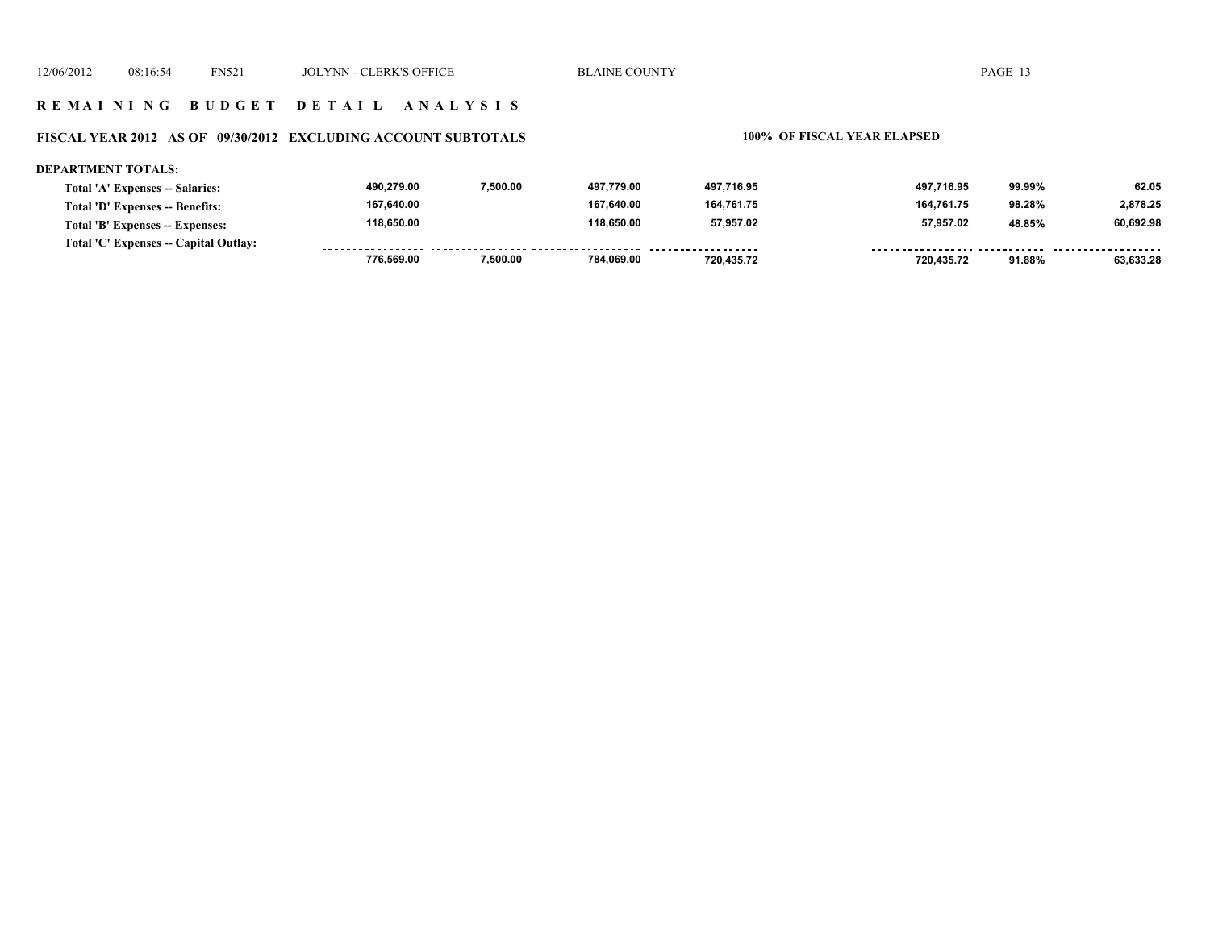## REMAINING BUDGET DETAIL ANALYSIS

### FISCAL YEAR 2012 AS OF 09/30/2012 EXCLUDING ACCOUNT SUBTOTALS

**100% OF FISCAL YEAR ELAPSED**

**DEPARTMENT TOTALS:**

| | | | | | | | |
|---|---|---|---|---|---|---|---|
| Total 'A' Expenses -- Salaries: | 490,279.00 | 7,500.00 | 497,779.00 | 497,716.95 | 497,716.95 | 99.99% | 62.05 |
| Total 'D' Expenses -- Benefits: | 167,640.00 | | 167,640.00 | 164,761.75 | 164,761.75 | 98.28% | 2,878.25 |
| Total 'B' Expenses -- Expenses: | 118,650.00 | | 118,650.00 | 57,957.02 | 57,957.02 | 48.85% | 60,692.98 |
| Total 'C' Expenses -- Capital Outlay: | | | | | | | |
| | 776,569.00 | 7,500.00 | 784,069.00 | 720,435.72 | 720,435.72 | 91.88% | 63,633.28 |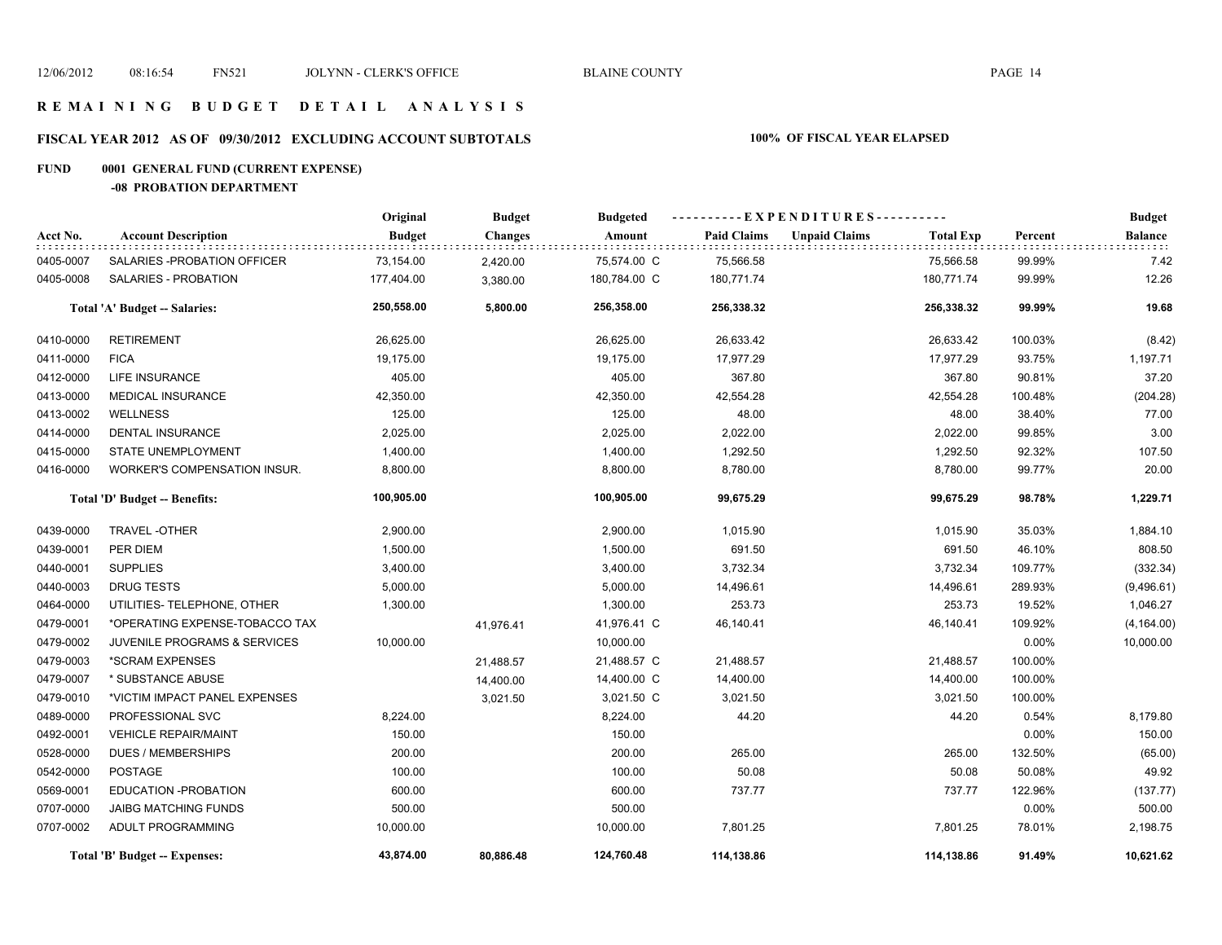# R E M A I N I N G   B U D G E T   D E T A I L   A N A L Y S I S

## FISCAL YEAR 2012   AS OF  09/30/2012   EXCLUDING ACCOUNT SUBTOTALS

**100%  OF FISCAL YEAR ELAPSED**

### FUND  0001  GENERAL FUND (CURRENT EXPENSE)

#### -08  PROBATION DEPARTMENT

| Acct No. | Account Description | Original Budget | Budget Changes | Budgeted Amount | Paid Claims | Unpaid Claims | Total Exp | Percent | Budget Balance |
|---|---|---|---|---|---|---|---|---|---|
| 0405-0007 | SALARIES -PROBATION OFFICER | 73,154.00 | 2,420.00 | 75,574.00 C | 75,566.58 | | 75,566.58 | 99.99% | 7.42 |
| 0405-0008 | SALARIES - PROBATION | 177,404.00 | 3,380.00 | 180,784.00 C | 180,771.74 | | 180,771.74 | 99.99% | 12.26 |
| | **Total 'A' Budget -- Salaries:** | **250,558.00** | **5,800.00** | **256,358.00** | **256,338.32** | | **256,338.32** | **99.99%** | **19.68** |
| 0410-0000 | RETIREMENT | 26,625.00 | | 26,625.00 | 26,633.42 | | 26,633.42 | 100.03% | (8.42) |
| 0411-0000 | FICA | 19,175.00 | | 19,175.00 | 17,977.29 | | 17,977.29 | 93.75% | 1,197.71 |
| 0412-0000 | LIFE INSURANCE | 405.00 | | 405.00 | 367.80 | | 367.80 | 90.81% | 37.20 |
| 0413-0000 | MEDICAL INSURANCE | 42,350.00 | | 42,350.00 | 42,554.28 | | 42,554.28 | 100.48% | (204.28) |
| 0413-0002 | WELLNESS | 125.00 | | 125.00 | 48.00 | | 48.00 | 38.40% | 77.00 |
| 0414-0000 | DENTAL INSURANCE | 2,025.00 | | 2,025.00 | 2,022.00 | | 2,022.00 | 99.85% | 3.00 |
| 0415-0000 | STATE UNEMPLOYMENT | 1,400.00 | | 1,400.00 | 1,292.50 | | 1,292.50 | 92.32% | 107.50 |
| 0416-0000 | WORKER'S COMPENSATION INSUR. | 8,800.00 | | 8,800.00 | 8,780.00 | | 8,780.00 | 99.77% | 20.00 |
| | **Total 'D' Budget -- Benefits:** | **100,905.00** | | **100,905.00** | **99,675.29** | | **99,675.29** | **98.78%** | **1,229.71** |
| 0439-0000 | TRAVEL -OTHER | 2,900.00 | | 2,900.00 | 1,015.90 | | 1,015.90 | 35.03% | 1,884.10 |
| 0439-0001 | PER DIEM | 1,500.00 | | 1,500.00 | 691.50 | | 691.50 | 46.10% | 808.50 |
| 0440-0001 | SUPPLIES | 3,400.00 | | 3,400.00 | 3,732.34 | | 3,732.34 | 109.77% | (332.34) |
| 0440-0003 | DRUG TESTS | 5,000.00 | | 5,000.00 | 14,496.61 | | 14,496.61 | 289.93% | (9,496.61) |
| 0464-0000 | UTILITIES- TELEPHONE, OTHER | 1,300.00 | | 1,300.00 | 253.73 | | 253.73 | 19.52% | 1,046.27 |
| 0479-0001 | *OPERATING EXPENSE-TOBACCO TAX | | 41,976.41 | 41,976.41 C | 46,140.41 | | 46,140.41 | 109.92% | (4,164.00) |
| 0479-0002 | JUVENILE PROGRAMS & SERVICES | 10,000.00 | | 10,000.00 | | | | 0.00% | 10,000.00 |
| 0479-0003 | *SCRAM EXPENSES | | 21,488.57 | 21,488.57 C | 21,488.57 | | 21,488.57 | 100.00% | |
| 0479-0007 | * SUBSTANCE ABUSE | | 14,400.00 | 14,400.00 C | 14,400.00 | | 14,400.00 | 100.00% | |
| 0479-0010 | *VICTIM IMPACT PANEL EXPENSES | | 3,021.50 | 3,021.50 C | 3,021.50 | | 3,021.50 | 100.00% | |
| 0489-0000 | PROFESSIONAL SVC | 8,224.00 | | 8,224.00 | 44.20 | | 44.20 | 0.54% | 8,179.80 |
| 0492-0001 | VEHICLE REPAIR/MAINT | 150.00 | | 150.00 | | | | 0.00% | 150.00 |
| 0528-0000 | DUES / MEMBERSHIPS | 200.00 | | 200.00 | 265.00 | | 265.00 | 132.50% | (65.00) |
| 0542-0000 | POSTAGE | 100.00 | | 100.00 | 50.08 | | 50.08 | 50.08% | 49.92 |
| 0569-0001 | EDUCATION -PROBATION | 600.00 | | 600.00 | 737.77 | | 737.77 | 122.96% | (137.77) |
| 0707-0000 | JAIBG MATCHING FUNDS | 500.00 | | 500.00 | | | | 0.00% | 500.00 |
| 0707-0002 | ADULT PROGRAMMING | 10,000.00 | | 10,000.00 | 7,801.25 | | 7,801.25 | 78.01% | 2,198.75 |
| | **Total 'B' Budget -- Expenses:** | **43,874.00** | **80,886.48** | **124,760.48** | **114,138.86** | | **114,138.86** | **91.49%** | **10,621.62** |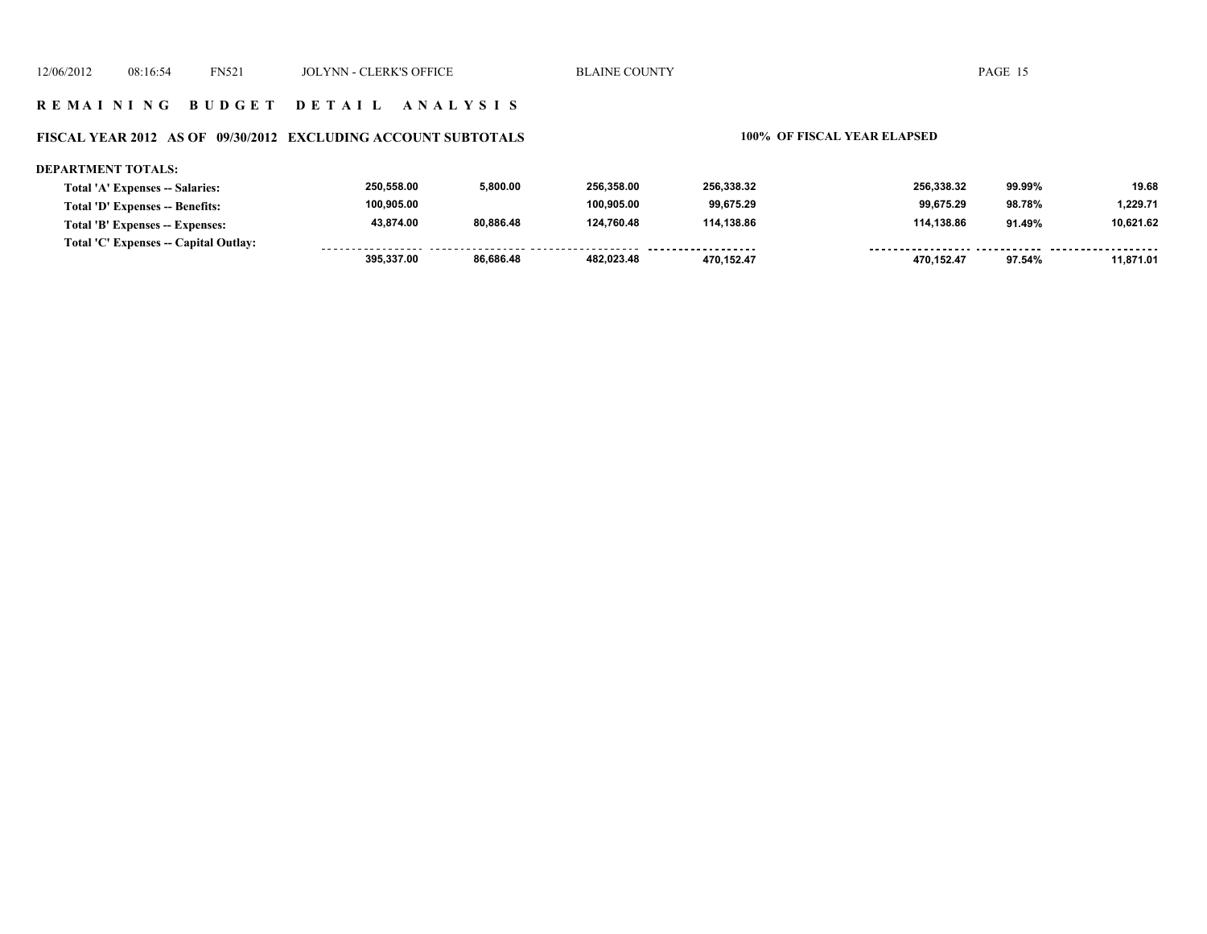## R E M A I N I N G   B U D G E T   D E T A I L   A N A L Y S I S

### FISCAL YEAR 2012 AS OF 09/30/2012 EXCLUDING ACCOUNT SUBTOTALS

**100% OF FISCAL YEAR ELAPSED**

**DEPARTMENT TOTALS:**

| | | | | | | | |
|---|---|---|---|---|---|---|---|
| **Total 'A' Expenses -- Salaries:** | **250,558.00** | **5,800.00** | **256,358.00** | **256,338.32** | **256,338.32** | **99.99%** | **19.68** |
| **Total 'D' Expenses -- Benefits:** | **100,905.00** | | **100,905.00** | **99,675.29** | **99,675.29** | **98.78%** | **1,229.71** |
| **Total 'B' Expenses -- Expenses:** | **43,874.00** | **80,886.48** | **124,760.48** | **114,138.86** | **114,138.86** | **91.49%** | **10,621.62** |
| **Total 'C' Expenses -- Capital Outlay:** | | | | | | | |
| | **395,337.00** | **86,686.48** | **482,023.48** | **470,152.47** | **470,152.47** | **97.54%** | **11,871.01** |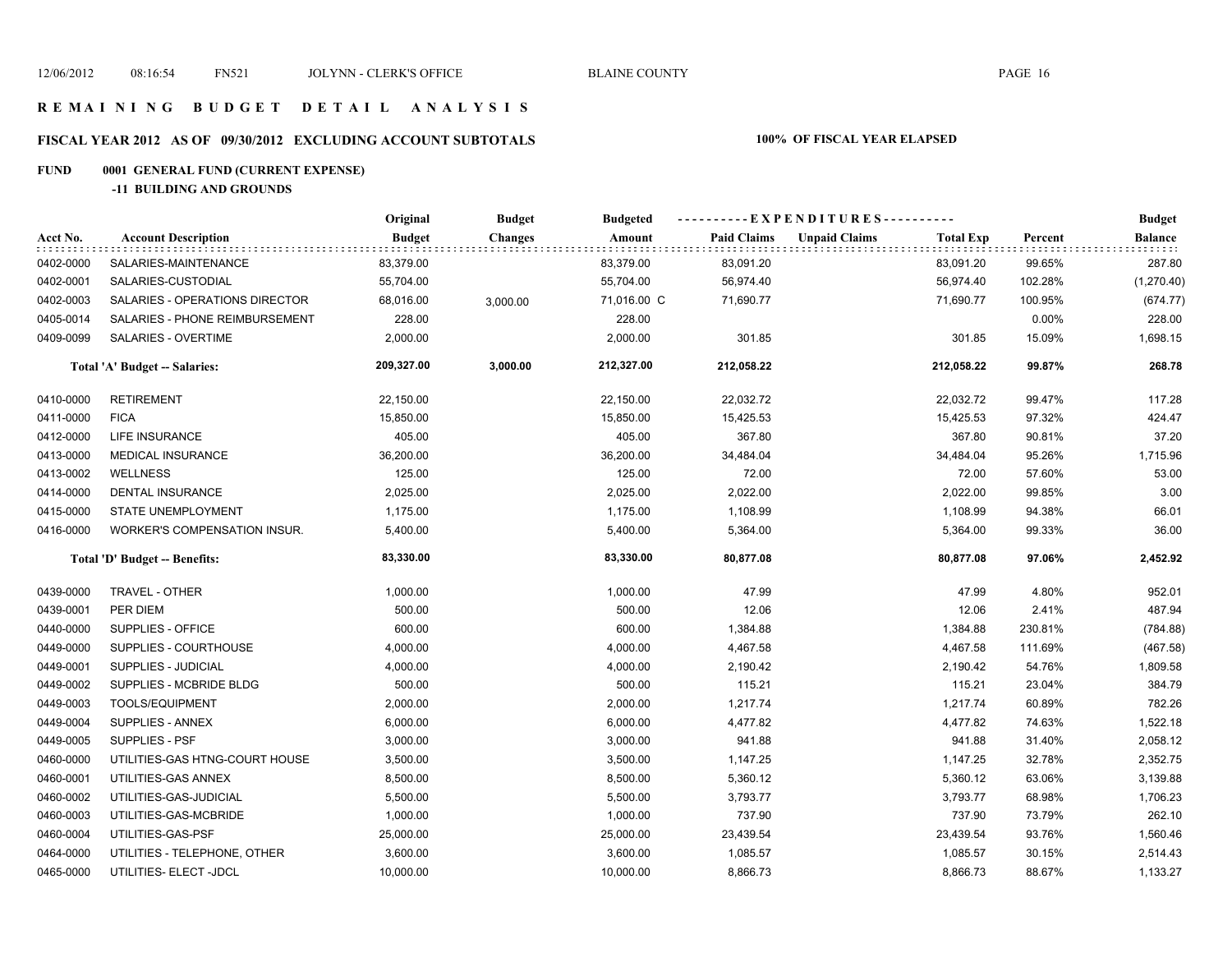# REMAINING BUDGET DETAIL ANALYSIS

## FISCAL YEAR 2012 AS OF 09/30/2012 EXCLUDING ACCOUNT SUBTOTALS — 100% OF FISCAL YEAR ELAPSED

**FUND 0001 GENERAL FUND (CURRENT EXPENSE)**

**-11 BUILDING AND GROUNDS**

| Acct No. | Account Description | Original Budget | Budget Changes | Budgeted Amount | Paid Claims | Unpaid Claims | Total Exp | Percent | Budget Balance |
|---|---|---|---|---|---|---|---|---|---|
| 0402-0000 | SALARIES-MAINTENANCE | 83,379.00 | | 83,379.00 | 83,091.20 | | 83,091.20 | 99.65% | 287.80 |
| 0402-0001 | SALARIES-CUSTODIAL | 55,704.00 | | 55,704.00 | 56,974.40 | | 56,974.40 | 102.28% | (1,270.40) |
| 0402-0003 | SALARIES - OPERATIONS DIRECTOR | 68,016.00 | 3,000.00 | 71,016.00 C | 71,690.77 | | 71,690.77 | 100.95% | (674.77) |
| 0405-0014 | SALARIES - PHONE REIMBURSEMENT | 228.00 | | 228.00 | | | | 0.00% | 228.00 |
| 0409-0099 | SALARIES - OVERTIME | 2,000.00 | | 2,000.00 | 301.85 | | 301.85 | 15.09% | 1,698.15 |
| | **Total 'A' Budget -- Salaries:** | **209,327.00** | **3,000.00** | **212,327.00** | **212,058.22** | | **212,058.22** | **99.87%** | **268.78** |
| 0410-0000 | RETIREMENT | 22,150.00 | | 22,150.00 | 22,032.72 | | 22,032.72 | 99.47% | 117.28 |
| 0411-0000 | FICA | 15,850.00 | | 15,850.00 | 15,425.53 | | 15,425.53 | 97.32% | 424.47 |
| 0412-0000 | LIFE INSURANCE | 405.00 | | 405.00 | 367.80 | | 367.80 | 90.81% | 37.20 |
| 0413-0000 | MEDICAL INSURANCE | 36,200.00 | | 36,200.00 | 34,484.04 | | 34,484.04 | 95.26% | 1,715.96 |
| 0413-0002 | WELLNESS | 125.00 | | 125.00 | 72.00 | | 72.00 | 57.60% | 53.00 |
| 0414-0000 | DENTAL INSURANCE | 2,025.00 | | 2,025.00 | 2,022.00 | | 2,022.00 | 99.85% | 3.00 |
| 0415-0000 | STATE UNEMPLOYMENT | 1,175.00 | | 1,175.00 | 1,108.99 | | 1,108.99 | 94.38% | 66.01 |
| 0416-0000 | WORKER'S COMPENSATION INSUR. | 5,400.00 | | 5,400.00 | 5,364.00 | | 5,364.00 | 99.33% | 36.00 |
| | **Total 'D' Budget -- Benefits:** | **83,330.00** | | **83,330.00** | **80,877.08** | | **80,877.08** | **97.06%** | **2,452.92** |
| 0439-0000 | TRAVEL - OTHER | 1,000.00 | | 1,000.00 | 47.99 | | 47.99 | 4.80% | 952.01 |
| 0439-0001 | PER DIEM | 500.00 | | 500.00 | 12.06 | | 12.06 | 2.41% | 487.94 |
| 0440-0000 | SUPPLIES - OFFICE | 600.00 | | 600.00 | 1,384.88 | | 1,384.88 | 230.81% | (784.88) |
| 0449-0000 | SUPPLIES - COURTHOUSE | 4,000.00 | | 4,000.00 | 4,467.58 | | 4,467.58 | 111.69% | (467.58) |
| 0449-0001 | SUPPLIES - JUDICIAL | 4,000.00 | | 4,000.00 | 2,190.42 | | 2,190.42 | 54.76% | 1,809.58 |
| 0449-0002 | SUPPLIES - MCBRIDE BLDG | 500.00 | | 500.00 | 115.21 | | 115.21 | 23.04% | 384.79 |
| 0449-0003 | TOOLS/EQUIPMENT | 2,000.00 | | 2,000.00 | 1,217.74 | | 1,217.74 | 60.89% | 782.26 |
| 0449-0004 | SUPPLIES - ANNEX | 6,000.00 | | 6,000.00 | 4,477.82 | | 4,477.82 | 74.63% | 1,522.18 |
| 0449-0005 | SUPPLIES - PSF | 3,000.00 | | 3,000.00 | 941.88 | | 941.88 | 31.40% | 2,058.12 |
| 0460-0000 | UTILITIES-GAS HTNG-COURT HOUSE | 3,500.00 | | 3,500.00 | 1,147.25 | | 1,147.25 | 32.78% | 2,352.75 |
| 0460-0001 | UTILITIES-GAS ANNEX | 8,500.00 | | 8,500.00 | 5,360.12 | | 5,360.12 | 63.06% | 3,139.88 |
| 0460-0002 | UTILITIES-GAS-JUDICIAL | 5,500.00 | | 5,500.00 | 3,793.77 | | 3,793.77 | 68.98% | 1,706.23 |
| 0460-0003 | UTILITIES-GAS-MCBRIDE | 1,000.00 | | 1,000.00 | 737.90 | | 737.90 | 73.79% | 262.10 |
| 0460-0004 | UTILITIES-GAS-PSF | 25,000.00 | | 25,000.00 | 23,439.54 | | 23,439.54 | 93.76% | 1,560.46 |
| 0464-0000 | UTILITIES - TELEPHONE, OTHER | 3,600.00 | | 3,600.00 | 1,085.57 | | 1,085.57 | 30.15% | 2,514.43 |
| 0465-0000 | UTILITIES- ELECT -JDCL | 10,000.00 | | 10,000.00 | 8,866.73 | | 8,866.73 | 88.67% | 1,133.27 |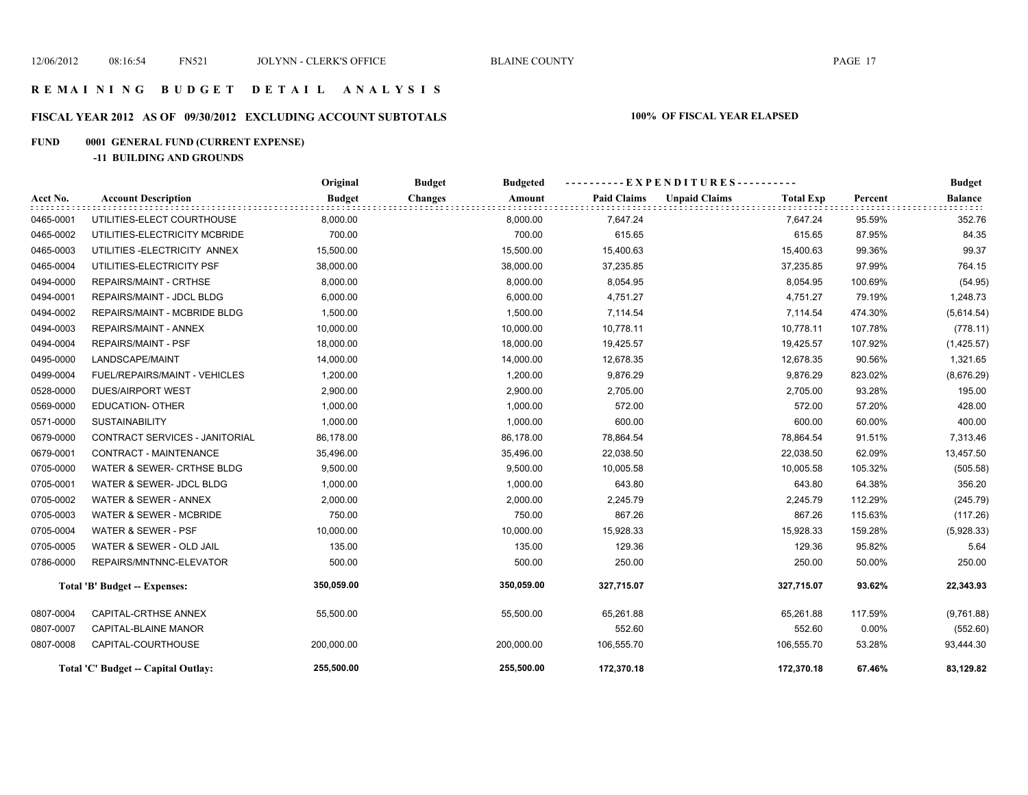# R E M A I N I N G   B U D G E T   D E T A I L   A N A L Y S I S

## FISCAL YEAR 2012 AS OF 09/30/2012 EXCLUDING ACCOUNT SUBTOTALS

**100% OF FISCAL YEAR ELAPSED**

### FUND 0001 GENERAL FUND (CURRENT EXPENSE)

**-11 BUILDING AND GROUNDS**

| Acct No. | Account Description | Original Budget | Budget Changes | Budgeted Amount | Paid Claims | Unpaid Claims | Total Exp | Percent | Budget Balance |
|---|---|---|---|---|---|---|---|---|---|
| 0465-0001 | UTILITIES-ELECT COURTHOUSE | 8,000.00 | | 8,000.00 | 7,647.24 | | 7,647.24 | 95.59% | 352.76 |
| 0465-0002 | UTILITIES-ELECTRICITY MCBRIDE | 700.00 | | 700.00 | 615.65 | | 615.65 | 87.95% | 84.35 |
| 0465-0003 | UTILITIES -ELECTRICITY ANNEX | 15,500.00 | | 15,500.00 | 15,400.63 | | 15,400.63 | 99.36% | 99.37 |
| 0465-0004 | UTILITIES-ELECTRICITY PSF | 38,000.00 | | 38,000.00 | 37,235.85 | | 37,235.85 | 97.99% | 764.15 |
| 0494-0000 | REPAIRS/MAINT - CRTHSE | 8,000.00 | | 8,000.00 | 8,054.95 | | 8,054.95 | 100.69% | (54.95) |
| 0494-0001 | REPAIRS/MAINT - JDCL BLDG | 6,000.00 | | 6,000.00 | 4,751.27 | | 4,751.27 | 79.19% | 1,248.73 |
| 0494-0002 | REPAIRS/MAINT - MCBRIDE BLDG | 1,500.00 | | 1,500.00 | 7,114.54 | | 7,114.54 | 474.30% | (5,614.54) |
| 0494-0003 | REPAIRS/MAINT - ANNEX | 10,000.00 | | 10,000.00 | 10,778.11 | | 10,778.11 | 107.78% | (778.11) |
| 0494-0004 | REPAIRS/MAINT - PSF | 18,000.00 | | 18,000.00 | 19,425.57 | | 19,425.57 | 107.92% | (1,425.57) |
| 0495-0000 | LANDSCAPE/MAINT | 14,000.00 | | 14,000.00 | 12,678.35 | | 12,678.35 | 90.56% | 1,321.65 |
| 0499-0004 | FUEL/REPAIRS/MAINT - VEHICLES | 1,200.00 | | 1,200.00 | 9,876.29 | | 9,876.29 | 823.02% | (8,676.29) |
| 0528-0000 | DUES/AIRPORT WEST | 2,900.00 | | 2,900.00 | 2,705.00 | | 2,705.00 | 93.28% | 195.00 |
| 0569-0000 | EDUCATION- OTHER | 1,000.00 | | 1,000.00 | 572.00 | | 572.00 | 57.20% | 428.00 |
| 0571-0000 | SUSTAINABILITY | 1,000.00 | | 1,000.00 | 600.00 | | 600.00 | 60.00% | 400.00 |
| 0679-0000 | CONTRACT SERVICES - JANITORIAL | 86,178.00 | | 86,178.00 | 78,864.54 | | 78,864.54 | 91.51% | 7,313.46 |
| 0679-0001 | CONTRACT - MAINTENANCE | 35,496.00 | | 35,496.00 | 22,038.50 | | 22,038.50 | 62.09% | 13,457.50 |
| 0705-0000 | WATER & SEWER- CRTHSE BLDG | 9,500.00 | | 9,500.00 | 10,005.58 | | 10,005.58 | 105.32% | (505.58) |
| 0705-0001 | WATER & SEWER- JDCL BLDG | 1,000.00 | | 1,000.00 | 643.80 | | 643.80 | 64.38% | 356.20 |
| 0705-0002 | WATER & SEWER - ANNEX | 2,000.00 | | 2,000.00 | 2,245.79 | | 2,245.79 | 112.29% | (245.79) |
| 0705-0003 | WATER & SEWER - MCBRIDE | 750.00 | | 750.00 | 867.26 | | 867.26 | 115.63% | (117.26) |
| 0705-0004 | WATER & SEWER - PSF | 10,000.00 | | 10,000.00 | 15,928.33 | | 15,928.33 | 159.28% | (5,928.33) |
| 0705-0005 | WATER & SEWER - OLD JAIL | 135.00 | | 135.00 | 129.36 | | 129.36 | 95.82% | 5.64 |
| 0786-0000 | REPAIRS/MNTNNC-ELEVATOR | 500.00 | | 500.00 | 250.00 | | 250.00 | 50.00% | 250.00 |
| | **Total 'B' Budget -- Expenses:** | **350,059.00** | | **350,059.00** | **327,715.07** | | **327,715.07** | **93.62%** | **22,343.93** |
| 0807-0004 | CAPITAL-CRTHSE ANNEX | 55,500.00 | | 55,500.00 | 65,261.88 | | 65,261.88 | 117.59% | (9,761.88) |
| 0807-0007 | CAPITAL-BLAINE MANOR | | | | 552.60 | | 552.60 | 0.00% | (552.60) |
| 0807-0008 | CAPITAL-COURTHOUSE | 200,000.00 | | 200,000.00 | 106,555.70 | | 106,555.70 | 53.28% | 93,444.30 |
| | **Total 'C' Budget -- Capital Outlay:** | **255,500.00** | | **255,500.00** | **172,370.18** | | **172,370.18** | **67.46%** | **83,129.82** |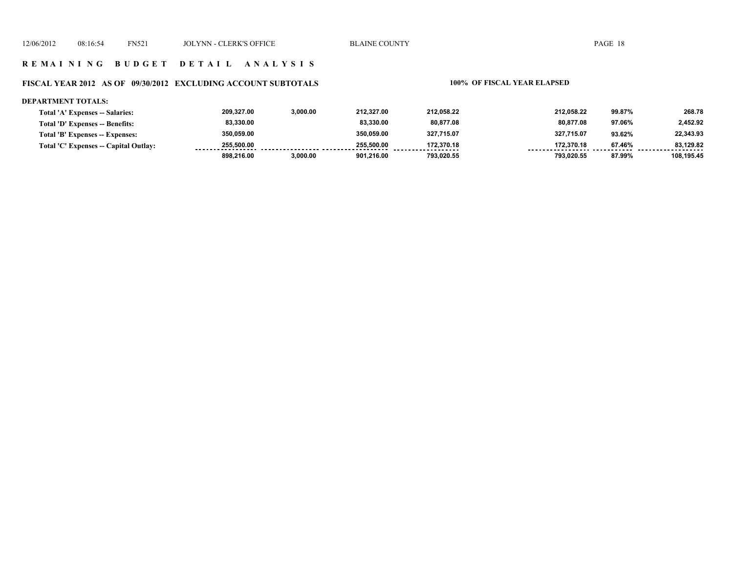# REMAINING BUDGET DETAIL ANALYSIS

## FISCAL YEAR 2012 AS OF 09/30/2012 EXCLUDING ACCOUNT SUBTOTALS

**100% OF FISCAL YEAR ELAPSED**

**DEPARTMENT TOTALS:**

| | | | | | | | |
|---|---|---|---|---|---|---|---|
| Total 'A' Expenses -- Salaries: | 209,327.00 | 3,000.00 | 212,327.00 | 212,058.22 | 212,058.22 | 99.87% | 268.78 |
| Total 'D' Expenses -- Benefits: | 83,330.00 | | 83,330.00 | 80,877.08 | 80,877.08 | 97.06% | 2,452.92 |
| Total 'B' Expenses -- Expenses: | 350,059.00 | | 350,059.00 | 327,715.07 | 327,715.07 | 93.62% | 22,343.93 |
| Total 'C' Expenses -- Capital Outlay: | 255,500.00 | | 255,500.00 | 172,370.18 | 172,370.18 | 67.46% | 83,129.82 |
| | 898,216.00 | 3,000.00 | 901,216.00 | 793,020.55 | 793,020.55 | 87.99% | 108,195.45 |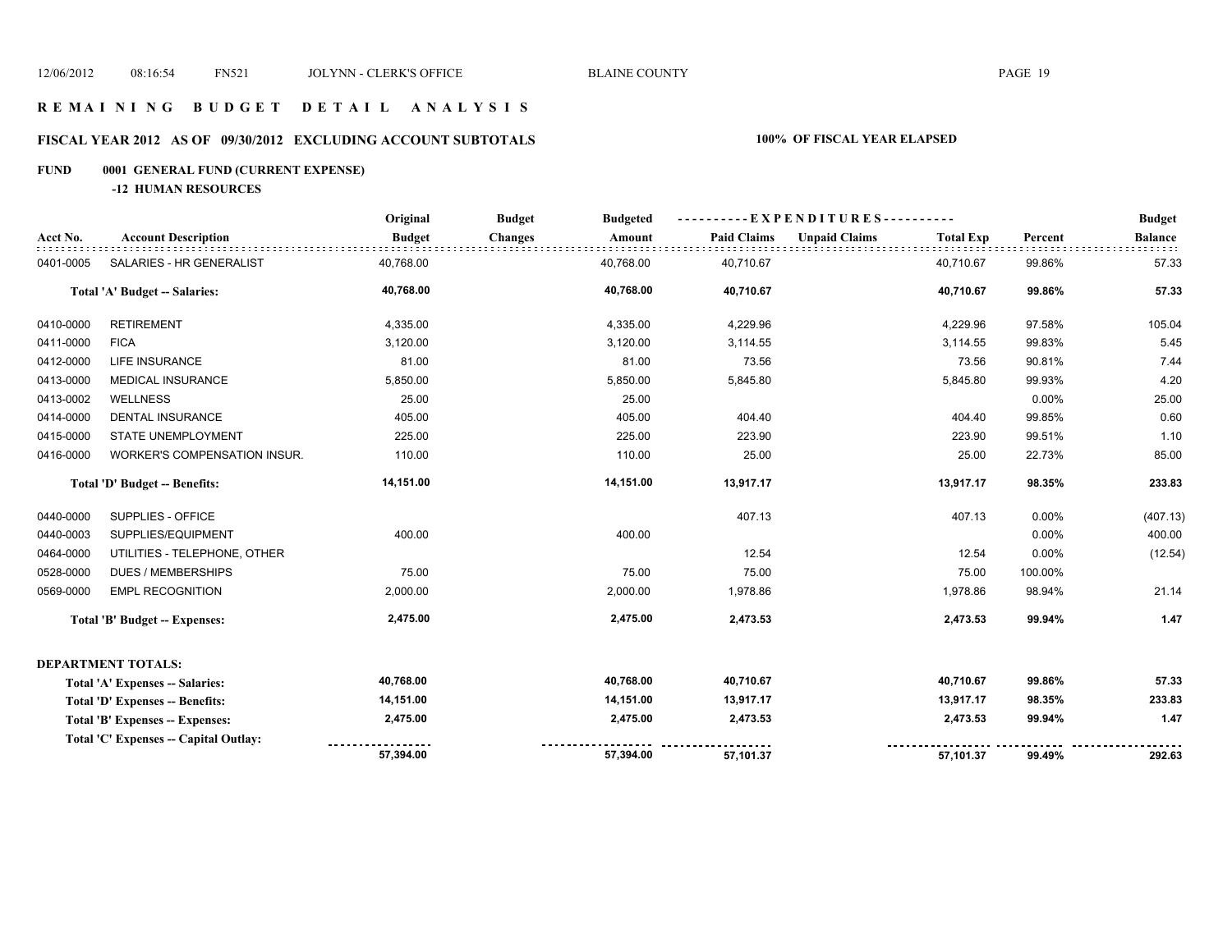# REMAINING BUDGET DETAIL ANALYSIS

## FISCAL YEAR 2012 AS OF 09/30/2012 EXCLUDING ACCOUNT SUBTOTALS

**100% OF FISCAL YEAR ELAPSED**

### FUND 0001 GENERAL FUND (CURRENT EXPENSE)

#### -12 HUMAN RESOURCES

| Acct No. | Account Description | Original Budget | Budget Changes | Budgeted Amount | Paid Claims | Unpaid Claims | Total Exp | Percent | Budget Balance |
|---|---|---|---|---|---|---|---|---|---|
| 0401-0005 | SALARIES - HR GENERALIST | 40,768.00 | | 40,768.00 | 40,710.67 | | 40,710.67 | 99.86% | 57.33 |
| | **Total 'A' Budget -- Salaries:** | **40,768.00** | | **40,768.00** | **40,710.67** | | **40,710.67** | **99.86%** | **57.33** |
| 0410-0000 | RETIREMENT | 4,335.00 | | 4,335.00 | 4,229.96 | | 4,229.96 | 97.58% | 105.04 |
| 0411-0000 | FICA | 3,120.00 | | 3,120.00 | 3,114.55 | | 3,114.55 | 99.83% | 5.45 |
| 0412-0000 | LIFE INSURANCE | 81.00 | | 81.00 | 73.56 | | 73.56 | 90.81% | 7.44 |
| 0413-0000 | MEDICAL INSURANCE | 5,850.00 | | 5,850.00 | 5,845.80 | | 5,845.80 | 99.93% | 4.20 |
| 0413-0002 | WELLNESS | 25.00 | | 25.00 | | | | 0.00% | 25.00 |
| 0414-0000 | DENTAL INSURANCE | 405.00 | | 405.00 | 404.40 | | 404.40 | 99.85% | 0.60 |
| 0415-0000 | STATE UNEMPLOYMENT | 225.00 | | 225.00 | 223.90 | | 223.90 | 99.51% | 1.10 |
| 0416-0000 | WORKER'S COMPENSATION INSUR. | 110.00 | | 110.00 | 25.00 | | 25.00 | 22.73% | 85.00 |
| | **Total 'D' Budget -- Benefits:** | **14,151.00** | | **14,151.00** | **13,917.17** | | **13,917.17** | **98.35%** | **233.83** |
| 0440-0000 | SUPPLIES - OFFICE | | | | 407.13 | | 407.13 | 0.00% | (407.13) |
| 0440-0003 | SUPPLIES/EQUIPMENT | 400.00 | | 400.00 | | | | 0.00% | 400.00 |
| 0464-0000 | UTILITIES - TELEPHONE, OTHER | | | | 12.54 | | 12.54 | 0.00% | (12.54) |
| 0528-0000 | DUES / MEMBERSHIPS | 75.00 | | 75.00 | 75.00 | | 75.00 | 100.00% | |
| 0569-0000 | EMPL RECOGNITION | 2,000.00 | | 2,000.00 | 1,978.86 | | 1,978.86 | 98.94% | 21.14 |
| | **Total 'B' Budget -- Expenses:** | **2,475.00** | | **2,475.00** | **2,473.53** | | **2,473.53** | **99.94%** | **1.47** |
| | **DEPARTMENT TOTALS:** | | | | | | | | |
| | **Total 'A' Expenses -- Salaries:** | **40,768.00** | | **40,768.00** | **40,710.67** | | **40,710.67** | **99.86%** | **57.33** |
| | **Total 'D' Expenses -- Benefits:** | **14,151.00** | | **14,151.00** | **13,917.17** | | **13,917.17** | **98.35%** | **233.83** |
| | **Total 'B' Expenses -- Expenses:** | **2,475.00** | | **2,475.00** | **2,473.53** | | **2,473.53** | **99.94%** | **1.47** |
| | **Total 'C' Expenses -- Capital Outlay:** | | | | | | | | |
| | | **57,394.00** | | **57,394.00** | **57,101.37** | | **57,101.37** | **99.49%** | **292.63** |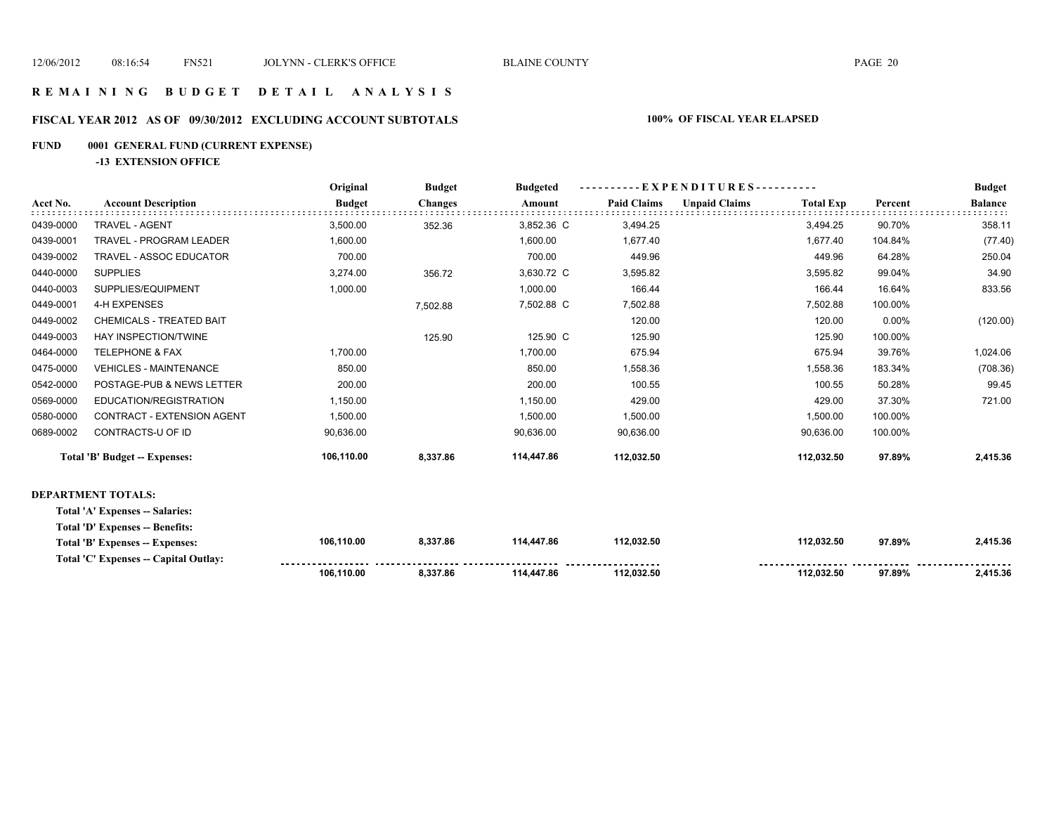# REMAINING BUDGET DETAIL ANALYSIS

## FISCAL YEAR 2012 AS OF 09/30/2012 EXCLUDING ACCOUNT SUBTOTALS

**100% OF FISCAL YEAR ELAPSED**

**FUND 0001 GENERAL FUND (CURRENT EXPENSE)**

**-13 EXTENSION OFFICE**

| Acct No. | Account Description | Original Budget | Budget Changes | Budgeted Amount | EXPENDITURES Paid Claims | Unpaid Claims | Total Exp | Percent | Budget Balance |
|---|---|---|---|---|---|---|---|---|---|
| 0439-0000 | TRAVEL - AGENT | 3,500.00 | 352.36 | 3,852.36 C | 3,494.25 | | 3,494.25 | 90.70% | 358.11 |
| 0439-0001 | TRAVEL - PROGRAM LEADER | 1,600.00 | | 1,600.00 | 1,677.40 | | 1,677.40 | 104.84% | (77.40) |
| 0439-0002 | TRAVEL - ASSOC EDUCATOR | 700.00 | | 700.00 | 449.96 | | 449.96 | 64.28% | 250.04 |
| 0440-0000 | SUPPLIES | 3,274.00 | 356.72 | 3,630.72 C | 3,595.82 | | 3,595.82 | 99.04% | 34.90 |
| 0440-0003 | SUPPLIES/EQUIPMENT | 1,000.00 | | 1,000.00 | 166.44 | | 166.44 | 16.64% | 833.56 |
| 0449-0001 | 4-H EXPENSES | | 7,502.88 | 7,502.88 C | 7,502.88 | | 7,502.88 | 100.00% | |
| 0449-0002 | CHEMICALS - TREATED BAIT | | | | 120.00 | | 120.00 | 0.00% | (120.00) |
| 0449-0003 | HAY INSPECTION/TWINE | | 125.90 | 125.90 C | 125.90 | | 125.90 | 100.00% | |
| 0464-0000 | TELEPHONE & FAX | 1,700.00 | | 1,700.00 | 675.94 | | 675.94 | 39.76% | 1,024.06 |
| 0475-0000 | VEHICLES - MAINTENANCE | 850.00 | | 850.00 | 1,558.36 | | 1,558.36 | 183.34% | (708.36) |
| 0542-0000 | POSTAGE-PUB & NEWS LETTER | 200.00 | | 200.00 | 100.55 | | 100.55 | 50.28% | 99.45 |
| 0569-0000 | EDUCATION/REGISTRATION | 1,150.00 | | 1,150.00 | 429.00 | | 429.00 | 37.30% | 721.00 |
| 0580-0000 | CONTRACT - EXTENSION AGENT | 1,500.00 | | 1,500.00 | 1,500.00 | | 1,500.00 | 100.00% | |
| 0689-0002 | CONTRACTS-U OF ID | 90,636.00 | | 90,636.00 | 90,636.00 | | 90,636.00 | 100.00% | |
| | **Total 'B' Budget -- Expenses:** | **106,110.00** | **8,337.86** | **114,447.86** | **112,032.50** | | **112,032.50** | **97.89%** | **2,415.36** |

**DEPARTMENT TOTALS:**

| | Original Budget | Budget Changes | Budgeted Amount | Paid Claims | Unpaid Claims | Total Exp | Percent | Budget Balance |
|---|---|---|---|---|---|---|---|---|
| **Total 'A' Expenses -- Salaries:** | | | | | | | | |
| **Total 'D' Expenses -- Benefits:** | | | | | | | | |
| **Total 'B' Expenses -- Expenses:** | **106,110.00** | **8,337.86** | **114,447.86** | **112,032.50** | | **112,032.50** | **97.89%** | **2,415.36** |
| **Total 'C' Expenses -- Capital Outlay:** | | | | | | | | |
| | **106,110.00** | **8,337.86** | **114,447.86** | **112,032.50** | | **112,032.50** | **97.89%** | **2,415.36** |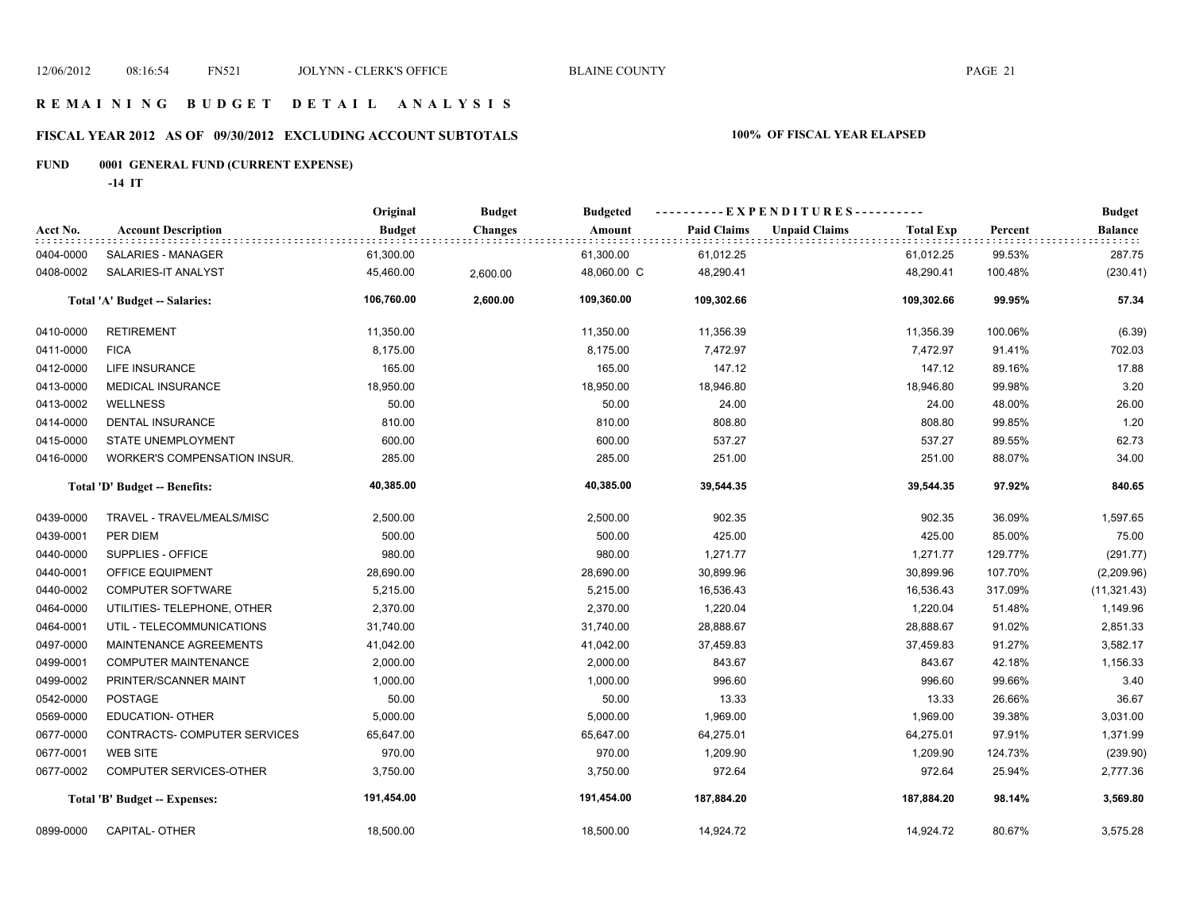## R E M A I N I N G   B U D G E T   D E T A I L   A N A L Y S I S

### FISCAL YEAR 2012 AS OF 09/30/2012 EXCLUDING ACCOUNT SUBTOTALS — 100% OF FISCAL YEAR ELAPSED

**FUND 0001 GENERAL FUND (CURRENT EXPENSE)**

**-14 IT**

| Acct No. | Account Description | Original Budget | Budget Changes | Budgeted Amount | Paid Claims | Unpaid Claims | Total Exp | Percent | Budget Balance |
|---|---|---|---|---|---|---|---|---|---|
| 0404-0000 | SALARIES - MANAGER | 61,300.00 | | 61,300.00 | 61,012.25 | | 61,012.25 | 99.53% | 287.75 |
| 0408-0002 | SALARIES-IT ANALYST | 45,460.00 | 2,600.00 | 48,060.00 C | 48,290.41 | | 48,290.41 | 100.48% | (230.41) |
| | **Total 'A' Budget -- Salaries:** | **106,760.00** | **2,600.00** | **109,360.00** | **109,302.66** | | **109,302.66** | **99.95%** | **57.34** |
| 0410-0000 | RETIREMENT | 11,350.00 | | 11,350.00 | 11,356.39 | | 11,356.39 | 100.06% | (6.39) |
| 0411-0000 | FICA | 8,175.00 | | 8,175.00 | 7,472.97 | | 7,472.97 | 91.41% | 702.03 |
| 0412-0000 | LIFE INSURANCE | 165.00 | | 165.00 | 147.12 | | 147.12 | 89.16% | 17.88 |
| 0413-0000 | MEDICAL INSURANCE | 18,950.00 | | 18,950.00 | 18,946.80 | | 18,946.80 | 99.98% | 3.20 |
| 0413-0002 | WELLNESS | 50.00 | | 50.00 | 24.00 | | 24.00 | 48.00% | 26.00 |
| 0414-0000 | DENTAL INSURANCE | 810.00 | | 810.00 | 808.80 | | 808.80 | 99.85% | 1.20 |
| 0415-0000 | STATE UNEMPLOYMENT | 600.00 | | 600.00 | 537.27 | | 537.27 | 89.55% | 62.73 |
| 0416-0000 | WORKER'S COMPENSATION INSUR. | 285.00 | | 285.00 | 251.00 | | 251.00 | 88.07% | 34.00 |
| | **Total 'D' Budget -- Benefits:** | **40,385.00** | | **40,385.00** | **39,544.35** | | **39,544.35** | **97.92%** | **840.65** |
| 0439-0000 | TRAVEL - TRAVEL/MEALS/MISC | 2,500.00 | | 2,500.00 | 902.35 | | 902.35 | 36.09% | 1,597.65 |
| 0439-0001 | PER DIEM | 500.00 | | 500.00 | 425.00 | | 425.00 | 85.00% | 75.00 |
| 0440-0000 | SUPPLIES - OFFICE | 980.00 | | 980.00 | 1,271.77 | | 1,271.77 | 129.77% | (291.77) |
| 0440-0001 | OFFICE EQUIPMENT | 28,690.00 | | 28,690.00 | 30,899.96 | | 30,899.96 | 107.70% | (2,209.96) |
| 0440-0002 | COMPUTER SOFTWARE | 5,215.00 | | 5,215.00 | 16,536.43 | | 16,536.43 | 317.09% | (11,321.43) |
| 0464-0000 | UTILITIES- TELEPHONE, OTHER | 2,370.00 | | 2,370.00 | 1,220.04 | | 1,220.04 | 51.48% | 1,149.96 |
| 0464-0001 | UTIL - TELECOMMUNICATIONS | 31,740.00 | | 31,740.00 | 28,888.67 | | 28,888.67 | 91.02% | 2,851.33 |
| 0497-0000 | MAINTENANCE AGREEMENTS | 41,042.00 | | 41,042.00 | 37,459.83 | | 37,459.83 | 91.27% | 3,582.17 |
| 0499-0001 | COMPUTER MAINTENANCE | 2,000.00 | | 2,000.00 | 843.67 | | 843.67 | 42.18% | 1,156.33 |
| 0499-0002 | PRINTER/SCANNER MAINT | 1,000.00 | | 1,000.00 | 996.60 | | 996.60 | 99.66% | 3.40 |
| 0542-0000 | POSTAGE | 50.00 | | 50.00 | 13.33 | | 13.33 | 26.66% | 36.67 |
| 0569-0000 | EDUCATION- OTHER | 5,000.00 | | 5,000.00 | 1,969.00 | | 1,969.00 | 39.38% | 3,031.00 |
| 0677-0000 | CONTRACTS- COMPUTER SERVICES | 65,647.00 | | 65,647.00 | 64,275.01 | | 64,275.01 | 97.91% | 1,371.99 |
| 0677-0001 | WEB SITE | 970.00 | | 970.00 | 1,209.90 | | 1,209.90 | 124.73% | (239.90) |
| 0677-0002 | COMPUTER SERVICES-OTHER | 3,750.00 | | 3,750.00 | 972.64 | | 972.64 | 25.94% | 2,777.36 |
| | **Total 'B' Budget -- Expenses:** | **191,454.00** | | **191,454.00** | **187,884.20** | | **187,884.20** | **98.14%** | **3,569.80** |
| 0899-0000 | CAPITAL- OTHER | 18,500.00 | | 18,500.00 | 14,924.72 | | 14,924.72 | 80.67% | 3,575.28 |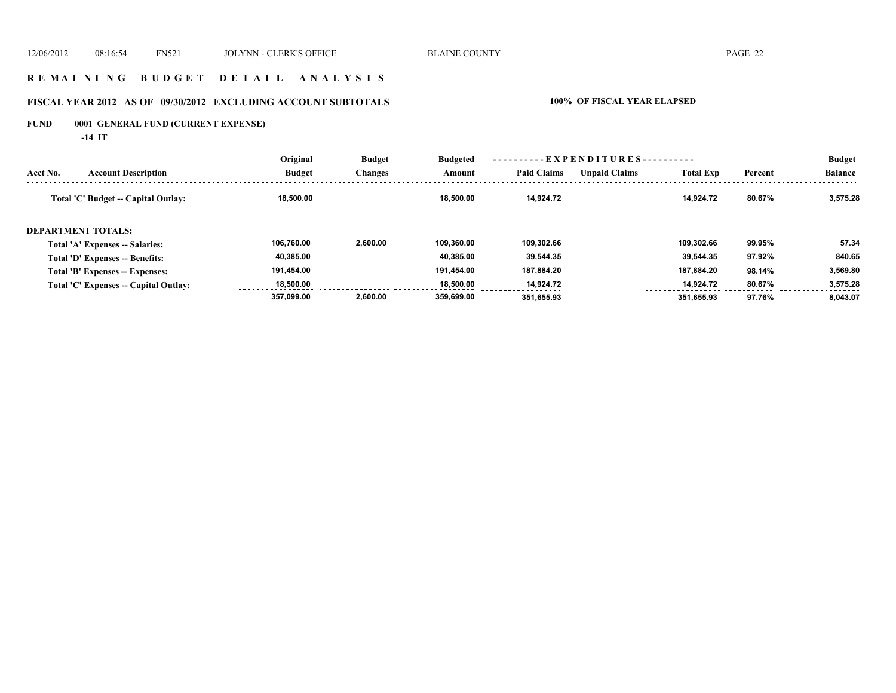## R E M A I N I N G   B U D G E T   D E T A I L   A N A L Y S I S

### FISCAL YEAR 2012   AS OF 09/30/2012   EXCLUDING ACCOUNT SUBTOTALS   100% OF FISCAL YEAR ELAPSED

**FUND   0001 GENERAL FUND (CURRENT EXPENSE)**

**-14 IT**

| Acct No. | Account Description | Original Budget | Budget Changes | Budgeted Amount | Paid Claims | Unpaid Claims | Total Exp | Percent | Budget Balance |
|---|---|---|---|---|---|---|---|---|---|
| | Total 'C' Budget -- Capital Outlay: | 18,500.00 | | 18,500.00 | 14,924.72 | | 14,924.72 | 80.67% | 3,575.28 |
| | **DEPARTMENT TOTALS:** | | | | | | | | |
| | Total 'A' Expenses -- Salaries: | 106,760.00 | 2,600.00 | 109,360.00 | 109,302.66 | | 109,302.66 | 99.95% | 57.34 |
| | Total 'D' Expenses -- Benefits: | 40,385.00 | | 40,385.00 | 39,544.35 | | 39,544.35 | 97.92% | 840.65 |
| | Total 'B' Expenses -- Expenses: | 191,454.00 | | 191,454.00 | 187,884.20 | | 187,884.20 | 98.14% | 3,569.80 |
| | Total 'C' Expenses -- Capital Outlay: | 18,500.00 | | 18,500.00 | 14,924.72 | | 14,924.72 | 80.67% | 3,575.28 |
| | | 357,099.00 | 2,600.00 | 359,699.00 | 351,655.93 | | 351,655.93 | 97.76% | 8,043.07 |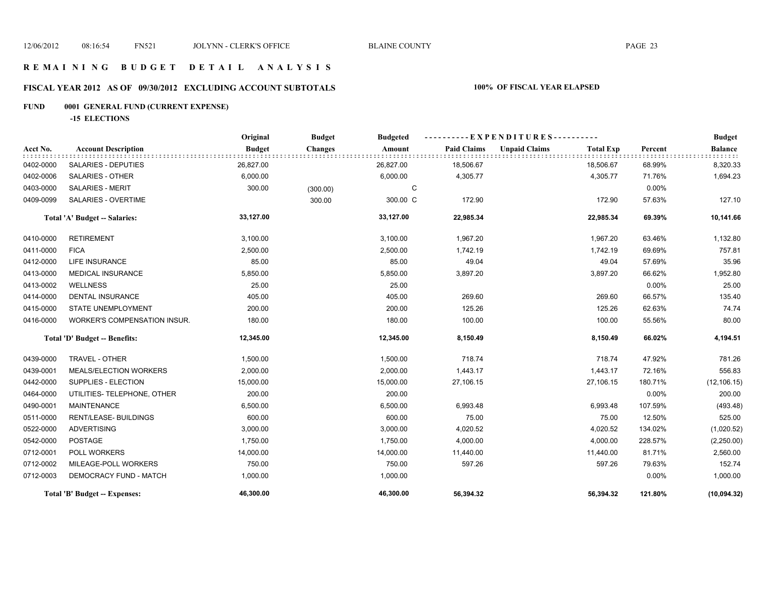# REMAINING BUDGET DETAIL ANALYSIS

## FISCAL YEAR 2012 AS OF 09/30/2012 EXCLUDING ACCOUNT SUBTOTALS

**100% OF FISCAL YEAR ELAPSED**

### FUND 0001 GENERAL FUND (CURRENT EXPENSE)

**-15 ELECTIONS**

| Acct No. | Account Description | Original Budget | Budget Changes | Budgeted Amount | Paid Claims | Unpaid Claims | Total Exp | Percent | Budget Balance |
|---|---|---|---|---|---|---|---|---|---|
| 0402-0000 | SALARIES - DEPUTIES | 26,827.00 | | 26,827.00 | 18,506.67 | | 18,506.67 | 68.99% | 8,320.33 |
| 0402-0006 | SALARIES - OTHER | 6,000.00 | | 6,000.00 | 4,305.77 | | 4,305.77 | 71.76% | 1,694.23 |
| 0403-0000 | SALARIES - MERIT | 300.00 | (300.00) | C | | | | 0.00% | |
| 0409-0099 | SALARIES - OVERTIME | | 300.00 | 300.00 C | 172.90 | | 172.90 | 57.63% | 127.10 |
| | **Total 'A' Budget -- Salaries:** | **33,127.00** | | **33,127.00** | **22,985.34** | | **22,985.34** | **69.39%** | **10,141.66** |
| 0410-0000 | RETIREMENT | 3,100.00 | | 3,100.00 | 1,967.20 | | 1,967.20 | 63.46% | 1,132.80 |
| 0411-0000 | FICA | 2,500.00 | | 2,500.00 | 1,742.19 | | 1,742.19 | 69.69% | 757.81 |
| 0412-0000 | LIFE INSURANCE | 85.00 | | 85.00 | 49.04 | | 49.04 | 57.69% | 35.96 |
| 0413-0000 | MEDICAL INSURANCE | 5,850.00 | | 5,850.00 | 3,897.20 | | 3,897.20 | 66.62% | 1,952.80 |
| 0413-0002 | WELLNESS | 25.00 | | 25.00 | | | | 0.00% | 25.00 |
| 0414-0000 | DENTAL INSURANCE | 405.00 | | 405.00 | 269.60 | | 269.60 | 66.57% | 135.40 |
| 0415-0000 | STATE UNEMPLOYMENT | 200.00 | | 200.00 | 125.26 | | 125.26 | 62.63% | 74.74 |
| 0416-0000 | WORKER'S COMPENSATION INSUR. | 180.00 | | 180.00 | 100.00 | | 100.00 | 55.56% | 80.00 |
| | **Total 'D' Budget -- Benefits:** | **12,345.00** | | **12,345.00** | **8,150.49** | | **8,150.49** | **66.02%** | **4,194.51** |
| 0439-0000 | TRAVEL - OTHER | 1,500.00 | | 1,500.00 | 718.74 | | 718.74 | 47.92% | 781.26 |
| 0439-0001 | MEALS/ELECTION WORKERS | 2,000.00 | | 2,000.00 | 1,443.17 | | 1,443.17 | 72.16% | 556.83 |
| 0442-0000 | SUPPLIES - ELECTION | 15,000.00 | | 15,000.00 | 27,106.15 | | 27,106.15 | 180.71% | (12,106.15) |
| 0464-0000 | UTILITIES- TELEPHONE, OTHER | 200.00 | | 200.00 | | | | 0.00% | 200.00 |
| 0490-0001 | MAINTENANCE | 6,500.00 | | 6,500.00 | 6,993.48 | | 6,993.48 | 107.59% | (493.48) |
| 0511-0000 | RENT/LEASE- BUILDINGS | 600.00 | | 600.00 | 75.00 | | 75.00 | 12.50% | 525.00 |
| 0522-0000 | ADVERTISING | 3,000.00 | | 3,000.00 | 4,020.52 | | 4,020.52 | 134.02% | (1,020.52) |
| 0542-0000 | POSTAGE | 1,750.00 | | 1,750.00 | 4,000.00 | | 4,000.00 | 228.57% | (2,250.00) |
| 0712-0001 | POLL WORKERS | 14,000.00 | | 14,000.00 | 11,440.00 | | 11,440.00 | 81.71% | 2,560.00 |
| 0712-0002 | MILEAGE-POLL WORKERS | 750.00 | | 750.00 | 597.26 | | 597.26 | 79.63% | 152.74 |
| 0712-0003 | DEMOCRACY FUND - MATCH | 1,000.00 | | 1,000.00 | | | | 0.00% | 1,000.00 |
| | **Total 'B' Budget -- Expenses:** | **46,300.00** | | **46,300.00** | **56,394.32** | | **56,394.32** | **121.80%** | **(10,094.32)** |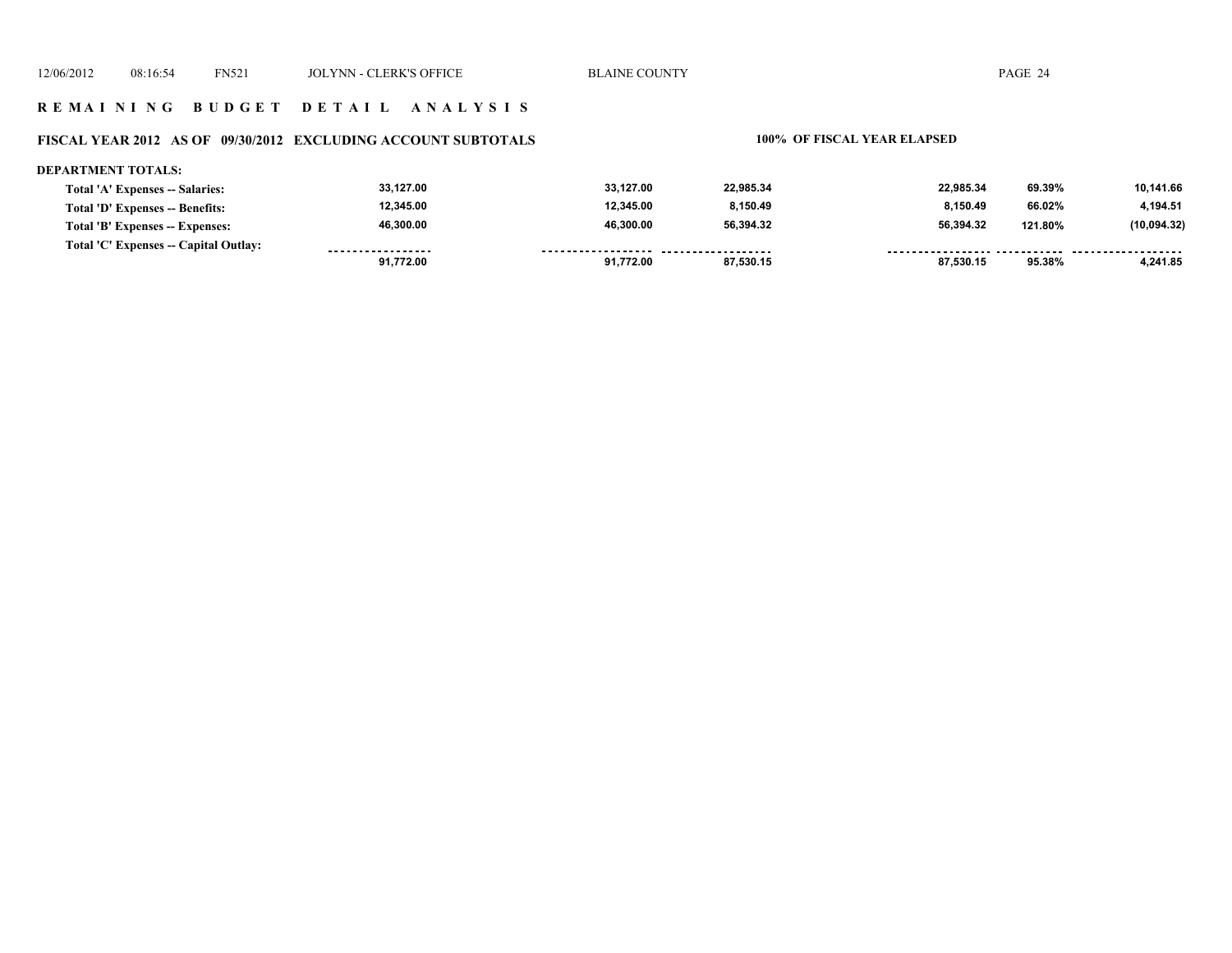## REMAINING BUDGET DETAIL ANALYSIS

### FISCAL YEAR 2012 AS OF 09/30/2012 EXCLUDING ACCOUNT SUBTOTALS

**100% OF FISCAL YEAR ELAPSED**

**DEPARTMENT TOTALS:**

| | | | | | | |
|---|---|---|---|---|---|---|
| Total 'A' Expenses -- Salaries: | 33,127.00 | 33,127.00 | 22,985.34 | 22,985.34 | 69.39% | 10,141.66 |
| Total 'D' Expenses -- Benefits: | 12,345.00 | 12,345.00 | 8,150.49 | 8,150.49 | 66.02% | 4,194.51 |
| Total 'B' Expenses -- Expenses: | 46,300.00 | 46,300.00 | 56,394.32 | 56,394.32 | 121.80% | (10,094.32) |
| Total 'C' Expenses -- Capital Outlay: | | | | | | |
| | 91,772.00 | 91,772.00 | 87,530.15 | 87,530.15 | 95.38% | 4,241.85 |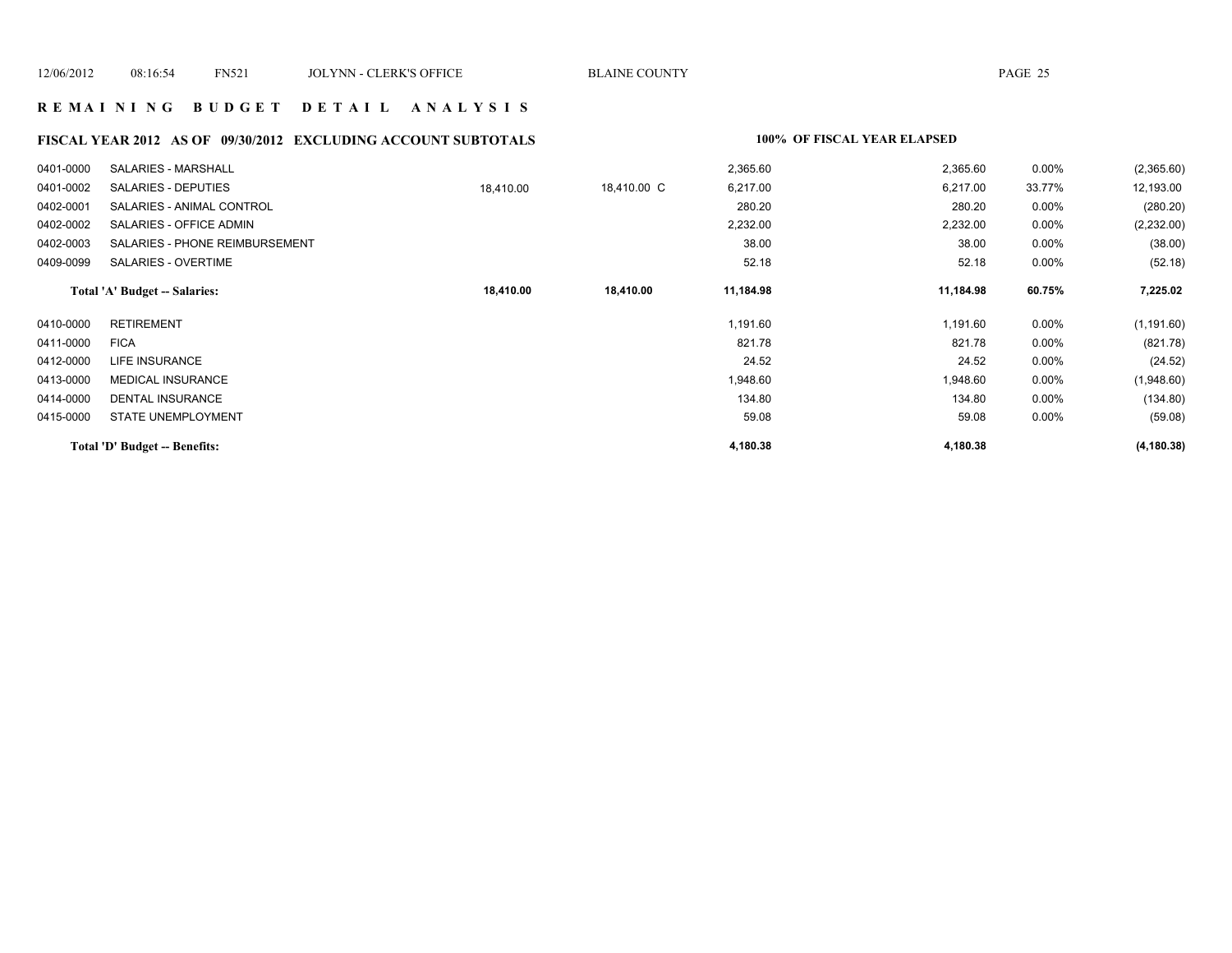## R E M A I N I N G B U D G E T D E T A I L A N A L Y S I S

### FISCAL YEAR 2012 AS OF 09/30/2012 EXCLUDING ACCOUNT SUBTOTALS

**100% OF FISCAL YEAR ELAPSED**

| Account | Description | | | | | | |
|---|---|---|---|---|---|---|---|
| 0401-0000 | SALARIES - MARSHALL | | | 2,365.60 | 2,365.60 | 0.00% | (2,365.60) |
| 0401-0002 | SALARIES - DEPUTIES | 18,410.00 | 18,410.00 C | 6,217.00 | 6,217.00 | 33.77% | 12,193.00 |
| 0402-0001 | SALARIES - ANIMAL CONTROL | | | 280.20 | 280.20 | 0.00% | (280.20) |
| 0402-0002 | SALARIES - OFFICE ADMIN | | | 2,232.00 | 2,232.00 | 0.00% | (2,232.00) |
| 0402-0003 | SALARIES - PHONE REIMBURSEMENT | | | 38.00 | 38.00 | 0.00% | (38.00) |
| 0409-0099 | SALARIES - OVERTIME | | | 52.18 | 52.18 | 0.00% | (52.18) |
| **Total 'A' Budget -- Salaries:** | | **18,410.00** | **18,410.00** | **11,184.98** | **11,184.98** | **60.75%** | **7,225.02** |
| 0410-0000 | RETIREMENT | | | 1,191.60 | 1,191.60 | 0.00% | (1,191.60) |
| 0411-0000 | FICA | | | 821.78 | 821.78 | 0.00% | (821.78) |
| 0412-0000 | LIFE INSURANCE | | | 24.52 | 24.52 | 0.00% | (24.52) |
| 0413-0000 | MEDICAL INSURANCE | | | 1,948.60 | 1,948.60 | 0.00% | (1,948.60) |
| 0414-0000 | DENTAL INSURANCE | | | 134.80 | 134.80 | 0.00% | (134.80) |
| 0415-0000 | STATE UNEMPLOYMENT | | | 59.08 | 59.08 | 0.00% | (59.08) |
| **Total 'D' Budget -- Benefits:** | | | | **4,180.38** | **4,180.38** | | **(4,180.38)** |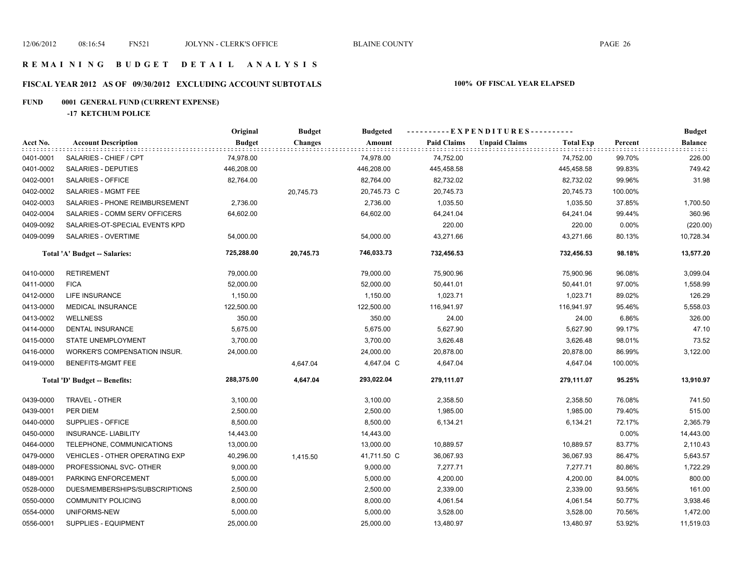# R E M A I N I N G  B U D G E T  D E T A I L  A N A L Y S I S

## FISCAL YEAR 2012 AS OF 09/30/2012 EXCLUDING ACCOUNT SUBTOTALS

**100% OF FISCAL YEAR ELAPSED**

**FUND 0001 GENERAL FUND (CURRENT EXPENSE)**

**-17 KETCHUM POLICE**

| Acct No. | Account Description | Original Budget | Budget Changes | Budgeted Amount | Paid Claims | Unpaid Claims | Total Exp | Percent | Budget Balance |
|---|---|---|---|---|---|---|---|---|---|
| 0401-0001 | SALARIES - CHIEF / CPT | 74,978.00 | | 74,978.00 | 74,752.00 | | 74,752.00 | 99.70% | 226.00 |
| 0401-0002 | SALARIES - DEPUTIES | 446,208.00 | | 446,208.00 | 445,458.58 | | 445,458.58 | 99.83% | 749.42 |
| 0402-0001 | SALARIES - OFFICE | 82,764.00 | | 82,764.00 | 82,732.02 | | 82,732.02 | 99.96% | 31.98 |
| 0402-0002 | SALARIES - MGMT FEE | | 20,745.73 | 20,745.73 C | 20,745.73 | | 20,745.73 | 100.00% | |
| 0402-0003 | SALARIES - PHONE REIMBURSEMENT | 2,736.00 | | 2,736.00 | 1,035.50 | | 1,035.50 | 37.85% | 1,700.50 |
| 0402-0004 | SALARIES - COMM SERV OFFICERS | 64,602.00 | | 64,602.00 | 64,241.04 | | 64,241.04 | 99.44% | 360.96 |
| 0409-0092 | SALARIES-OT-SPECIAL EVENTS KPD | | | | 220.00 | | 220.00 | 0.00% | (220.00) |
| 0409-0099 | SALARIES - OVERTIME | 54,000.00 | | 54,000.00 | 43,271.66 | | 43,271.66 | 80.13% | 10,728.34 |
| | **Total 'A' Budget -- Salaries:** | **725,288.00** | **20,745.73** | **746,033.73** | **732,456.53** | | **732,456.53** | **98.18%** | **13,577.20** |
| 0410-0000 | RETIREMENT | 79,000.00 | | 79,000.00 | 75,900.96 | | 75,900.96 | 96.08% | 3,099.04 |
| 0411-0000 | FICA | 52,000.00 | | 52,000.00 | 50,441.01 | | 50,441.01 | 97.00% | 1,558.99 |
| 0412-0000 | LIFE INSURANCE | 1,150.00 | | 1,150.00 | 1,023.71 | | 1,023.71 | 89.02% | 126.29 |
| 0413-0000 | MEDICAL INSURANCE | 122,500.00 | | 122,500.00 | 116,941.97 | | 116,941.97 | 95.46% | 5,558.03 |
| 0413-0002 | WELLNESS | 350.00 | | 350.00 | 24.00 | | 24.00 | 6.86% | 326.00 |
| 0414-0000 | DENTAL INSURANCE | 5,675.00 | | 5,675.00 | 5,627.90 | | 5,627.90 | 99.17% | 47.10 |
| 0415-0000 | STATE UNEMPLOYMENT | 3,700.00 | | 3,700.00 | 3,626.48 | | 3,626.48 | 98.01% | 73.52 |
| 0416-0000 | WORKER'S COMPENSATION INSUR. | 24,000.00 | | 24,000.00 | 20,878.00 | | 20,878.00 | 86.99% | 3,122.00 |
| 0419-0000 | BENEFITS-MGMT FEE | | 4,647.04 | 4,647.04 C | 4,647.04 | | 4,647.04 | 100.00% | |
| | **Total 'D' Budget -- Benefits:** | **288,375.00** | **4,647.04** | **293,022.04** | **279,111.07** | | **279,111.07** | **95.25%** | **13,910.97** |
| 0439-0000 | TRAVEL - OTHER | 3,100.00 | | 3,100.00 | 2,358.50 | | 2,358.50 | 76.08% | 741.50 |
| 0439-0001 | PER DIEM | 2,500.00 | | 2,500.00 | 1,985.00 | | 1,985.00 | 79.40% | 515.00 |
| 0440-0000 | SUPPLIES - OFFICE | 8,500.00 | | 8,500.00 | 6,134.21 | | 6,134.21 | 72.17% | 2,365.79 |
| 0450-0000 | INSURANCE- LIABILITY | 14,443.00 | | 14,443.00 | | | | 0.00% | 14,443.00 |
| 0464-0000 | TELEPHONE, COMMUNICATIONS | 13,000.00 | | 13,000.00 | 10,889.57 | | 10,889.57 | 83.77% | 2,110.43 |
| 0479-0000 | VEHICLES - OTHER OPERATING EXP | 40,296.00 | 1,415.50 | 41,711.50 C | 36,067.93 | | 36,067.93 | 86.47% | 5,643.57 |
| 0489-0000 | PROFESSIONAL SVC- OTHER | 9,000.00 | | 9,000.00 | 7,277.71 | | 7,277.71 | 80.86% | 1,722.29 |
| 0489-0001 | PARKING ENFORCEMENT | 5,000.00 | | 5,000.00 | 4,200.00 | | 4,200.00 | 84.00% | 800.00 |
| 0528-0000 | DUES/MEMBERSHIPS/SUBSCRIPTIONS | 2,500.00 | | 2,500.00 | 2,339.00 | | 2,339.00 | 93.56% | 161.00 |
| 0550-0000 | COMMUNITY POLICING | 8,000.00 | | 8,000.00 | 4,061.54 | | 4,061.54 | 50.77% | 3,938.46 |
| 0554-0000 | UNIFORMS-NEW | 5,000.00 | | 5,000.00 | 3,528.00 | | 3,528.00 | 70.56% | 1,472.00 |
| 0556-0001 | SUPPLIES - EQUIPMENT | 25,000.00 | | 25,000.00 | 13,480.97 | | 13,480.97 | 53.92% | 11,519.03 |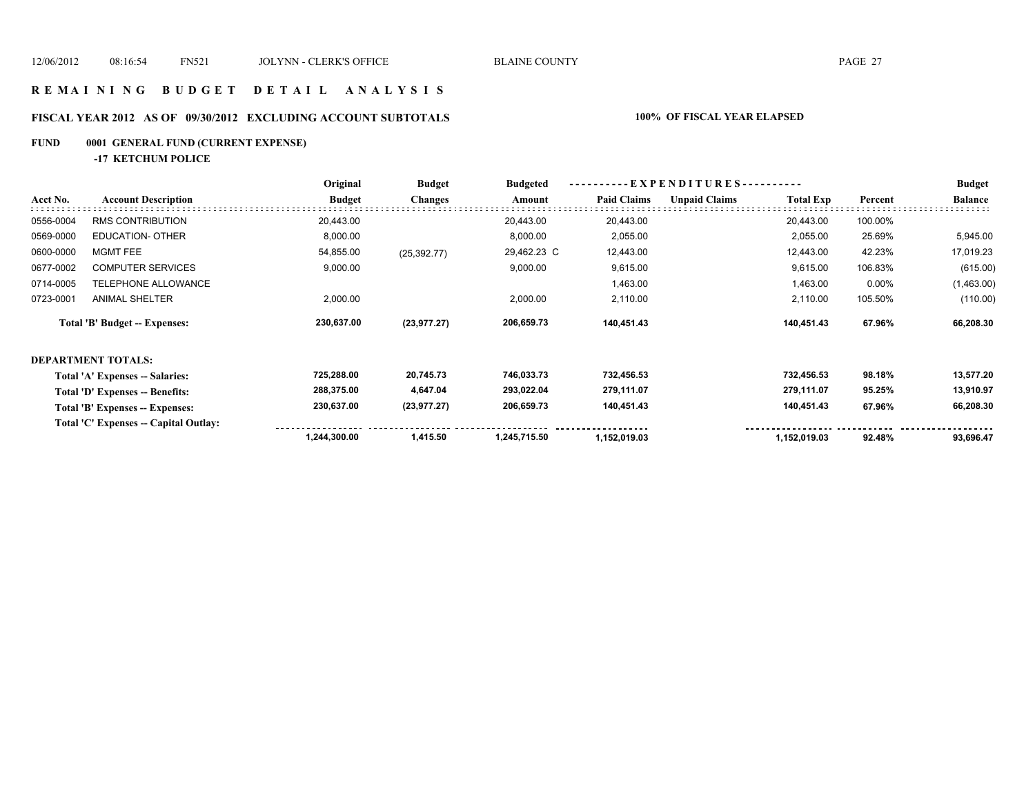# R E M A I N I N G   B U D G E T   D E T A I L   A N A L Y S I S

## FISCAL YEAR 2012 AS OF 09/30/2012 EXCLUDING ACCOUNT SUBTOTALS — 100% OF FISCAL YEAR ELAPSED

### FUND 0001 GENERAL FUND (CURRENT EXPENSE)

**-17 KETCHUM POLICE**

| Acct No. | Account Description | Original Budget | Budget Changes | Budgeted Amount | Paid Claims | Unpaid Claims | Total Exp | Percent | Budget Balance |
|---|---|---|---|---|---|---|---|---|---|
| 0556-0004 | RMS CONTRIBUTION | 20,443.00 | | 20,443.00 | 20,443.00 | | 20,443.00 | 100.00% | |
| 0569-0000 | EDUCATION- OTHER | 8,000.00 | | 8,000.00 | 2,055.00 | | 2,055.00 | 25.69% | 5,945.00 |
| 0600-0000 | MGMT FEE | 54,855.00 | (25,392.77) | 29,462.23 C | 12,443.00 | | 12,443.00 | 42.23% | 17,019.23 |
| 0677-0002 | COMPUTER SERVICES | 9,000.00 | | 9,000.00 | 9,615.00 | | 9,615.00 | 106.83% | (615.00) |
| 0714-0005 | TELEPHONE ALLOWANCE | | | | 1,463.00 | | 1,463.00 | 0.00% | (1,463.00) |
| 0723-0001 | ANIMAL SHELTER | 2,000.00 | | 2,000.00 | 2,110.00 | | 2,110.00 | 105.50% | (110.00) |
| | **Total 'B' Budget -- Expenses:** | **230,637.00** | **(23,977.27)** | **206,659.73** | **140,451.43** | | **140,451.43** | **67.96%** | **66,208.30** |

**DEPARTMENT TOTALS:**

| | Original Budget | Budget Changes | Budgeted Amount | Paid Claims | Unpaid Claims | Total Exp | Percent | Budget Balance |
|---|---|---|---|---|---|---|---|---|
| **Total 'A' Expenses -- Salaries:** | **725,288.00** | **20,745.73** | **746,033.73** | **732,456.53** | | **732,456.53** | **98.18%** | **13,577.20** |
| **Total 'D' Expenses -- Benefits:** | **288,375.00** | **4,647.04** | **293,022.04** | **279,111.07** | | **279,111.07** | **95.25%** | **13,910.97** |
| **Total 'B' Expenses -- Expenses:** | **230,637.00** | **(23,977.27)** | **206,659.73** | **140,451.43** | | **140,451.43** | **67.96%** | **66,208.30** |
| **Total 'C' Expenses -- Capital Outlay:** | | | | | | | | |
| | **1,244,300.00** | **1,415.50** | **1,245,715.50** | **1,152,019.03** | | **1,152,019.03** | **92.48%** | **93,696.47** |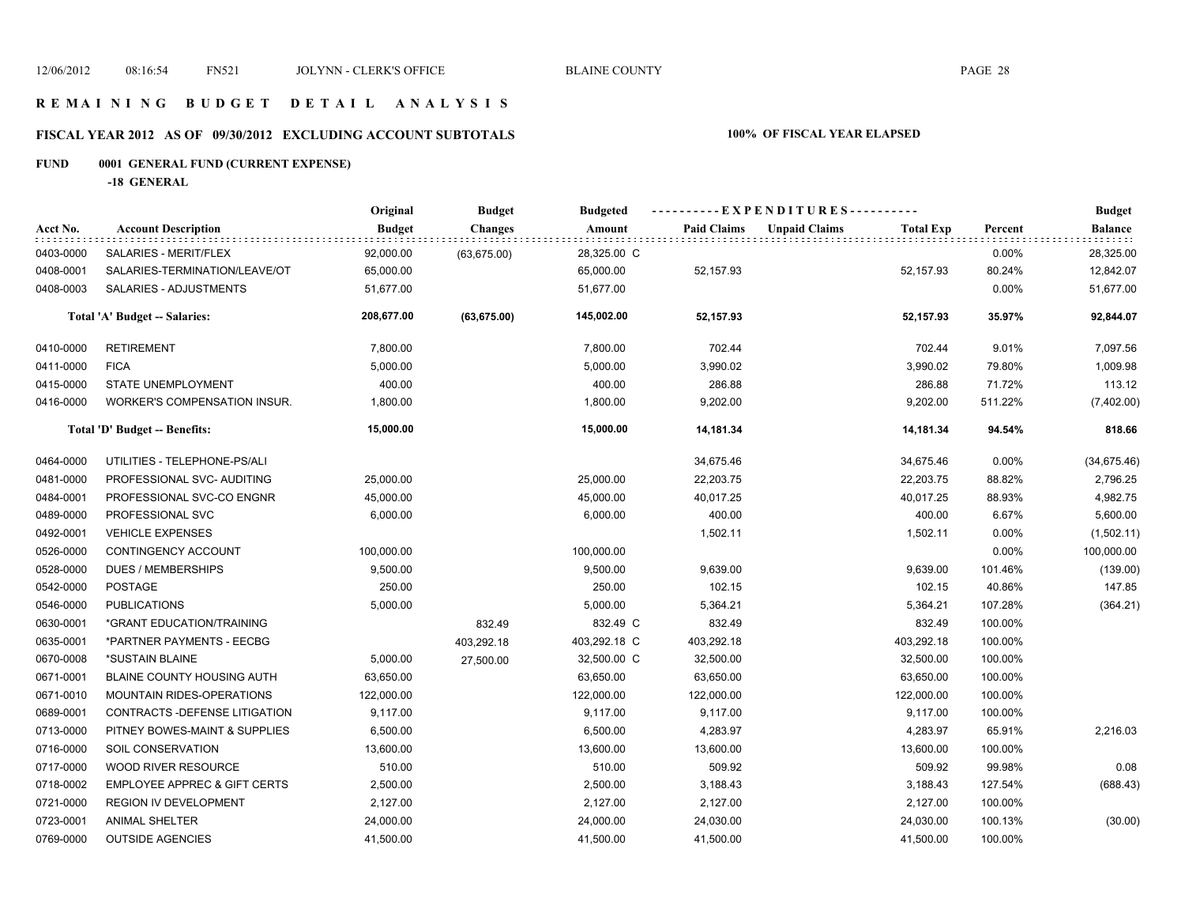# REMAINING BUDGET DETAIL ANALYSIS

## FISCAL YEAR 2012 AS OF 09/30/2012 EXCLUDING ACCOUNT SUBTOTALS

**100% OF FISCAL YEAR ELAPSED**

### FUND 0001 GENERAL FUND (CURRENT EXPENSE)

**-18 GENERAL**

| Acct No. | Account Description | Original Budget | Budget Changes | Budgeted Amount | Paid Claims | Unpaid Claims | Total Exp | Percent | Budget Balance |
|---|---|---|---|---|---|---|---|---|---|
| 0403-0000 | SALARIES - MERIT/FLEX | 92,000.00 | (63,675.00) | 28,325.00 C | | | | 0.00% | 28,325.00 |
| 0408-0001 | SALARIES-TERMINATION/LEAVE/OT | 65,000.00 | | 65,000.00 | 52,157.93 | | 52,157.93 | 80.24% | 12,842.07 |
| 0408-0003 | SALARIES - ADJUSTMENTS | 51,677.00 | | 51,677.00 | | | | 0.00% | 51,677.00 |
| | **Total 'A' Budget -- Salaries:** | **208,677.00** | **(63,675.00)** | **145,002.00** | **52,157.93** | | **52,157.93** | **35.97%** | **92,844.07** |
| 0410-0000 | RETIREMENT | 7,800.00 | | 7,800.00 | 702.44 | | 702.44 | 9.01% | 7,097.56 |
| 0411-0000 | FICA | 5,000.00 | | 5,000.00 | 3,990.02 | | 3,990.02 | 79.80% | 1,009.98 |
| 0415-0000 | STATE UNEMPLOYMENT | 400.00 | | 400.00 | 286.88 | | 286.88 | 71.72% | 113.12 |
| 0416-0000 | WORKER'S COMPENSATION INSUR. | 1,800.00 | | 1,800.00 | 9,202.00 | | 9,202.00 | 511.22% | (7,402.00) |
| | **Total 'D' Budget -- Benefits:** | **15,000.00** | | **15,000.00** | **14,181.34** | | **14,181.34** | **94.54%** | **818.66** |
| 0464-0000 | UTILITIES - TELEPHONE-PS/ALI | | | | 34,675.46 | | 34,675.46 | 0.00% | (34,675.46) |
| 0481-0000 | PROFESSIONAL SVC- AUDITING | 25,000.00 | | 25,000.00 | 22,203.75 | | 22,203.75 | 88.82% | 2,796.25 |
| 0484-0001 | PROFESSIONAL SVC-CO ENGNR | 45,000.00 | | 45,000.00 | 40,017.25 | | 40,017.25 | 88.93% | 4,982.75 |
| 0489-0000 | PROFESSIONAL SVC | 6,000.00 | | 6,000.00 | 400.00 | | 400.00 | 6.67% | 5,600.00 |
| 0492-0001 | VEHICLE EXPENSES | | | | 1,502.11 | | 1,502.11 | 0.00% | (1,502.11) |
| 0526-0000 | CONTINGENCY ACCOUNT | 100,000.00 | | 100,000.00 | | | | 0.00% | 100,000.00 |
| 0528-0000 | DUES / MEMBERSHIPS | 9,500.00 | | 9,500.00 | 9,639.00 | | 9,639.00 | 101.46% | (139.00) |
| 0542-0000 | POSTAGE | 250.00 | | 250.00 | 102.15 | | 102.15 | 40.86% | 147.85 |
| 0546-0000 | PUBLICATIONS | 5,000.00 | | 5,000.00 | 5,364.21 | | 5,364.21 | 107.28% | (364.21) |
| 0630-0001 | *GRANT EDUCATION/TRAINING | | 832.49 | 832.49 C | 832.49 | | 832.49 | 100.00% | |
| 0635-0001 | *PARTNER PAYMENTS - EECBG | | 403,292.18 | 403,292.18 C | 403,292.18 | | 403,292.18 | 100.00% | |
| 0670-0008 | *SUSTAIN BLAINE | 5,000.00 | 27,500.00 | 32,500.00 C | 32,500.00 | | 32,500.00 | 100.00% | |
| 0671-0001 | BLAINE COUNTY HOUSING AUTH | 63,650.00 | | 63,650.00 | 63,650.00 | | 63,650.00 | 100.00% | |
| 0671-0010 | MOUNTAIN RIDES-OPERATIONS | 122,000.00 | | 122,000.00 | 122,000.00 | | 122,000.00 | 100.00% | |
| 0689-0001 | CONTRACTS -DEFENSE LITIGATION | 9,117.00 | | 9,117.00 | 9,117.00 | | 9,117.00 | 100.00% | |
| 0713-0000 | PITNEY BOWES-MAINT & SUPPLIES | 6,500.00 | | 6,500.00 | 4,283.97 | | 4,283.97 | 65.91% | 2,216.03 |
| 0716-0000 | SOIL CONSERVATION | 13,600.00 | | 13,600.00 | 13,600.00 | | 13,600.00 | 100.00% | |
| 0717-0000 | WOOD RIVER RESOURCE | 510.00 | | 510.00 | 509.92 | | 509.92 | 99.98% | 0.08 |
| 0718-0002 | EMPLOYEE APPREC & GIFT CERTS | 2,500.00 | | 2,500.00 | 3,188.43 | | 3,188.43 | 127.54% | (688.43) |
| 0721-0000 | REGION IV DEVELOPMENT | 2,127.00 | | 2,127.00 | 2,127.00 | | 2,127.00 | 100.00% | |
| 0723-0001 | ANIMAL SHELTER | 24,000.00 | | 24,000.00 | 24,030.00 | | 24,030.00 | 100.13% | (30.00) |
| 0769-0000 | OUTSIDE AGENCIES | 41,500.00 | | 41,500.00 | 41,500.00 | | 41,500.00 | 100.00% | |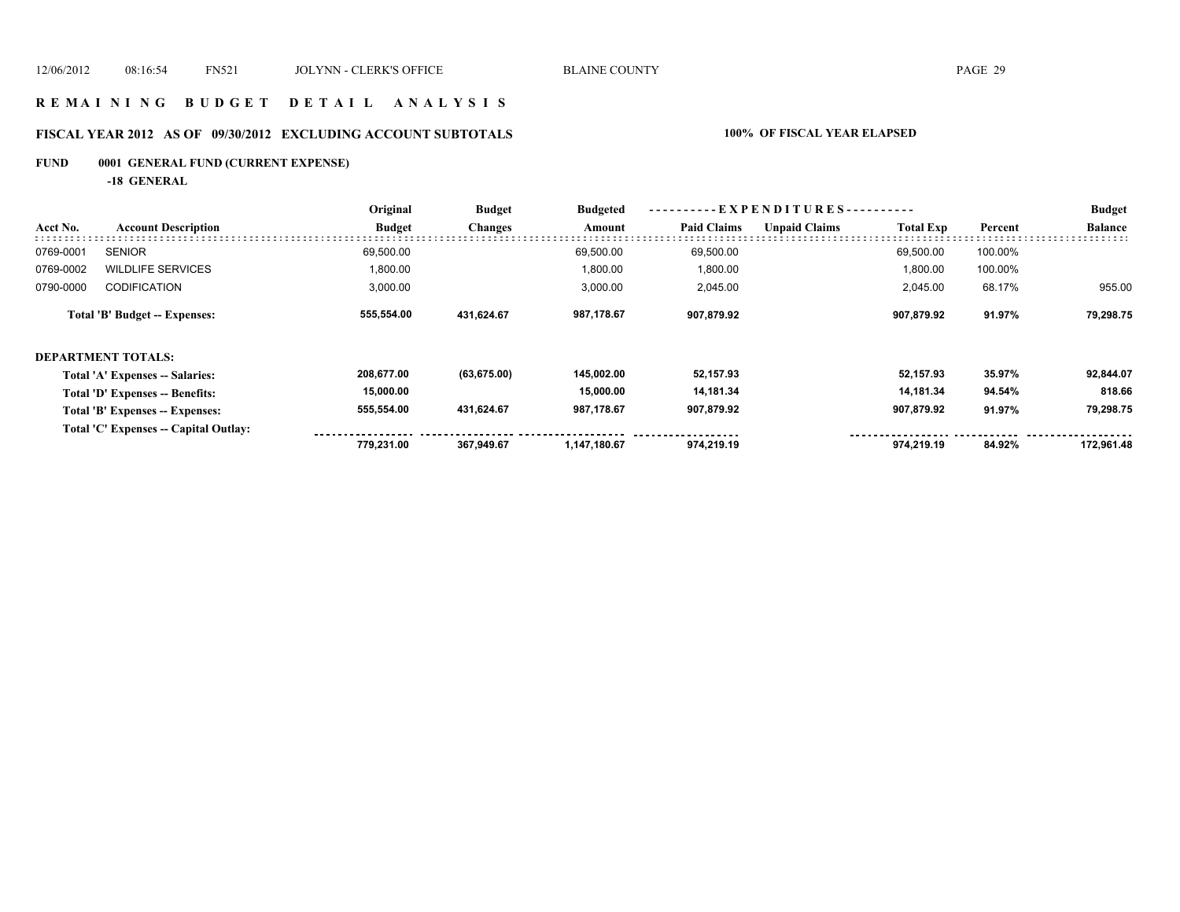# R E M A I N I N G   B U D G E T   D E T A I L   A N A L Y S I S

## FISCAL YEAR 2012 AS OF 09/30/2012 EXCLUDING ACCOUNT SUBTOTALS

**100% OF FISCAL YEAR ELAPSED**

**FUND 0001 GENERAL FUND (CURRENT EXPENSE)**

**-18 GENERAL**

| Acct No. | Account Description | Original Budget | Budget Changes | Budgeted Amount | Paid Claims | Unpaid Claims | Total Exp | Percent | Budget Balance |
|---|---|---|---|---|---|---|---|---|---|
| 0769-0001 | SENIOR | 69,500.00 | | 69,500.00 | 69,500.00 | | 69,500.00 | 100.00% | |
| 0769-0002 | WILDLIFE SERVICES | 1,800.00 | | 1,800.00 | 1,800.00 | | 1,800.00 | 100.00% | |
| 0790-0000 | CODIFICATION | 3,000.00 | | 3,000.00 | 2,045.00 | | 2,045.00 | 68.17% | 955.00 |
| | **Total 'B' Budget -- Expenses:** | **555,554.00** | **431,624.67** | **987,178.67** | **907,879.92** | | **907,879.92** | **91.97%** | **79,298.75** |
| | **DEPARTMENT TOTALS:** | | | | | | | | |
| | **Total 'A' Expenses -- Salaries:** | **208,677.00** | **(63,675.00)** | **145,002.00** | **52,157.93** | | **52,157.93** | **35.97%** | **92,844.07** |
| | **Total 'D' Expenses -- Benefits:** | **15,000.00** | | **15,000.00** | **14,181.34** | | **14,181.34** | **94.54%** | **818.66** |
| | **Total 'B' Expenses -- Expenses:** | **555,554.00** | **431,624.67** | **987,178.67** | **907,879.92** | | **907,879.92** | **91.97%** | **79,298.75** |
| | **Total 'C' Expenses -- Capital Outlay:** | | | | | | | | |
| | | **779,231.00** | **367,949.67** | **1,147,180.67** | **974,219.19** | | **974,219.19** | **84.92%** | **172,961.48** |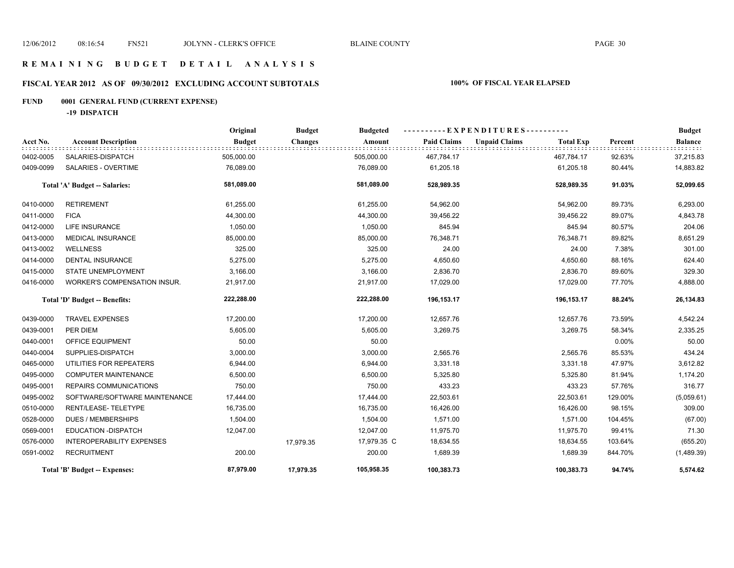# R E M A I N I N G   B U D G E T   D E T A I L   A N A L Y S I S

## FISCAL YEAR 2012 AS OF 09/30/2012 EXCLUDING ACCOUNT SUBTOTALS

**100% OF FISCAL YEAR ELAPSED**

### FUND 0001 GENERAL FUND (CURRENT EXPENSE)

**-19 DISPATCH**

| Acct No. | Account Description | Original Budget | Budget Changes | Budgeted Amount | Paid Claims | Unpaid Claims | Total Exp | Percent | Budget Balance |
|---|---|---|---|---|---|---|---|---|---|
| 0402-0005 | SALARIES-DISPATCH | 505,000.00 | | 505,000.00 | 467,784.17 | | 467,784.17 | 92.63% | 37,215.83 |
| 0409-0099 | SALARIES - OVERTIME | 76,089.00 | | 76,089.00 | 61,205.18 | | 61,205.18 | 80.44% | 14,883.82 |
| | **Total 'A' Budget -- Salaries:** | **581,089.00** | | **581,089.00** | **528,989.35** | | **528,989.35** | **91.03%** | **52,099.65** |
| 0410-0000 | RETIREMENT | 61,255.00 | | 61,255.00 | 54,962.00 | | 54,962.00 | 89.73% | 6,293.00 |
| 0411-0000 | FICA | 44,300.00 | | 44,300.00 | 39,456.22 | | 39,456.22 | 89.07% | 4,843.78 |
| 0412-0000 | LIFE INSURANCE | 1,050.00 | | 1,050.00 | 845.94 | | 845.94 | 80.57% | 204.06 |
| 0413-0000 | MEDICAL INSURANCE | 85,000.00 | | 85,000.00 | 76,348.71 | | 76,348.71 | 89.82% | 8,651.29 |
| 0413-0002 | WELLNESS | 325.00 | | 325.00 | 24.00 | | 24.00 | 7.38% | 301.00 |
| 0414-0000 | DENTAL INSURANCE | 5,275.00 | | 5,275.00 | 4,650.60 | | 4,650.60 | 88.16% | 624.40 |
| 0415-0000 | STATE UNEMPLOYMENT | 3,166.00 | | 3,166.00 | 2,836.70 | | 2,836.70 | 89.60% | 329.30 |
| 0416-0000 | WORKER'S COMPENSATION INSUR. | 21,917.00 | | 21,917.00 | 17,029.00 | | 17,029.00 | 77.70% | 4,888.00 |
| | **Total 'D' Budget -- Benefits:** | **222,288.00** | | **222,288.00** | **196,153.17** | | **196,153.17** | **88.24%** | **26,134.83** |
| 0439-0000 | TRAVEL EXPENSES | 17,200.00 | | 17,200.00 | 12,657.76 | | 12,657.76 | 73.59% | 4,542.24 |
| 0439-0001 | PER DIEM | 5,605.00 | | 5,605.00 | 3,269.75 | | 3,269.75 | 58.34% | 2,335.25 |
| 0440-0001 | OFFICE EQUIPMENT | 50.00 | | 50.00 | | | | 0.00% | 50.00 |
| 0440-0004 | SUPPLIES-DISPATCH | 3,000.00 | | 3,000.00 | 2,565.76 | | 2,565.76 | 85.53% | 434.24 |
| 0465-0000 | UTILITIES FOR REPEATERS | 6,944.00 | | 6,944.00 | 3,331.18 | | 3,331.18 | 47.97% | 3,612.82 |
| 0495-0000 | COMPUTER MAINTENANCE | 6,500.00 | | 6,500.00 | 5,325.80 | | 5,325.80 | 81.94% | 1,174.20 |
| 0495-0001 | REPAIRS COMMUNICATIONS | 750.00 | | 750.00 | 433.23 | | 433.23 | 57.76% | 316.77 |
| 0495-0002 | SOFTWARE/SOFTWARE MAINTENANCE | 17,444.00 | | 17,444.00 | 22,503.61 | | 22,503.61 | 129.00% | (5,059.61) |
| 0510-0000 | RENT/LEASE- TELETYPE | 16,735.00 | | 16,735.00 | 16,426.00 | | 16,426.00 | 98.15% | 309.00 |
| 0528-0000 | DUES / MEMBERSHIPS | 1,504.00 | | 1,504.00 | 1,571.00 | | 1,571.00 | 104.45% | (67.00) |
| 0569-0001 | EDUCATION -DISPATCH | 12,047.00 | | 12,047.00 | 11,975.70 | | 11,975.70 | 99.41% | 71.30 |
| 0576-0000 | INTEROPERABILITY EXPENSES | | 17,979.35 | 17,979.35 C | 18,634.55 | | 18,634.55 | 103.64% | (655.20) |
| 0591-0002 | RECRUITMENT | 200.00 | | 200.00 | 1,689.39 | | 1,689.39 | 844.70% | (1,489.39) |
| | **Total 'B' Budget -- Expenses:** | **87,979.00** | **17,979.35** | **105,958.35** | **100,383.73** | | **100,383.73** | **94.74%** | **5,574.62** |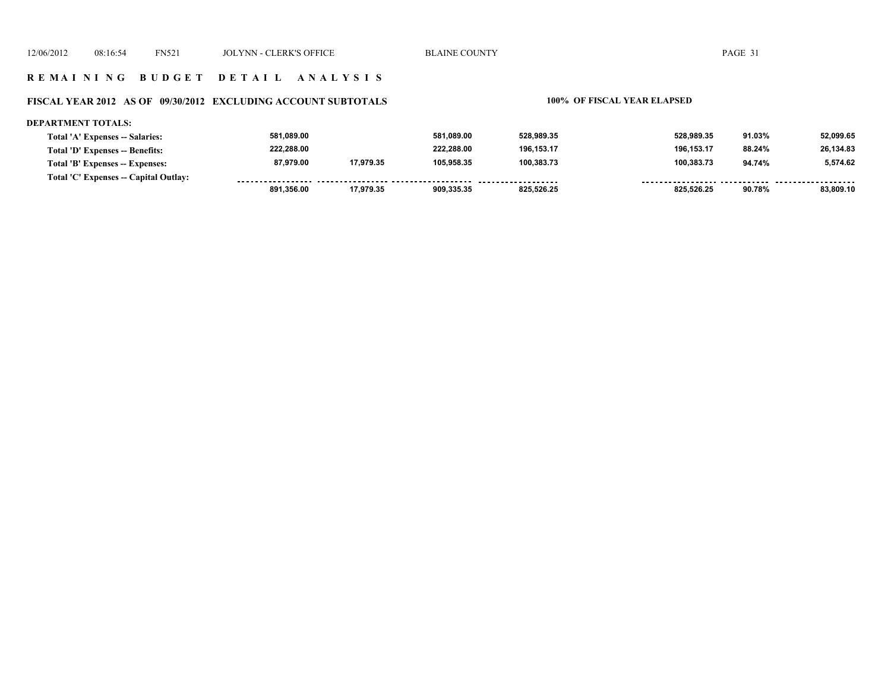## REMAINING BUDGET DETAIL ANALYSIS

### FISCAL YEAR 2012 AS OF 09/30/2012 EXCLUDING ACCOUNT SUBTOTALS

**100% OF FISCAL YEAR ELAPSED**

**DEPARTMENT TOTALS:**

| | | | | | | | |
|---|---|---|---|---|---|---|---|
| Total 'A' Expenses -- Salaries: | 581,089.00 | | 581,089.00 | 528,989.35 | 528,989.35 | 91.03% | 52,099.65 |
| Total 'D' Expenses -- Benefits: | 222,288.00 | | 222,288.00 | 196,153.17 | 196,153.17 | 88.24% | 26,134.83 |
| Total 'B' Expenses -- Expenses: | 87,979.00 | 17,979.35 | 105,958.35 | 100,383.73 | 100,383.73 | 94.74% | 5,574.62 |
| Total 'C' Expenses -- Capital Outlay: | | | | | | | |
| | 891,356.00 | 17,979.35 | 909,335.35 | 825,526.25 | 825,526.25 | 90.78% | 83,809.10 |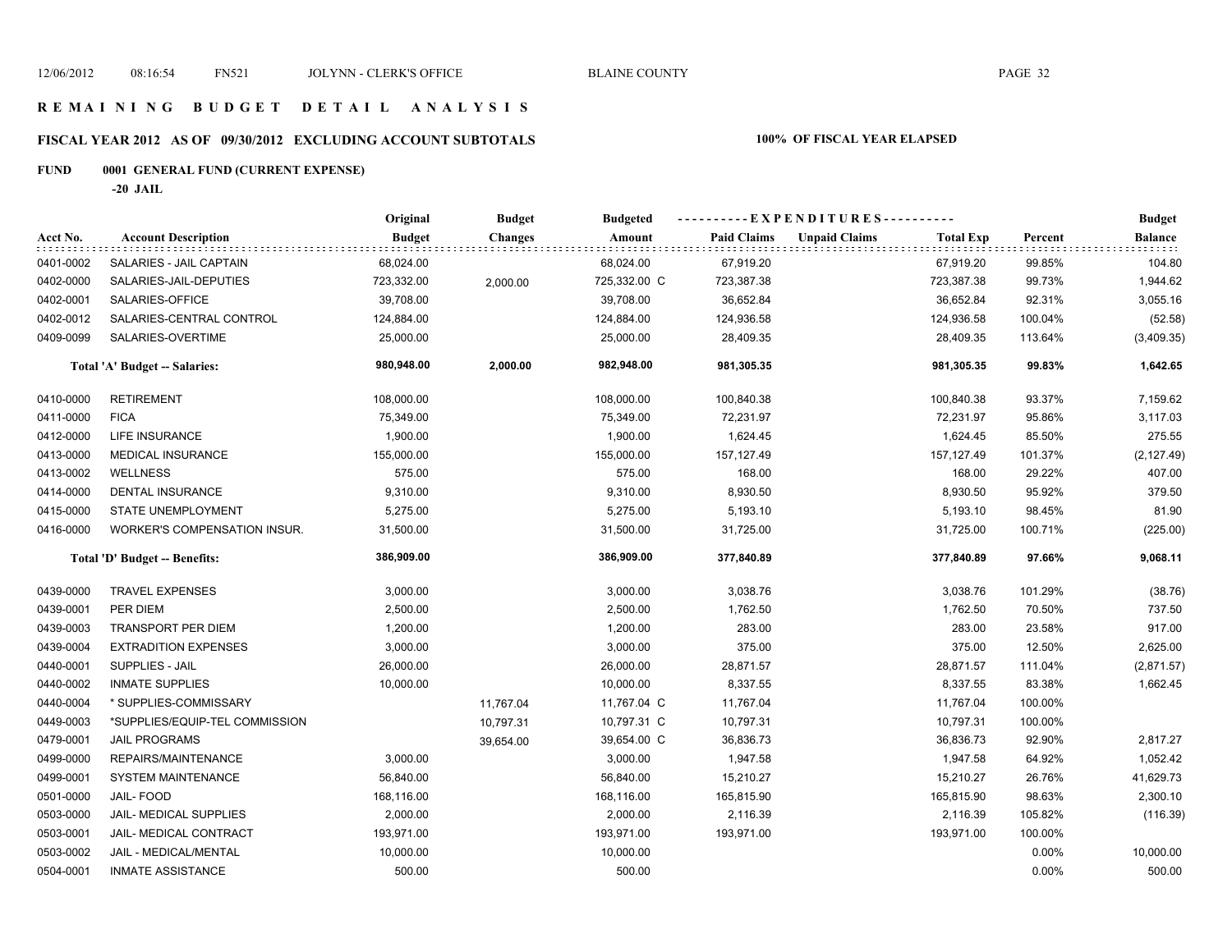# R E M A I N I N G   B U D G E T   D E T A I L   A N A L Y S I S

## FISCAL YEAR 2012 AS OF 09/30/2012 EXCLUDING ACCOUNT SUBTOTALS

**100% OF FISCAL YEAR ELAPSED**

**FUND 0001 GENERAL FUND (CURRENT EXPENSE)**

**-20 JAIL**

| Acct No. | Account Description | Original Budget | Budget Changes | Budgeted Amount | Paid Claims | Unpaid Claims | Total Exp | Percent | Budget Balance |
|---|---|---|---|---|---|---|---|---|---|
| 0401-0002 | SALARIES - JAIL CAPTAIN | 68,024.00 | | 68,024.00 | 67,919.20 | | 67,919.20 | 99.85% | 104.80 |
| 0402-0000 | SALARIES-JAIL-DEPUTIES | 723,332.00 | 2,000.00 | 725,332.00 C | 723,387.38 | | 723,387.38 | 99.73% | 1,944.62 |
| 0402-0001 | SALARIES-OFFICE | 39,708.00 | | 39,708.00 | 36,652.84 | | 36,652.84 | 92.31% | 3,055.16 |
| 0402-0012 | SALARIES-CENTRAL CONTROL | 124,884.00 | | 124,884.00 | 124,936.58 | | 124,936.58 | 100.04% | (52.58) |
| 0409-0099 | SALARIES-OVERTIME | 25,000.00 | | 25,000.00 | 28,409.35 | | 28,409.35 | 113.64% | (3,409.35) |
| | **Total 'A' Budget -- Salaries:** | **980,948.00** | **2,000.00** | **982,948.00** | **981,305.35** | | **981,305.35** | **99.83%** | **1,642.65** |
| 0410-0000 | RETIREMENT | 108,000.00 | | 108,000.00 | 100,840.38 | | 100,840.38 | 93.37% | 7,159.62 |
| 0411-0000 | FICA | 75,349.00 | | 75,349.00 | 72,231.97 | | 72,231.97 | 95.86% | 3,117.03 |
| 0412-0000 | LIFE INSURANCE | 1,900.00 | | 1,900.00 | 1,624.45 | | 1,624.45 | 85.50% | 275.55 |
| 0413-0000 | MEDICAL INSURANCE | 155,000.00 | | 155,000.00 | 157,127.49 | | 157,127.49 | 101.37% | (2,127.49) |
| 0413-0002 | WELLNESS | 575.00 | | 575.00 | 168.00 | | 168.00 | 29.22% | 407.00 |
| 0414-0000 | DENTAL INSURANCE | 9,310.00 | | 9,310.00 | 8,930.50 | | 8,930.50 | 95.92% | 379.50 |
| 0415-0000 | STATE UNEMPLOYMENT | 5,275.00 | | 5,275.00 | 5,193.10 | | 5,193.10 | 98.45% | 81.90 |
| 0416-0000 | WORKER'S COMPENSATION INSUR. | 31,500.00 | | 31,500.00 | 31,725.00 | | 31,725.00 | 100.71% | (225.00) |
| | **Total 'D' Budget -- Benefits:** | **386,909.00** | | **386,909.00** | **377,840.89** | | **377,840.89** | **97.66%** | **9,068.11** |
| 0439-0000 | TRAVEL EXPENSES | 3,000.00 | | 3,000.00 | 3,038.76 | | 3,038.76 | 101.29% | (38.76) |
| 0439-0001 | PER DIEM | 2,500.00 | | 2,500.00 | 1,762.50 | | 1,762.50 | 70.50% | 737.50 |
| 0439-0003 | TRANSPORT PER DIEM | 1,200.00 | | 1,200.00 | 283.00 | | 283.00 | 23.58% | 917.00 |
| 0439-0004 | EXTRADITION EXPENSES | 3,000.00 | | 3,000.00 | 375.00 | | 375.00 | 12.50% | 2,625.00 |
| 0440-0001 | SUPPLIES - JAIL | 26,000.00 | | 26,000.00 | 28,871.57 | | 28,871.57 | 111.04% | (2,871.57) |
| 0440-0002 | INMATE SUPPLIES | 10,000.00 | | 10,000.00 | 8,337.55 | | 8,337.55 | 83.38% | 1,662.45 |
| 0440-0004 | * SUPPLIES-COMMISSARY | | 11,767.04 | 11,767.04 C | 11,767.04 | | 11,767.04 | 100.00% | |
| 0449-0003 | *SUPPLIES/EQUIP-TEL COMMISSION | | 10,797.31 | 10,797.31 C | 10,797.31 | | 10,797.31 | 100.00% | |
| 0479-0001 | JAIL PROGRAMS | | 39,654.00 | 39,654.00 C | 36,836.73 | | 36,836.73 | 92.90% | 2,817.27 |
| 0499-0000 | REPAIRS/MAINTENANCE | 3,000.00 | | 3,000.00 | 1,947.58 | | 1,947.58 | 64.92% | 1,052.42 |
| 0499-0001 | SYSTEM MAINTENANCE | 56,840.00 | | 56,840.00 | 15,210.27 | | 15,210.27 | 26.76% | 41,629.73 |
| 0501-0000 | JAIL- FOOD | 168,116.00 | | 168,116.00 | 165,815.90 | | 165,815.90 | 98.63% | 2,300.10 |
| 0503-0000 | JAIL- MEDICAL SUPPLIES | 2,000.00 | | 2,000.00 | 2,116.39 | | 2,116.39 | 105.82% | (116.39) |
| 0503-0001 | JAIL- MEDICAL CONTRACT | 193,971.00 | | 193,971.00 | 193,971.00 | | 193,971.00 | 100.00% | |
| 0503-0002 | JAIL - MEDICAL/MENTAL | 10,000.00 | | 10,000.00 | | | | 0.00% | 10,000.00 |
| 0504-0001 | INMATE ASSISTANCE | 500.00 | | 500.00 | | | | 0.00% | 500.00 |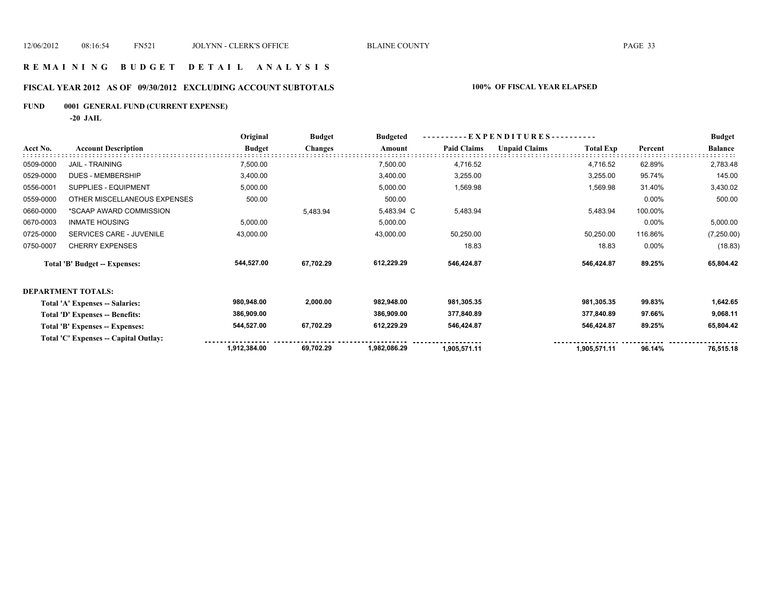## R E M A I N I N G   B U D G E T   D E T A I L   A N A L Y S I S

### FISCAL YEAR 2012 AS OF 09/30/2012 EXCLUDING ACCOUNT SUBTOTALS — 100% OF FISCAL YEAR ELAPSED

**FUND 0001 GENERAL FUND (CURRENT EXPENSE)**

**-20 JAIL**

| Acct No. | Account Description | Original Budget | Budget Changes | Budgeted Amount | Paid Claims | Unpaid Claims | Total Exp | Percent | Budget Balance |
|---|---|---|---|---|---|---|---|---|---|
| 0509-0000 | JAIL - TRAINING | 7,500.00 | | 7,500.00 | 4,716.52 | | 4,716.52 | 62.89% | 2,783.48 |
| 0529-0000 | DUES - MEMBERSHIP | 3,400.00 | | 3,400.00 | 3,255.00 | | 3,255.00 | 95.74% | 145.00 |
| 0556-0001 | SUPPLIES - EQUIPMENT | 5,000.00 | | 5,000.00 | 1,569.98 | | 1,569.98 | 31.40% | 3,430.02 |
| 0559-0000 | OTHER MISCELLANEOUS EXPENSES | 500.00 | | 500.00 | | | | 0.00% | 500.00 |
| 0660-0000 | *SCAAP AWARD COMMISSION | | 5,483.94 | 5,483.94 C | 5,483.94 | | 5,483.94 | 100.00% | |
| 0670-0003 | INMATE HOUSING | 5,000.00 | | 5,000.00 | | | | 0.00% | 5,000.00 |
| 0725-0000 | SERVICES CARE - JUVENILE | 43,000.00 | | 43,000.00 | 50,250.00 | | 50,250.00 | 116.86% | (7,250.00) |
| 0750-0007 | CHERRY EXPENSES | | | | 18.83 | | 18.83 | 0.00% | (18.83) |
| | **Total 'B' Budget -- Expenses:** | **544,527.00** | **67,702.29** | **612,229.29** | **546,424.87** | | **546,424.87** | **89.25%** | **65,804.42** |

**DEPARTMENT TOTALS:**

| | Original Budget | Budget Changes | Budgeted Amount | Paid Claims | Unpaid Claims | Total Exp | Percent | Budget Balance |
|---|---|---|---|---|---|---|---|---|
| **Total 'A' Expenses -- Salaries:** | **980,948.00** | **2,000.00** | **982,948.00** | **981,305.35** | | **981,305.35** | **99.83%** | **1,642.65** |
| **Total 'D' Expenses -- Benefits:** | **386,909.00** | | **386,909.00** | **377,840.89** | | **377,840.89** | **97.66%** | **9,068.11** |
| **Total 'B' Expenses -- Expenses:** | **544,527.00** | **67,702.29** | **612,229.29** | **546,424.87** | | **546,424.87** | **89.25%** | **65,804.42** |
| **Total 'C' Expenses -- Capital Outlay:** | | | | | | | | |
| | **1,912,384.00** | **69,702.29** | **1,982,086.29** | **1,905,571.11** | | **1,905,571.11** | **96.14%** | **76,515.18** |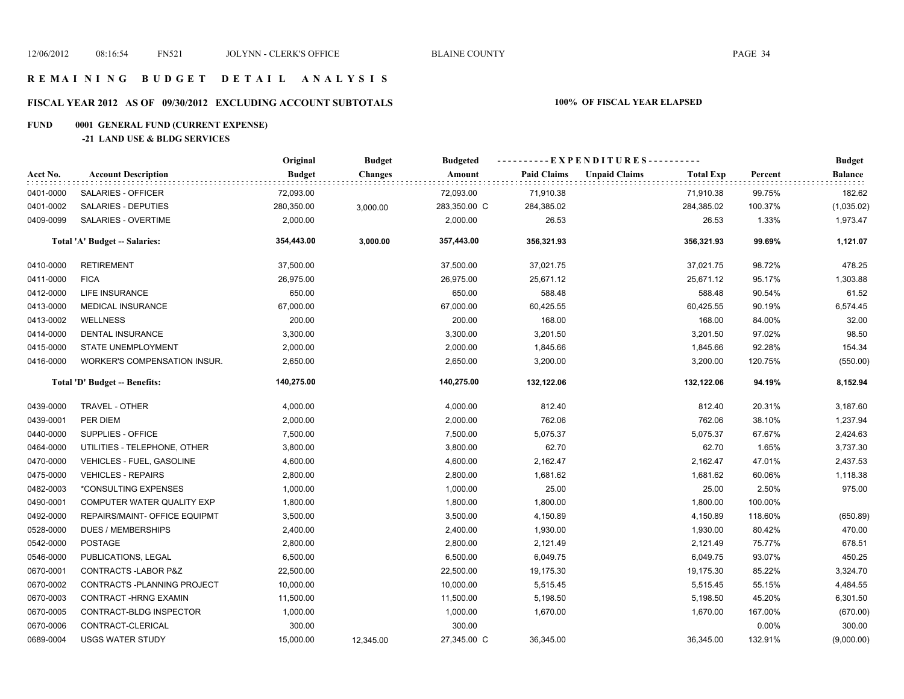## REMAINING BUDGET DETAIL ANALYSIS

### FISCAL YEAR 2012 AS OF 09/30/2012 EXCLUDING ACCOUNT SUBTOTALS — 100% OF FISCAL YEAR ELAPSED

**FUND 0001 GENERAL FUND (CURRENT EXPENSE)**

**-21 LAND USE & BLDG SERVICES**

| Acct No. | Account Description | Original Budget | Budget Changes | Budgeted Amount | Paid Claims | Unpaid Claims | Total Exp | Percent | Budget Balance |
|---|---|---|---|---|---|---|---|---|---|
| 0401-0000 | SALARIES - OFFICER | 72,093.00 | | 72,093.00 | 71,910.38 | | 71,910.38 | 99.75% | 182.62 |
| 0401-0002 | SALARIES - DEPUTIES | 280,350.00 | 3,000.00 | 283,350.00 C | 284,385.02 | | 284,385.02 | 100.37% | (1,035.02) |
| 0409-0099 | SALARIES - OVERTIME | 2,000.00 | | 2,000.00 | 26.53 | | 26.53 | 1.33% | 1,973.47 |
| | **Total 'A' Budget -- Salaries:** | **354,443.00** | **3,000.00** | **357,443.00** | **356,321.93** | | **356,321.93** | **99.69%** | **1,121.07** |
| 0410-0000 | RETIREMENT | 37,500.00 | | 37,500.00 | 37,021.75 | | 37,021.75 | 98.72% | 478.25 |
| 0411-0000 | FICA | 26,975.00 | | 26,975.00 | 25,671.12 | | 25,671.12 | 95.17% | 1,303.88 |
| 0412-0000 | LIFE INSURANCE | 650.00 | | 650.00 | 588.48 | | 588.48 | 90.54% | 61.52 |
| 0413-0000 | MEDICAL INSURANCE | 67,000.00 | | 67,000.00 | 60,425.55 | | 60,425.55 | 90.19% | 6,574.45 |
| 0413-0002 | WELLNESS | 200.00 | | 200.00 | 168.00 | | 168.00 | 84.00% | 32.00 |
| 0414-0000 | DENTAL INSURANCE | 3,300.00 | | 3,300.00 | 3,201.50 | | 3,201.50 | 97.02% | 98.50 |
| 0415-0000 | STATE UNEMPLOYMENT | 2,000.00 | | 2,000.00 | 1,845.66 | | 1,845.66 | 92.28% | 154.34 |
| 0416-0000 | WORKER'S COMPENSATION INSUR. | 2,650.00 | | 2,650.00 | 3,200.00 | | 3,200.00 | 120.75% | (550.00) |
| | **Total 'D' Budget -- Benefits:** | **140,275.00** | | **140,275.00** | **132,122.06** | | **132,122.06** | **94.19%** | **8,152.94** |
| 0439-0000 | TRAVEL - OTHER | 4,000.00 | | 4,000.00 | 812.40 | | 812.40 | 20.31% | 3,187.60 |
| 0439-0001 | PER DIEM | 2,000.00 | | 2,000.00 | 762.06 | | 762.06 | 38.10% | 1,237.94 |
| 0440-0000 | SUPPLIES - OFFICE | 7,500.00 | | 7,500.00 | 5,075.37 | | 5,075.37 | 67.67% | 2,424.63 |
| 0464-0000 | UTILITIES - TELEPHONE, OTHER | 3,800.00 | | 3,800.00 | 62.70 | | 62.70 | 1.65% | 3,737.30 |
| 0470-0000 | VEHICLES - FUEL, GASOLINE | 4,600.00 | | 4,600.00 | 2,162.47 | | 2,162.47 | 47.01% | 2,437.53 |
| 0475-0000 | VEHICLES - REPAIRS | 2,800.00 | | 2,800.00 | 1,681.62 | | 1,681.62 | 60.06% | 1,118.38 |
| 0482-0003 | *CONSULTING EXPENSES | 1,000.00 | | 1,000.00 | 25.00 | | 25.00 | 2.50% | 975.00 |
| 0490-0001 | COMPUTER WATER QUALITY EXP | 1,800.00 | | 1,800.00 | 1,800.00 | | 1,800.00 | 100.00% | |
| 0492-0000 | REPAIRS/MAINT- OFFICE EQUIPMT | 3,500.00 | | 3,500.00 | 4,150.89 | | 4,150.89 | 118.60% | (650.89) |
| 0528-0000 | DUES / MEMBERSHIPS | 2,400.00 | | 2,400.00 | 1,930.00 | | 1,930.00 | 80.42% | 470.00 |
| 0542-0000 | POSTAGE | 2,800.00 | | 2,800.00 | 2,121.49 | | 2,121.49 | 75.77% | 678.51 |
| 0546-0000 | PUBLICATIONS, LEGAL | 6,500.00 | | 6,500.00 | 6,049.75 | | 6,049.75 | 93.07% | 450.25 |
| 0670-0001 | CONTRACTS -LABOR P&Z | 22,500.00 | | 22,500.00 | 19,175.30 | | 19,175.30 | 85.22% | 3,324.70 |
| 0670-0002 | CONTRACTS -PLANNING PROJECT | 10,000.00 | | 10,000.00 | 5,515.45 | | 5,515.45 | 55.15% | 4,484.55 |
| 0670-0003 | CONTRACT -HRNG EXAMIN | 11,500.00 | | 11,500.00 | 5,198.50 | | 5,198.50 | 45.20% | 6,301.50 |
| 0670-0005 | CONTRACT-BLDG INSPECTOR | 1,000.00 | | 1,000.00 | 1,670.00 | | 1,670.00 | 167.00% | (670.00) |
| 0670-0006 | CONTRACT-CLERICAL | 300.00 | | 300.00 | | | | 0.00% | 300.00 |
| 0689-0004 | USGS WATER STUDY | 15,000.00 | 12,345.00 | 27,345.00 C | 36,345.00 | | 36,345.00 | 132.91% | (9,000.00) |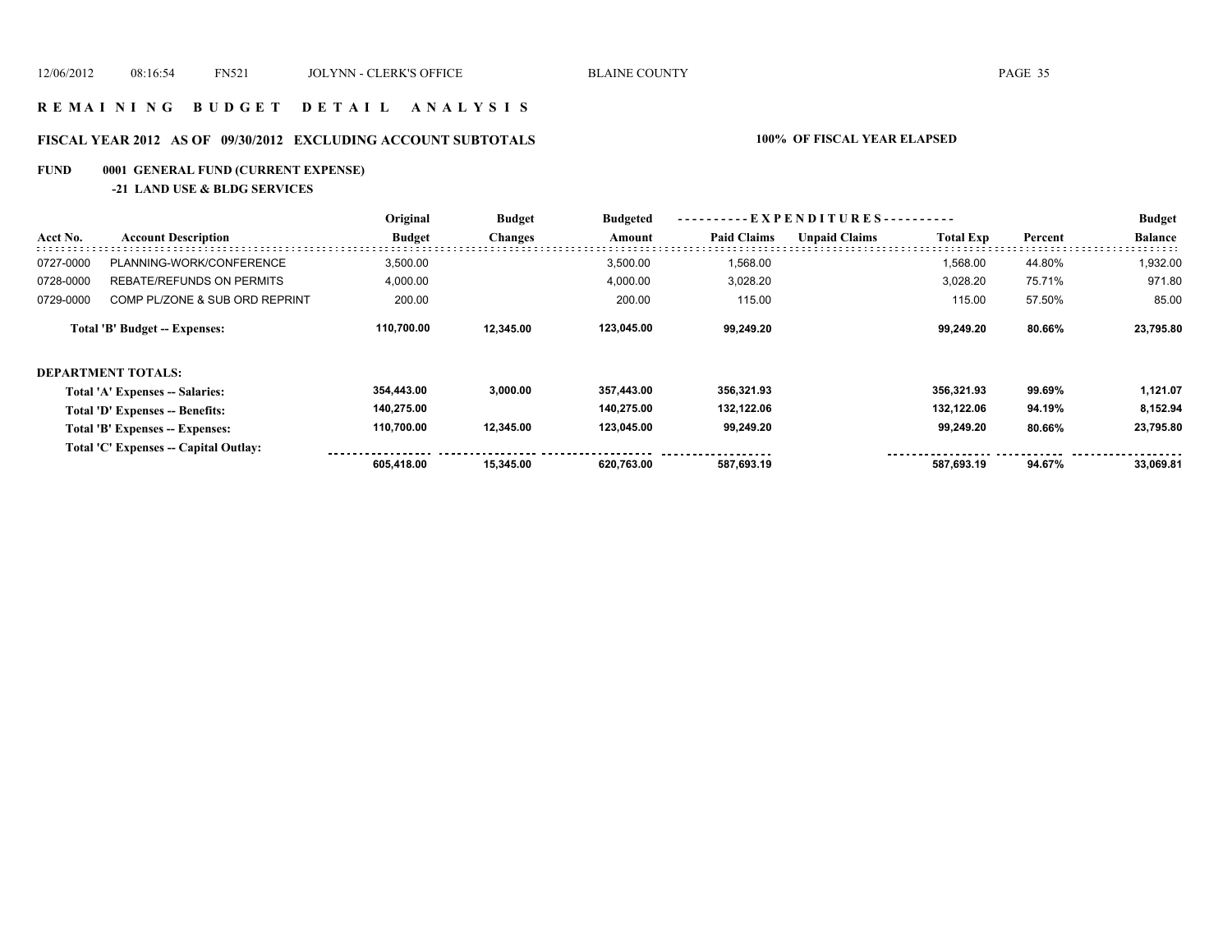# REMAINING BUDGET DETAIL ANALYSIS

## FISCAL YEAR 2012 AS OF 09/30/2012 EXCLUDING ACCOUNT SUBTOTALS

**100% OF FISCAL YEAR ELAPSED**

**FUND 0001 GENERAL FUND (CURRENT EXPENSE)**

**-21 LAND USE & BLDG SERVICES**

| Acct No. | Account Description | Original Budget | Budget Changes | Budgeted Amount | EXPENDITURES Paid Claims | Unpaid Claims | Total Exp | Percent | Budget Balance |
|---|---|---|---|---|---|---|---|---|---|
| 0727-0000 | PLANNING-WORK/CONFERENCE | 3,500.00 | | 3,500.00 | 1,568.00 | | 1,568.00 | 44.80% | 1,932.00 |
| 0728-0000 | REBATE/REFUNDS ON PERMITS | 4,000.00 | | 4,000.00 | 3,028.20 | | 3,028.20 | 75.71% | 971.80 |
| 0729-0000 | COMP PL/ZONE & SUB ORD REPRINT | 200.00 | | 200.00 | 115.00 | | 115.00 | 57.50% | 85.00 |
| | **Total 'B' Budget -- Expenses:** | **110,700.00** | **12,345.00** | **123,045.00** | **99,249.20** | | **99,249.20** | **80.66%** | **23,795.80** |
| | **DEPARTMENT TOTALS:** | | | | | | | | |
| | **Total 'A' Expenses -- Salaries:** | **354,443.00** | **3,000.00** | **357,443.00** | **356,321.93** | | **356,321.93** | **99.69%** | **1,121.07** |
| | **Total 'D' Expenses -- Benefits:** | **140,275.00** | | **140,275.00** | **132,122.06** | | **132,122.06** | **94.19%** | **8,152.94** |
| | **Total 'B' Expenses -- Expenses:** | **110,700.00** | **12,345.00** | **123,045.00** | **99,249.20** | | **99,249.20** | **80.66%** | **23,795.80** |
| | **Total 'C' Expenses -- Capital Outlay:** | | | | | | | | |
| | | **605,418.00** | **15,345.00** | **620,763.00** | **587,693.19** | | **587,693.19** | **94.67%** | **33,069.81** |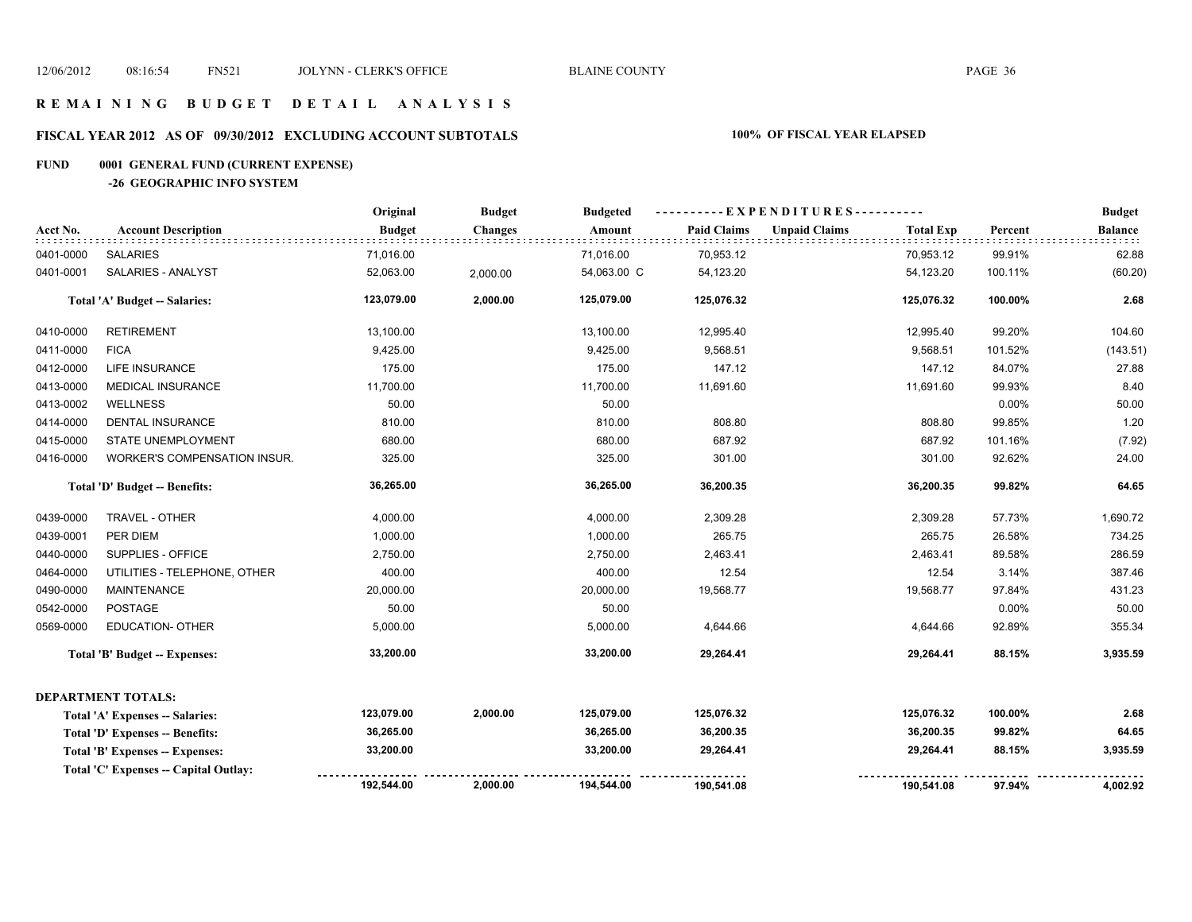# R E M A I N I N G   B U D G E T   D E T A I L   A N A L Y S I S

## FISCAL YEAR 2012 AS OF 09/30/2012 EXCLUDING ACCOUNT SUBTOTALS

**100% OF FISCAL YEAR ELAPSED**

**FUND 0001 GENERAL FUND (CURRENT EXPENSE)**

**-26 GEOGRAPHIC INFO SYSTEM**

| Acct No. | Account Description | Original Budget | Budget Changes | Budgeted Amount | Paid Claims | Unpaid Claims | Total Exp | Percent | Budget Balance |
|---|---|---|---|---|---|---|---|---|---|
| 0401-0000 | SALARIES | 71,016.00 | | 71,016.00 | 70,953.12 | | 70,953.12 | 99.91% | 62.88 |
| 0401-0001 | SALARIES - ANALYST | 52,063.00 | 2,000.00 | 54,063.00 C | 54,123.20 | | 54,123.20 | 100.11% | (60.20) |
| | **Total 'A' Budget -- Salaries:** | **123,079.00** | **2,000.00** | **125,079.00** | **125,076.32** | | **125,076.32** | **100.00%** | **2.68** |
| 0410-0000 | RETIREMENT | 13,100.00 | | 13,100.00 | 12,995.40 | | 12,995.40 | 99.20% | 104.60 |
| 0411-0000 | FICA | 9,425.00 | | 9,425.00 | 9,568.51 | | 9,568.51 | 101.52% | (143.51) |
| 0412-0000 | LIFE INSURANCE | 175.00 | | 175.00 | 147.12 | | 147.12 | 84.07% | 27.88 |
| 0413-0000 | MEDICAL INSURANCE | 11,700.00 | | 11,700.00 | 11,691.60 | | 11,691.60 | 99.93% | 8.40 |
| 0413-0002 | WELLNESS | 50.00 | | 50.00 | | | | 0.00% | 50.00 |
| 0414-0000 | DENTAL INSURANCE | 810.00 | | 810.00 | 808.80 | | 808.80 | 99.85% | 1.20 |
| 0415-0000 | STATE UNEMPLOYMENT | 680.00 | | 680.00 | 687.92 | | 687.92 | 101.16% | (7.92) |
| 0416-0000 | WORKER'S COMPENSATION INSUR. | 325.00 | | 325.00 | 301.00 | | 301.00 | 92.62% | 24.00 |
| | **Total 'D' Budget -- Benefits:** | **36,265.00** | | **36,265.00** | **36,200.35** | | **36,200.35** | **99.82%** | **64.65** |
| 0439-0000 | TRAVEL - OTHER | 4,000.00 | | 4,000.00 | 2,309.28 | | 2,309.28 | 57.73% | 1,690.72 |
| 0439-0001 | PER DIEM | 1,000.00 | | 1,000.00 | 265.75 | | 265.75 | 26.58% | 734.25 |
| 0440-0000 | SUPPLIES - OFFICE | 2,750.00 | | 2,750.00 | 2,463.41 | | 2,463.41 | 89.58% | 286.59 |
| 0464-0000 | UTILITIES - TELEPHONE, OTHER | 400.00 | | 400.00 | 12.54 | | 12.54 | 3.14% | 387.46 |
| 0490-0000 | MAINTENANCE | 20,000.00 | | 20,000.00 | 19,568.77 | | 19,568.77 | 97.84% | 431.23 |
| 0542-0000 | POSTAGE | 50.00 | | 50.00 | | | | 0.00% | 50.00 |
| 0569-0000 | EDUCATION- OTHER | 5,000.00 | | 5,000.00 | 4,644.66 | | 4,644.66 | 92.89% | 355.34 |
| | **Total 'B' Budget -- Expenses:** | **33,200.00** | | **33,200.00** | **29,264.41** | | **29,264.41** | **88.15%** | **3,935.59** |
| | **DEPARTMENT TOTALS:** | | | | | | | | |
| | **Total 'A' Expenses -- Salaries:** | **123,079.00** | **2,000.00** | **125,079.00** | **125,076.32** | | **125,076.32** | **100.00%** | **2.68** |
| | **Total 'D' Expenses -- Benefits:** | **36,265.00** | | **36,265.00** | **36,200.35** | | **36,200.35** | **99.82%** | **64.65** |
| | **Total 'B' Expenses -- Expenses:** | **33,200.00** | | **33,200.00** | **29,264.41** | | **29,264.41** | **88.15%** | **3,935.59** |
| | **Total 'C' Expenses -- Capital Outlay:** | | | | | | | | |
| | | **192,544.00** | **2,000.00** | **194,544.00** | **190,541.08** | | **190,541.08** | **97.94%** | **4,002.92** |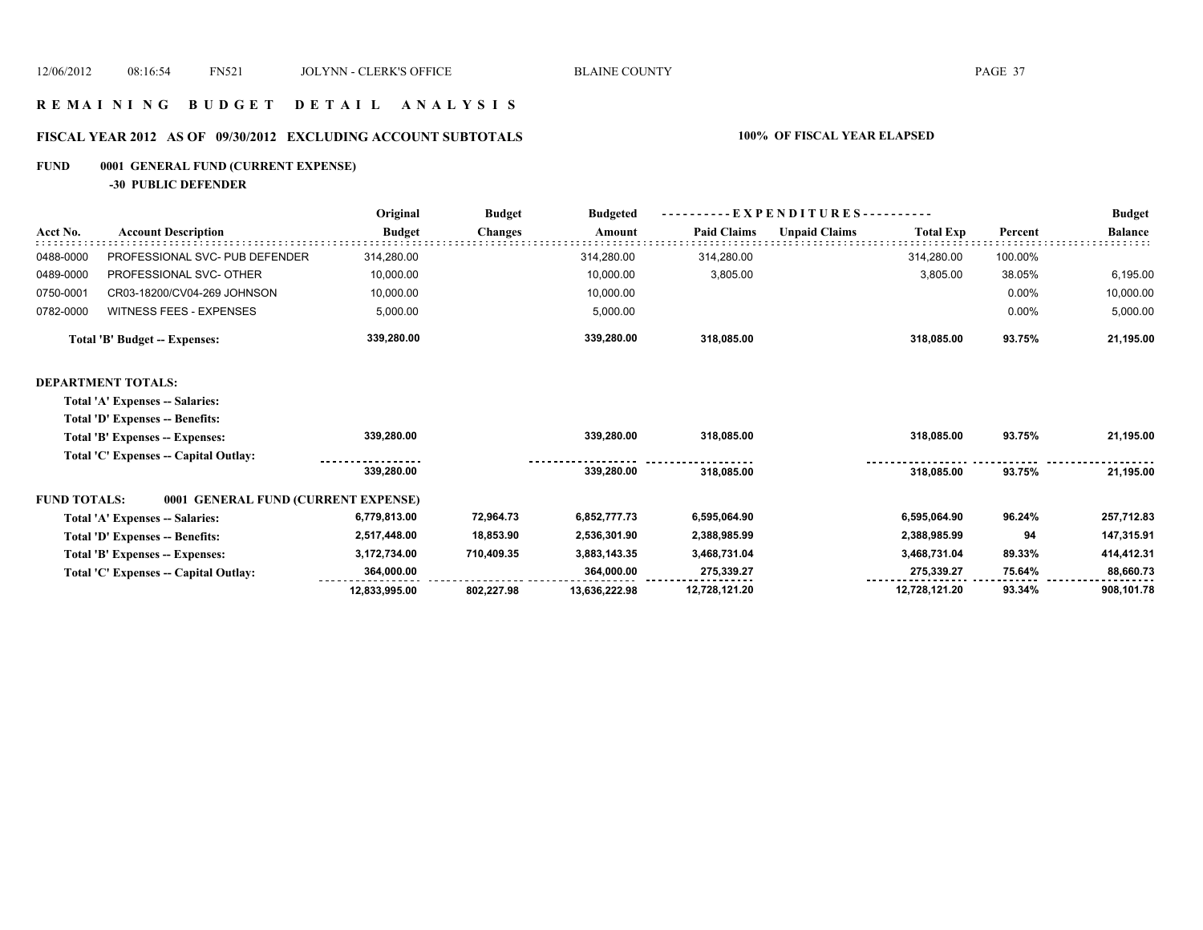# R E M A I N I N G   B U D G E T   D E T A I L   A N A L Y S I S

## FISCAL YEAR 2012 AS OF 09/30/2012 EXCLUDING ACCOUNT SUBTOTALS

**100% OF FISCAL YEAR ELAPSED**

**FUND 0001 GENERAL FUND (CURRENT EXPENSE)**

**-30 PUBLIC DEFENDER**

| Acct No. | Account Description | Original Budget | Budget Changes | Budgeted Amount | Paid Claims | Unpaid Claims | Total Exp | Percent | Budget Balance |
|---|---|---|---|---|---|---|---|---|---|
| 0488-0000 | PROFESSIONAL SVC- PUB DEFENDER | 314,280.00 | | 314,280.00 | 314,280.00 | | 314,280.00 | 100.00% | |
| 0489-0000 | PROFESSIONAL SVC- OTHER | 10,000.00 | | 10,000.00 | 3,805.00 | | 3,805.00 | 38.05% | 6,195.00 |
| 0750-0001 | CR03-18200/CV04-269 JOHNSON | 10,000.00 | | 10,000.00 | | | | 0.00% | 10,000.00 |
| 0782-0000 | WITNESS FEES - EXPENSES | 5,000.00 | | 5,000.00 | | | | 0.00% | 5,000.00 |
| | **Total 'B' Budget -- Expenses:** | **339,280.00** | | **339,280.00** | **318,085.00** | | **318,085.00** | **93.75%** | **21,195.00** |
| **DEPARTMENT TOTALS:** | | | | | | | | | |
| | **Total 'A' Expenses -- Salaries:** | | | | | | | | |
| | **Total 'D' Expenses -- Benefits:** | | | | | | | | |
| | **Total 'B' Expenses -- Expenses:** | **339,280.00** | | **339,280.00** | **318,085.00** | | **318,085.00** | **93.75%** | **21,195.00** |
| | **Total 'C' Expenses -- Capital Outlay:** | | | | | | | | |
| | | **339,280.00** | | **339,280.00** | **318,085.00** | | **318,085.00** | **93.75%** | **21,195.00** |
| **FUND TOTALS:** | **0001 GENERAL FUND (CURRENT EXPENSE)** | | | | | | | | |
| | **Total 'A' Expenses -- Salaries:** | **6,779,813.00** | **72,964.73** | **6,852,777.73** | **6,595,064.90** | | **6,595,064.90** | **96.24%** | **257,712.83** |
| | **Total 'D' Expenses -- Benefits:** | **2,517,448.00** | **18,853.90** | **2,536,301.90** | **2,388,985.99** | | **2,388,985.99** | **94** | **147,315.91** |
| | **Total 'B' Expenses -- Expenses:** | **3,172,734.00** | **710,409.35** | **3,883,143.35** | **3,468,731.04** | | **3,468,731.04** | **89.33%** | **414,412.31** |
| | **Total 'C' Expenses -- Capital Outlay:** | **364,000.00** | | **364,000.00** | **275,339.27** | | **275,339.27** | **75.64%** | **88,660.73** |
| | | **12,833,995.00** | **802,227.98** | **13,636,222.98** | **12,728,121.20** | | **12,728,121.20** | **93.34%** | **908,101.78** |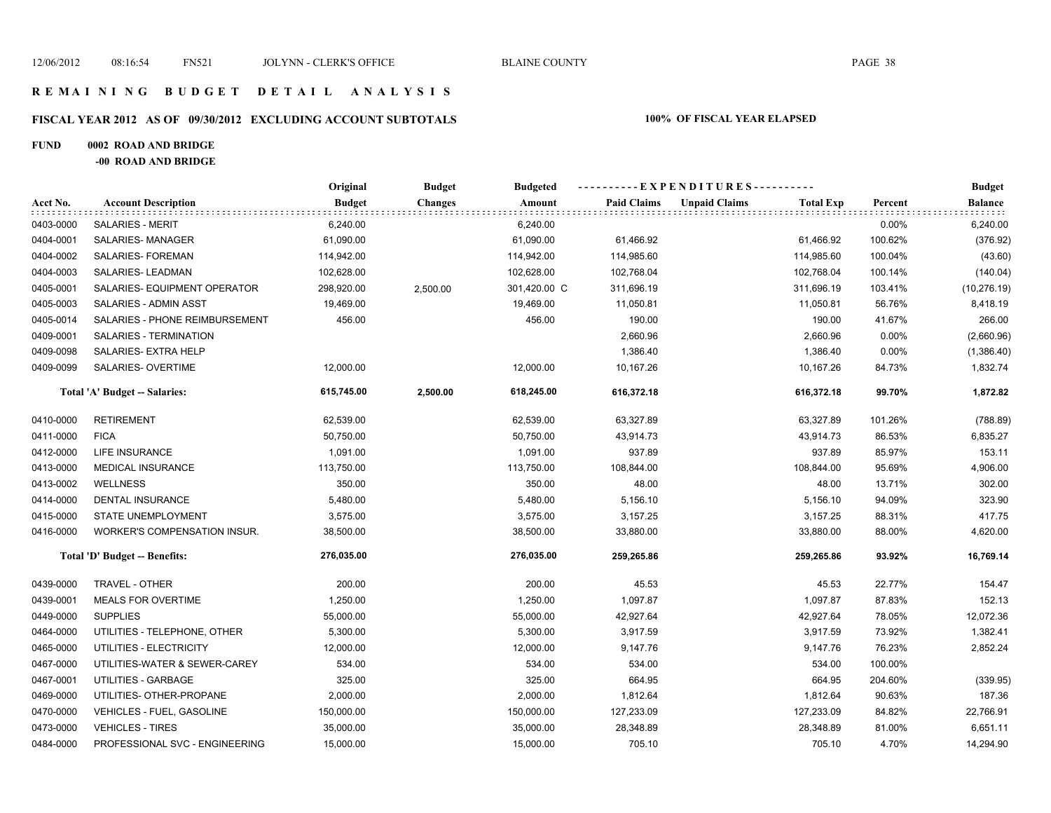# REMAINING BUDGET DETAIL ANALYSIS

## FISCAL YEAR 2012 AS OF 09/30/2012 EXCLUDING ACCOUNT SUBTOTALS

**100% OF FISCAL YEAR ELAPSED**

**FUND 0002 ROAD AND BRIDGE**

**-00 ROAD AND BRIDGE**

| Acct No. | Account Description | Original Budget | Budget Changes | Budgeted Amount | Paid Claims | Unpaid Claims | Total Exp | Percent | Budget Balance |
|---|---|---|---|---|---|---|---|---|---|
| 0403-0000 | SALARIES - MERIT | 6,240.00 | | 6,240.00 | | | | 0.00% | 6,240.00 |
| 0404-0001 | SALARIES- MANAGER | 61,090.00 | | 61,090.00 | 61,466.92 | | 61,466.92 | 100.62% | (376.92) |
| 0404-0002 | SALARIES- FOREMAN | 114,942.00 | | 114,942.00 | 114,985.60 | | 114,985.60 | 100.04% | (43.60) |
| 0404-0003 | SALARIES- LEADMAN | 102,628.00 | | 102,628.00 | 102,768.04 | | 102,768.04 | 100.14% | (140.04) |
| 0405-0001 | SALARIES- EQUIPMENT OPERATOR | 298,920.00 | 2,500.00 | 301,420.00 C | 311,696.19 | | 311,696.19 | 103.41% | (10,276.19) |
| 0405-0003 | SALARIES - ADMIN ASST | 19,469.00 | | 19,469.00 | 11,050.81 | | 11,050.81 | 56.76% | 8,418.19 |
| 0405-0014 | SALARIES - PHONE REIMBURSEMENT | 456.00 | | 456.00 | 190.00 | | 190.00 | 41.67% | 266.00 |
| 0409-0001 | SALARIES - TERMINATION | | | | 2,660.96 | | 2,660.96 | 0.00% | (2,660.96) |
| 0409-0098 | SALARIES- EXTRA HELP | | | | 1,386.40 | | 1,386.40 | 0.00% | (1,386.40) |
| 0409-0099 | SALARIES- OVERTIME | 12,000.00 | | 12,000.00 | 10,167.26 | | 10,167.26 | 84.73% | 1,832.74 |
| | **Total 'A' Budget -- Salaries:** | **615,745.00** | **2,500.00** | **618,245.00** | **616,372.18** | | **616,372.18** | **99.70%** | **1,872.82** |
| 0410-0000 | RETIREMENT | 62,539.00 | | 62,539.00 | 63,327.89 | | 63,327.89 | 101.26% | (788.89) |
| 0411-0000 | FICA | 50,750.00 | | 50,750.00 | 43,914.73 | | 43,914.73 | 86.53% | 6,835.27 |
| 0412-0000 | LIFE INSURANCE | 1,091.00 | | 1,091.00 | 937.89 | | 937.89 | 85.97% | 153.11 |
| 0413-0000 | MEDICAL INSURANCE | 113,750.00 | | 113,750.00 | 108,844.00 | | 108,844.00 | 95.69% | 4,906.00 |
| 0413-0002 | WELLNESS | 350.00 | | 350.00 | 48.00 | | 48.00 | 13.71% | 302.00 |
| 0414-0000 | DENTAL INSURANCE | 5,480.00 | | 5,480.00 | 5,156.10 | | 5,156.10 | 94.09% | 323.90 |
| 0415-0000 | STATE UNEMPLOYMENT | 3,575.00 | | 3,575.00 | 3,157.25 | | 3,157.25 | 88.31% | 417.75 |
| 0416-0000 | WORKER'S COMPENSATION INSUR. | 38,500.00 | | 38,500.00 | 33,880.00 | | 33,880.00 | 88.00% | 4,620.00 |
| | **Total 'D' Budget -- Benefits:** | **276,035.00** | | **276,035.00** | **259,265.86** | | **259,265.86** | **93.92%** | **16,769.14** |
| 0439-0000 | TRAVEL - OTHER | 200.00 | | 200.00 | 45.53 | | 45.53 | 22.77% | 154.47 |
| 0439-0001 | MEALS FOR OVERTIME | 1,250.00 | | 1,250.00 | 1,097.87 | | 1,097.87 | 87.83% | 152.13 |
| 0449-0000 | SUPPLIES | 55,000.00 | | 55,000.00 | 42,927.64 | | 42,927.64 | 78.05% | 12,072.36 |
| 0464-0000 | UTILITIES - TELEPHONE, OTHER | 5,300.00 | | 5,300.00 | 3,917.59 | | 3,917.59 | 73.92% | 1,382.41 |
| 0465-0000 | UTILITIES - ELECTRICITY | 12,000.00 | | 12,000.00 | 9,147.76 | | 9,147.76 | 76.23% | 2,852.24 |
| 0467-0000 | UTILITIES-WATER & SEWER-CAREY | 534.00 | | 534.00 | 534.00 | | 534.00 | 100.00% | |
| 0467-0001 | UTILITIES - GARBAGE | 325.00 | | 325.00 | 664.95 | | 664.95 | 204.60% | (339.95) |
| 0469-0000 | UTILITIES- OTHER-PROPANE | 2,000.00 | | 2,000.00 | 1,812.64 | | 1,812.64 | 90.63% | 187.36 |
| 0470-0000 | VEHICLES - FUEL, GASOLINE | 150,000.00 | | 150,000.00 | 127,233.09 | | 127,233.09 | 84.82% | 22,766.91 |
| 0473-0000 | VEHICLES - TIRES | 35,000.00 | | 35,000.00 | 28,348.89 | | 28,348.89 | 81.00% | 6,651.11 |
| 0484-0000 | PROFESSIONAL SVC - ENGINEERING | 15,000.00 | | 15,000.00 | 705.10 | | 705.10 | 4.70% | 14,294.90 |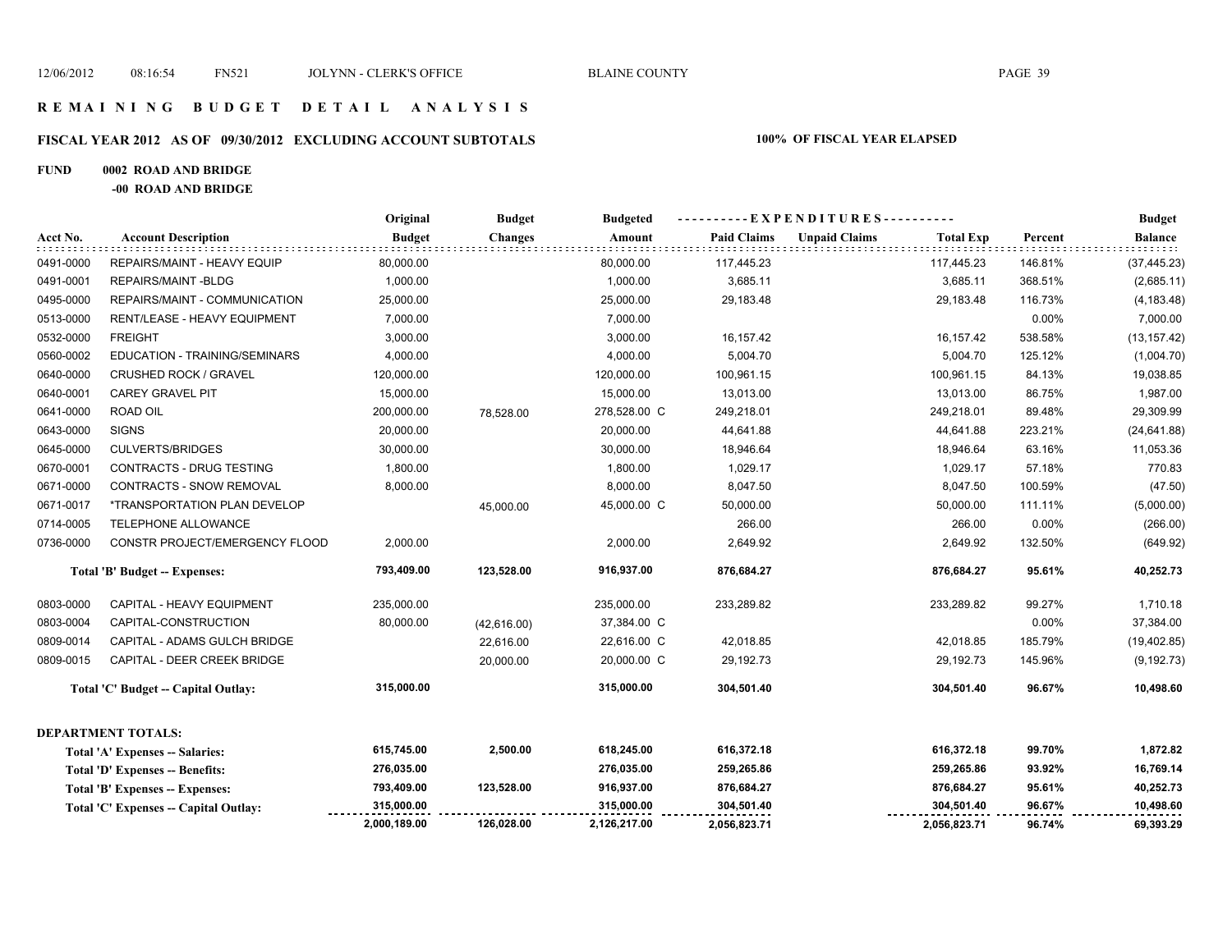# REMAINING BUDGET DETAIL ANALYSIS

## FISCAL YEAR 2012 AS OF 09/30/2012 EXCLUDING ACCOUNT SUBTOTALS

**100% OF FISCAL YEAR ELAPSED**

**FUND 0002 ROAD AND BRIDGE**

**-00 ROAD AND BRIDGE**

| Acct No. | Account Description | Original Budget | Budget Changes | Budgeted Amount | Paid Claims | Unpaid Claims | Total Exp | Percent | Budget Balance |
|---|---|---|---|---|---|---|---|---|---|
| 0491-0000 | REPAIRS/MAINT - HEAVY EQUIP | 80,000.00 | | 80,000.00 | 117,445.23 | | 117,445.23 | 146.81% | (37,445.23) |
| 0491-0001 | REPAIRS/MAINT -BLDG | 1,000.00 | | 1,000.00 | 3,685.11 | | 3,685.11 | 368.51% | (2,685.11) |
| 0495-0000 | REPAIRS/MAINT - COMMUNICATION | 25,000.00 | | 25,000.00 | 29,183.48 | | 29,183.48 | 116.73% | (4,183.48) |
| 0513-0000 | RENT/LEASE - HEAVY EQUIPMENT | 7,000.00 | | 7,000.00 | | | | 0.00% | 7,000.00 |
| 0532-0000 | FREIGHT | 3,000.00 | | 3,000.00 | 16,157.42 | | 16,157.42 | 538.58% | (13,157.42) |
| 0560-0002 | EDUCATION - TRAINING/SEMINARS | 4,000.00 | | 4,000.00 | 5,004.70 | | 5,004.70 | 125.12% | (1,004.70) |
| 0640-0000 | CRUSHED ROCK / GRAVEL | 120,000.00 | | 120,000.00 | 100,961.15 | | 100,961.15 | 84.13% | 19,038.85 |
| 0640-0001 | CAREY GRAVEL PIT | 15,000.00 | | 15,000.00 | 13,013.00 | | 13,013.00 | 86.75% | 1,987.00 |
| 0641-0000 | ROAD OIL | 200,000.00 | 78,528.00 | 278,528.00 C | 249,218.01 | | 249,218.01 | 89.48% | 29,309.99 |
| 0643-0000 | SIGNS | 20,000.00 | | 20,000.00 | 44,641.88 | | 44,641.88 | 223.21% | (24,641.88) |
| 0645-0000 | CULVERTS/BRIDGES | 30,000.00 | | 30,000.00 | 18,946.64 | | 18,946.64 | 63.16% | 11,053.36 |
| 0670-0001 | CONTRACTS - DRUG TESTING | 1,800.00 | | 1,800.00 | 1,029.17 | | 1,029.17 | 57.18% | 770.83 |
| 0671-0000 | CONTRACTS - SNOW REMOVAL | 8,000.00 | | 8,000.00 | 8,047.50 | | 8,047.50 | 100.59% | (47.50) |
| 0671-0017 | *TRANSPORTATION PLAN DEVELOP | | 45,000.00 | 45,000.00 C | 50,000.00 | | 50,000.00 | 111.11% | (5,000.00) |
| 0714-0005 | TELEPHONE ALLOWANCE | | | | 266.00 | | 266.00 | 0.00% | (266.00) |
| 0736-0000 | CONSTR PROJECT/EMERGENCY FLOOD | 2,000.00 | | 2,000.00 | 2,649.92 | | 2,649.92 | 132.50% | (649.92) |
| | **Total 'B' Budget -- Expenses:** | **793,409.00** | **123,528.00** | **916,937.00** | **876,684.27** | | **876,684.27** | **95.61%** | **40,252.73** |
| 0803-0000 | CAPITAL - HEAVY EQUIPMENT | 235,000.00 | | 235,000.00 | 233,289.82 | | 233,289.82 | 99.27% | 1,710.18 |
| 0803-0004 | CAPITAL-CONSTRUCTION | 80,000.00 | (42,616.00) | 37,384.00 C | | | | 0.00% | 37,384.00 |
| 0809-0014 | CAPITAL - ADAMS GULCH BRIDGE | | 22,616.00 | 22,616.00 C | 42,018.85 | | 42,018.85 | 185.79% | (19,402.85) |
| 0809-0015 | CAPITAL - DEER CREEK BRIDGE | | 20,000.00 | 20,000.00 C | 29,192.73 | | 29,192.73 | 145.96% | (9,192.73) |
| | **Total 'C' Budget -- Capital Outlay:** | **315,000.00** | | **315,000.00** | **304,501.40** | | **304,501.40** | **96.67%** | **10,498.60** |

**DEPARTMENT TOTALS:**

| | Original Budget | Budget Changes | Budgeted Amount | Paid Claims | Unpaid Claims | Total Exp | Percent | Budget Balance |
|---|---|---|---|---|---|---|---|---|
| **Total 'A' Expenses -- Salaries:** | **615,745.00** | **2,500.00** | **618,245.00** | **616,372.18** | | **616,372.18** | **99.70%** | **1,872.82** |
| **Total 'D' Expenses -- Benefits:** | **276,035.00** | | **276,035.00** | **259,265.86** | | **259,265.86** | **93.92%** | **16,769.14** |
| **Total 'B' Expenses -- Expenses:** | **793,409.00** | **123,528.00** | **916,937.00** | **876,684.27** | | **876,684.27** | **95.61%** | **40,252.73** |
| **Total 'C' Expenses -- Capital Outlay:** | **315,000.00** | | **315,000.00** | **304,501.40** | | **304,501.40** | **96.67%** | **10,498.60** |
| | **2,000,189.00** | **126,028.00** | **2,126,217.00** | **2,056,823.71** | | **2,056,823.71** | **96.74%** | **69,393.29** |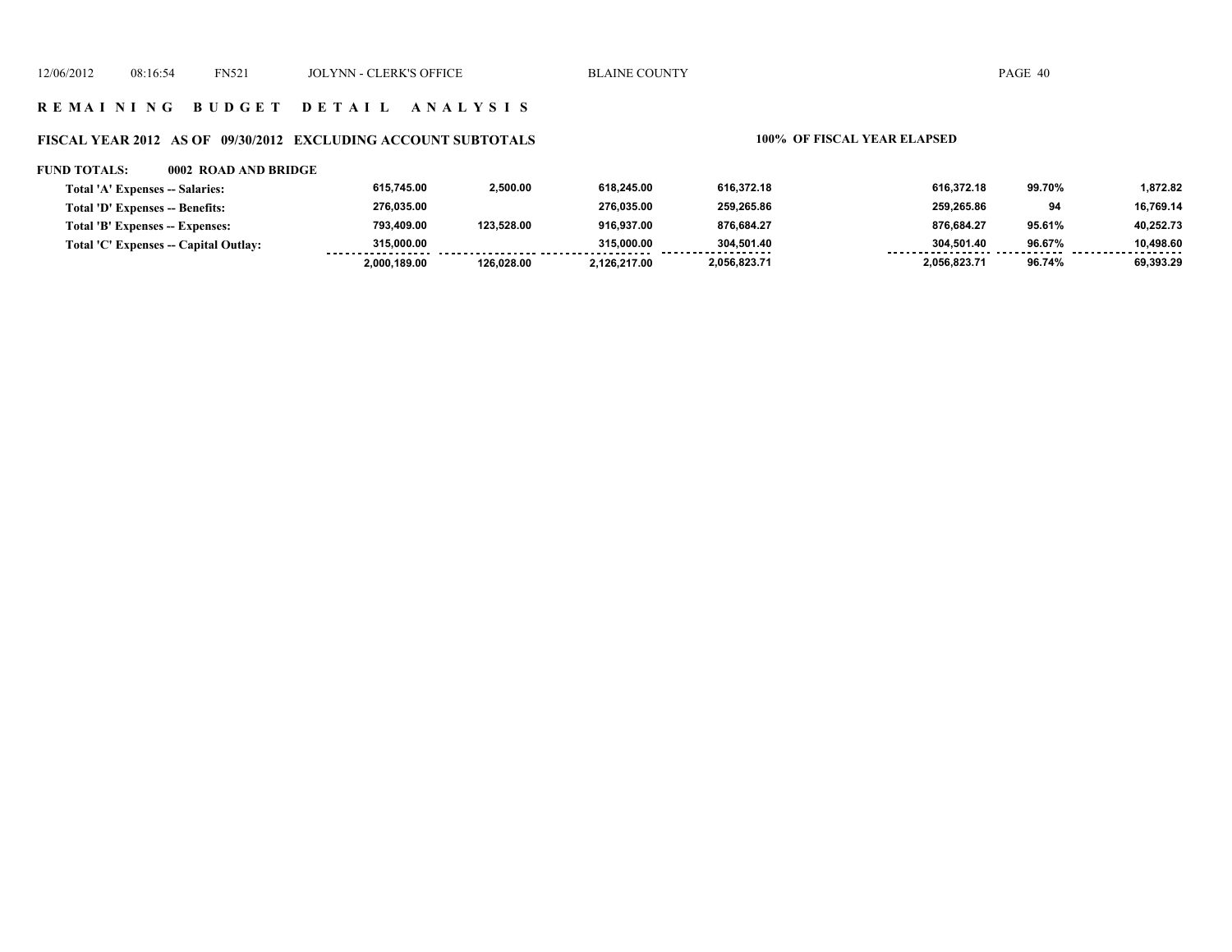## R E M A I N I N G   B U D G E T   D E T A I L   A N A L Y S I S

### FISCAL YEAR 2012 AS OF 09/30/2012 EXCLUDING ACCOUNT SUBTOTALS

**100% OF FISCAL YEAR ELAPSED**

**FUND TOTALS: 0002 ROAD AND BRIDGE**

| | | | | | | | |
|---|---|---|---|---|---|---|---|
| **Total 'A' Expenses -- Salaries:** | 615,745.00 | 2,500.00 | 618,245.00 | 616,372.18 | 616,372.18 | 99.70% | 1,872.82 |
| **Total 'D' Expenses -- Benefits:** | 276,035.00 | | 276,035.00 | 259,265.86 | 259,265.86 | 94 | 16,769.14 |
| **Total 'B' Expenses -- Expenses:** | 793,409.00 | 123,528.00 | 916,937.00 | 876,684.27 | 876,684.27 | 95.61% | 40,252.73 |
| **Total 'C' Expenses -- Capital Outlay:** | 315,000.00 | | 315,000.00 | 304,501.40 | 304,501.40 | 96.67% | 10,498.60 |
| | 2,000,189.00 | 126,028.00 | 2,126,217.00 | 2,056,823.71 | 2,056,823.71 | 96.74% | 69,393.29 |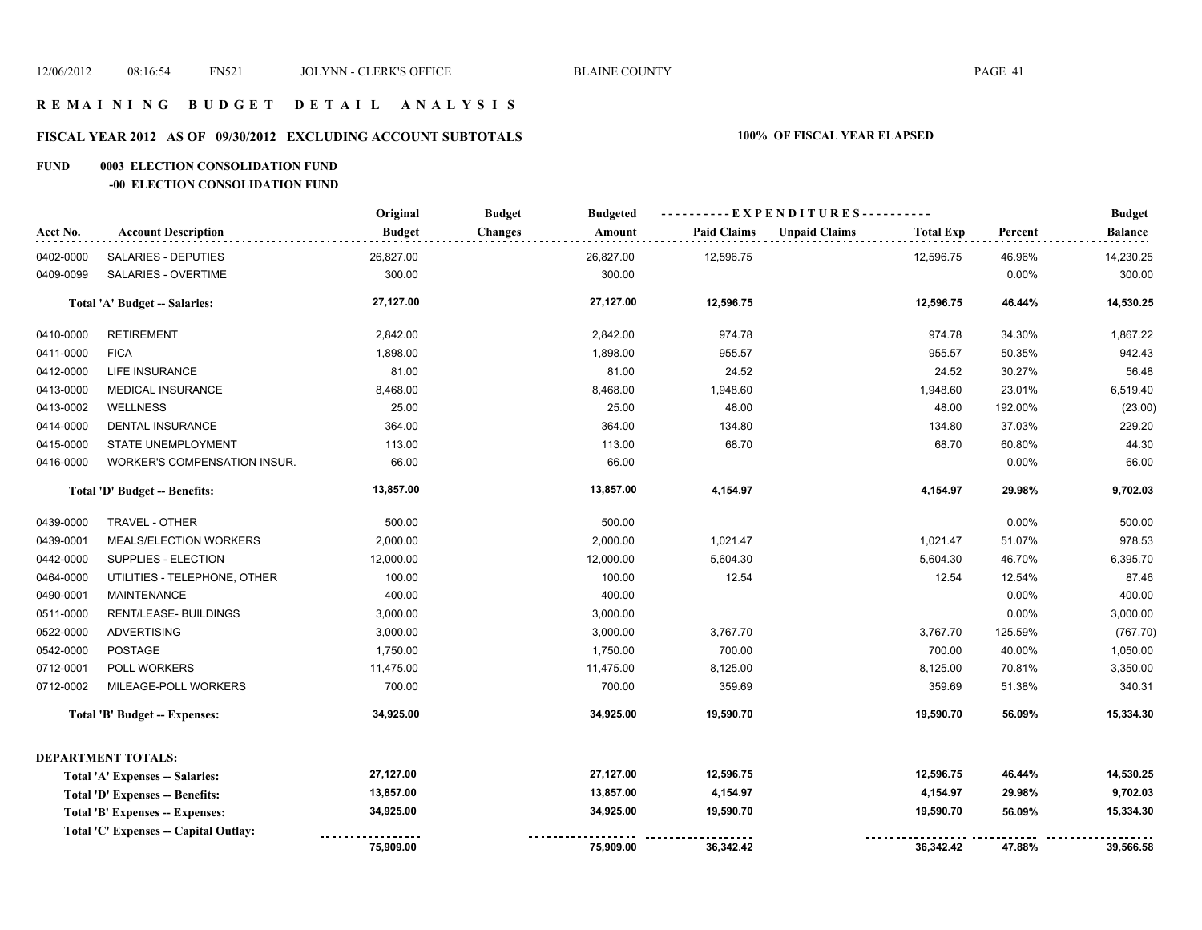## R E M A I N I N G   B U D G E T   D E T A I L   A N A L Y S I S

### FISCAL YEAR 2012 AS OF 09/30/2012 EXCLUDING ACCOUNT SUBTOTALS — 100% OF FISCAL YEAR ELAPSED

### FUND 0003 ELECTION CONSOLIDATION FUND

#### -00 ELECTION CONSOLIDATION FUND

| Acct No. | Account Description | Original Budget | Budget Changes | Budgeted Amount | Paid Claims | Unpaid Claims | Total Exp | Percent | Budget Balance |
|---|---|---|---|---|---|---|---|---|---|
| 0402-0000 | SALARIES - DEPUTIES | 26,827.00 | | 26,827.00 | 12,596.75 | | 12,596.75 | 46.96% | 14,230.25 |
| 0409-0099 | SALARIES - OVERTIME | 300.00 | | 300.00 | | | | 0.00% | 300.00 |
| | **Total 'A' Budget -- Salaries:** | **27,127.00** | | **27,127.00** | **12,596.75** | | **12,596.75** | **46.44%** | **14,530.25** |
| 0410-0000 | RETIREMENT | 2,842.00 | | 2,842.00 | 974.78 | | 974.78 | 34.30% | 1,867.22 |
| 0411-0000 | FICA | 1,898.00 | | 1,898.00 | 955.57 | | 955.57 | 50.35% | 942.43 |
| 0412-0000 | LIFE INSURANCE | 81.00 | | 81.00 | 24.52 | | 24.52 | 30.27% | 56.48 |
| 0413-0000 | MEDICAL INSURANCE | 8,468.00 | | 8,468.00 | 1,948.60 | | 1,948.60 | 23.01% | 6,519.40 |
| 0413-0002 | WELLNESS | 25.00 | | 25.00 | 48.00 | | 48.00 | 192.00% | (23.00) |
| 0414-0000 | DENTAL INSURANCE | 364.00 | | 364.00 | 134.80 | | 134.80 | 37.03% | 229.20 |
| 0415-0000 | STATE UNEMPLOYMENT | 113.00 | | 113.00 | 68.70 | | 68.70 | 60.80% | 44.30 |
| 0416-0000 | WORKER'S COMPENSATION INSUR. | 66.00 | | 66.00 | | | | 0.00% | 66.00 |
| | **Total 'D' Budget -- Benefits:** | **13,857.00** | | **13,857.00** | **4,154.97** | | **4,154.97** | **29.98%** | **9,702.03** |
| 0439-0000 | TRAVEL - OTHER | 500.00 | | 500.00 | | | | 0.00% | 500.00 |
| 0439-0001 | MEALS/ELECTION WORKERS | 2,000.00 | | 2,000.00 | 1,021.47 | | 1,021.47 | 51.07% | 978.53 |
| 0442-0000 | SUPPLIES - ELECTION | 12,000.00 | | 12,000.00 | 5,604.30 | | 5,604.30 | 46.70% | 6,395.70 |
| 0464-0000 | UTILITIES - TELEPHONE, OTHER | 100.00 | | 100.00 | 12.54 | | 12.54 | 12.54% | 87.46 |
| 0490-0001 | MAINTENANCE | 400.00 | | 400.00 | | | | 0.00% | 400.00 |
| 0511-0000 | RENT/LEASE- BUILDINGS | 3,000.00 | | 3,000.00 | | | | 0.00% | 3,000.00 |
| 0522-0000 | ADVERTISING | 3,000.00 | | 3,000.00 | 3,767.70 | | 3,767.70 | 125.59% | (767.70) |
| 0542-0000 | POSTAGE | 1,750.00 | | 1,750.00 | 700.00 | | 700.00 | 40.00% | 1,050.00 |
| 0712-0001 | POLL WORKERS | 11,475.00 | | 11,475.00 | 8,125.00 | | 8,125.00 | 70.81% | 3,350.00 |
| 0712-0002 | MILEAGE-POLL WORKERS | 700.00 | | 700.00 | 359.69 | | 359.69 | 51.38% | 340.31 |
| | **Total 'B' Budget -- Expenses:** | **34,925.00** | | **34,925.00** | **19,590.70** | | **19,590.70** | **56.09%** | **15,334.30** |
| | **DEPARTMENT TOTALS:** | | | | | | | | |
| | **Total 'A' Expenses -- Salaries:** | **27,127.00** | | **27,127.00** | **12,596.75** | | **12,596.75** | **46.44%** | **14,530.25** |
| | **Total 'D' Expenses -- Benefits:** | **13,857.00** | | **13,857.00** | **4,154.97** | | **4,154.97** | **29.98%** | **9,702.03** |
| | **Total 'B' Expenses -- Expenses:** | **34,925.00** | | **34,925.00** | **19,590.70** | | **19,590.70** | **56.09%** | **15,334.30** |
| | **Total 'C' Expenses -- Capital Outlay:** | | | | | | | | |
| | | **75,909.00** | | **75,909.00** | **36,342.42** | | **36,342.42** | **47.88%** | **39,566.58** |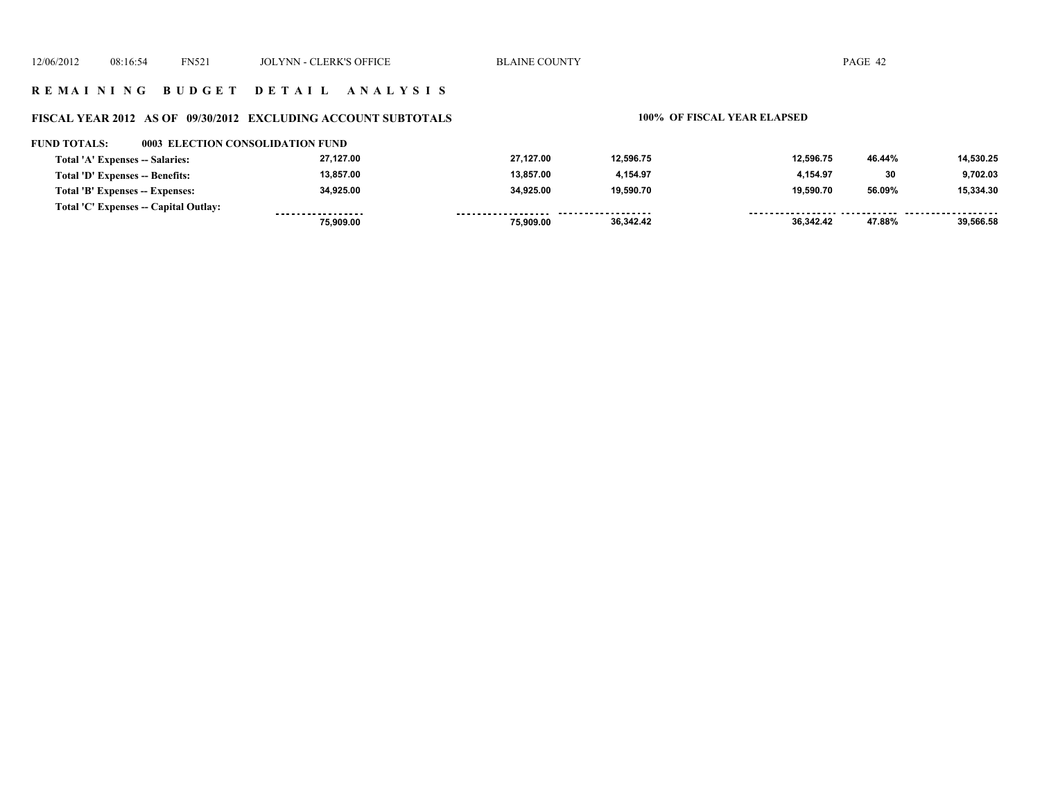## R E M A I N I N G  B U D G E T  D E T A I L  A N A L Y S I S

### FISCAL YEAR 2012 AS OF 09/30/2012 EXCLUDING ACCOUNT SUBTOTALS — 100% OF FISCAL YEAR ELAPSED

**FUND TOTALS: 0003 ELECTION CONSOLIDATION FUND**

| | | | | | | |
|---|---|---|---|---|---|---|
| Total 'A' Expenses -- Salaries: | 27,127.00 | 27,127.00 | 12,596.75 | 12,596.75 | 46.44% | 14,530.25 |
| Total 'D' Expenses -- Benefits: | 13,857.00 | 13,857.00 | 4,154.97 | 4,154.97 | 30 | 9,702.03 |
| Total 'B' Expenses -- Expenses: | 34,925.00 | 34,925.00 | 19,590.70 | 19,590.70 | 56.09% | 15,334.30 |
| Total 'C' Expenses -- Capital Outlay: | | | | | | |
| | 75,909.00 | 75,909.00 | 36,342.42 | 36,342.42 | 47.88% | 39,566.58 |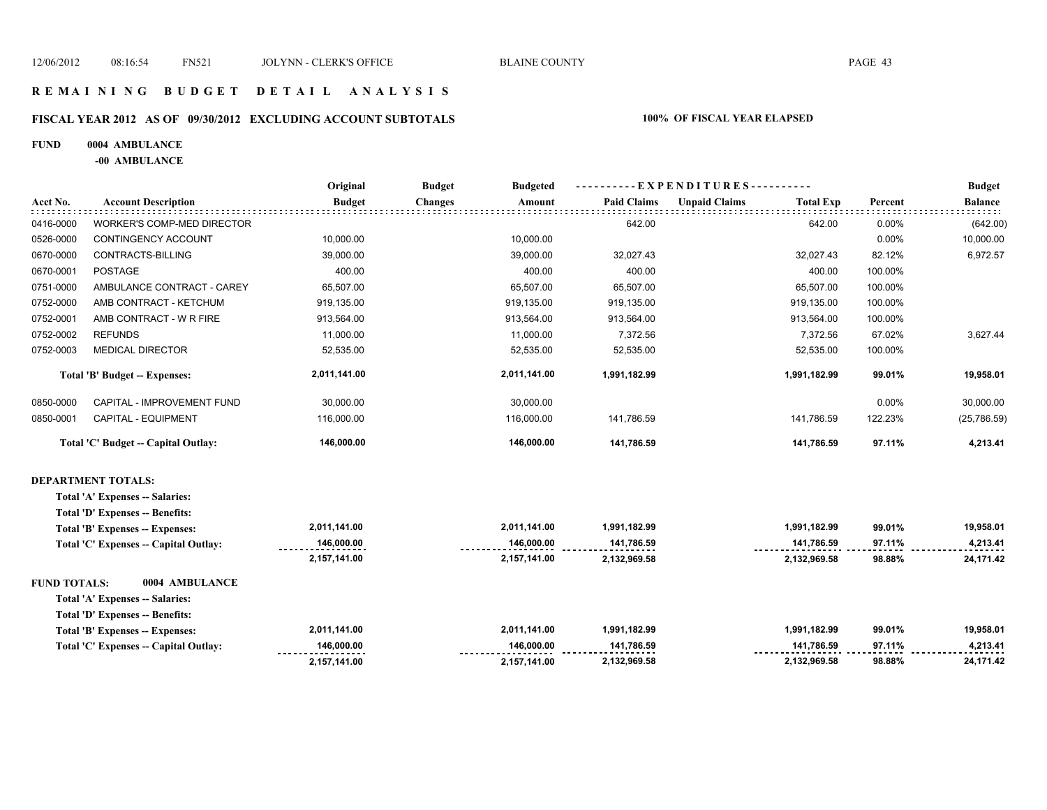# REMAINING BUDGET DETAIL ANALYSIS

## FISCAL YEAR 2012 AS OF 09/30/2012 EXCLUDING ACCOUNT SUBTOTALS — 100% OF FISCAL YEAR ELAPSED

**FUND 0004 AMBULANCE**

**-00 AMBULANCE**

| Acct No. | Account Description | Original Budget | Budget Changes | Budgeted Amount | Paid Claims | Unpaid Claims | Total Exp | Percent | Budget Balance |
|---|---|---|---|---|---|---|---|---|---|
| 0416-0000 | WORKER'S COMP-MED DIRECTOR | | | | 642.00 | | 642.00 | 0.00% | (642.00) |
| 0526-0000 | CONTINGENCY ACCOUNT | 10,000.00 | | 10,000.00 | | | | 0.00% | 10,000.00 |
| 0670-0000 | CONTRACTS-BILLING | 39,000.00 | | 39,000.00 | 32,027.43 | | 32,027.43 | 82.12% | 6,972.57 |
| 0670-0001 | POSTAGE | 400.00 | | 400.00 | 400.00 | | 400.00 | 100.00% | |
| 0751-0000 | AMBULANCE CONTRACT - CAREY | 65,507.00 | | 65,507.00 | 65,507.00 | | 65,507.00 | 100.00% | |
| 0752-0000 | AMB CONTRACT - KETCHUM | 919,135.00 | | 919,135.00 | 919,135.00 | | 919,135.00 | 100.00% | |
| 0752-0001 | AMB CONTRACT - W R FIRE | 913,564.00 | | 913,564.00 | 913,564.00 | | 913,564.00 | 100.00% | |
| 0752-0002 | REFUNDS | 11,000.00 | | 11,000.00 | 7,372.56 | | 7,372.56 | 67.02% | 3,627.44 |
| 0752-0003 | MEDICAL DIRECTOR | 52,535.00 | | 52,535.00 | 52,535.00 | | 52,535.00 | 100.00% | |
| | **Total 'B' Budget -- Expenses:** | **2,011,141.00** | | **2,011,141.00** | **1,991,182.99** | | **1,991,182.99** | **99.01%** | **19,958.01** |
| 0850-0000 | CAPITAL - IMPROVEMENT FUND | 30,000.00 | | 30,000.00 | | | | 0.00% | 30,000.00 |
| 0850-0001 | CAPITAL - EQUIPMENT | 116,000.00 | | 116,000.00 | 141,786.59 | | 141,786.59 | 122.23% | (25,786.59) |
| | **Total 'C' Budget -- Capital Outlay:** | **146,000.00** | | **146,000.00** | **141,786.59** | | **141,786.59** | **97.11%** | **4,213.41** |

**DEPARTMENT TOTALS:**

| | Original Budget | Budget Changes | Budgeted Amount | Paid Claims | Unpaid Claims | Total Exp | Percent | Budget Balance |
|---|---|---|---|---|---|---|---|---|
| **Total 'A' Expenses -- Salaries:** | | | | | | | | |
| **Total 'D' Expenses -- Benefits:** | | | | | | | | |
| **Total 'B' Expenses -- Expenses:** | **2,011,141.00** | | **2,011,141.00** | **1,991,182.99** | | **1,991,182.99** | **99.01%** | **19,958.01** |
| **Total 'C' Expenses -- Capital Outlay:** | **146,000.00** | | **146,000.00** | **141,786.59** | | **141,786.59** | **97.11%** | **4,213.41** |
| | **2,157,141.00** | | **2,157,141.00** | **2,132,969.58** | | **2,132,969.58** | **98.88%** | **24,171.42** |

**FUND TOTALS: 0004 AMBULANCE**

| | Original Budget | Budget Changes | Budgeted Amount | Paid Claims | Unpaid Claims | Total Exp | Percent | Budget Balance |
|---|---|---|---|---|---|---|---|---|
| **Total 'A' Expenses -- Salaries:** | | | | | | | | |
| **Total 'D' Expenses -- Benefits:** | | | | | | | | |
| **Total 'B' Expenses -- Expenses:** | **2,011,141.00** | | **2,011,141.00** | **1,991,182.99** | | **1,991,182.99** | **99.01%** | **19,958.01** |
| **Total 'C' Expenses -- Capital Outlay:** | **146,000.00** | | **146,000.00** | **141,786.59** | | **141,786.59** | **97.11%** | **4,213.41** |
| | **2,157,141.00** | | **2,157,141.00** | **2,132,969.58** | | **2,132,969.58** | **98.88%** | **24,171.42** |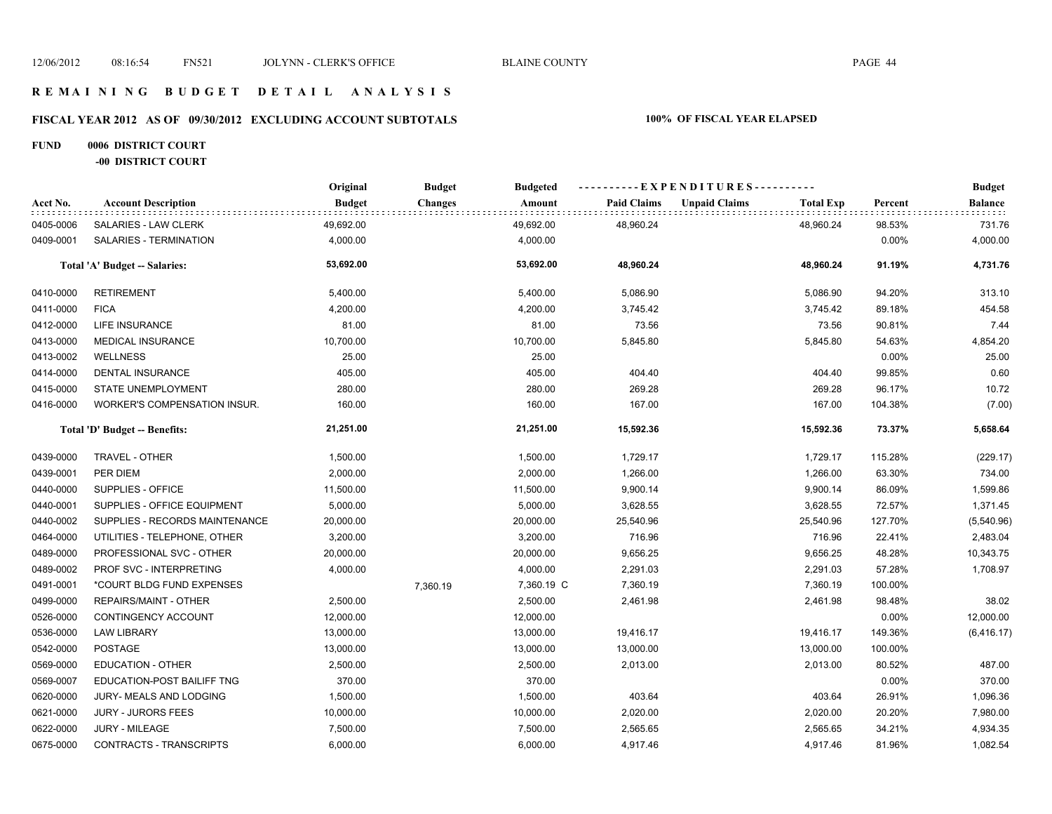# R E M A I N I N G   B U D G E T   D E T A I L   A N A L Y S I S

## FISCAL YEAR 2012 AS OF 09/30/2012 EXCLUDING ACCOUNT SUBTOTALS

**100% OF FISCAL YEAR ELAPSED**

### FUND 0006 DISTRICT COURT

**-00 DISTRICT COURT**

| Acct No. | Account Description | Original Budget | Budget Changes | Budgeted Amount | Paid Claims | Unpaid Claims | Total Exp | Percent | Budget Balance |
|---|---|---|---|---|---|---|---|---|---|
| 0405-0006 | SALARIES - LAW CLERK | 49,692.00 | | 49,692.00 | 48,960.24 | | 48,960.24 | 98.53% | 731.76 |
| 0409-0001 | SALARIES - TERMINATION | 4,000.00 | | 4,000.00 | | | | 0.00% | 4,000.00 |
| | **Total 'A' Budget -- Salaries:** | **53,692.00** | | **53,692.00** | **48,960.24** | | **48,960.24** | **91.19%** | **4,731.76** |
| 0410-0000 | RETIREMENT | 5,400.00 | | 5,400.00 | 5,086.90 | | 5,086.90 | 94.20% | 313.10 |
| 0411-0000 | FICA | 4,200.00 | | 4,200.00 | 3,745.42 | | 3,745.42 | 89.18% | 454.58 |
| 0412-0000 | LIFE INSURANCE | 81.00 | | 81.00 | 73.56 | | 73.56 | 90.81% | 7.44 |
| 0413-0000 | MEDICAL INSURANCE | 10,700.00 | | 10,700.00 | 5,845.80 | | 5,845.80 | 54.63% | 4,854.20 |
| 0413-0002 | WELLNESS | 25.00 | | 25.00 | | | | 0.00% | 25.00 |
| 0414-0000 | DENTAL INSURANCE | 405.00 | | 405.00 | 404.40 | | 404.40 | 99.85% | 0.60 |
| 0415-0000 | STATE UNEMPLOYMENT | 280.00 | | 280.00 | 269.28 | | 269.28 | 96.17% | 10.72 |
| 0416-0000 | WORKER'S COMPENSATION INSUR. | 160.00 | | 160.00 | 167.00 | | 167.00 | 104.38% | (7.00) |
| | **Total 'D' Budget -- Benefits:** | **21,251.00** | | **21,251.00** | **15,592.36** | | **15,592.36** | **73.37%** | **5,658.64** |
| 0439-0000 | TRAVEL - OTHER | 1,500.00 | | 1,500.00 | 1,729.17 | | 1,729.17 | 115.28% | (229.17) |
| 0439-0001 | PER DIEM | 2,000.00 | | 2,000.00 | 1,266.00 | | 1,266.00 | 63.30% | 734.00 |
| 0440-0000 | SUPPLIES - OFFICE | 11,500.00 | | 11,500.00 | 9,900.14 | | 9,900.14 | 86.09% | 1,599.86 |
| 0440-0001 | SUPPLIES - OFFICE EQUIPMENT | 5,000.00 | | 5,000.00 | 3,628.55 | | 3,628.55 | 72.57% | 1,371.45 |
| 0440-0002 | SUPPLIES - RECORDS MAINTENANCE | 20,000.00 | | 20,000.00 | 25,540.96 | | 25,540.96 | 127.70% | (5,540.96) |
| 0464-0000 | UTILITIES - TELEPHONE, OTHER | 3,200.00 | | 3,200.00 | 716.96 | | 716.96 | 22.41% | 2,483.04 |
| 0489-0000 | PROFESSIONAL SVC - OTHER | 20,000.00 | | 20,000.00 | 9,656.25 | | 9,656.25 | 48.28% | 10,343.75 |
| 0489-0002 | PROF SVC - INTERPRETING | 4,000.00 | | 4,000.00 | 2,291.03 | | 2,291.03 | 57.28% | 1,708.97 |
| 0491-0001 | *COURT BLDG FUND EXPENSES | | 7,360.19 | 7,360.19 C | 7,360.19 | | 7,360.19 | 100.00% | |
| 0499-0000 | REPAIRS/MAINT - OTHER | 2,500.00 | | 2,500.00 | 2,461.98 | | 2,461.98 | 98.48% | 38.02 |
| 0526-0000 | CONTINGENCY ACCOUNT | 12,000.00 | | 12,000.00 | | | | 0.00% | 12,000.00 |
| 0536-0000 | LAW LIBRARY | 13,000.00 | | 13,000.00 | 19,416.17 | | 19,416.17 | 149.36% | (6,416.17) |
| 0542-0000 | POSTAGE | 13,000.00 | | 13,000.00 | 13,000.00 | | 13,000.00 | 100.00% | |
| 0569-0000 | EDUCATION - OTHER | 2,500.00 | | 2,500.00 | 2,013.00 | | 2,013.00 | 80.52% | 487.00 |
| 0569-0007 | EDUCATION-POST BAILIFF TNG | 370.00 | | 370.00 | | | | 0.00% | 370.00 |
| 0620-0000 | JURY- MEALS AND LODGING | 1,500.00 | | 1,500.00 | 403.64 | | 403.64 | 26.91% | 1,096.36 |
| 0621-0000 | JURY - JURORS FEES | 10,000.00 | | 10,000.00 | 2,020.00 | | 2,020.00 | 20.20% | 7,980.00 |
| 0622-0000 | JURY - MILEAGE | 7,500.00 | | 7,500.00 | 2,565.65 | | 2,565.65 | 34.21% | 4,934.35 |
| 0675-0000 | CONTRACTS - TRANSCRIPTS | 6,000.00 | | 6,000.00 | 4,917.46 | | 4,917.46 | 81.96% | 1,082.54 |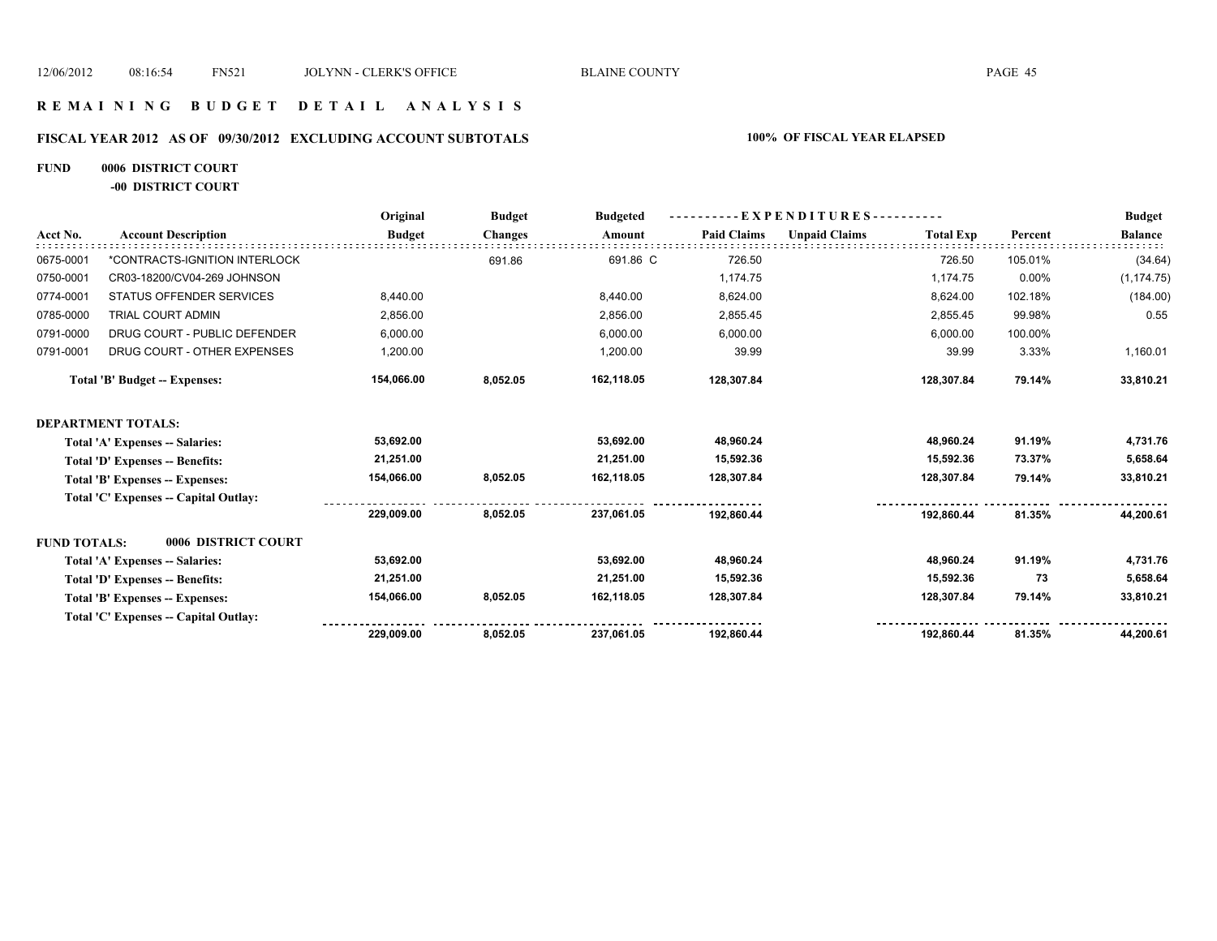# REMAINING BUDGET DETAIL ANALYSIS

## FISCAL YEAR 2012 AS OF 09/30/2012 EXCLUDING ACCOUNT SUBTOTALS

**100% OF FISCAL YEAR ELAPSED**

**FUND 0006 DISTRICT COURT**

**-00 DISTRICT COURT**

| Acct No. | Account Description | Original Budget | Budget Changes | Budgeted Amount | Paid Claims | Unpaid Claims | Total Exp | Percent | Budget Balance |
|---|---|---|---|---|---|---|---|---|---|
| 0675-0001 | *CONTRACTS-IGNITION INTERLOCK | | 691.86 | 691.86 C | 726.50 | | 726.50 | 105.01% | (34.64) |
| 0750-0001 | CR03-18200/CV04-269 JOHNSON | | | | 1,174.75 | | 1,174.75 | 0.00% | (1,174.75) |
| 0774-0001 | STATUS OFFENDER SERVICES | 8,440.00 | | 8,440.00 | 8,624.00 | | 8,624.00 | 102.18% | (184.00) |
| 0785-0000 | TRIAL COURT ADMIN | 2,856.00 | | 2,856.00 | 2,855.45 | | 2,855.45 | 99.98% | 0.55 |
| 0791-0000 | DRUG COURT - PUBLIC DEFENDER | 6,000.00 | | 6,000.00 | 6,000.00 | | 6,000.00 | 100.00% | |
| 0791-0001 | DRUG COURT - OTHER EXPENSES | 1,200.00 | | 1,200.00 | 39.99 | | 39.99 | 3.33% | 1,160.01 |
| | **Total 'B' Budget -- Expenses:** | **154,066.00** | **8,052.05** | **162,118.05** | **128,307.84** | | **128,307.84** | **79.14%** | **33,810.21** |
| **DEPARTMENT TOTALS:** | | | | | | | | | |
| | **Total 'A' Expenses -- Salaries:** | **53,692.00** | | **53,692.00** | **48,960.24** | | **48,960.24** | **91.19%** | **4,731.76** |
| | **Total 'D' Expenses -- Benefits:** | **21,251.00** | | **21,251.00** | **15,592.36** | | **15,592.36** | **73.37%** | **5,658.64** |
| | **Total 'B' Expenses -- Expenses:** | **154,066.00** | **8,052.05** | **162,118.05** | **128,307.84** | | **128,307.84** | **79.14%** | **33,810.21** |
| | **Total 'C' Expenses -- Capital Outlay:** | | | | | | | | |
| | | **229,009.00** | **8,052.05** | **237,061.05** | **192,860.44** | | **192,860.44** | **81.35%** | **44,200.61** |
| **FUND TOTALS:** | **0006 DISTRICT COURT** | | | | | | | | |
| | **Total 'A' Expenses -- Salaries:** | **53,692.00** | | **53,692.00** | **48,960.24** | | **48,960.24** | **91.19%** | **4,731.76** |
| | **Total 'D' Expenses -- Benefits:** | **21,251.00** | | **21,251.00** | **15,592.36** | | **15,592.36** | **73** | **5,658.64** |
| | **Total 'B' Expenses -- Expenses:** | **154,066.00** | **8,052.05** | **162,118.05** | **128,307.84** | | **128,307.84** | **79.14%** | **33,810.21** |
| | **Total 'C' Expenses -- Capital Outlay:** | | | | | | | | |
| | | **229,009.00** | **8,052.05** | **237,061.05** | **192,860.44** | | **192,860.44** | **81.35%** | **44,200.61** |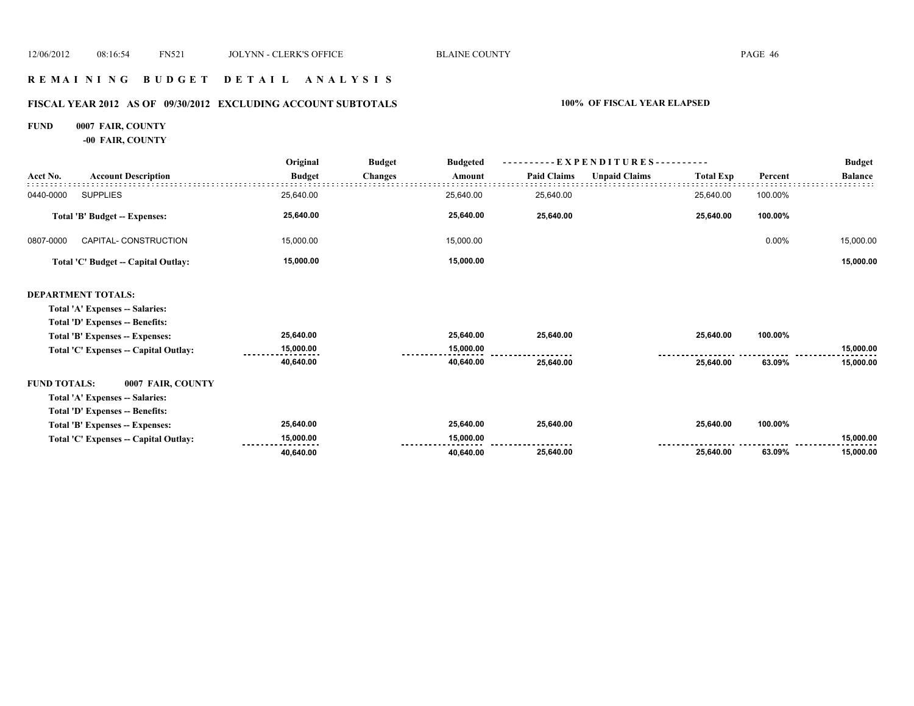# REMAINING BUDGET DETAIL ANALYSIS

## FISCAL YEAR 2012 AS OF 09/30/2012 EXCLUDING ACCOUNT SUBTOTALS

**100% OF FISCAL YEAR ELAPSED**

**FUND 0007 FAIR, COUNTY**
**-00 FAIR, COUNTY**

| Acct No. | Account Description | Original Budget | Budget Changes | Budgeted Amount | Paid Claims | Unpaid Claims | Total Exp | Percent | Budget Balance |
|---|---|---|---|---|---|---|---|---|---|
| 0440-0000 | SUPPLIES | 25,640.00 | | 25,640.00 | 25,640.00 | | 25,640.00 | 100.00% | |
| | **Total 'B' Budget -- Expenses:** | **25,640.00** | | **25,640.00** | **25,640.00** | | **25,640.00** | **100.00%** | |
| 0807-0000 | CAPITAL- CONSTRUCTION | 15,000.00 | | 15,000.00 | | | | 0.00% | 15,000.00 |
| | **Total 'C' Budget -- Capital Outlay:** | **15,000.00** | | **15,000.00** | | | | | **15,000.00** |
| **DEPARTMENT TOTALS:** | | | | | | | | | |
| | **Total 'A' Expenses -- Salaries:** | | | | | | | | |
| | **Total 'D' Expenses -- Benefits:** | | | | | | | | |
| | **Total 'B' Expenses -- Expenses:** | **25,640.00** | | **25,640.00** | **25,640.00** | | **25,640.00** | **100.00%** | |
| | **Total 'C' Expenses -- Capital Outlay:** | **15,000.00** | | **15,000.00** | | | | | **15,000.00** |
| | | **40,640.00** | | **40,640.00** | **25,640.00** | | **25,640.00** | **63.09%** | **15,000.00** |
| **FUND TOTALS:** | **0007 FAIR, COUNTY** | | | | | | | | |
| | **Total 'A' Expenses -- Salaries:** | | | | | | | | |
| | **Total 'D' Expenses -- Benefits:** | | | | | | | | |
| | **Total 'B' Expenses -- Expenses:** | **25,640.00** | | **25,640.00** | **25,640.00** | | **25,640.00** | **100.00%** | |
| | **Total 'C' Expenses -- Capital Outlay:** | **15,000.00** | | **15,000.00** | | | | | **15,000.00** |
| | | **40,640.00** | | **40,640.00** | **25,640.00** | | **25,640.00** | **63.09%** | **15,000.00** |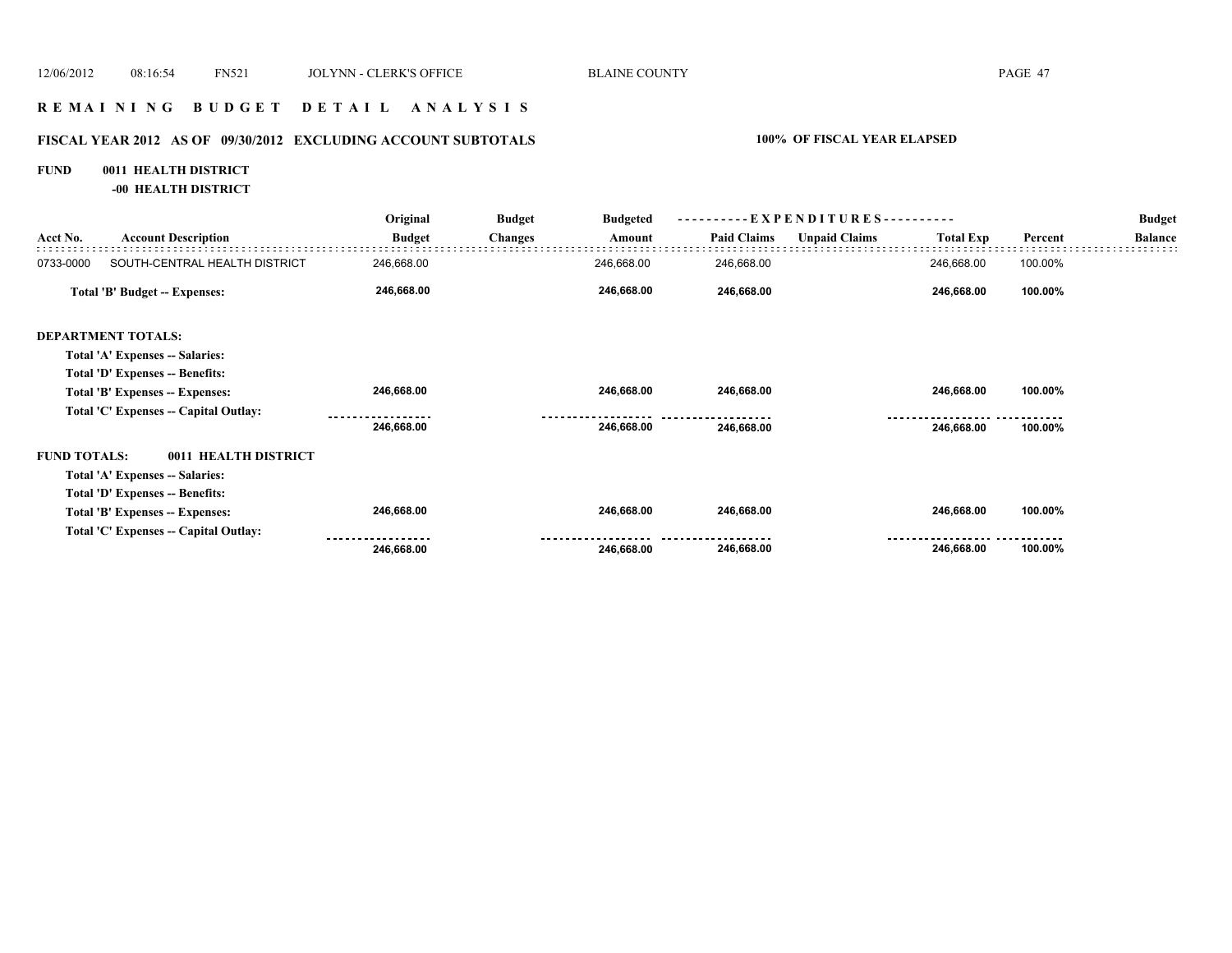# R E M A I N I N G   B U D G E T   D E T A I L   A N A L Y S I S

## FISCAL YEAR 2012 AS OF 09/30/2012 EXCLUDING ACCOUNT SUBTOTALS

**100% OF FISCAL YEAR ELAPSED**

**FUND 0011 HEALTH DISTRICT**

**-00 HEALTH DISTRICT**

| Acct No. | Account Description | Original Budget | Budget Changes | Budgeted Amount | Paid Claims | Unpaid Claims | Total Exp | Percent | Budget Balance |
|---|---|---|---|---|---|---|---|---|---|
| 0733-0000 | SOUTH-CENTRAL HEALTH DISTRICT | 246,668.00 | | 246,668.00 | 246,668.00 | | 246,668.00 | 100.00% | |
| | **Total 'B' Budget -- Expenses:** | **246,668.00** | | **246,668.00** | **246,668.00** | | **246,668.00** | **100.00%** | |
| | **DEPARTMENT TOTALS:** | | | | | | | | |
| | **Total 'A' Expenses -- Salaries:** | | | | | | | | |
| | **Total 'D' Expenses -- Benefits:** | | | | | | | | |
| | **Total 'B' Expenses -- Expenses:** | **246,668.00** | | **246,668.00** | **246,668.00** | | **246,668.00** | **100.00%** | |
| | **Total 'C' Expenses -- Capital Outlay:** | | | | | | | | |
| | | **246,668.00** | | **246,668.00** | **246,668.00** | | **246,668.00** | **100.00%** | |
| | **FUND TOTALS: 0011 HEALTH DISTRICT** | | | | | | | | |
| | **Total 'A' Expenses -- Salaries:** | | | | | | | | |
| | **Total 'D' Expenses -- Benefits:** | | | | | | | | |
| | **Total 'B' Expenses -- Expenses:** | **246,668.00** | | **246,668.00** | **246,668.00** | | **246,668.00** | **100.00%** | |
| | **Total 'C' Expenses -- Capital Outlay:** | | | | | | | | |
| | | **246,668.00** | | **246,668.00** | **246,668.00** | | **246,668.00** | **100.00%** | |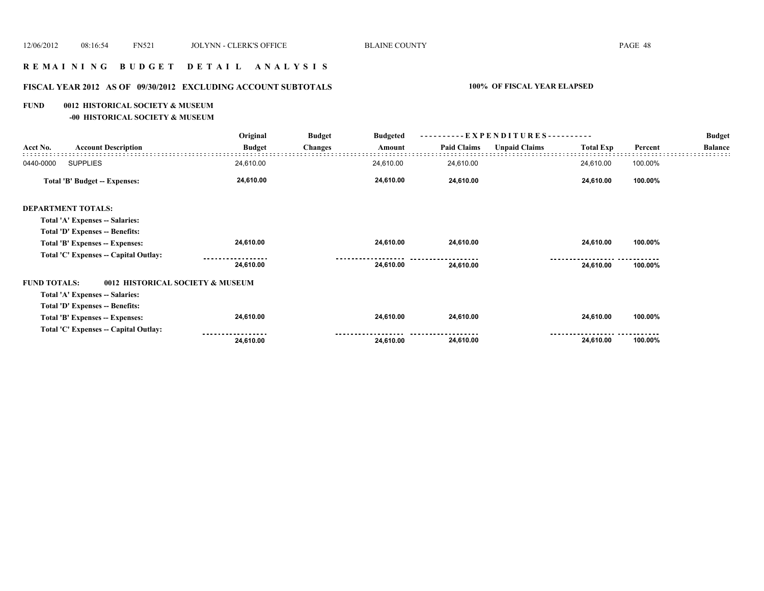# R E M A I N I N G   B U D G E T   D E T A I L   A N A L Y S I S

## FISCAL YEAR 2012 AS OF 09/30/2012 EXCLUDING ACCOUNT SUBTOTALS

**100% OF FISCAL YEAR ELAPSED**

**FUND 0012 HISTORICAL SOCIETY & MUSEUM**

**-00 HISTORICAL SOCIETY & MUSEUM**

| Acct No. | Account Description | Original Budget | Budget Changes | Budgeted Amount | Paid Claims | Unpaid Claims | Total Exp | Percent | Budget Balance |
|---|---|---|---|---|---|---|---|---|---|
| 0440-0000 | SUPPLIES | 24,610.00 | | 24,610.00 | 24,610.00 | | 24,610.00 | 100.00% | |
| | **Total 'B' Budget -- Expenses:** | **24,610.00** | | **24,610.00** | **24,610.00** | | **24,610.00** | **100.00%** | |
| **DEPARTMENT TOTALS:** | | | | | | | | | |
| | **Total 'A' Expenses -- Salaries:** | | | | | | | | |
| | **Total 'D' Expenses -- Benefits:** | | | | | | | | |
| | **Total 'B' Expenses -- Expenses:** | **24,610.00** | | **24,610.00** | **24,610.00** | | **24,610.00** | **100.00%** | |
| | **Total 'C' Expenses -- Capital Outlay:** | | | | | | | | |
| | | **24,610.00** | | **24,610.00** | **24,610.00** | | **24,610.00** | **100.00%** | |
| **FUND TOTALS:** | **0012 HISTORICAL SOCIETY & MUSEUM** | | | | | | | | |
| | **Total 'A' Expenses -- Salaries:** | | | | | | | | |
| | **Total 'D' Expenses -- Benefits:** | | | | | | | | |
| | **Total 'B' Expenses -- Expenses:** | **24,610.00** | | **24,610.00** | **24,610.00** | | **24,610.00** | **100.00%** | |
| | **Total 'C' Expenses -- Capital Outlay:** | | | | | | | | |
| | | **24,610.00** | | **24,610.00** | **24,610.00** | | **24,610.00** | **100.00%** | |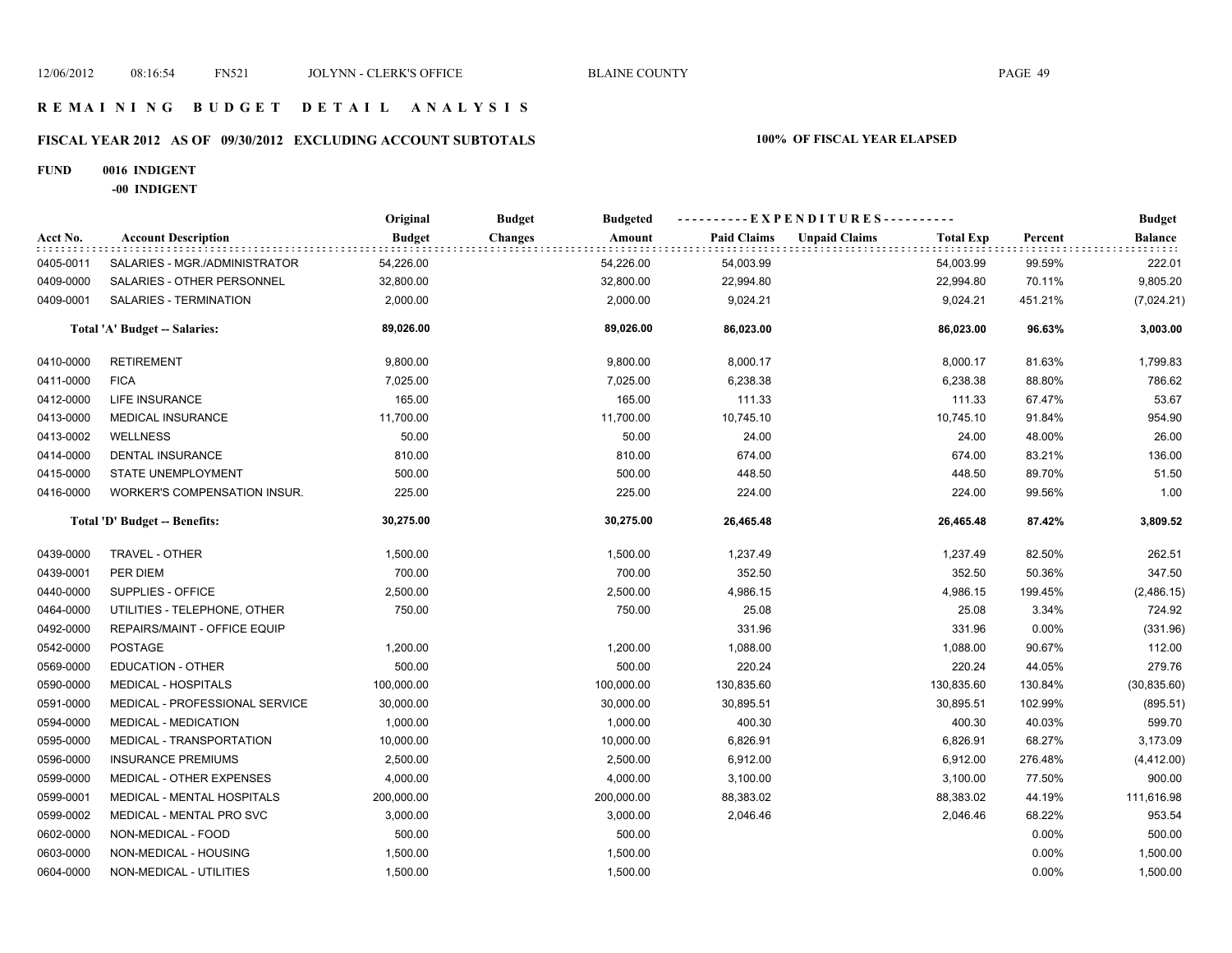# REMAINING BUDGET DETAIL ANALYSIS

## FISCAL YEAR 2012 AS OF 09/30/2012 EXCLUDING ACCOUNT SUBTOTALS

**100% OF FISCAL YEAR ELAPSED**

**FUND 0016 INDIGENT**

**-00 INDIGENT**

| Acct No. | Account Description | Original Budget | Budget Changes | Budgeted Amount | Paid Claims | Unpaid Claims | Total Exp | Percent | Budget Balance |
|---|---|---|---|---|---|---|---|---|---|
| 0405-0011 | SALARIES - MGR./ADMINISTRATOR | 54,226.00 | | 54,226.00 | 54,003.99 | | 54,003.99 | 99.59% | 222.01 |
| 0409-0000 | SALARIES - OTHER PERSONNEL | 32,800.00 | | 32,800.00 | 22,994.80 | | 22,994.80 | 70.11% | 9,805.20 |
| 0409-0001 | SALARIES - TERMINATION | 2,000.00 | | 2,000.00 | 9,024.21 | | 9,024.21 | 451.21% | (7,024.21) |
| | **Total 'A' Budget -- Salaries:** | **89,026.00** | | **89,026.00** | **86,023.00** | | **86,023.00** | **96.63%** | **3,003.00** |
| 0410-0000 | RETIREMENT | 9,800.00 | | 9,800.00 | 8,000.17 | | 8,000.17 | 81.63% | 1,799.83 |
| 0411-0000 | FICA | 7,025.00 | | 7,025.00 | 6,238.38 | | 6,238.38 | 88.80% | 786.62 |
| 0412-0000 | LIFE INSURANCE | 165.00 | | 165.00 | 111.33 | | 111.33 | 67.47% | 53.67 |
| 0413-0000 | MEDICAL INSURANCE | 11,700.00 | | 11,700.00 | 10,745.10 | | 10,745.10 | 91.84% | 954.90 |
| 0413-0002 | WELLNESS | 50.00 | | 50.00 | 24.00 | | 24.00 | 48.00% | 26.00 |
| 0414-0000 | DENTAL INSURANCE | 810.00 | | 810.00 | 674.00 | | 674.00 | 83.21% | 136.00 |
| 0415-0000 | STATE UNEMPLOYMENT | 500.00 | | 500.00 | 448.50 | | 448.50 | 89.70% | 51.50 |
| 0416-0000 | WORKER'S COMPENSATION INSUR. | 225.00 | | 225.00 | 224.00 | | 224.00 | 99.56% | 1.00 |
| | **Total 'D' Budget -- Benefits:** | **30,275.00** | | **30,275.00** | **26,465.48** | | **26,465.48** | **87.42%** | **3,809.52** |
| 0439-0000 | TRAVEL - OTHER | 1,500.00 | | 1,500.00 | 1,237.49 | | 1,237.49 | 82.50% | 262.51 |
| 0439-0001 | PER DIEM | 700.00 | | 700.00 | 352.50 | | 352.50 | 50.36% | 347.50 |
| 0440-0000 | SUPPLIES - OFFICE | 2,500.00 | | 2,500.00 | 4,986.15 | | 4,986.15 | 199.45% | (2,486.15) |
| 0464-0000 | UTILITIES - TELEPHONE, OTHER | 750.00 | | 750.00 | 25.08 | | 25.08 | 3.34% | 724.92 |
| 0492-0000 | REPAIRS/MAINT - OFFICE EQUIP | | | | 331.96 | | 331.96 | 0.00% | (331.96) |
| 0542-0000 | POSTAGE | 1,200.00 | | 1,200.00 | 1,088.00 | | 1,088.00 | 90.67% | 112.00 |
| 0569-0000 | EDUCATION - OTHER | 500.00 | | 500.00 | 220.24 | | 220.24 | 44.05% | 279.76 |
| 0590-0000 | MEDICAL - HOSPITALS | 100,000.00 | | 100,000.00 | 130,835.60 | | 130,835.60 | 130.84% | (30,835.60) |
| 0591-0000 | MEDICAL - PROFESSIONAL SERVICE | 30,000.00 | | 30,000.00 | 30,895.51 | | 30,895.51 | 102.99% | (895.51) |
| 0594-0000 | MEDICAL - MEDICATION | 1,000.00 | | 1,000.00 | 400.30 | | 400.30 | 40.03% | 599.70 |
| 0595-0000 | MEDICAL - TRANSPORTATION | 10,000.00 | | 10,000.00 | 6,826.91 | | 6,826.91 | 68.27% | 3,173.09 |
| 0596-0000 | INSURANCE PREMIUMS | 2,500.00 | | 2,500.00 | 6,912.00 | | 6,912.00 | 276.48% | (4,412.00) |
| 0599-0000 | MEDICAL - OTHER EXPENSES | 4,000.00 | | 4,000.00 | 3,100.00 | | 3,100.00 | 77.50% | 900.00 |
| 0599-0001 | MEDICAL - MENTAL HOSPITALS | 200,000.00 | | 200,000.00 | 88,383.02 | | 88,383.02 | 44.19% | 111,616.98 |
| 0599-0002 | MEDICAL - MENTAL PRO SVC | 3,000.00 | | 3,000.00 | 2,046.46 | | 2,046.46 | 68.22% | 953.54 |
| 0602-0000 | NON-MEDICAL - FOOD | 500.00 | | 500.00 | | | | 0.00% | 500.00 |
| 0603-0000 | NON-MEDICAL - HOUSING | 1,500.00 | | 1,500.00 | | | | 0.00% | 1,500.00 |
| 0604-0000 | NON-MEDICAL - UTILITIES | 1,500.00 | | 1,500.00 | | | | 0.00% | 1,500.00 |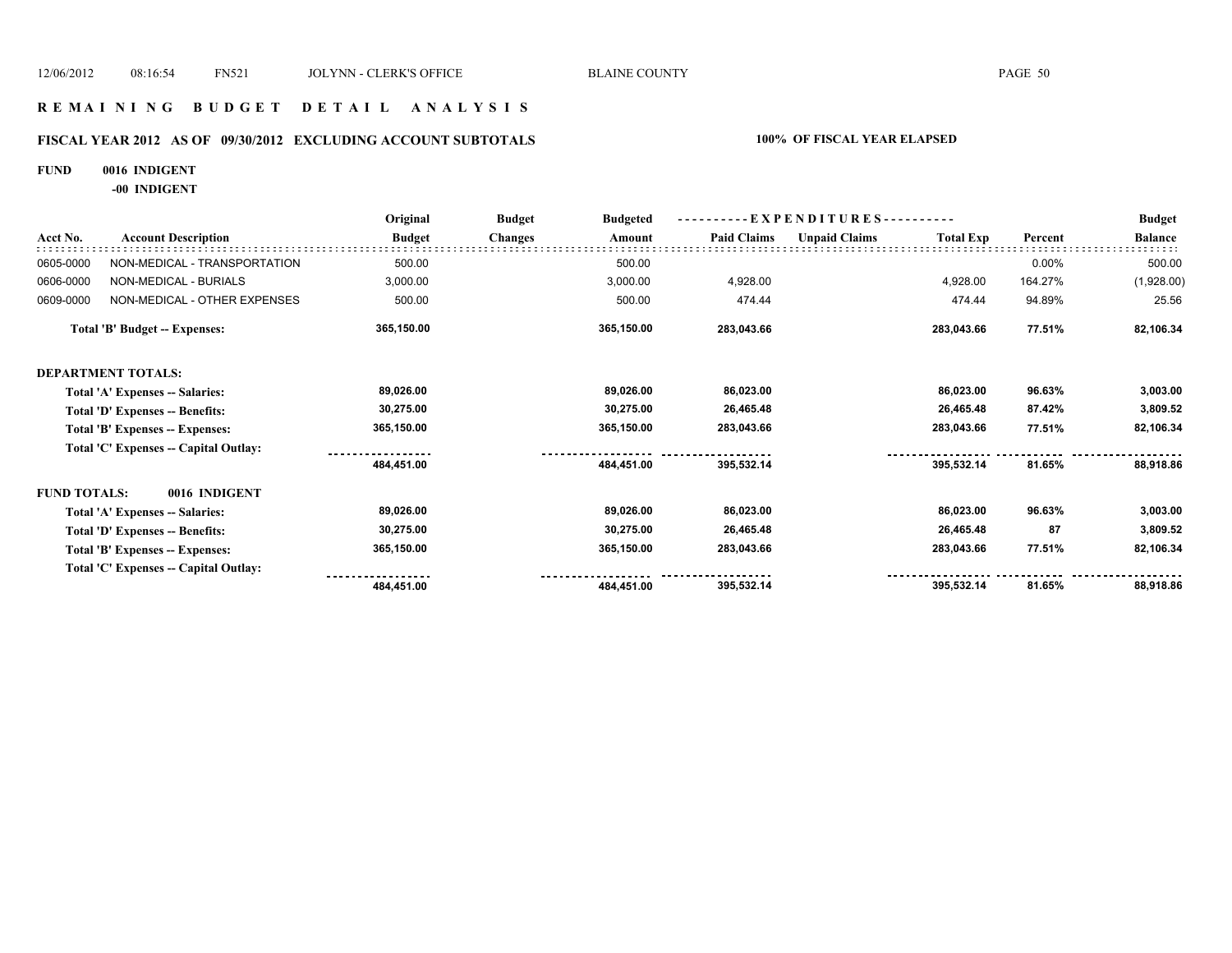# R E M A I N I N G   B U D G E T   D E T A I L   A N A L Y S I S

## FISCAL YEAR 2012 AS OF 09/30/2012 EXCLUDING ACCOUNT SUBTOTALS

**100% OF FISCAL YEAR ELAPSED**

**FUND 0016 INDIGENT**

**-00 INDIGENT**

| Acct No. | Account Description | Original Budget | Budget Changes | Budgeted Amount | Paid Claims | Unpaid Claims | Total Exp | Percent | Budget Balance |
|---|---|---|---|---|---|---|---|---|---|
| 0605-0000 | NON-MEDICAL - TRANSPORTATION | 500.00 | | 500.00 | | | | 0.00% | 500.00 |
| 0606-0000 | NON-MEDICAL - BURIALS | 3,000.00 | | 3,000.00 | 4,928.00 | | 4,928.00 | 164.27% | (1,928.00) |
| 0609-0000 | NON-MEDICAL - OTHER EXPENSES | 500.00 | | 500.00 | 474.44 | | 474.44 | 94.89% | 25.56 |
| | **Total 'B' Budget -- Expenses:** | **365,150.00** | | **365,150.00** | **283,043.66** | | **283,043.66** | **77.51%** | **82,106.34** |
| **DEPARTMENT TOTALS:** | | | | | | | | | |
| | **Total 'A' Expenses -- Salaries:** | **89,026.00** | | **89,026.00** | **86,023.00** | | **86,023.00** | **96.63%** | **3,003.00** |
| | **Total 'D' Expenses -- Benefits:** | **30,275.00** | | **30,275.00** | **26,465.48** | | **26,465.48** | **87.42%** | **3,809.52** |
| | **Total 'B' Expenses -- Expenses:** | **365,150.00** | | **365,150.00** | **283,043.66** | | **283,043.66** | **77.51%** | **82,106.34** |
| | **Total 'C' Expenses -- Capital Outlay:** | | | | | | | | |
| | | **484,451.00** | | **484,451.00** | **395,532.14** | | **395,532.14** | **81.65%** | **88,918.86** |
| **FUND TOTALS:** | **0016 INDIGENT** | | | | | | | | |
| | **Total 'A' Expenses -- Salaries:** | **89,026.00** | | **89,026.00** | **86,023.00** | | **86,023.00** | **96.63%** | **3,003.00** |
| | **Total 'D' Expenses -- Benefits:** | **30,275.00** | | **30,275.00** | **26,465.48** | | **26,465.48** | **87** | **3,809.52** |
| | **Total 'B' Expenses -- Expenses:** | **365,150.00** | | **365,150.00** | **283,043.66** | | **283,043.66** | **77.51%** | **82,106.34** |
| | **Total 'C' Expenses -- Capital Outlay:** | | | | | | | | |
| | | **484,451.00** | | **484,451.00** | **395,532.14** | | **395,532.14** | **81.65%** | **88,918.86** |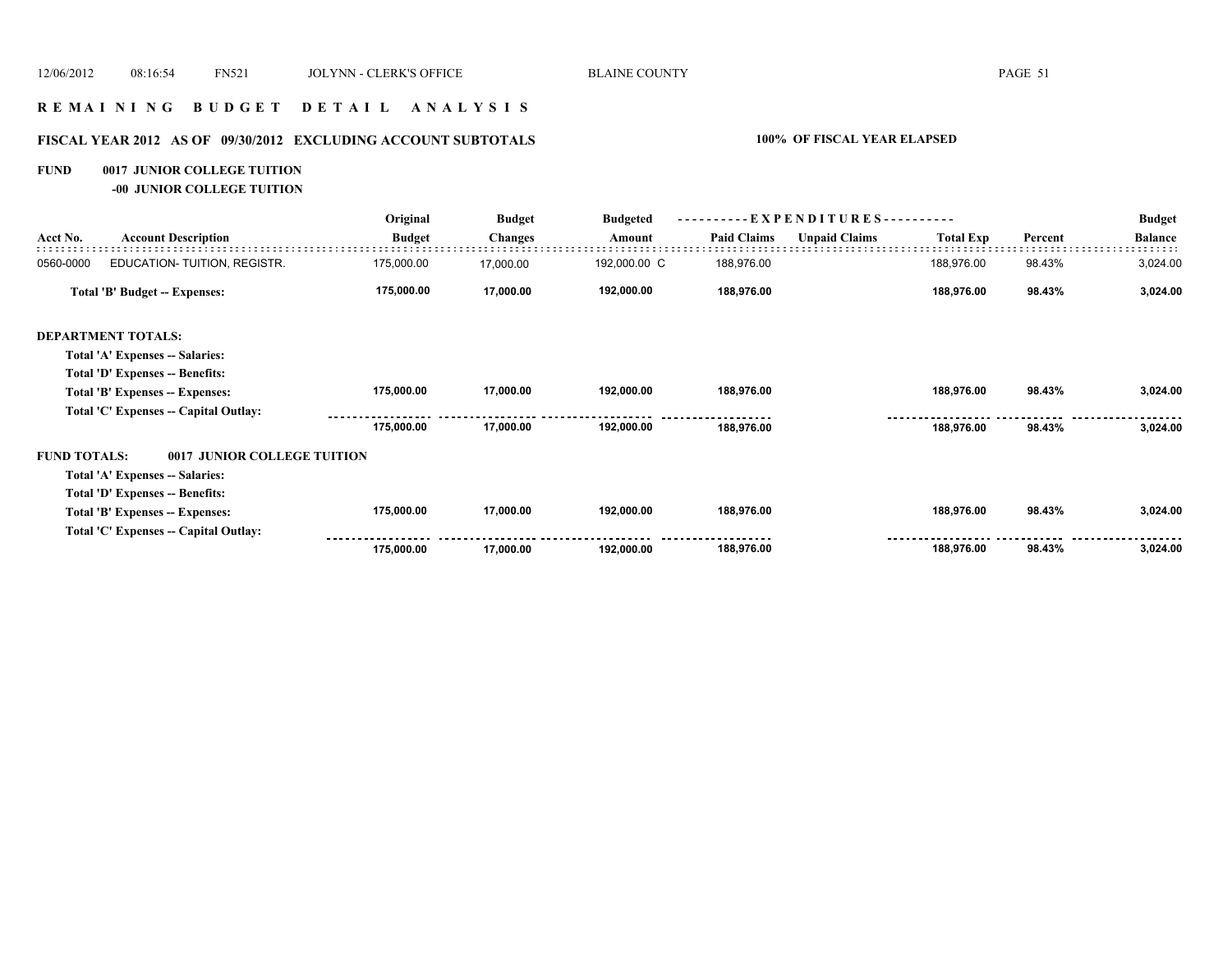# REMAINING BUDGET DETAIL ANALYSIS

## FISCAL YEAR 2012 AS OF 09/30/2012 EXCLUDING ACCOUNT SUBTOTALS

**100% OF FISCAL YEAR ELAPSED**

**FUND 0017 JUNIOR COLLEGE TUITION**

**-00 JUNIOR COLLEGE TUITION**

| Acct No. | Account Description | Original Budget | Budget Changes | Budgeted Amount | Paid Claims | Unpaid Claims | Total Exp | Percent | Budget Balance |
|---|---|---|---|---|---|---|---|---|---|
| 0560-0000 | EDUCATION- TUITION, REGISTR. | 175,000.00 | 17,000.00 | 192,000.00 C | 188,976.00 | | 188,976.00 | 98.43% | 3,024.00 |
| | **Total 'B' Budget -- Expenses:** | **175,000.00** | **17,000.00** | **192,000.00** | **188,976.00** | | **188,976.00** | **98.43%** | **3,024.00** |
| **DEPARTMENT TOTALS:** | | | | | | | | | |
| | **Total 'A' Expenses -- Salaries:** | | | | | | | | |
| | **Total 'D' Expenses -- Benefits:** | | | | | | | | |
| | **Total 'B' Expenses -- Expenses:** | **175,000.00** | **17,000.00** | **192,000.00** | **188,976.00** | | **188,976.00** | **98.43%** | **3,024.00** |
| | **Total 'C' Expenses -- Capital Outlay:** | | | | | | | | |
| | | **175,000.00** | **17,000.00** | **192,000.00** | **188,976.00** | | **188,976.00** | **98.43%** | **3,024.00** |
| **FUND TOTALS:** | **0017 JUNIOR COLLEGE TUITION** | | | | | | | | |
| | **Total 'A' Expenses -- Salaries:** | | | | | | | | |
| | **Total 'D' Expenses -- Benefits:** | | | | | | | | |
| | **Total 'B' Expenses -- Expenses:** | **175,000.00** | **17,000.00** | **192,000.00** | **188,976.00** | | **188,976.00** | **98.43%** | **3,024.00** |
| | **Total 'C' Expenses -- Capital Outlay:** | | | | | | | | |
| | | **175,000.00** | **17,000.00** | **192,000.00** | **188,976.00** | | **188,976.00** | **98.43%** | **3,024.00** |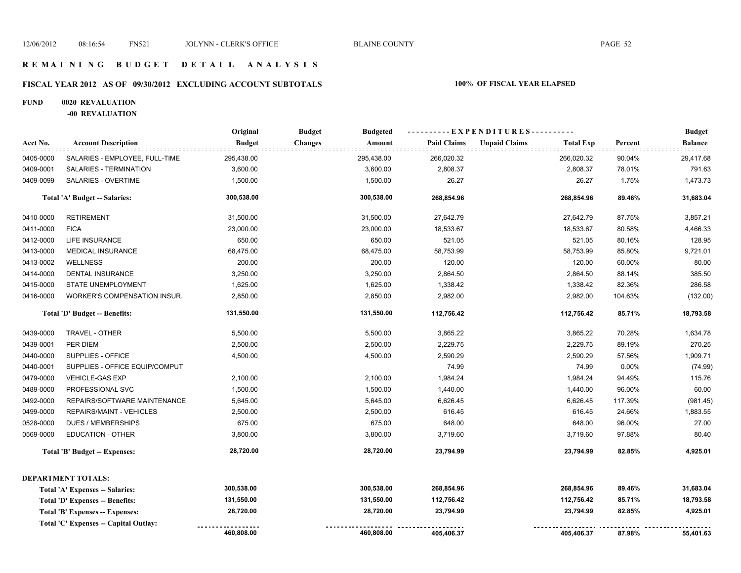# R E M A I N I N G   B U D G E T   D E T A I L   A N A L Y S I S

## FISCAL YEAR 2012 AS OF 09/30/2012 EXCLUDING ACCOUNT SUBTOTALS

**100% OF FISCAL YEAR ELAPSED**

**FUND 0020 REVALUATION**

**-00 REVALUATION**

| Acct No. | Account Description | Original Budget | Budget Changes | Budgeted Amount | EXPENDITURES Paid Claims | Unpaid Claims | Total Exp | Percent | Budget Balance |
|---|---|---|---|---|---|---|---|---|---|
| 0405-0000 | SALARIES - EMPLOYEE, FULL-TIME | 295,438.00 | | 295,438.00 | 266,020.32 | | 266,020.32 | 90.04% | 29,417.68 |
| 0409-0001 | SALARIES - TERMINATION | 3,600.00 | | 3,600.00 | 2,808.37 | | 2,808.37 | 78.01% | 791.63 |
| 0409-0099 | SALARIES - OVERTIME | 1,500.00 | | 1,500.00 | 26.27 | | 26.27 | 1.75% | 1,473.73 |
| | **Total 'A' Budget -- Salaries:** | **300,538.00** | | **300,538.00** | **268,854.96** | | **268,854.96** | **89.46%** | **31,683.04** |
| 0410-0000 | RETIREMENT | 31,500.00 | | 31,500.00 | 27,642.79 | | 27,642.79 | 87.75% | 3,857.21 |
| 0411-0000 | FICA | 23,000.00 | | 23,000.00 | 18,533.67 | | 18,533.67 | 80.58% | 4,466.33 |
| 0412-0000 | LIFE INSURANCE | 650.00 | | 650.00 | 521.05 | | 521.05 | 80.16% | 128.95 |
| 0413-0000 | MEDICAL INSURANCE | 68,475.00 | | 68,475.00 | 58,753.99 | | 58,753.99 | 85.80% | 9,721.01 |
| 0413-0002 | WELLNESS | 200.00 | | 200.00 | 120.00 | | 120.00 | 60.00% | 80.00 |
| 0414-0000 | DENTAL INSURANCE | 3,250.00 | | 3,250.00 | 2,864.50 | | 2,864.50 | 88.14% | 385.50 |
| 0415-0000 | STATE UNEMPLOYMENT | 1,625.00 | | 1,625.00 | 1,338.42 | | 1,338.42 | 82.36% | 286.58 |
| 0416-0000 | WORKER'S COMPENSATION INSUR. | 2,850.00 | | 2,850.00 | 2,982.00 | | 2,982.00 | 104.63% | (132.00) |
| | **Total 'D' Budget -- Benefits:** | **131,550.00** | | **131,550.00** | **112,756.42** | | **112,756.42** | **85.71%** | **18,793.58** |
| 0439-0000 | TRAVEL - OTHER | 5,500.00 | | 5,500.00 | 3,865.22 | | 3,865.22 | 70.28% | 1,634.78 |
| 0439-0001 | PER DIEM | 2,500.00 | | 2,500.00 | 2,229.75 | | 2,229.75 | 89.19% | 270.25 |
| 0440-0000 | SUPPLIES - OFFICE | 4,500.00 | | 4,500.00 | 2,590.29 | | 2,590.29 | 57.56% | 1,909.71 |
| 0440-0001 | SUPPLIES - OFFICE EQUIP/COMPUT | | | | 74.99 | | 74.99 | 0.00% | (74.99) |
| 0479-0000 | VEHICLE-GAS EXP | 2,100.00 | | 2,100.00 | 1,984.24 | | 1,984.24 | 94.49% | 115.76 |
| 0489-0000 | PROFESSIONAL SVC | 1,500.00 | | 1,500.00 | 1,440.00 | | 1,440.00 | 96.00% | 60.00 |
| 0492-0000 | REPAIRS/SOFTWARE MAINTENANCE | 5,645.00 | | 5,645.00 | 6,626.45 | | 6,626.45 | 117.39% | (981.45) |
| 0499-0000 | REPAIRS/MAINT - VEHICLES | 2,500.00 | | 2,500.00 | 616.45 | | 616.45 | 24.66% | 1,883.55 |
| 0528-0000 | DUES / MEMBERSHIPS | 675.00 | | 675.00 | 648.00 | | 648.00 | 96.00% | 27.00 |
| 0569-0000 | EDUCATION - OTHER | 3,800.00 | | 3,800.00 | 3,719.60 | | 3,719.60 | 97.88% | 80.40 |
| | **Total 'B' Budget -- Expenses:** | **28,720.00** | | **28,720.00** | **23,794.99** | | **23,794.99** | **82.85%** | **4,925.01** |

**DEPARTMENT TOTALS:**

| | Original Budget | Budget Changes | Budgeted Amount | Paid Claims | Unpaid Claims | Total Exp | Percent | Budget Balance |
|---|---|---|---|---|---|---|---|---|
| **Total 'A' Expenses -- Salaries:** | **300,538.00** | | **300,538.00** | **268,854.96** | | **268,854.96** | **89.46%** | **31,683.04** |
| **Total 'D' Expenses -- Benefits:** | **131,550.00** | | **131,550.00** | **112,756.42** | | **112,756.42** | **85.71%** | **18,793.58** |
| **Total 'B' Expenses -- Expenses:** | **28,720.00** | | **28,720.00** | **23,794.99** | | **23,794.99** | **82.85%** | **4,925.01** |
| **Total 'C' Expenses -- Capital Outlay:** | | | | | | | | |
| | **460,808.00** | | **460,808.00** | **405,406.37** | | **405,406.37** | **87.98%** | **55,401.63** |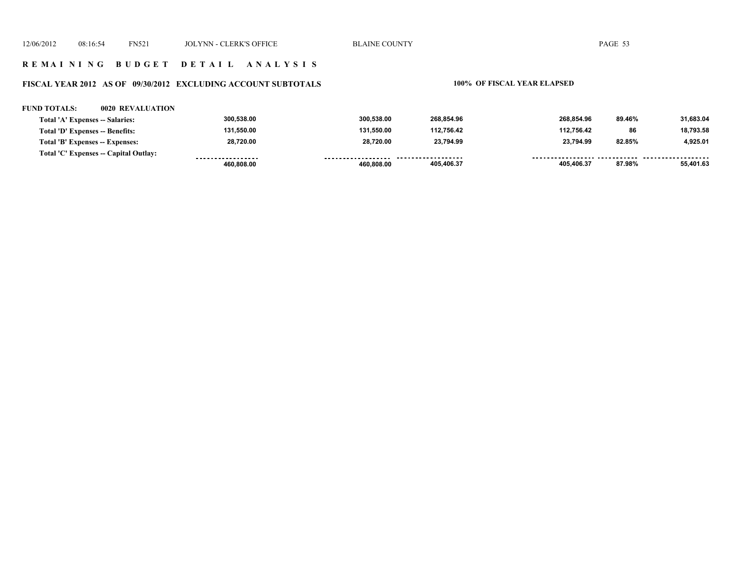## REMAINING BUDGET DETAIL ANALYSIS

### FISCAL YEAR 2012 AS OF 09/30/2012 EXCLUDING ACCOUNT SUBTOTALS

**100% OF FISCAL YEAR ELAPSED**

**FUND TOTALS: 0020 REVALUATION**

| | | | | | | |
|---|---|---|---|---|---|---|
| **Total 'A' Expenses -- Salaries:** | 300,538.00 | 300,538.00 | 268,854.96 | 268,854.96 | 89.46% | 31,683.04 |
| **Total 'D' Expenses -- Benefits:** | 131,550.00 | 131,550.00 | 112,756.42 | 112,756.42 | 86 | 18,793.58 |
| **Total 'B' Expenses -- Expenses:** | 28,720.00 | 28,720.00 | 23,794.99 | 23,794.99 | 82.85% | 4,925.01 |
| **Total 'C' Expenses -- Capital Outlay:** | | | | | | |
| | 460,808.00 | 460,808.00 | 405,406.37 | 405,406.37 | 87.98% | 55,401.63 |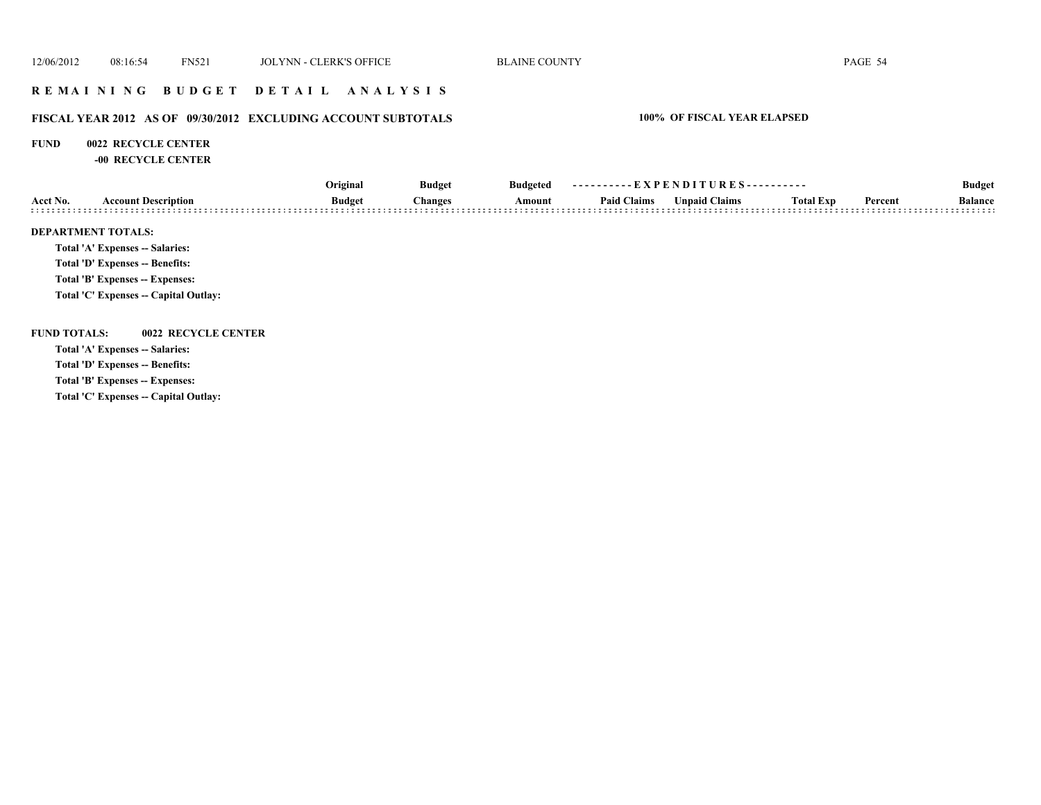# REMAINING BUDGET DETAIL ANALYSIS

## FISCAL YEAR 2012 AS OF 09/30/2012 EXCLUDING ACCOUNT SUBTOTALS

**100% OF FISCAL YEAR ELAPSED**

**FUND 0022 RECYCLE CENTER**
**-00 RECYCLE CENTER**

| Acct No. | Account Description | Original Budget | Budget Changes | Budgeted Amount | EXPENDITURES Paid Claims | Unpaid Claims | Total Exp | Percent | Budget Balance |
|---|---|---|---|---|---|---|---|---|---|

**DEPARTMENT TOTALS:**

Total 'A' Expenses -- Salaries:

Total 'D' Expenses -- Benefits:

Total 'B' Expenses -- Expenses:

Total 'C' Expenses -- Capital Outlay:

**FUND TOTALS: 0022 RECYCLE CENTER**

Total 'A' Expenses -- Salaries:

Total 'D' Expenses -- Benefits:

Total 'B' Expenses -- Expenses:

Total 'C' Expenses -- Capital Outlay: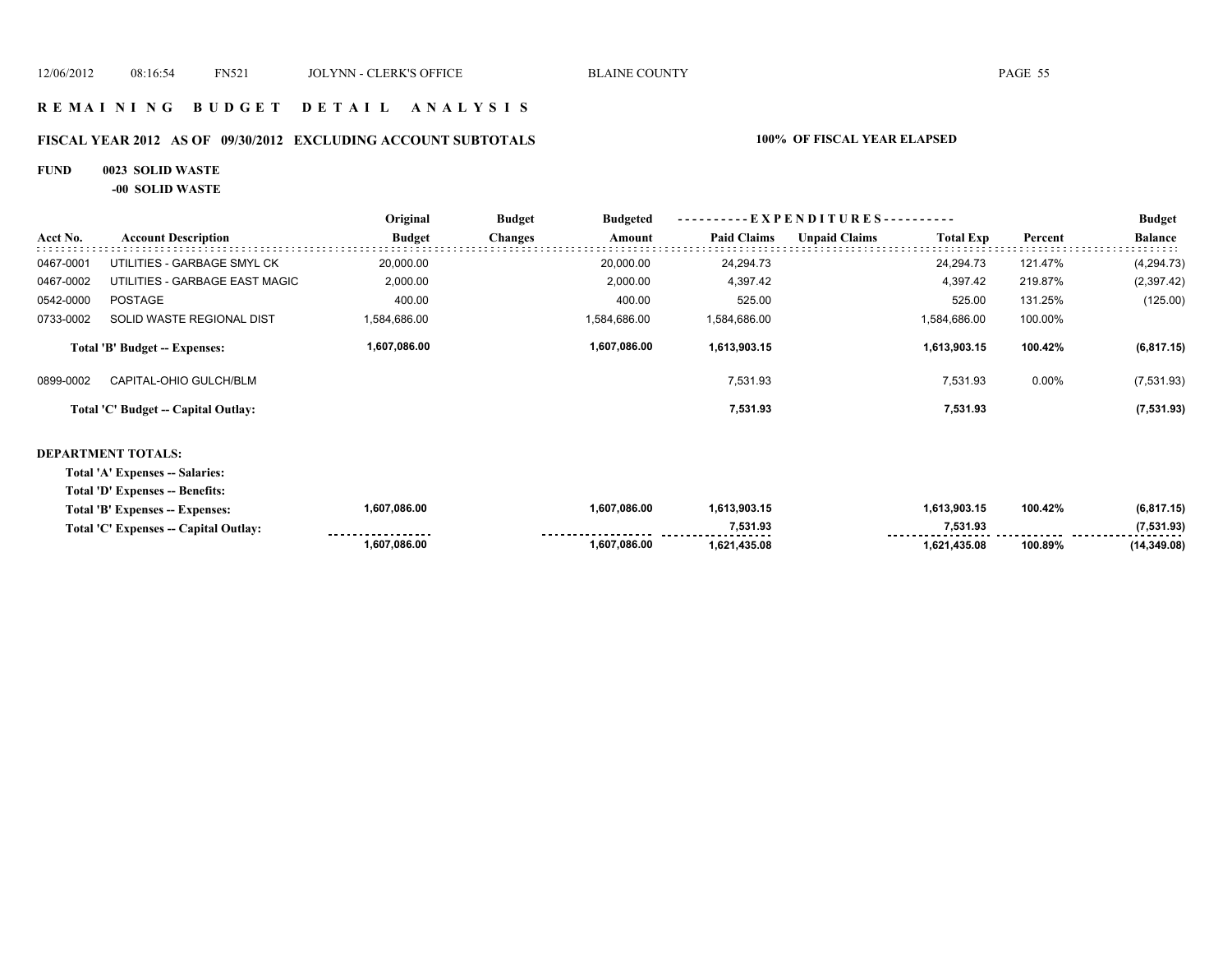# R E M A I N I N G   B U D G E T   D E T A I L   A N A L Y S I S

## FISCAL YEAR 2012 AS OF 09/30/2012 EXCLUDING ACCOUNT SUBTOTALS — 100% OF FISCAL YEAR ELAPSED

**FUND 0023 SOLID WASTE**

**-00 SOLID WASTE**

| Acct No. | Account Description | Original Budget | Budget Changes | Budgeted Amount | EXPENDITURES Paid Claims | EXPENDITURES Unpaid Claims | EXPENDITURES Total Exp | Percent | Budget Balance |
|---|---|---|---|---|---|---|---|---|---|
| 0467-0001 | UTILITIES - GARBAGE SMYL CK | 20,000.00 | | 20,000.00 | 24,294.73 | | 24,294.73 | 121.47% | (4,294.73) |
| 0467-0002 | UTILITIES - GARBAGE EAST MAGIC | 2,000.00 | | 2,000.00 | 4,397.42 | | 4,397.42 | 219.87% | (2,397.42) |
| 0542-0000 | POSTAGE | 400.00 | | 400.00 | 525.00 | | 525.00 | 131.25% | (125.00) |
| 0733-0002 | SOLID WASTE REGIONAL DIST | 1,584,686.00 | | 1,584,686.00 | 1,584,686.00 | | 1,584,686.00 | 100.00% | |
| | **Total 'B' Budget -- Expenses:** | **1,607,086.00** | | **1,607,086.00** | **1,613,903.15** | | **1,613,903.15** | **100.42%** | **(6,817.15)** |
| 0899-0002 | CAPITAL-OHIO GULCH/BLM | | | | 7,531.93 | | 7,531.93 | 0.00% | (7,531.93) |
| | **Total 'C' Budget -- Capital Outlay:** | | | | **7,531.93** | | **7,531.93** | | **(7,531.93)** |

**DEPARTMENT TOTALS:**

| | Original Budget | Budget Changes | Budgeted Amount | Paid Claims | Unpaid Claims | Total Exp | Percent | Budget Balance |
|---|---|---|---|---|---|---|---|---|
| **Total 'A' Expenses -- Salaries:** | | | | | | | | |
| **Total 'D' Expenses -- Benefits:** | | | | | | | | |
| **Total 'B' Expenses -- Expenses:** | **1,607,086.00** | | **1,607,086.00** | **1,613,903.15** | | **1,613,903.15** | **100.42%** | **(6,817.15)** |
| **Total 'C' Expenses -- Capital Outlay:** | | | | **7,531.93** | | **7,531.93** | | **(7,531.93)** |
| | **1,607,086.00** | | **1,607,086.00** | **1,621,435.08** | | **1,621,435.08** | **100.89%** | **(14,349.08)** |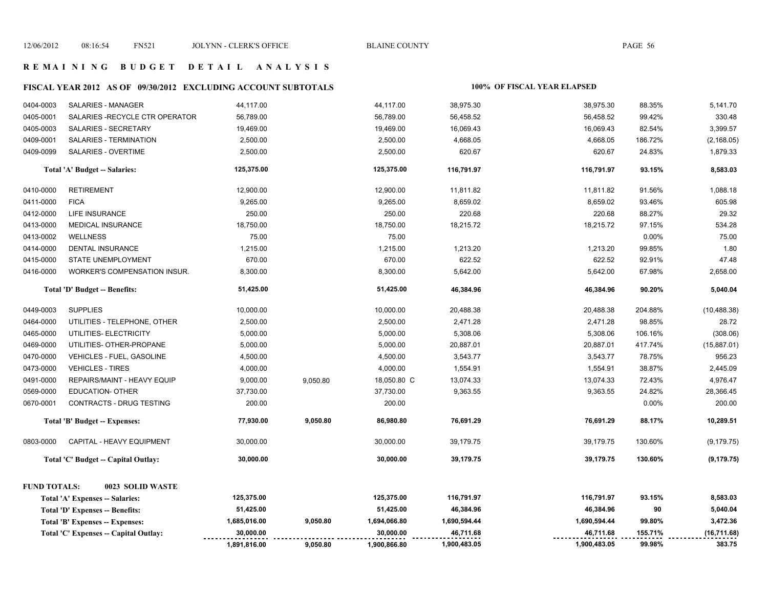# R E M A I N I N G   B U D G E T   D E T A I L   A N A L Y S I S

## FISCAL YEAR 2012 AS OF 09/30/2012 EXCLUDING ACCOUNT SUBTOTALS

**100% OF FISCAL YEAR ELAPSED**

| Account | Description | Budget | Adjustments | Revised Budget | Expended | | Total Expended | % | Remaining |
|---|---|---|---|---|---|---|---|---|---|
| 0404-0003 | SALARIES - MANAGER | 44,117.00 | | 44,117.00 | 38,975.30 | | 38,975.30 | 88.35% | 5,141.70 |
| 0405-0001 | SALARIES -RECYCLE CTR OPERATOR | 56,789.00 | | 56,789.00 | 56,458.52 | | 56,458.52 | 99.42% | 330.48 |
| 0405-0003 | SALARIES - SECRETARY | 19,469.00 | | 19,469.00 | 16,069.43 | | 16,069.43 | 82.54% | 3,399.57 |
| 0409-0001 | SALARIES - TERMINATION | 2,500.00 | | 2,500.00 | 4,668.05 | | 4,668.05 | 186.72% | (2,168.05) |
| 0409-0099 | SALARIES - OVERTIME | 2,500.00 | | 2,500.00 | 620.67 | | 620.67 | 24.83% | 1,879.33 |
| | **Total 'A' Budget -- Salaries:** | **125,375.00** | | **125,375.00** | **116,791.97** | | **116,791.97** | **93.15%** | **8,583.03** |
| 0410-0000 | RETIREMENT | 12,900.00 | | 12,900.00 | 11,811.82 | | 11,811.82 | 91.56% | 1,088.18 |
| 0411-0000 | FICA | 9,265.00 | | 9,265.00 | 8,659.02 | | 8,659.02 | 93.46% | 605.98 |
| 0412-0000 | LIFE INSURANCE | 250.00 | | 250.00 | 220.68 | | 220.68 | 88.27% | 29.32 |
| 0413-0000 | MEDICAL INSURANCE | 18,750.00 | | 18,750.00 | 18,215.72 | | 18,215.72 | 97.15% | 534.28 |
| 0413-0002 | WELLNESS | 75.00 | | 75.00 | | | | 0.00% | 75.00 |
| 0414-0000 | DENTAL INSURANCE | 1,215.00 | | 1,215.00 | 1,213.20 | | 1,213.20 | 99.85% | 1.80 |
| 0415-0000 | STATE UNEMPLOYMENT | 670.00 | | 670.00 | 622.52 | | 622.52 | 92.91% | 47.48 |
| 0416-0000 | WORKER'S COMPENSATION INSUR. | 8,300.00 | | 8,300.00 | 5,642.00 | | 5,642.00 | 67.98% | 2,658.00 |
| | **Total 'D' Budget -- Benefits:** | **51,425.00** | | **51,425.00** | **46,384.96** | | **46,384.96** | **90.20%** | **5,040.04** |
| 0449-0003 | SUPPLIES | 10,000.00 | | 10,000.00 | 20,488.38 | | 20,488.38 | 204.88% | (10,488.38) |
| 0464-0000 | UTILITIES - TELEPHONE, OTHER | 2,500.00 | | 2,500.00 | 2,471.28 | | 2,471.28 | 98.85% | 28.72 |
| 0465-0000 | UTILITIES- ELECTRICITY | 5,000.00 | | 5,000.00 | 5,308.06 | | 5,308.06 | 106.16% | (308.06) |
| 0469-0000 | UTILITIES- OTHER-PROPANE | 5,000.00 | | 5,000.00 | 20,887.01 | | 20,887.01 | 417.74% | (15,887.01) |
| 0470-0000 | VEHICLES - FUEL, GASOLINE | 4,500.00 | | 4,500.00 | 3,543.77 | | 3,543.77 | 78.75% | 956.23 |
| 0473-0000 | VEHICLES - TIRES | 4,000.00 | | 4,000.00 | 1,554.91 | | 1,554.91 | 38.87% | 2,445.09 |
| 0491-0000 | REPAIRS/MAINT - HEAVY EQUIP | 9,000.00 | 9,050.80 | 18,050.80 C | 13,074.33 | | 13,074.33 | 72.43% | 4,976.47 |
| 0569-0000 | EDUCATION- OTHER | 37,730.00 | | 37,730.00 | 9,363.55 | | 9,363.55 | 24.82% | 28,366.45 |
| 0670-0001 | CONTRACTS - DRUG TESTING | 200.00 | | 200.00 | | | | 0.00% | 200.00 |
| | **Total 'B' Budget -- Expenses:** | **77,930.00** | **9,050.80** | **86,980.80** | **76,691.29** | | **76,691.29** | **88.17%** | **10,289.51** |
| 0803-0000 | CAPITAL - HEAVY EQUIPMENT | 30,000.00 | | 30,000.00 | 39,179.75 | | 39,179.75 | 130.60% | (9,179.75) |
| | **Total 'C' Budget -- Capital Outlay:** | **30,000.00** | | **30,000.00** | **39,179.75** | | **39,179.75** | **130.60%** | **(9,179.75)** |

**FUND TOTALS: 0023 SOLID WASTE**

| | Budget | Adjustments | Revised Budget | Expended | | Total Expended | % | Remaining |
|---|---|---|---|---|---|---|---|---|
| **Total 'A' Expenses -- Salaries:** | **125,375.00** | | **125,375.00** | **116,791.97** | | **116,791.97** | **93.15%** | **8,583.03** |
| **Total 'D' Expenses -- Benefits:** | **51,425.00** | | **51,425.00** | **46,384.96** | | **46,384.96** | **90** | **5,040.04** |
| **Total 'B' Expenses -- Expenses:** | **1,685,016.00** | **9,050.80** | **1,694,066.80** | **1,690,594.44** | | **1,690,594.44** | **99.80%** | **3,472.36** |
| **Total 'C' Expenses -- Capital Outlay:** | **30,000.00** | | **30,000.00** | **46,711.68** | | **46,711.68** | **155.71%** | **(16,711.68)** |
| | **1,891,816.00** | **9,050.80** | **1,900,866.80** | **1,900,483.05** | | **1,900,483.05** | **99.98%** | **383.75** |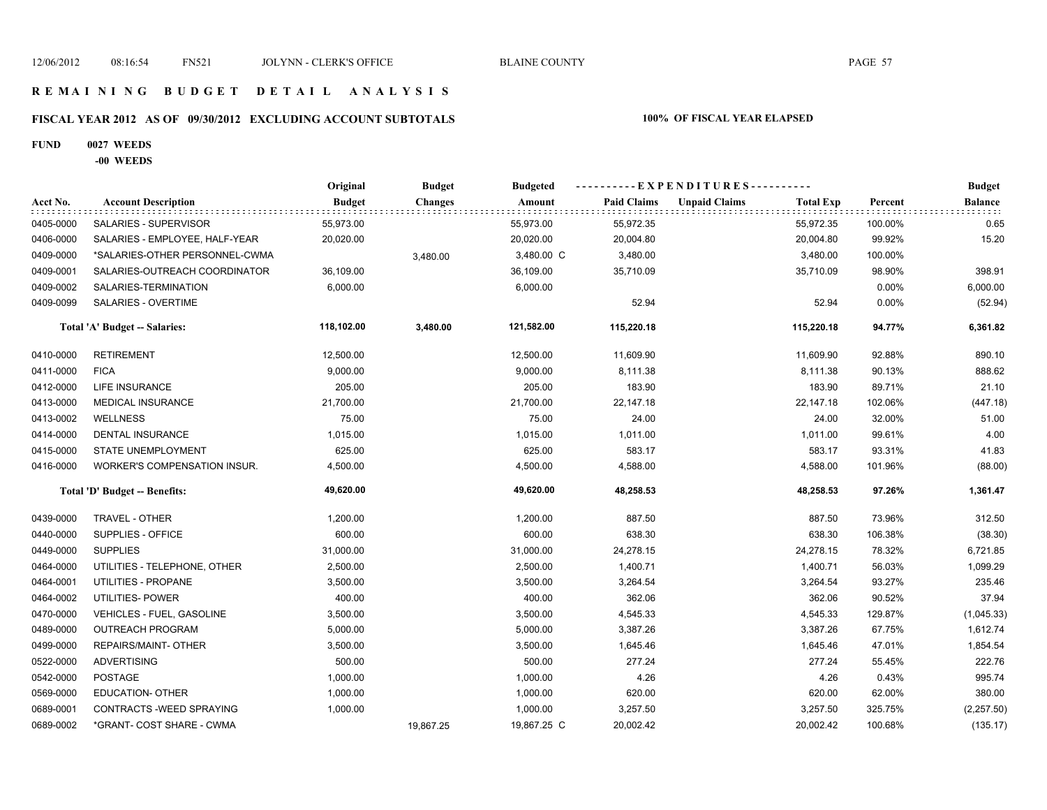# REMAINING BUDGET DETAIL ANALYSIS

## FISCAL YEAR 2012 AS OF 09/30/2012 EXCLUDING ACCOUNT SUBTOTALS

**100% OF FISCAL YEAR ELAPSED**

**FUND 0027 WEEDS**

**-00 WEEDS**

| Acct No. | Account Description | Original Budget | Budget Changes | Budgeted Amount | Paid Claims | Unpaid Claims | Total Exp | Percent | Budget Balance |
|---|---|---|---|---|---|---|---|---|---|
| 0405-0000 | SALARIES - SUPERVISOR | 55,973.00 | | 55,973.00 | 55,972.35 | | 55,972.35 | 100.00% | 0.65 |
| 0406-0000 | SALARIES - EMPLOYEE, HALF-YEAR | 20,020.00 | | 20,020.00 | 20,004.80 | | 20,004.80 | 99.92% | 15.20 |
| 0409-0000 | *SALARIES-OTHER PERSONNEL-CWMA | | 3,480.00 | 3,480.00 C | 3,480.00 | | 3,480.00 | 100.00% | |
| 0409-0001 | SALARIES-OUTREACH COORDINATOR | 36,109.00 | | 36,109.00 | 35,710.09 | | 35,710.09 | 98.90% | 398.91 |
| 0409-0002 | SALARIES-TERMINATION | 6,000.00 | | 6,000.00 | | | | 0.00% | 6,000.00 |
| 0409-0099 | SALARIES - OVERTIME | | | | 52.94 | | 52.94 | 0.00% | (52.94) |
| | **Total 'A' Budget -- Salaries:** | **118,102.00** | **3,480.00** | **121,582.00** | **115,220.18** | | **115,220.18** | **94.77%** | **6,361.82** |
| 0410-0000 | RETIREMENT | 12,500.00 | | 12,500.00 | 11,609.90 | | 11,609.90 | 92.88% | 890.10 |
| 0411-0000 | FICA | 9,000.00 | | 9,000.00 | 8,111.38 | | 8,111.38 | 90.13% | 888.62 |
| 0412-0000 | LIFE INSURANCE | 205.00 | | 205.00 | 183.90 | | 183.90 | 89.71% | 21.10 |
| 0413-0000 | MEDICAL INSURANCE | 21,700.00 | | 21,700.00 | 22,147.18 | | 22,147.18 | 102.06% | (447.18) |
| 0413-0002 | WELLNESS | 75.00 | | 75.00 | 24.00 | | 24.00 | 32.00% | 51.00 |
| 0414-0000 | DENTAL INSURANCE | 1,015.00 | | 1,015.00 | 1,011.00 | | 1,011.00 | 99.61% | 4.00 |
| 0415-0000 | STATE UNEMPLOYMENT | 625.00 | | 625.00 | 583.17 | | 583.17 | 93.31% | 41.83 |
| 0416-0000 | WORKER'S COMPENSATION INSUR. | 4,500.00 | | 4,500.00 | 4,588.00 | | 4,588.00 | 101.96% | (88.00) |
| | **Total 'D' Budget -- Benefits:** | **49,620.00** | | **49,620.00** | **48,258.53** | | **48,258.53** | **97.26%** | **1,361.47** |
| 0439-0000 | TRAVEL - OTHER | 1,200.00 | | 1,200.00 | 887.50 | | 887.50 | 73.96% | 312.50 |
| 0440-0000 | SUPPLIES - OFFICE | 600.00 | | 600.00 | 638.30 | | 638.30 | 106.38% | (38.30) |
| 0449-0000 | SUPPLIES | 31,000.00 | | 31,000.00 | 24,278.15 | | 24,278.15 | 78.32% | 6,721.85 |
| 0464-0000 | UTILITIES - TELEPHONE, OTHER | 2,500.00 | | 2,500.00 | 1,400.71 | | 1,400.71 | 56.03% | 1,099.29 |
| 0464-0001 | UTILITIES - PROPANE | 3,500.00 | | 3,500.00 | 3,264.54 | | 3,264.54 | 93.27% | 235.46 |
| 0464-0002 | UTILITIES- POWER | 400.00 | | 400.00 | 362.06 | | 362.06 | 90.52% | 37.94 |
| 0470-0000 | VEHICLES - FUEL, GASOLINE | 3,500.00 | | 3,500.00 | 4,545.33 | | 4,545.33 | 129.87% | (1,045.33) |
| 0489-0000 | OUTREACH PROGRAM | 5,000.00 | | 5,000.00 | 3,387.26 | | 3,387.26 | 67.75% | 1,612.74 |
| 0499-0000 | REPAIRS/MAINT- OTHER | 3,500.00 | | 3,500.00 | 1,645.46 | | 1,645.46 | 47.01% | 1,854.54 |
| 0522-0000 | ADVERTISING | 500.00 | | 500.00 | 277.24 | | 277.24 | 55.45% | 222.76 |
| 0542-0000 | POSTAGE | 1,000.00 | | 1,000.00 | 4.26 | | 4.26 | 0.43% | 995.74 |
| 0569-0000 | EDUCATION- OTHER | 1,000.00 | | 1,000.00 | 620.00 | | 620.00 | 62.00% | 380.00 |
| 0689-0001 | CONTRACTS -WEED SPRAYING | 1,000.00 | | 1,000.00 | 3,257.50 | | 3,257.50 | 325.75% | (2,257.50) |
| 0689-0002 | *GRANT- COST SHARE - CWMA | | 19,867.25 | 19,867.25 C | 20,002.42 | | 20,002.42 | 100.68% | (135.17) |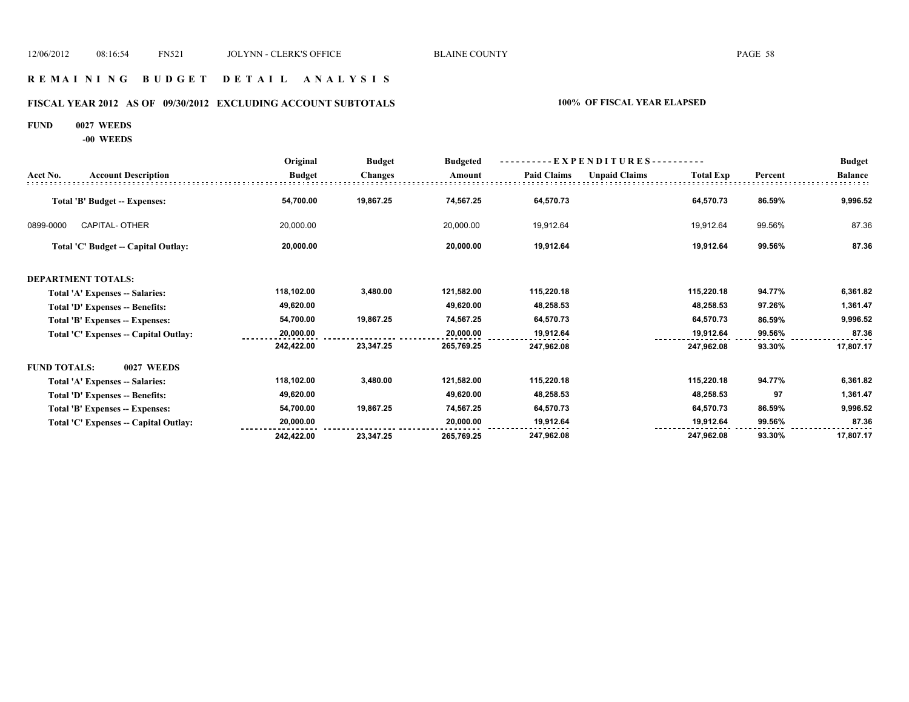# R E M A I N I N G   B U D G E T   D E T A I L   A N A L Y S I S

## FISCAL YEAR 2012 AS OF 09/30/2012 EXCLUDING ACCOUNT SUBTOTALS — 100% OF FISCAL YEAR ELAPSED

**FUND 0027 WEEDS**
**-00 WEEDS**

| Acct No. | Account Description | Original Budget | Budget Changes | Budgeted Amount | Paid Claims | Unpaid Claims | Total Exp | Percent | Budget Balance |
|---|---|---|---|---|---|---|---|---|---|
| | **Total 'B' Budget -- Expenses:** | **54,700.00** | **19,867.25** | **74,567.25** | **64,570.73** | | **64,570.73** | **86.59%** | **9,996.52** |
| 0899-0000 | CAPITAL- OTHER | 20,000.00 | | 20,000.00 | 19,912.64 | | 19,912.64 | 99.56% | 87.36 |
| | **Total 'C' Budget -- Capital Outlay:** | **20,000.00** | | **20,000.00** | **19,912.64** | | **19,912.64** | **99.56%** | **87.36** |
| | **DEPARTMENT TOTALS:** | | | | | | | | |
| | **Total 'A' Expenses -- Salaries:** | **118,102.00** | **3,480.00** | **121,582.00** | **115,220.18** | | **115,220.18** | **94.77%** | **6,361.82** |
| | **Total 'D' Expenses -- Benefits:** | **49,620.00** | | **49,620.00** | **48,258.53** | | **48,258.53** | **97.26%** | **1,361.47** |
| | **Total 'B' Expenses -- Expenses:** | **54,700.00** | **19,867.25** | **74,567.25** | **64,570.73** | | **64,570.73** | **86.59%** | **9,996.52** |
| | **Total 'C' Expenses -- Capital Outlay:** | **20,000.00** | | **20,000.00** | **19,912.64** | | **19,912.64** | **99.56%** | **87.36** |
| | | **242,422.00** | **23,347.25** | **265,769.25** | **247,962.08** | | **247,962.08** | **93.30%** | **17,807.17** |
| | **FUND TOTALS: 0027 WEEDS** | | | | | | | | |
| | **Total 'A' Expenses -- Salaries:** | **118,102.00** | **3,480.00** | **121,582.00** | **115,220.18** | | **115,220.18** | **94.77%** | **6,361.82** |
| | **Total 'D' Expenses -- Benefits:** | **49,620.00** | | **49,620.00** | **48,258.53** | | **48,258.53** | **97** | **1,361.47** |
| | **Total 'B' Expenses -- Expenses:** | **54,700.00** | **19,867.25** | **74,567.25** | **64,570.73** | | **64,570.73** | **86.59%** | **9,996.52** |
| | **Total 'C' Expenses -- Capital Outlay:** | **20,000.00** | | **20,000.00** | **19,912.64** | | **19,912.64** | **99.56%** | **87.36** |
| | | **242,422.00** | **23,347.25** | **265,769.25** | **247,962.08** | | **247,962.08** | **93.30%** | **17,807.17** |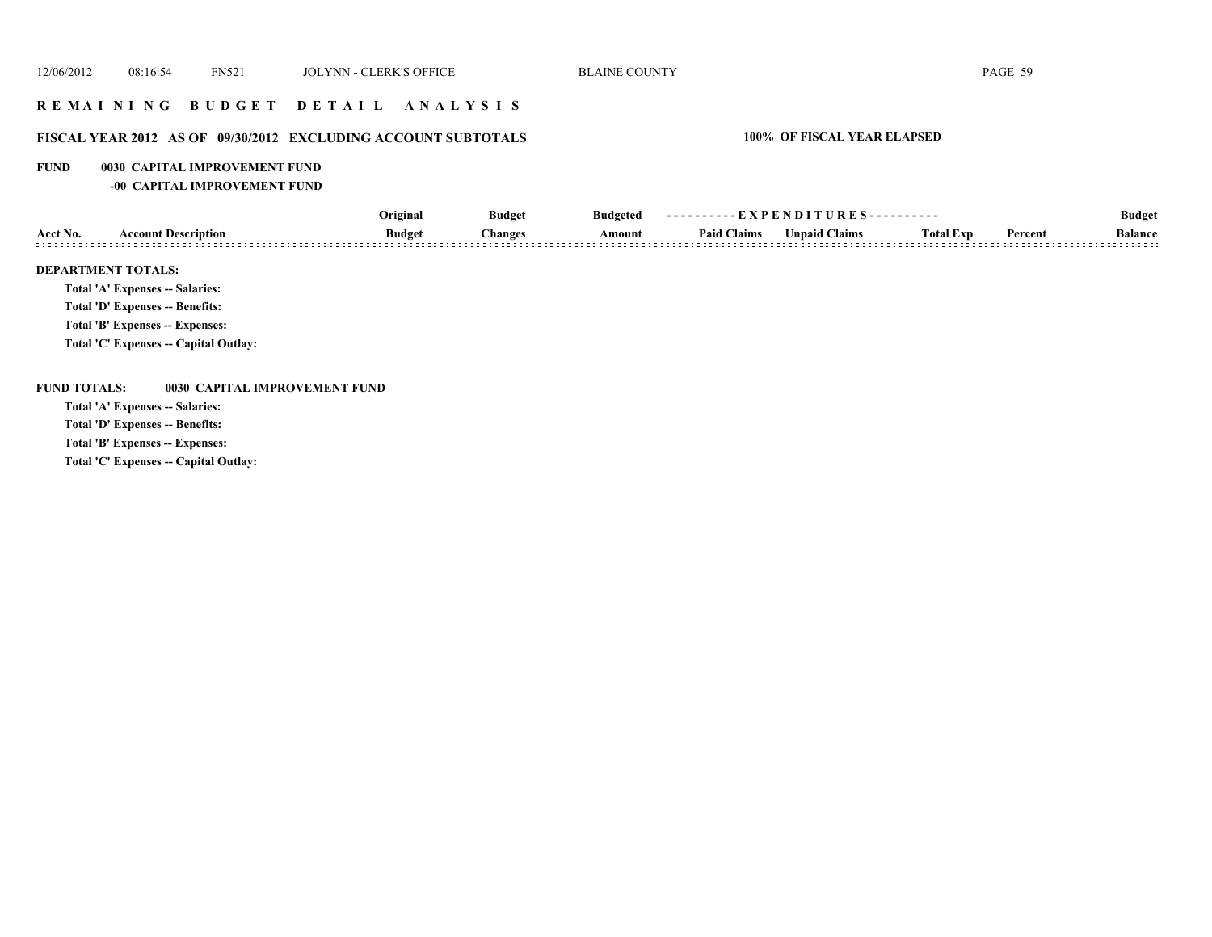## REMAINING BUDGET DETAIL ANALYSIS

### FISCAL YEAR 2012 AS OF 09/30/2012 EXCLUDING ACCOUNT SUBTOTALS

**100% OF FISCAL YEAR ELAPSED**

**FUND 0030 CAPITAL IMPROVEMENT FUND**

**-00 CAPITAL IMPROVEMENT FUND**

| Acct No. | Account Description | Original Budget | Budget Changes | Budgeted Amount | EXPENDITURES Paid Claims | Unpaid Claims | Total Exp | Percent | Budget Balance |
|---|---|---|---|---|---|---|---|---|---|

**DEPARTMENT TOTALS:**

Total 'A' Expenses -- Salaries:

Total 'D' Expenses -- Benefits:

Total 'B' Expenses -- Expenses:

Total 'C' Expenses -- Capital Outlay:

**FUND TOTALS: 0030 CAPITAL IMPROVEMENT FUND**

Total 'A' Expenses -- Salaries:

Total 'D' Expenses -- Benefits:

Total 'B' Expenses -- Expenses:

Total 'C' Expenses -- Capital Outlay: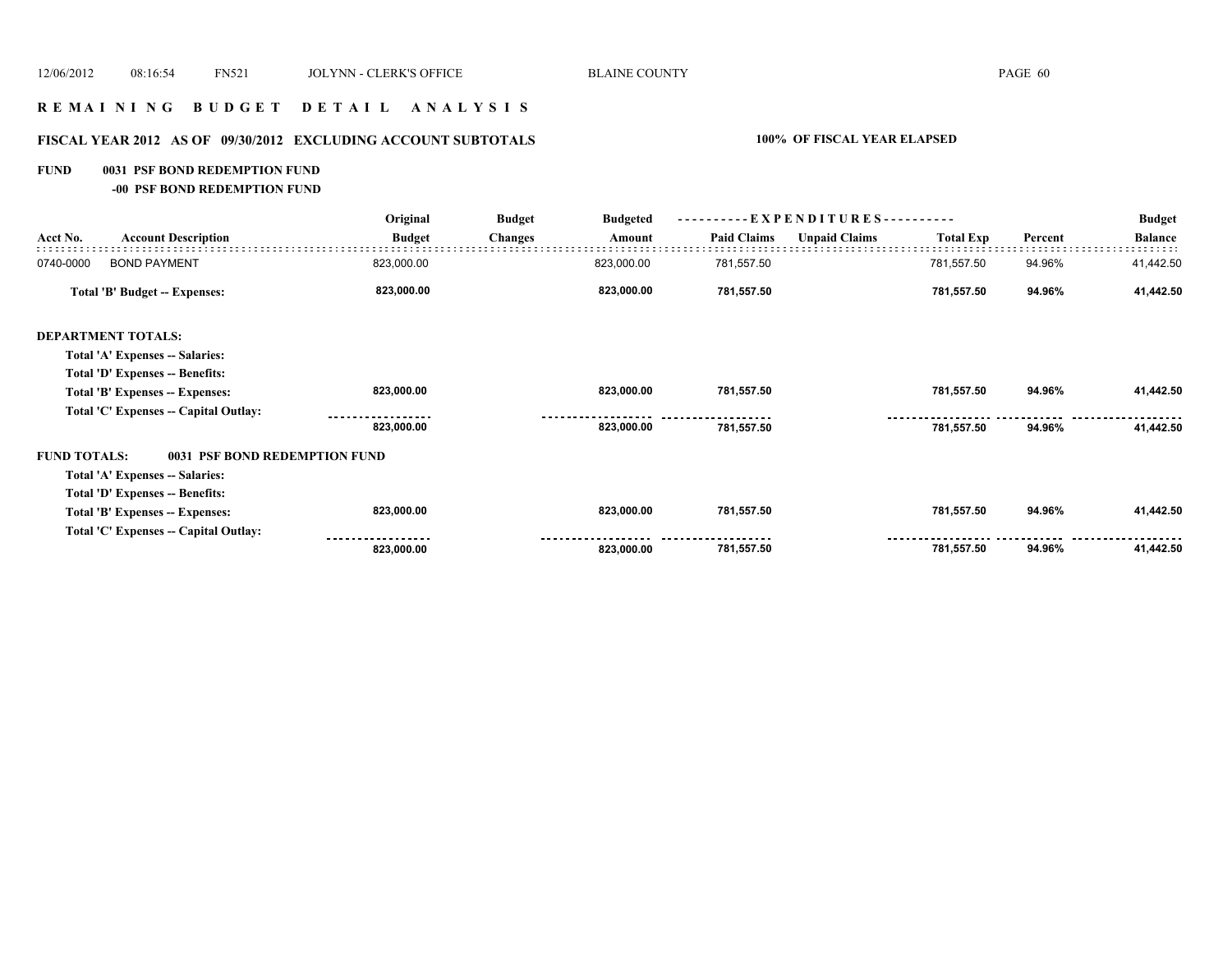12/06/2012 08:16:54 FN521 JOLYNN - CLERK'S OFFICE BLAINE COUNTY

## R E M A I N I N G   B U D G E T   D E T A I L   A N A L Y S I S

### FISCAL YEAR 2012 AS OF 09/30/2012 EXCLUDING ACCOUNT SUBTOTALS

**100% OF FISCAL YEAR ELAPSED**

**FUND 0031 PSF BOND REDEMPTION FUND**

**-00 PSF BOND REDEMPTION FUND**

| Acct No. | Account Description | Original Budget | Budget Changes | Budgeted Amount | Paid Claims | Unpaid Claims | Total Exp | Percent | Budget Balance |
|---|---|---|---|---|---|---|---|---|---|
| 0740-0000 | BOND PAYMENT | 823,000.00 | | 823,000.00 | 781,557.50 | | 781,557.50 | 94.96% | 41,442.50 |
| | **Total 'B' Budget -- Expenses:** | **823,000.00** | | **823,000.00** | **781,557.50** | | **781,557.50** | **94.96%** | **41,442.50** |
| | **DEPARTMENT TOTALS:** | | | | | | | | |
| | **Total 'A' Expenses -- Salaries:** | | | | | | | | |
| | **Total 'D' Expenses -- Benefits:** | | | | | | | | |
| | **Total 'B' Expenses -- Expenses:** | **823,000.00** | | **823,000.00** | **781,557.50** | | **781,557.50** | **94.96%** | **41,442.50** |
| | **Total 'C' Expenses -- Capital Outlay:** | | | | | | | | |
| | | **823,000.00** | | **823,000.00** | **781,557.50** | | **781,557.50** | **94.96%** | **41,442.50** |
| | **FUND TOTALS: 0031 PSF BOND REDEMPTION FUND** | | | | | | | | |
| | **Total 'A' Expenses -- Salaries:** | | | | | | | | |
| | **Total 'D' Expenses -- Benefits:** | | | | | | | | |
| | **Total 'B' Expenses -- Expenses:** | **823,000.00** | | **823,000.00** | **781,557.50** | | **781,557.50** | **94.96%** | **41,442.50** |
| | **Total 'C' Expenses -- Capital Outlay:** | | | | | | | | |
| | | **823,000.00** | | **823,000.00** | **781,557.50** | | **781,557.50** | **94.96%** | **41,442.50** |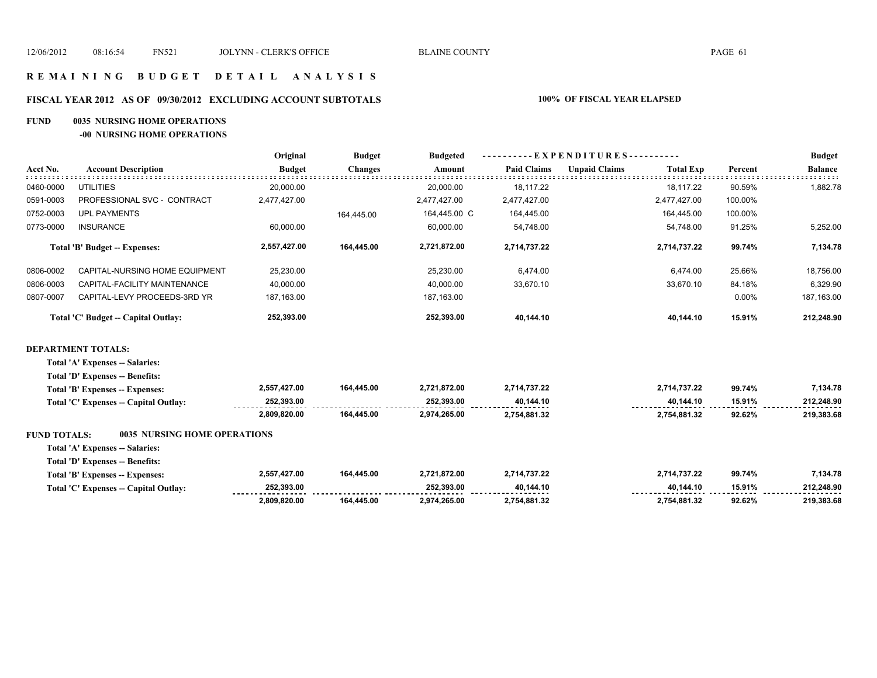# REMAINING BUDGET DETAIL ANALYSIS

## FISCAL YEAR 2012 AS OF 09/30/2012 EXCLUDING ACCOUNT SUBTOTALS

**100% OF FISCAL YEAR ELAPSED**

**FUND 0035 NURSING HOME OPERATIONS**

**-00 NURSING HOME OPERATIONS**

| Acct No. | Account Description | Original Budget | Budget Changes | Budgeted Amount | EXPENDITURES Paid Claims | Unpaid Claims | Total Exp | Percent | Budget Balance |
|---|---|---|---|---|---|---|---|---|---|
| 0460-0000 | UTILITIES | 20,000.00 | | 20,000.00 | 18,117.22 | | 18,117.22 | 90.59% | 1,882.78 |
| 0591-0003 | PROFESSIONAL SVC - CONTRACT | 2,477,427.00 | | 2,477,427.00 | 2,477,427.00 | | 2,477,427.00 | 100.00% | |
| 0752-0003 | UPL PAYMENTS | | 164,445.00 | 164,445.00 C | 164,445.00 | | 164,445.00 | 100.00% | |
| 0773-0000 | INSURANCE | 60,000.00 | | 60,000.00 | 54,748.00 | | 54,748.00 | 91.25% | 5,252.00 |
| | **Total 'B' Budget -- Expenses:** | **2,557,427.00** | **164,445.00** | **2,721,872.00** | **2,714,737.22** | | **2,714,737.22** | **99.74%** | **7,134.78** |
| 0806-0002 | CAPITAL-NURSING HOME EQUIPMENT | 25,230.00 | | 25,230.00 | 6,474.00 | | 6,474.00 | 25.66% | 18,756.00 |
| 0806-0003 | CAPITAL-FACILITY MAINTENANCE | 40,000.00 | | 40,000.00 | 33,670.10 | | 33,670.10 | 84.18% | 6,329.90 |
| 0807-0007 | CAPITAL-LEVY PROCEEDS-3RD YR | 187,163.00 | | 187,163.00 | | | | 0.00% | 187,163.00 |
| | **Total 'C' Budget -- Capital Outlay:** | **252,393.00** | | **252,393.00** | **40,144.10** | | **40,144.10** | **15.91%** | **212,248.90** |

**DEPARTMENT TOTALS:**

| | Original Budget | Budget Changes | Budgeted Amount | Paid Claims | Unpaid Claims | Total Exp | Percent | Budget Balance |
|---|---|---|---|---|---|---|---|---|
| **Total 'A' Expenses -- Salaries:** | | | | | | | | |
| **Total 'D' Expenses -- Benefits:** | | | | | | | | |
| **Total 'B' Expenses -- Expenses:** | **2,557,427.00** | **164,445.00** | **2,721,872.00** | **2,714,737.22** | | **2,714,737.22** | **99.74%** | **7,134.78** |
| **Total 'C' Expenses -- Capital Outlay:** | **252,393.00** | | **252,393.00** | **40,144.10** | | **40,144.10** | **15.91%** | **212,248.90** |
| | **2,809,820.00** | **164,445.00** | **2,974,265.00** | **2,754,881.32** | | **2,754,881.32** | **92.62%** | **219,383.68** |

**FUND TOTALS: 0035 NURSING HOME OPERATIONS**

| | Original Budget | Budget Changes | Budgeted Amount | Paid Claims | Unpaid Claims | Total Exp | Percent | Budget Balance |
|---|---|---|---|---|---|---|---|---|
| **Total 'A' Expenses -- Salaries:** | | | | | | | | |
| **Total 'D' Expenses -- Benefits:** | | | | | | | | |
| **Total 'B' Expenses -- Expenses:** | **2,557,427.00** | **164,445.00** | **2,721,872.00** | **2,714,737.22** | | **2,714,737.22** | **99.74%** | **7,134.78** |
| **Total 'C' Expenses -- Capital Outlay:** | **252,393.00** | | **252,393.00** | **40,144.10** | | **40,144.10** | **15.91%** | **212,248.90** |
| | **2,809,820.00** | **164,445.00** | **2,974,265.00** | **2,754,881.32** | | **2,754,881.32** | **92.62%** | **219,383.68** |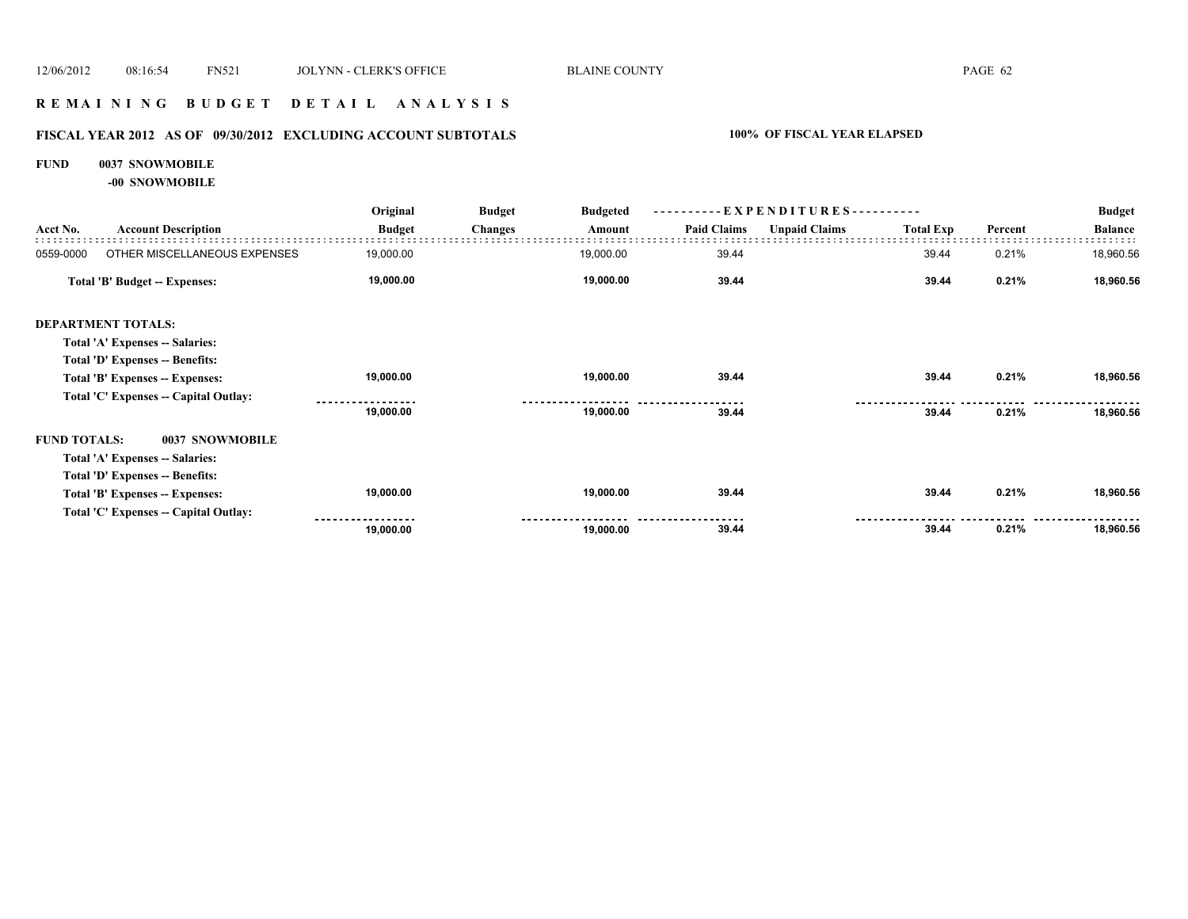# REMAINING BUDGET DETAIL ANALYSIS

## FISCAL YEAR 2012 AS OF 09/30/2012 EXCLUDING ACCOUNT SUBTOTALS

**100% OF FISCAL YEAR ELAPSED**

**FUND 0037 SNOWMOBILE**

**-00 SNOWMOBILE**

| Acct No. | Account Description | Original Budget | Budget Changes | Budgeted Amount | EXPENDITURES Paid Claims | Unpaid Claims | Total Exp | Percent | Budget Balance |
|---|---|---|---|---|---|---|---|---|---|
| 0559-0000 | OTHER MISCELLANEOUS EXPENSES | 19,000.00 | | 19,000.00 | 39.44 | | 39.44 | 0.21% | 18,960.56 |
| | **Total 'B' Budget -- Expenses:** | **19,000.00** | | **19,000.00** | **39.44** | | **39.44** | **0.21%** | **18,960.56** |
| **DEPARTMENT TOTALS:** | | | | | | | | | |
| | **Total 'A' Expenses -- Salaries:** | | | | | | | | |
| | **Total 'D' Expenses -- Benefits:** | | | | | | | | |
| | **Total 'B' Expenses -- Expenses:** | **19,000.00** | | **19,000.00** | **39.44** | | **39.44** | **0.21%** | **18,960.56** |
| | **Total 'C' Expenses -- Capital Outlay:** | | | | | | | | |
| | | **19,000.00** | | **19,000.00** | **39.44** | | **39.44** | **0.21%** | **18,960.56** |
| **FUND TOTALS:** | **0037 SNOWMOBILE** | | | | | | | | |
| | **Total 'A' Expenses -- Salaries:** | | | | | | | | |
| | **Total 'D' Expenses -- Benefits:** | | | | | | | | |
| | **Total 'B' Expenses -- Expenses:** | **19,000.00** | | **19,000.00** | **39.44** | | **39.44** | **0.21%** | **18,960.56** |
| | **Total 'C' Expenses -- Capital Outlay:** | | | | | | | | |
| | | **19,000.00** | | **19,000.00** | **39.44** | | **39.44** | **0.21%** | **18,960.56** |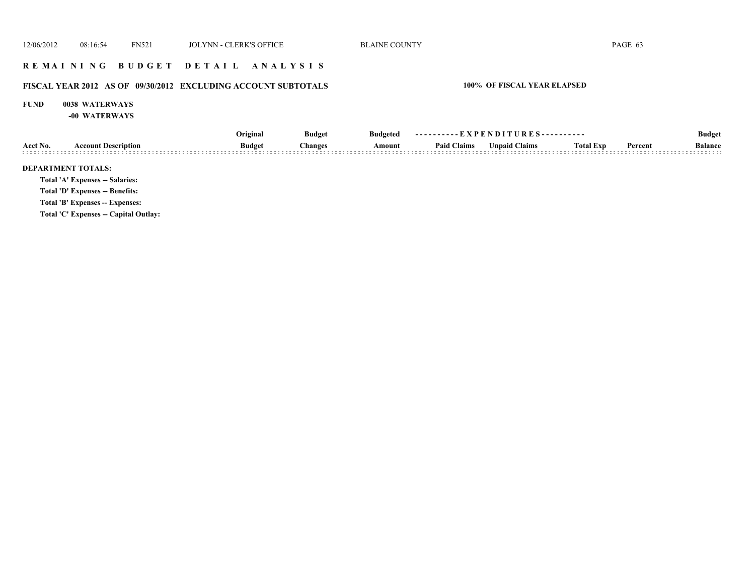# REMAINING BUDGET DETAIL ANALYSIS

## FISCAL YEAR 2012 AS OF 09/30/2012 EXCLUDING ACCOUNT SUBTOTALS

**100% OF FISCAL YEAR ELAPSED**

**FUND 0038 WATERWAYS**

**-00 WATERWAYS**

| Acct No. | Account Description | Original Budget | Budget Changes | Budgeted Amount | Paid Claims | Unpaid Claims | Total Exp | Percent | Budget Balance |
|---|---|---|---|---|---|---|---|---|---|

**DEPARTMENT TOTALS:**

**Total 'A' Expenses -- Salaries:**

**Total 'D' Expenses -- Benefits:**

**Total 'B' Expenses -- Expenses:**

**Total 'C' Expenses -- Capital Outlay:**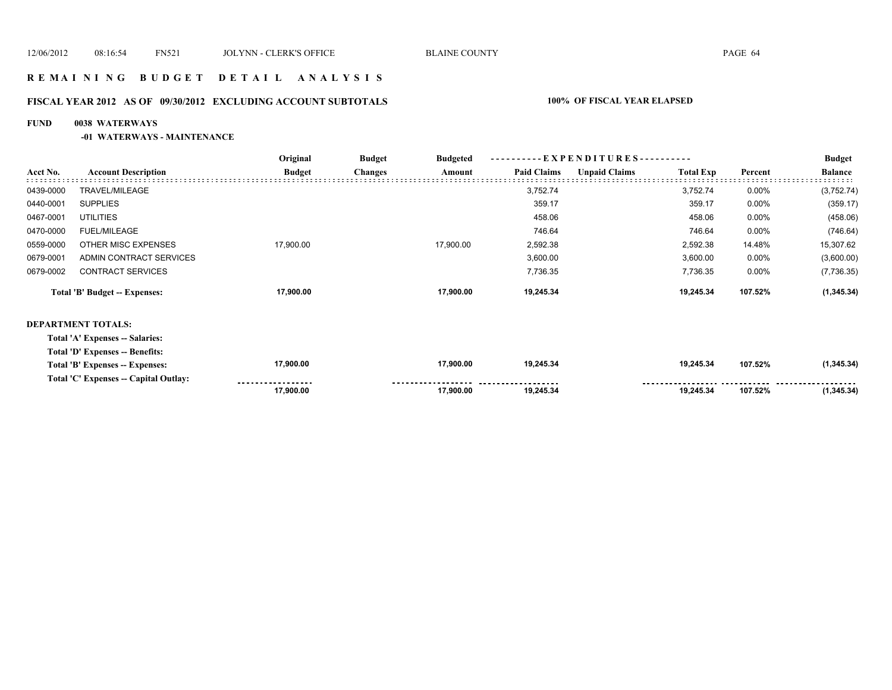# R E M A I N I N G   B U D G E T   D E T A I L   A N A L Y S I S

## FISCAL YEAR 2012 AS OF 09/30/2012 EXCLUDING ACCOUNT SUBTOTALS — 100% OF FISCAL YEAR ELAPSED

**FUND 0038 WATERWAYS**

**-01 WATERWAYS - MAINTENANCE**

| Acct No. | Account Description | Original Budget | Budget Changes | Budgeted Amount | Paid Claims | Unpaid Claims | Total Exp | Percent | Budget Balance |
|---|---|---|---|---|---|---|---|---|---|
| 0439-0000 | TRAVEL/MILEAGE | | | | 3,752.74 | | 3,752.74 | 0.00% | (3,752.74) |
| 0440-0001 | SUPPLIES | | | | 359.17 | | 359.17 | 0.00% | (359.17) |
| 0467-0001 | UTILITIES | | | | 458.06 | | 458.06 | 0.00% | (458.06) |
| 0470-0000 | FUEL/MILEAGE | | | | 746.64 | | 746.64 | 0.00% | (746.64) |
| 0559-0000 | OTHER MISC EXPENSES | 17,900.00 | | 17,900.00 | 2,592.38 | | 2,592.38 | 14.48% | 15,307.62 |
| 0679-0001 | ADMIN CONTRACT SERVICES | | | | 3,600.00 | | 3,600.00 | 0.00% | (3,600.00) |
| 0679-0002 | CONTRACT SERVICES | | | | 7,736.35 | | 7,736.35 | 0.00% | (7,736.35) |
| | **Total 'B' Budget -- Expenses:** | **17,900.00** | | **17,900.00** | **19,245.34** | | **19,245.34** | **107.52%** | **(1,345.34)** |

**DEPARTMENT TOTALS:**

| | Original Budget | Budget Changes | Budgeted Amount | Paid Claims | Unpaid Claims | Total Exp | Percent | Budget Balance |
|---|---|---|---|---|---|---|---|---|
| **Total 'A' Expenses -- Salaries:** | | | | | | | | |
| **Total 'D' Expenses -- Benefits:** | | | | | | | | |
| **Total 'B' Expenses -- Expenses:** | **17,900.00** | | **17,900.00** | **19,245.34** | | **19,245.34** | **107.52%** | **(1,345.34)** |
| **Total 'C' Expenses -- Capital Outlay:** | | | | | | | | |
| | **17,900.00** | | **17,900.00** | **19,245.34** | | **19,245.34** | **107.52%** | **(1,345.34)** |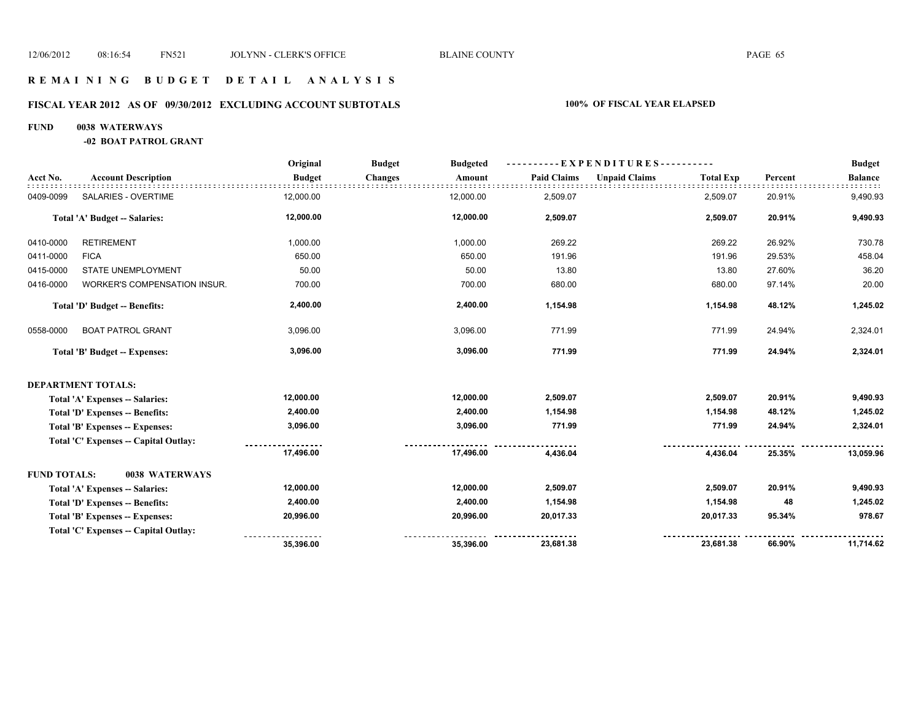# R E M A I N I N G   B U D G E T   D E T A I L   A N A L Y S I S

## FISCAL YEAR 2012 AS OF 09/30/2012 EXCLUDING ACCOUNT SUBTOTALS — 100% OF FISCAL YEAR ELAPSED

**FUND 0038 WATERWAYS**

**-02 BOAT PATROL GRANT**

| Acct No. | Account Description | Original Budget | Budget Changes | Budgeted Amount | Paid Claims | Unpaid Claims | Total Exp | Percent | Budget Balance |
|---|---|---|---|---|---|---|---|---|---|
| 0409-0099 | SALARIES - OVERTIME | 12,000.00 | | 12,000.00 | 2,509.07 | | 2,509.07 | 20.91% | 9,490.93 |
| | **Total 'A' Budget -- Salaries:** | **12,000.00** | | **12,000.00** | **2,509.07** | | **2,509.07** | **20.91%** | **9,490.93** |
| 0410-0000 | RETIREMENT | 1,000.00 | | 1,000.00 | 269.22 | | 269.22 | 26.92% | 730.78 |
| 0411-0000 | FICA | 650.00 | | 650.00 | 191.96 | | 191.96 | 29.53% | 458.04 |
| 0415-0000 | STATE UNEMPLOYMENT | 50.00 | | 50.00 | 13.80 | | 13.80 | 27.60% | 36.20 |
| 0416-0000 | WORKER'S COMPENSATION INSUR. | 700.00 | | 700.00 | 680.00 | | 680.00 | 97.14% | 20.00 |
| | **Total 'D' Budget -- Benefits:** | **2,400.00** | | **2,400.00** | **1,154.98** | | **1,154.98** | **48.12%** | **1,245.02** |
| 0558-0000 | BOAT PATROL GRANT | 3,096.00 | | 3,096.00 | 771.99 | | 771.99 | 24.94% | 2,324.01 |
| | **Total 'B' Budget -- Expenses:** | **3,096.00** | | **3,096.00** | **771.99** | | **771.99** | **24.94%** | **2,324.01** |
| | **DEPARTMENT TOTALS:** | | | | | | | | |
| | **Total 'A' Expenses -- Salaries:** | **12,000.00** | | **12,000.00** | **2,509.07** | | **2,509.07** | **20.91%** | **9,490.93** |
| | **Total 'D' Expenses -- Benefits:** | **2,400.00** | | **2,400.00** | **1,154.98** | | **1,154.98** | **48.12%** | **1,245.02** |
| | **Total 'B' Expenses -- Expenses:** | **3,096.00** | | **3,096.00** | **771.99** | | **771.99** | **24.94%** | **2,324.01** |
| | **Total 'C' Expenses -- Capital Outlay:** | | | | | | | | |
| | | **17,496.00** | | **17,496.00** | **4,436.04** | | **4,436.04** | **25.35%** | **13,059.96** |
| | **FUND TOTALS: 0038 WATERWAYS** | | | | | | | | |
| | **Total 'A' Expenses -- Salaries:** | **12,000.00** | | **12,000.00** | **2,509.07** | | **2,509.07** | **20.91%** | **9,490.93** |
| | **Total 'D' Expenses -- Benefits:** | **2,400.00** | | **2,400.00** | **1,154.98** | | **1,154.98** | **48** | **1,245.02** |
| | **Total 'B' Expenses -- Expenses:** | **20,996.00** | | **20,996.00** | **20,017.33** | | **20,017.33** | **95.34%** | **978.67** |
| | **Total 'C' Expenses -- Capital Outlay:** | | | | | | | | |
| | | **35,396.00** | | **35,396.00** | **23,681.38** | | **23,681.38** | **66.90%** | **11,714.62** |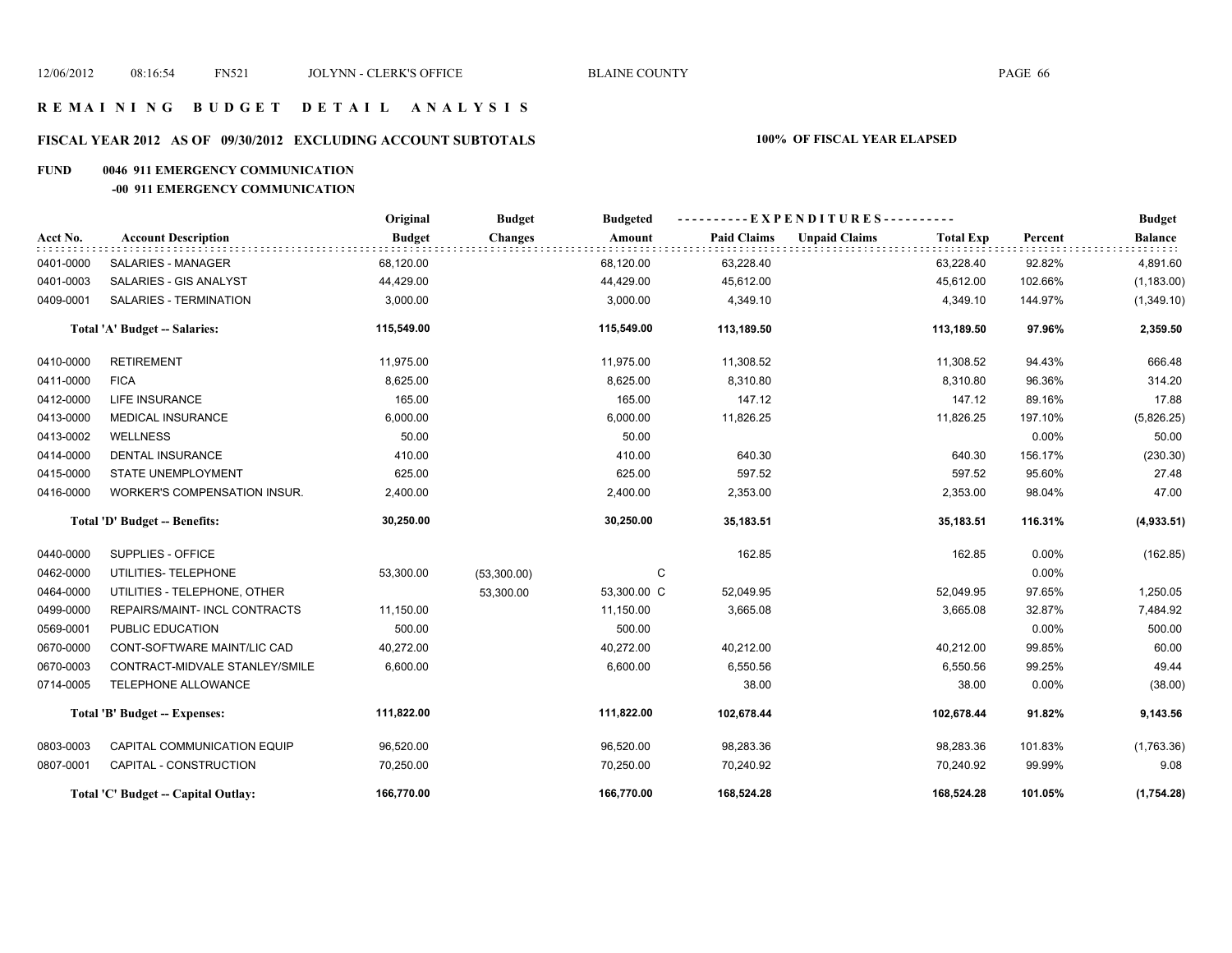# REMAINING BUDGET DETAIL ANALYSIS

## FISCAL YEAR 2012 AS OF 09/30/2012 EXCLUDING ACCOUNT SUBTOTALS

**100% OF FISCAL YEAR ELAPSED**

**FUND 0046 911 EMERGENCY COMMUNICATION**

**-00 911 EMERGENCY COMMUNICATION**

| Acct No. | Account Description | Original Budget | Budget Changes | Budgeted Amount | Paid Claims | Unpaid Claims | Total Exp | Percent | Budget Balance |
|---|---|---|---|---|---|---|---|---|---|
| 0401-0000 | SALARIES - MANAGER | 68,120.00 | | 68,120.00 | 63,228.40 | | 63,228.40 | 92.82% | 4,891.60 |
| 0401-0003 | SALARIES - GIS ANALYST | 44,429.00 | | 44,429.00 | 45,612.00 | | 45,612.00 | 102.66% | (1,183.00) |
| 0409-0001 | SALARIES - TERMINATION | 3,000.00 | | 3,000.00 | 4,349.10 | | 4,349.10 | 144.97% | (1,349.10) |
| | **Total 'A' Budget -- Salaries:** | **115,549.00** | | **115,549.00** | **113,189.50** | | **113,189.50** | **97.96%** | **2,359.50** |
| 0410-0000 | RETIREMENT | 11,975.00 | | 11,975.00 | 11,308.52 | | 11,308.52 | 94.43% | 666.48 |
| 0411-0000 | FICA | 8,625.00 | | 8,625.00 | 8,310.80 | | 8,310.80 | 96.36% | 314.20 |
| 0412-0000 | LIFE INSURANCE | 165.00 | | 165.00 | 147.12 | | 147.12 | 89.16% | 17.88 |
| 0413-0000 | MEDICAL INSURANCE | 6,000.00 | | 6,000.00 | 11,826.25 | | 11,826.25 | 197.10% | (5,826.25) |
| 0413-0002 | WELLNESS | 50.00 | | 50.00 | | | | 0.00% | 50.00 |
| 0414-0000 | DENTAL INSURANCE | 410.00 | | 410.00 | 640.30 | | 640.30 | 156.17% | (230.30) |
| 0415-0000 | STATE UNEMPLOYMENT | 625.00 | | 625.00 | 597.52 | | 597.52 | 95.60% | 27.48 |
| 0416-0000 | WORKER'S COMPENSATION INSUR. | 2,400.00 | | 2,400.00 | 2,353.00 | | 2,353.00 | 98.04% | 47.00 |
| | **Total 'D' Budget -- Benefits:** | **30,250.00** | | **30,250.00** | **35,183.51** | | **35,183.51** | **116.31%** | **(4,933.51)** |
| 0440-0000 | SUPPLIES - OFFICE | | | | 162.85 | | 162.85 | 0.00% | (162.85) |
| 0462-0000 | UTILITIES- TELEPHONE | 53,300.00 | (53,300.00) | C | | | | 0.00% | |
| 0464-0000 | UTILITIES - TELEPHONE, OTHER | | 53,300.00 | 53,300.00 C | 52,049.95 | | 52,049.95 | 97.65% | 1,250.05 |
| 0499-0000 | REPAIRS/MAINT- INCL CONTRACTS | 11,150.00 | | 11,150.00 | 3,665.08 | | 3,665.08 | 32.87% | 7,484.92 |
| 0569-0001 | PUBLIC EDUCATION | 500.00 | | 500.00 | | | | 0.00% | 500.00 |
| 0670-0000 | CONT-SOFTWARE MAINT/LIC CAD | 40,272.00 | | 40,272.00 | 40,212.00 | | 40,212.00 | 99.85% | 60.00 |
| 0670-0003 | CONTRACT-MIDVALE STANLEY/SMILE | 6,600.00 | | 6,600.00 | 6,550.56 | | 6,550.56 | 99.25% | 49.44 |
| 0714-0005 | TELEPHONE ALLOWANCE | | | | 38.00 | | 38.00 | 0.00% | (38.00) |
| | **Total 'B' Budget -- Expenses:** | **111,822.00** | | **111,822.00** | **102,678.44** | | **102,678.44** | **91.82%** | **9,143.56** |
| 0803-0003 | CAPITAL COMMUNICATION EQUIP | 96,520.00 | | 96,520.00 | 98,283.36 | | 98,283.36 | 101.83% | (1,763.36) |
| 0807-0001 | CAPITAL - CONSTRUCTION | 70,250.00 | | 70,250.00 | 70,240.92 | | 70,240.92 | 99.99% | 9.08 |
| | **Total 'C' Budget -- Capital Outlay:** | **166,770.00** | | **166,770.00** | **168,524.28** | | **168,524.28** | **101.05%** | **(1,754.28)** |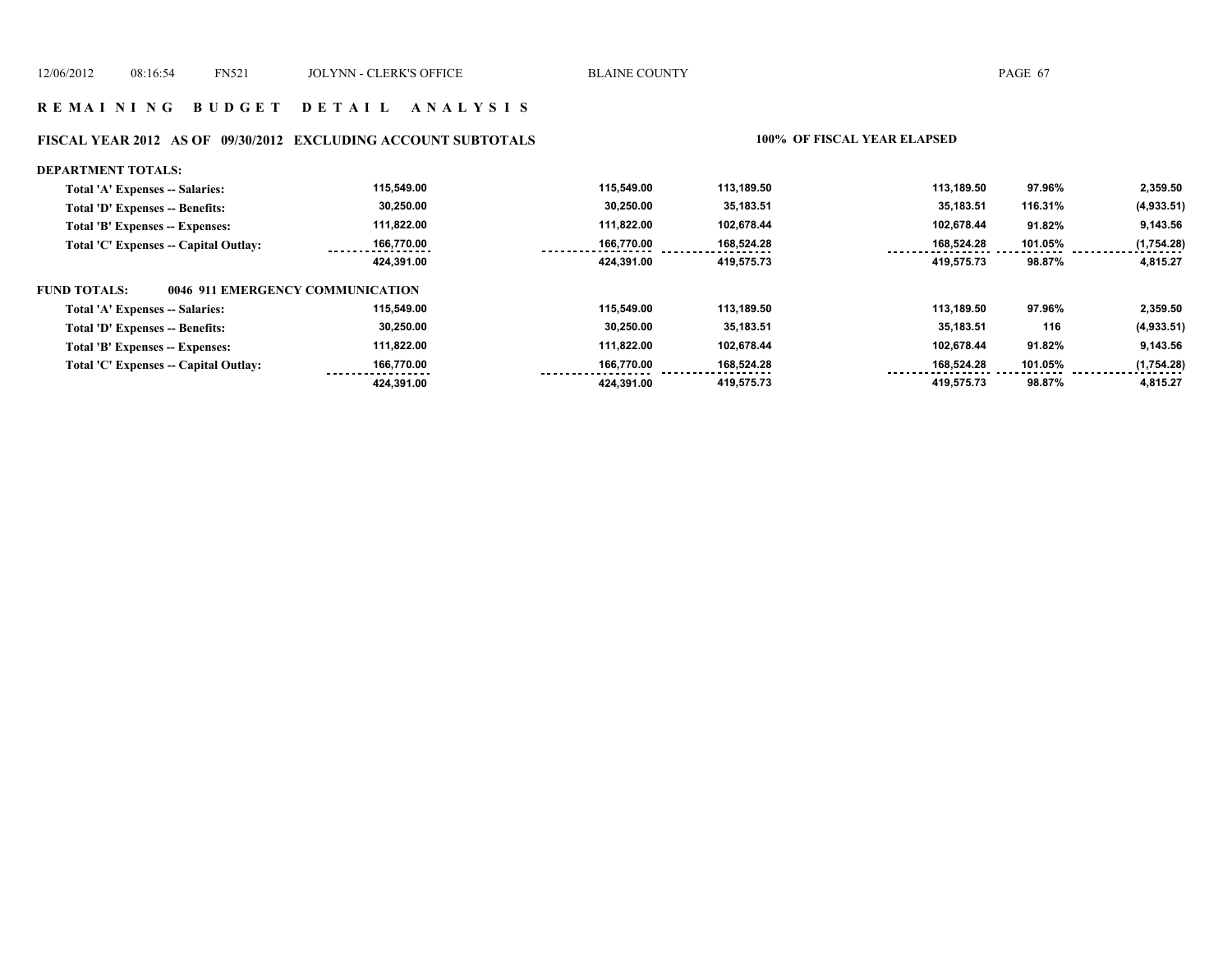## R E M A I N I N G   B U D G E T   D E T A I L   A N A L Y S I S

### FISCAL YEAR 2012 AS OF 09/30/2012 EXCLUDING ACCOUNT SUBTOTALS — 100% OF FISCAL YEAR ELAPSED

**DEPARTMENT TOTALS:**

| | | | | | | |
|---|---|---|---|---|---|---|
| Total 'A' Expenses -- Salaries: | 115,549.00 | 115,549.00 | 113,189.50 | 113,189.50 | 97.96% | 2,359.50 |
| Total 'D' Expenses -- Benefits: | 30,250.00 | 30,250.00 | 35,183.51 | 35,183.51 | 116.31% | (4,933.51) |
| Total 'B' Expenses -- Expenses: | 111,822.00 | 111,822.00 | 102,678.44 | 102,678.44 | 91.82% | 9,143.56 |
| Total 'C' Expenses -- Capital Outlay: | 166,770.00 | 166,770.00 | 168,524.28 | 168,524.28 | 101.05% | (1,754.28) |
| | 424,391.00 | 424,391.00 | 419,575.73 | 419,575.73 | 98.87% | 4,815.27 |

**FUND TOTALS: 0046 911 EMERGENCY COMMUNICATION**

| | | | | | | |
|---|---|---|---|---|---|---|
| Total 'A' Expenses -- Salaries: | 115,549.00 | 115,549.00 | 113,189.50 | 113,189.50 | 97.96% | 2,359.50 |
| Total 'D' Expenses -- Benefits: | 30,250.00 | 30,250.00 | 35,183.51 | 35,183.51 | 116 | (4,933.51) |
| Total 'B' Expenses -- Expenses: | 111,822.00 | 111,822.00 | 102,678.44 | 102,678.44 | 91.82% | 9,143.56 |
| Total 'C' Expenses -- Capital Outlay: | 166,770.00 | 166,770.00 | 168,524.28 | 168,524.28 | 101.05% | (1,754.28) |
| | 424,391.00 | 424,391.00 | 419,575.73 | 419,575.73 | 98.87% | 4,815.27 |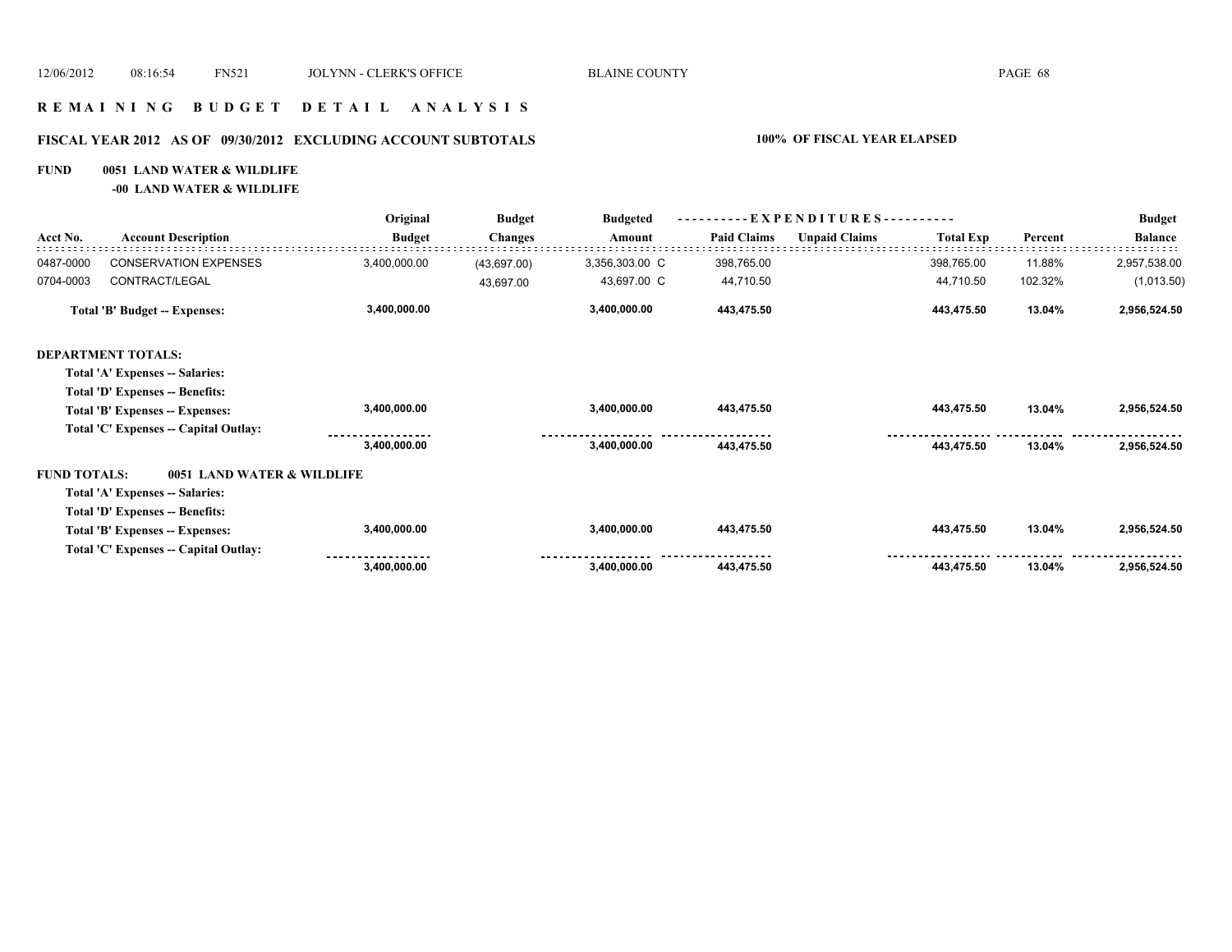# REMAINING BUDGET DETAIL ANALYSIS

## FISCAL YEAR 2012 AS OF 09/30/2012 EXCLUDING ACCOUNT SUBTOTALS

**100% OF FISCAL YEAR ELAPSED**

**FUND 0051 LAND WATER & WILDLIFE**

**-00 LAND WATER & WILDLIFE**

| Acct No. | Account Description | Original Budget | Budget Changes | Budgeted Amount | Paid Claims | Unpaid Claims | Total Exp | Percent | Budget Balance |
|---|---|---|---|---|---|---|---|---|---|
| 0487-0000 | CONSERVATION EXPENSES | 3,400,000.00 | (43,697.00) | 3,356,303.00 C | 398,765.00 | | 398,765.00 | 11.88% | 2,957,538.00 |
| 0704-0003 | CONTRACT/LEGAL | | 43,697.00 | 43,697.00 C | 44,710.50 | | 44,710.50 | 102.32% | (1,013.50) |
| | **Total 'B' Budget -- Expenses:** | **3,400,000.00** | | **3,400,000.00** | **443,475.50** | | **443,475.50** | **13.04%** | **2,956,524.50** |
| **DEPARTMENT TOTALS:** | | | | | | | | | |
| | **Total 'A' Expenses -- Salaries:** | | | | | | | | |
| | **Total 'D' Expenses -- Benefits:** | | | | | | | | |
| | **Total 'B' Expenses -- Expenses:** | **3,400,000.00** | | **3,400,000.00** | **443,475.50** | | **443,475.50** | **13.04%** | **2,956,524.50** |
| | **Total 'C' Expenses -- Capital Outlay:** | | | | | | | | |
| | | **3,400,000.00** | | **3,400,000.00** | **443,475.50** | | **443,475.50** | **13.04%** | **2,956,524.50** |
| **FUND TOTALS:** | **0051 LAND WATER & WILDLIFE** | | | | | | | | |
| | **Total 'A' Expenses -- Salaries:** | | | | | | | | |
| | **Total 'D' Expenses -- Benefits:** | | | | | | | | |
| | **Total 'B' Expenses -- Expenses:** | **3,400,000.00** | | **3,400,000.00** | **443,475.50** | | **443,475.50** | **13.04%** | **2,956,524.50** |
| | **Total 'C' Expenses -- Capital Outlay:** | | | | | | | | |
| | | **3,400,000.00** | | **3,400,000.00** | **443,475.50** | | **443,475.50** | **13.04%** | **2,956,524.50** |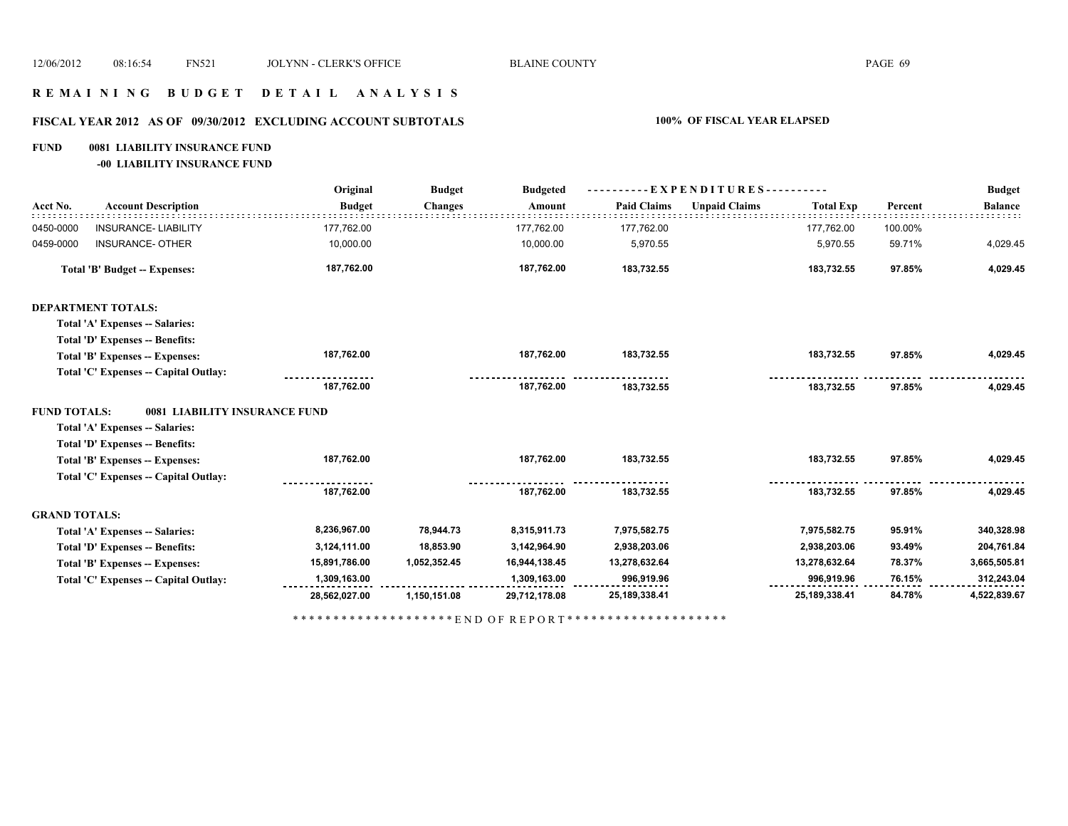# REMAINING BUDGET DETAIL ANALYSIS

## FISCAL YEAR 2012 AS OF 09/30/2012 EXCLUDING ACCOUNT SUBTOTALS

**100% OF FISCAL YEAR ELAPSED**

**FUND 0081 LIABILITY INSURANCE FUND**

**-00 LIABILITY INSURANCE FUND**

| Acct No. | Account Description | Original Budget | Budget Changes | Budgeted Amount | Paid Claims | Unpaid Claims | Total Exp | Percent | Budget Balance |
|---|---|---|---|---|---|---|---|---|---|
| 0450-0000 | INSURANCE- LIABILITY | 177,762.00 | | 177,762.00 | 177,762.00 | | 177,762.00 | 100.00% | |
| 0459-0000 | INSURANCE- OTHER | 10,000.00 | | 10,000.00 | 5,970.55 | | 5,970.55 | 59.71% | 4,029.45 |
| | **Total 'B' Budget -- Expenses:** | **187,762.00** | | **187,762.00** | **183,732.55** | | **183,732.55** | **97.85%** | **4,029.45** |
| **DEPARTMENT TOTALS:** | | | | | | | | | |
| | **Total 'A' Expenses -- Salaries:** | | | | | | | | |
| | **Total 'D' Expenses -- Benefits:** | | | | | | | | |
| | **Total 'B' Expenses -- Expenses:** | **187,762.00** | | **187,762.00** | **183,732.55** | | **183,732.55** | **97.85%** | **4,029.45** |
| | **Total 'C' Expenses -- Capital Outlay:** | | | | | | | | |
| | | **187,762.00** | | **187,762.00** | **183,732.55** | | **183,732.55** | **97.85%** | **4,029.45** |
| **FUND TOTALS:** | **0081 LIABILITY INSURANCE FUND** | | | | | | | | |
| | **Total 'A' Expenses -- Salaries:** | | | | | | | | |
| | **Total 'D' Expenses -- Benefits:** | | | | | | | | |
| | **Total 'B' Expenses -- Expenses:** | **187,762.00** | | **187,762.00** | **183,732.55** | | **183,732.55** | **97.85%** | **4,029.45** |
| | **Total 'C' Expenses -- Capital Outlay:** | | | | | | | | |
| | | **187,762.00** | | **187,762.00** | **183,732.55** | | **183,732.55** | **97.85%** | **4,029.45** |
| **GRAND TOTALS:** | | | | | | | | | |
| | **Total 'A' Expenses -- Salaries:** | **8,236,967.00** | **78,944.73** | **8,315,911.73** | **7,975,582.75** | | **7,975,582.75** | **95.91%** | **340,328.98** |
| | **Total 'D' Expenses -- Benefits:** | **3,124,111.00** | **18,853.90** | **3,142,964.90** | **2,938,203.06** | | **2,938,203.06** | **93.49%** | **204,761.84** |
| | **Total 'B' Expenses -- Expenses:** | **15,891,786.00** | **1,052,352.45** | **16,944,138.45** | **13,278,632.64** | | **13,278,632.64** | **78.37%** | **3,665,505.81** |
| | **Total 'C' Expenses -- Capital Outlay:** | **1,309,163.00** | | **1,309,163.00** | **996,919.96** | | **996,919.96** | **76.15%** | **312,243.04** |
| | | **28,562,027.00** | **1,150,151.08** | **29,712,178.08** | **25,189,338.41** | | **25,189,338.41** | **84.78%** | **4,522,839.67** |

******************** END OF REPORT ********************